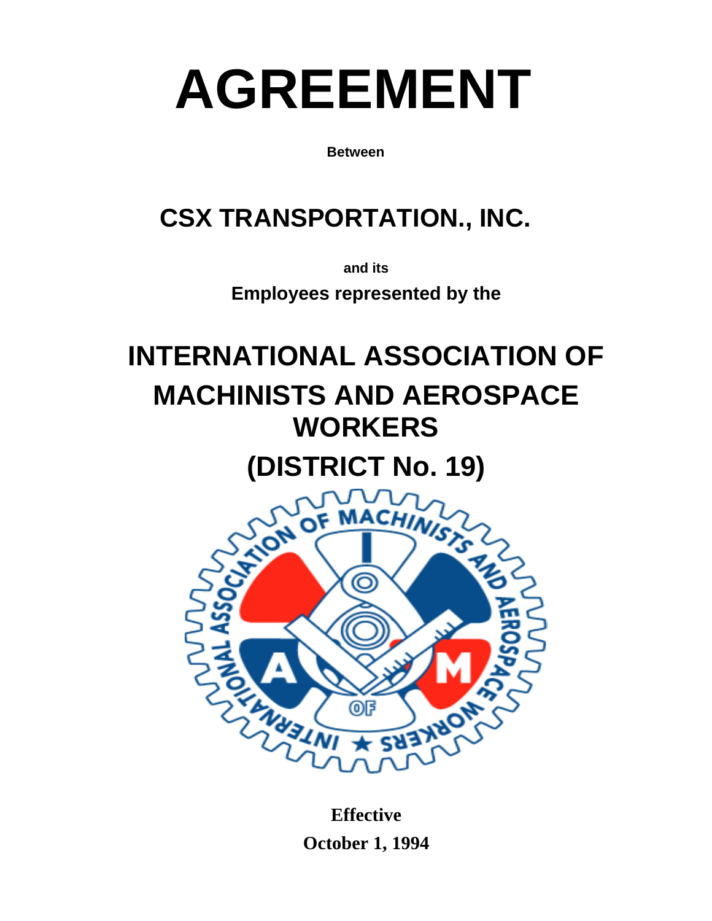# AGREEMENT

**Between**

## CSX TRANSPORTATION., INC.

**and its**

**Employees represented by the**

## INTERNATIONAL ASSOCIATION OF MACHINISTS AND AEROSPACE WORKERS

## (DISTRICT No. 19)

**Effective**

**October 1, 1994**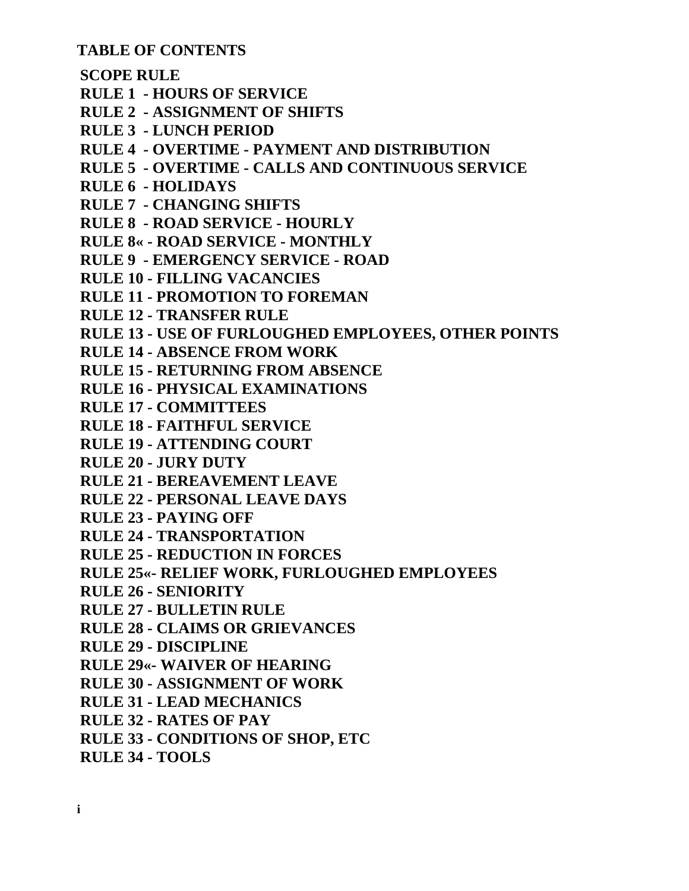# TABLE OF CONTENTS

**SCOPE RULE**

**RULE 1 - HOURS OF SERVICE**

**RULE 2 - ASSIGNMENT OF SHIFTS**

**RULE 3 - LUNCH PERIOD**

**RULE 4 - OVERTIME - PAYMENT AND DISTRIBUTION**

**RULE 5 - OVERTIME - CALLS AND CONTINUOUS SERVICE**

**RULE 6 - HOLIDAYS**

**RULE 7 - CHANGING SHIFTS**

**RULE 8 - ROAD SERVICE - HOURLY**

**RULE 8« - ROAD SERVICE - MONTHLY**

**RULE 9 - EMERGENCY SERVICE - ROAD**

**RULE 10 - FILLING VACANCIES**

**RULE 11 - PROMOTION TO FOREMAN**

**RULE 12 - TRANSFER RULE**

**RULE 13 - USE OF FURLOUGHED EMPLOYEES, OTHER POINTS**

**RULE 14 - ABSENCE FROM WORK**

**RULE 15 - RETURNING FROM ABSENCE**

**RULE 16 - PHYSICAL EXAMINATIONS**

**RULE 17 - COMMITTEES**

**RULE 18 - FAITHFUL SERVICE**

**RULE 19 - ATTENDING COURT**

**RULE 20 - JURY DUTY**

**RULE 21 - BEREAVEMENT LEAVE**

**RULE 22 - PERSONAL LEAVE DAYS**

**RULE 23 - PAYING OFF**

**RULE 24 - TRANSPORTATION**

**RULE 25 - REDUCTION IN FORCES**

**RULE 25«- RELIEF WORK, FURLOUGHED EMPLOYEES**

**RULE 26 - SENIORITY**

**RULE 27 - BULLETIN RULE**

**RULE 28 - CLAIMS OR GRIEVANCES**

**RULE 29 - DISCIPLINE**

**RULE 29«- WAIVER OF HEARING**

**RULE 30 - ASSIGNMENT OF WORK**

**RULE 31 - LEAD MECHANICS**

**RULE 32 - RATES OF PAY**

**RULE 33 - CONDITIONS OF SHOP, ETC**

**RULE 34 - TOOLS**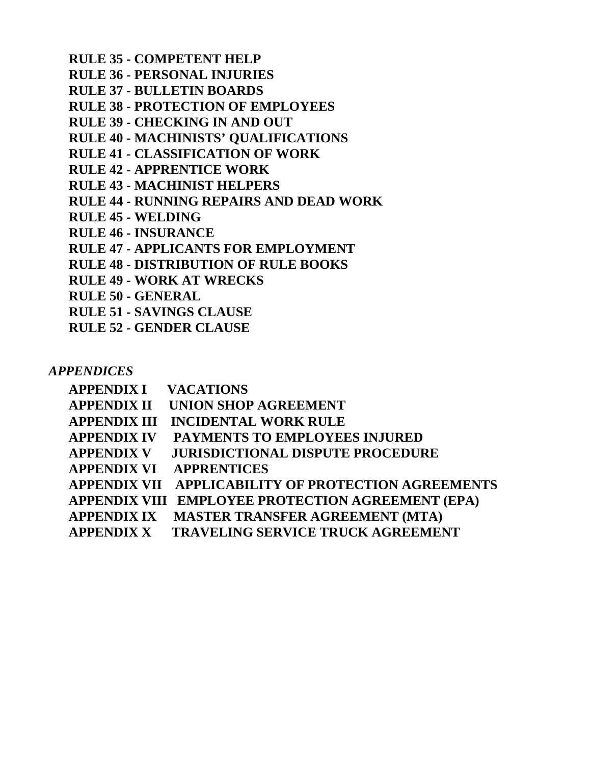**RULE 35 - COMPETENT HELP**
**RULE 36 - PERSONAL INJURIES**
**RULE 37 - BULLETIN BOARDS**
**RULE 38 - PROTECTION OF EMPLOYEES**
**RULE 39 - CHECKING IN AND OUT**
**RULE 40 - MACHINISTS' QUALIFICATIONS**
**RULE 41 - CLASSIFICATION OF WORK**
**RULE 42 - APPRENTICE WORK**
**RULE 43 - MACHINIST HELPERS**
**RULE 44 - RUNNING REPAIRS AND DEAD WORK**
**RULE 45 - WELDING**
**RULE 46 - INSURANCE**
**RULE 47 - APPLICANTS FOR EMPLOYMENT**
**RULE 48 - DISTRIBUTION OF RULE BOOKS**
**RULE 49 - WORK AT WRECKS**
**RULE 50 - GENERAL**
**RULE 51 - SAVINGS CLAUSE**
**RULE 52 - GENDER CLAUSE**

***APPENDICES***

**APPENDIX I VACATIONS**
**APPENDIX II UNION SHOP AGREEMENT**
**APPENDIX III INCIDENTAL WORK RULE**
**APPENDIX IV PAYMENTS TO EMPLOYEES INJURED**
**APPENDIX V JURISDICTIONAL DISPUTE PROCEDURE**
**APPENDIX VI APPRENTICES**
**APPENDIX VII APPLICABILITY OF PROTECTION AGREEMENTS**
**APPENDIX VIII EMPLOYEE PROTECTION AGREEMENT (EPA)**
**APPENDIX IX MASTER TRANSFER AGREEMENT (MTA)**
**APPENDIX X TRAVELING SERVICE TRUCK AGREEMENT**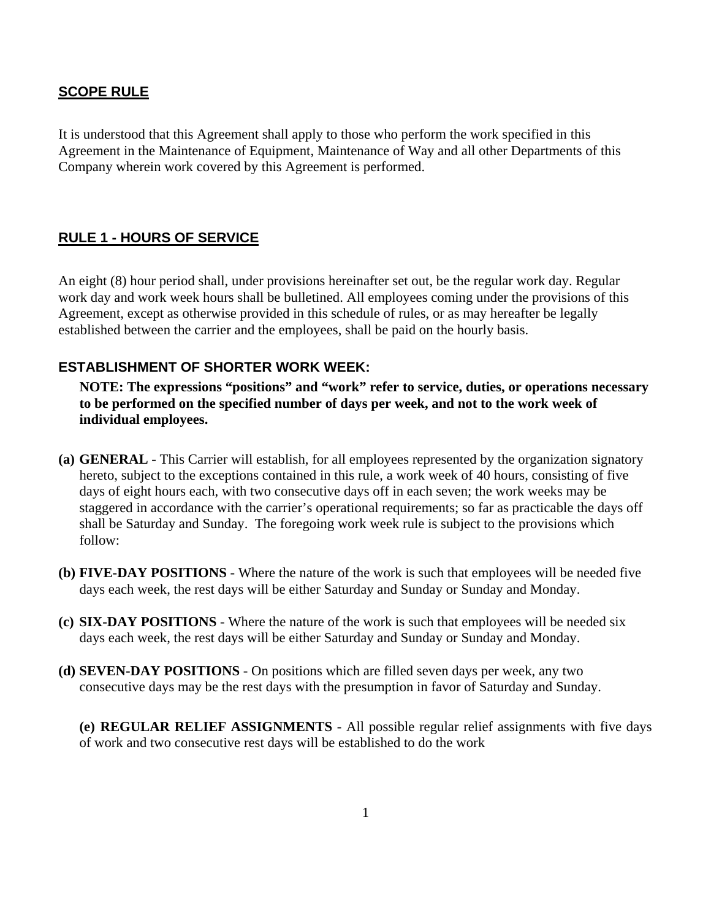## SCOPE RULE

It is understood that this Agreement shall apply to those who perform the work specified in this Agreement in the Maintenance of Equipment, Maintenance of Way and all other Departments of this Company wherein work covered by this Agreement is performed.

## RULE 1 - HOURS OF SERVICE

An eight (8) hour period shall, under provisions hereinafter set out, be the regular work day. Regular work day and work week hours shall be bulletined. All employees coming under the provisions of this Agreement, except as otherwise provided in this schedule of rules, or as may hereafter be legally established between the carrier and the employees, shall be paid on the hourly basis.

### ESTABLISHMENT OF SHORTER WORK WEEK:

**NOTE: The expressions "positions" and "work" refer to service, duties, or operations necessary to be performed on the specified number of days per week, and not to the work week of individual employees.**

**(a) GENERAL** - This Carrier will establish, for all employees represented by the organization signatory hereto, subject to the exceptions contained in this rule, a work week of 40 hours, consisting of five days of eight hours each, with two consecutive days off in each seven; the work weeks may be staggered in accordance with the carrier's operational requirements; so far as practicable the days off shall be Saturday and Sunday. The foregoing work week rule is subject to the provisions which follow:

**(b) FIVE-DAY POSITIONS** - Where the nature of the work is such that employees will be needed five days each week, the rest days will be either Saturday and Sunday or Sunday and Monday.

**(c) SIX-DAY POSITIONS** - Where the nature of the work is such that employees will be needed six days each week, the rest days will be either Saturday and Sunday or Sunday and Monday.

**(d) SEVEN-DAY POSITIONS** - On positions which are filled seven days per week, any two consecutive days may be the rest days with the presumption in favor of Saturday and Sunday.

**(e) REGULAR RELIEF ASSIGNMENTS** - All possible regular relief assignments with five days of work and two consecutive rest days will be established to do the work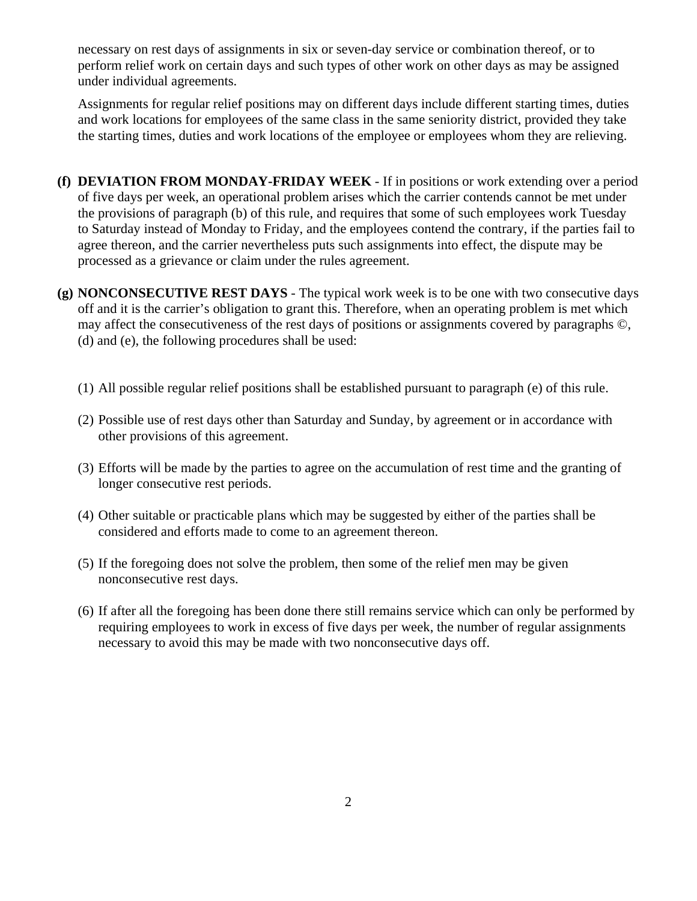necessary on rest days of assignments in six or seven-day service or combination thereof, or to perform relief work on certain days and such types of other work on other days as may be assigned under individual agreements.

Assignments for regular relief positions may on different days include different starting times, duties and work locations for employees of the same class in the same seniority district, provided they take the starting times, duties and work locations of the employee or employees whom they are relieving.

**(f) DEVIATION FROM MONDAY-FRIDAY WEEK** - If in positions or work extending over a period of five days per week, an operational problem arises which the carrier contends cannot be met under the provisions of paragraph (b) of this rule, and requires that some of such employees work Tuesday to Saturday instead of Monday to Friday, and the employees contend the contrary, if the parties fail to agree thereon, and the carrier nevertheless puts such assignments into effect, the dispute may be processed as a grievance or claim under the rules agreement.

**(g) NONCONSECUTIVE REST DAYS** - The typical work week is to be one with two consecutive days off and it is the carrier's obligation to grant this. Therefore, when an operating problem is met which may affect the consecutiveness of the rest days of positions or assignments covered by paragraphs ©, (d) and (e), the following procedures shall be used:

(1) All possible regular relief positions shall be established pursuant to paragraph (e) of this rule.

(2) Possible use of rest days other than Saturday and Sunday, by agreement or in accordance with other provisions of this agreement.

(3) Efforts will be made by the parties to agree on the accumulation of rest time and the granting of longer consecutive rest periods.

(4) Other suitable or practicable plans which may be suggested by either of the parties shall be considered and efforts made to come to an agreement thereon.

(5) If the foregoing does not solve the problem, then some of the relief men may be given nonconsecutive rest days.

(6) If after all the foregoing has been done there still remains service which can only be performed by requiring employees to work in excess of five days per week, the number of regular assignments necessary to avoid this may be made with two nonconsecutive days off.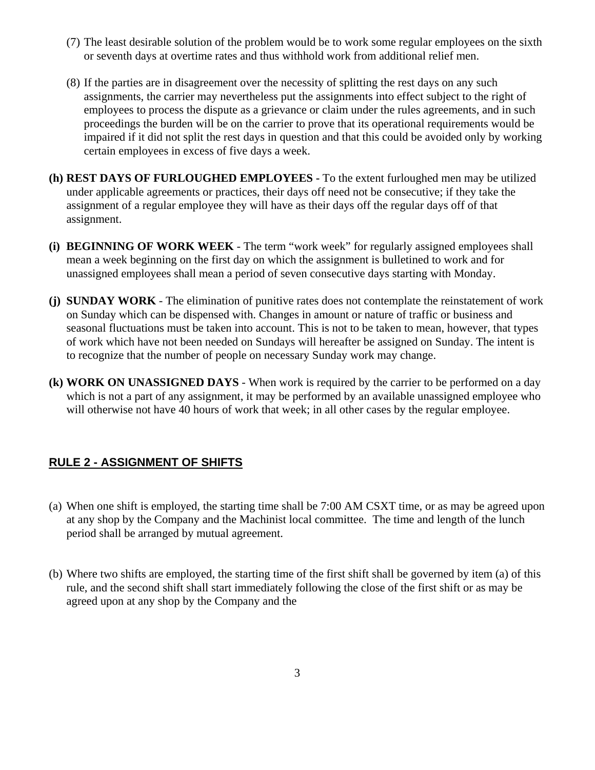(7) The least desirable solution of the problem would be to work some regular employees on the sixth or seventh days at overtime rates and thus withhold work from additional relief men.

(8) If the parties are in disagreement over the necessity of splitting the rest days on any such assignments, the carrier may nevertheless put the assignments into effect subject to the right of employees to process the dispute as a grievance or claim under the rules agreements, and in such proceedings the burden will be on the carrier to prove that its operational requirements would be impaired if it did not split the rest days in question and that this could be avoided only by working certain employees in excess of five days a week.

**(h) REST DAYS OF FURLOUGHED EMPLOYEES -** To the extent furloughed men may be utilized under applicable agreements or practices, their days off need not be consecutive; if they take the assignment of a regular employee they will have as their days off the regular days off of that assignment.

**(i) BEGINNING OF WORK WEEK** - The term "work week" for regularly assigned employees shall mean a week beginning on the first day on which the assignment is bulletined to work and for unassigned employees shall mean a period of seven consecutive days starting with Monday.

**(j) SUNDAY WORK** - The elimination of punitive rates does not contemplate the reinstatement of work on Sunday which can be dispensed with. Changes in amount or nature of traffic or business and seasonal fluctuations must be taken into account. This is not to be taken to mean, however, that types of work which have not been needed on Sundays will hereafter be assigned on Sunday. The intent is to recognize that the number of people on necessary Sunday work may change.

**(k) WORK ON UNASSIGNED DAYS** - When work is required by the carrier to be performed on a day which is not a part of any assignment, it may be performed by an available unassigned employee who will otherwise not have 40 hours of work that week; in all other cases by the regular employee.

## RULE 2 - ASSIGNMENT OF SHIFTS

(a) When one shift is employed, the starting time shall be 7:00 AM CSXT time, or as may be agreed upon at any shop by the Company and the Machinist local committee. The time and length of the lunch period shall be arranged by mutual agreement.

(b) Where two shifts are employed, the starting time of the first shift shall be governed by item (a) of this rule, and the second shift shall start immediately following the close of the first shift or as may be agreed upon at any shop by the Company and the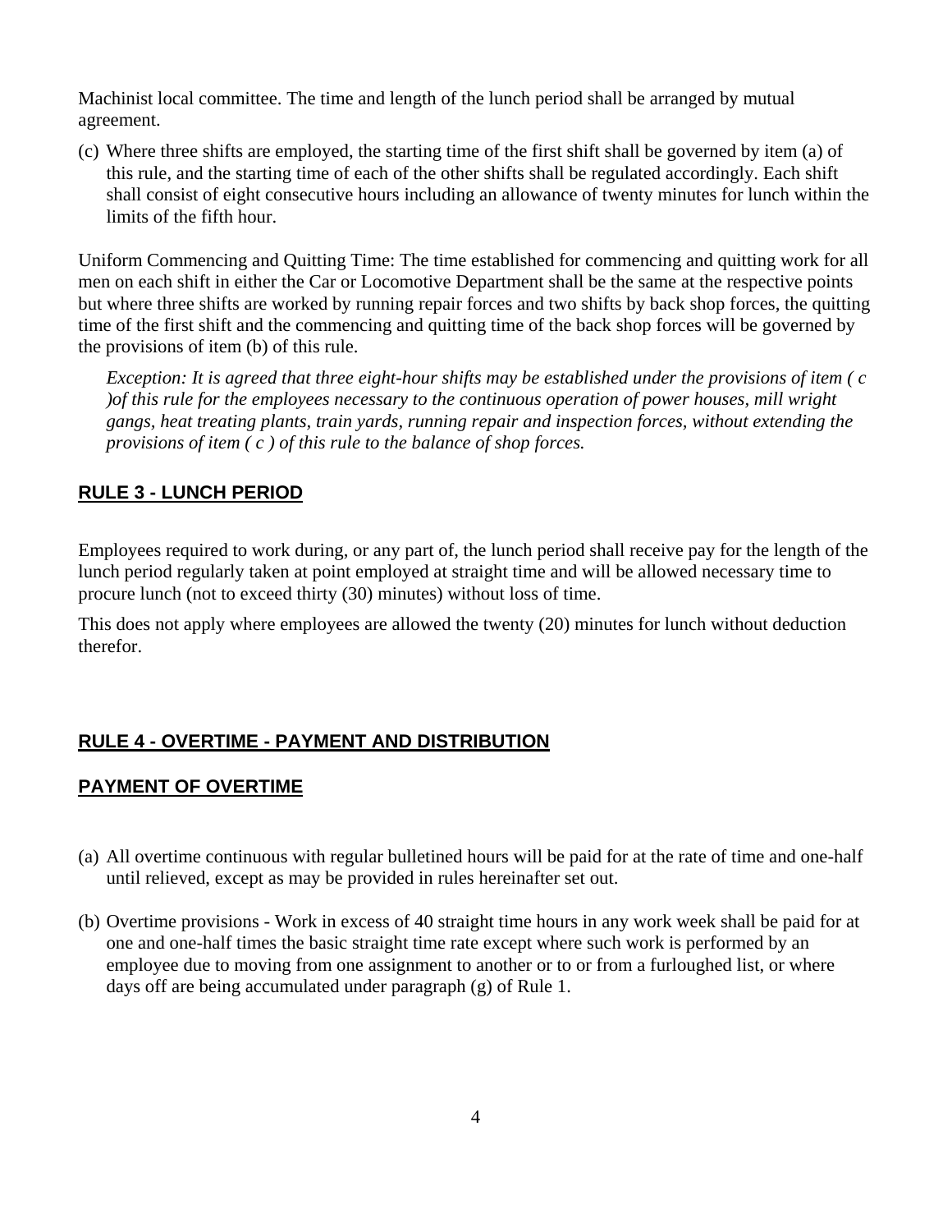Machinist local committee. The time and length of the lunch period shall be arranged by mutual agreement.

(c) Where three shifts are employed, the starting time of the first shift shall be governed by item (a) of this rule, and the starting time of each of the other shifts shall be regulated accordingly. Each shift shall consist of eight consecutive hours including an allowance of twenty minutes for lunch within the limits of the fifth hour.

Uniform Commencing and Quitting Time: The time established for commencing and quitting work for all men on each shift in either the Car or Locomotive Department shall be the same at the respective points but where three shifts are worked by running repair forces and two shifts by back shop forces, the quitting time of the first shift and the commencing and quitting time of the back shop forces will be governed by the provisions of item (b) of this rule.

*Exception: It is agreed that three eight-hour shifts may be established under the provisions of item ( c )of this rule for the employees necessary to the continuous operation of power houses, mill wright gangs, heat treating plants, train yards, running repair and inspection forces, without extending the provisions of item ( c ) of this rule to the balance of shop forces.*

## RULE 3 - LUNCH PERIOD

Employees required to work during, or any part of, the lunch period shall receive pay for the length of the lunch period regularly taken at point employed at straight time and will be allowed necessary time to procure lunch (not to exceed thirty (30) minutes) without loss of time.

This does not apply where employees are allowed the twenty (20) minutes for lunch without deduction therefor.

## RULE 4 - OVERTIME - PAYMENT AND DISTRIBUTION

## PAYMENT OF OVERTIME

(a) All overtime continuous with regular bulletined hours will be paid for at the rate of time and one-half until relieved, except as may be provided in rules hereinafter set out.

(b) Overtime provisions - Work in excess of 40 straight time hours in any work week shall be paid for at one and one-half times the basic straight time rate except where such work is performed by an employee due to moving from one assignment to another or to or from a furloughed list, or where days off are being accumulated under paragraph (g) of Rule 1.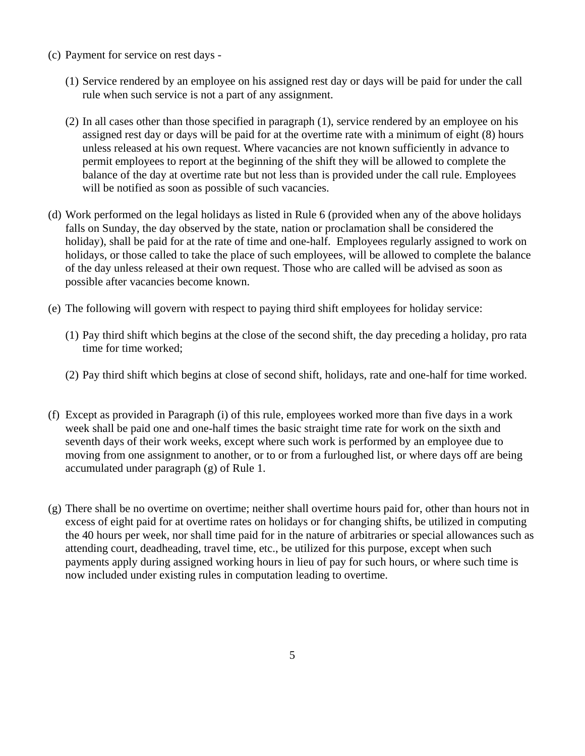(c) Payment for service on rest days -

   (1) Service rendered by an employee on his assigned rest day or days will be paid for under the call rule when such service is not a part of any assignment.

   (2) In all cases other than those specified in paragraph (1), service rendered by an employee on his assigned rest day or days will be paid for at the overtime rate with a minimum of eight (8) hours unless released at his own request. Where vacancies are not known sufficiently in advance to permit employees to report at the beginning of the shift they will be allowed to complete the balance of the day at overtime rate but not less than is provided under the call rule. Employees will be notified as soon as possible of such vacancies.

(d) Work performed on the legal holidays as listed in Rule 6 (provided when any of the above holidays falls on Sunday, the day observed by the state, nation or proclamation shall be considered the holiday), shall be paid for at the rate of time and one-half. Employees regularly assigned to work on holidays, or those called to take the place of such employees, will be allowed to complete the balance of the day unless released at their own request. Those who are called will be advised as soon as possible after vacancies become known.

(e) The following will govern with respect to paying third shift employees for holiday service:

   (1) Pay third shift which begins at the close of the second shift, the day preceding a holiday, pro rata time for time worked;

   (2) Pay third shift which begins at close of second shift, holidays, rate and one-half for time worked.

(f) Except as provided in Paragraph (i) of this rule, employees worked more than five days in a work week shall be paid one and one-half times the basic straight time rate for work on the sixth and seventh days of their work weeks, except where such work is performed by an employee due to moving from one assignment to another, or to or from a furloughed list, or where days off are being accumulated under paragraph (g) of Rule 1.

(g) There shall be no overtime on overtime; neither shall overtime hours paid for, other than hours not in excess of eight paid for at overtime rates on holidays or for changing shifts, be utilized in computing the 40 hours per week, nor shall time paid for in the nature of arbitraries or special allowances such as attending court, deadheading, travel time, etc., be utilized for this purpose, except when such payments apply during assigned working hours in lieu of pay for such hours, or where such time is now included under existing rules in computation leading to overtime.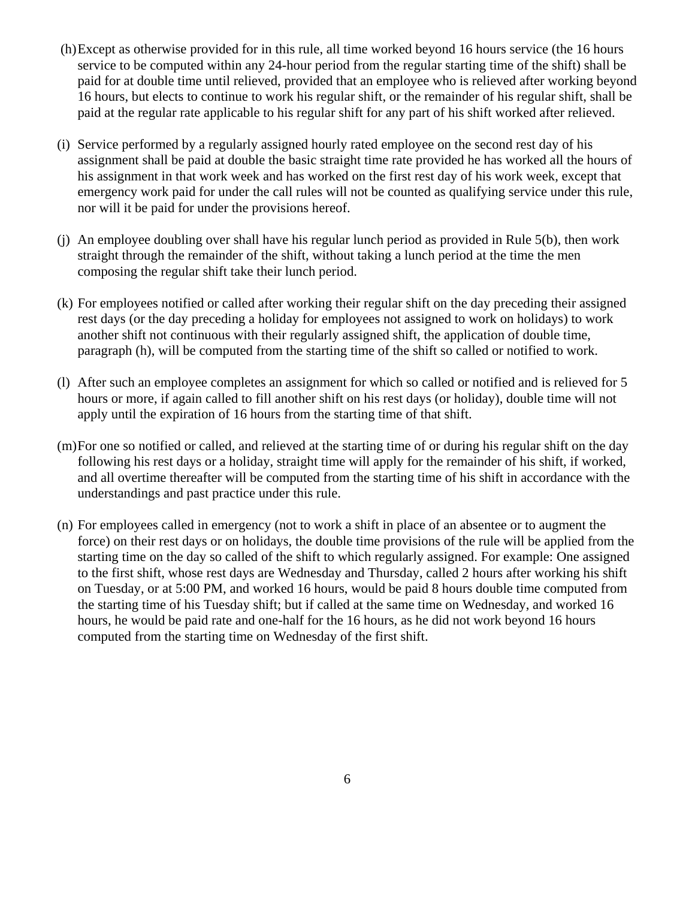(h) Except as otherwise provided for in this rule, all time worked beyond 16 hours service (the 16 hours service to be computed within any 24-hour period from the regular starting time of the shift) shall be paid for at double time until relieved, provided that an employee who is relieved after working beyond 16 hours, but elects to continue to work his regular shift, or the remainder of his regular shift, shall be paid at the regular rate applicable to his regular shift for any part of his shift worked after relieved.

(i) Service performed by a regularly assigned hourly rated employee on the second rest day of his assignment shall be paid at double the basic straight time rate provided he has worked all the hours of his assignment in that work week and has worked on the first rest day of his work week, except that emergency work paid for under the call rules will not be counted as qualifying service under this rule, nor will it be paid for under the provisions hereof.

(j) An employee doubling over shall have his regular lunch period as provided in Rule 5(b), then work straight through the remainder of the shift, without taking a lunch period at the time the men composing the regular shift take their lunch period.

(k) For employees notified or called after working their regular shift on the day preceding their assigned rest days (or the day preceding a holiday for employees not assigned to work on holidays) to work another shift not continuous with their regularly assigned shift, the application of double time, paragraph (h), will be computed from the starting time of the shift so called or notified to work.

(l) After such an employee completes an assignment for which so called or notified and is relieved for 5 hours or more, if again called to fill another shift on his rest days (or holiday), double time will not apply until the expiration of 16 hours from the starting time of that shift.

(m) For one so notified or called, and relieved at the starting time of or during his regular shift on the day following his rest days or a holiday, straight time will apply for the remainder of his shift, if worked, and all overtime thereafter will be computed from the starting time of his shift in accordance with the understandings and past practice under this rule.

(n) For employees called in emergency (not to work a shift in place of an absentee or to augment the force) on their rest days or on holidays, the double time provisions of the rule will be applied from the starting time on the day so called of the shift to which regularly assigned. For example: One assigned to the first shift, whose rest days are Wednesday and Thursday, called 2 hours after working his shift on Tuesday, or at 5:00 PM, and worked 16 hours, would be paid 8 hours double time computed from the starting time of his Tuesday shift; but if called at the same time on Wednesday, and worked 16 hours, he would be paid rate and one-half for the 16 hours, as he did not work beyond 16 hours computed from the starting time on Wednesday of the first shift.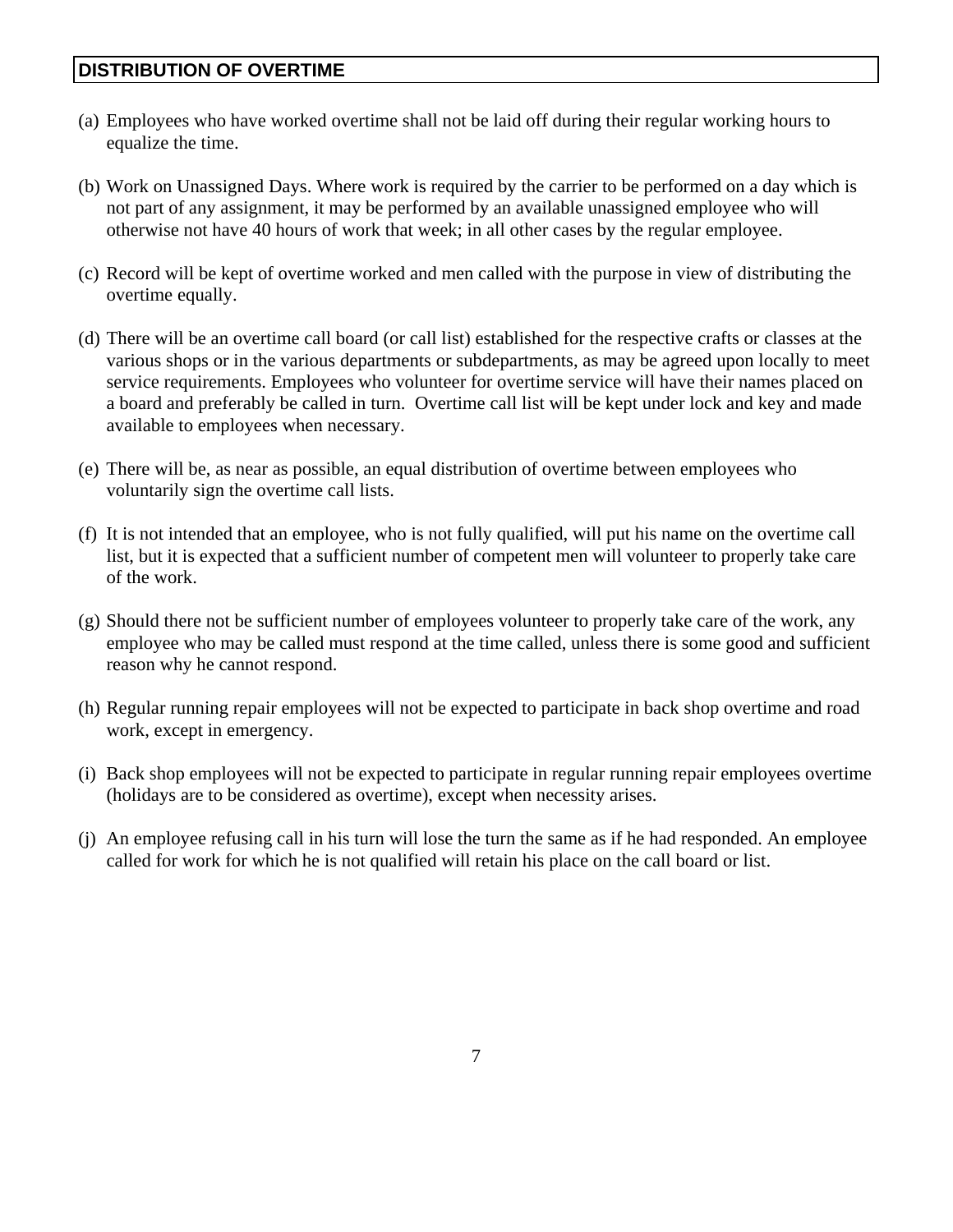## DISTRIBUTION OF OVERTIME

(a) Employees who have worked overtime shall not be laid off during their regular working hours to equalize the time.

(b) Work on Unassigned Days. Where work is required by the carrier to be performed on a day which is not part of any assignment, it may be performed by an available unassigned employee who will otherwise not have 40 hours of work that week; in all other cases by the regular employee.

(c) Record will be kept of overtime worked and men called with the purpose in view of distributing the overtime equally.

(d) There will be an overtime call board (or call list) established for the respective crafts or classes at the various shops or in the various departments or subdepartments, as may be agreed upon locally to meet service requirements. Employees who volunteer for overtime service will have their names placed on a board and preferably be called in turn. Overtime call list will be kept under lock and key and made available to employees when necessary.

(e) There will be, as near as possible, an equal distribution of overtime between employees who voluntarily sign the overtime call lists.

(f) It is not intended that an employee, who is not fully qualified, will put his name on the overtime call list, but it is expected that a sufficient number of competent men will volunteer to properly take care of the work.

(g) Should there not be sufficient number of employees volunteer to properly take care of the work, any employee who may be called must respond at the time called, unless there is some good and sufficient reason why he cannot respond.

(h) Regular running repair employees will not be expected to participate in back shop overtime and road work, except in emergency.

(i) Back shop employees will not be expected to participate in regular running repair employees overtime (holidays are to be considered as overtime), except when necessity arises.

(j) An employee refusing call in his turn will lose the turn the same as if he had responded. An employee called for work for which he is not qualified will retain his place on the call board or list.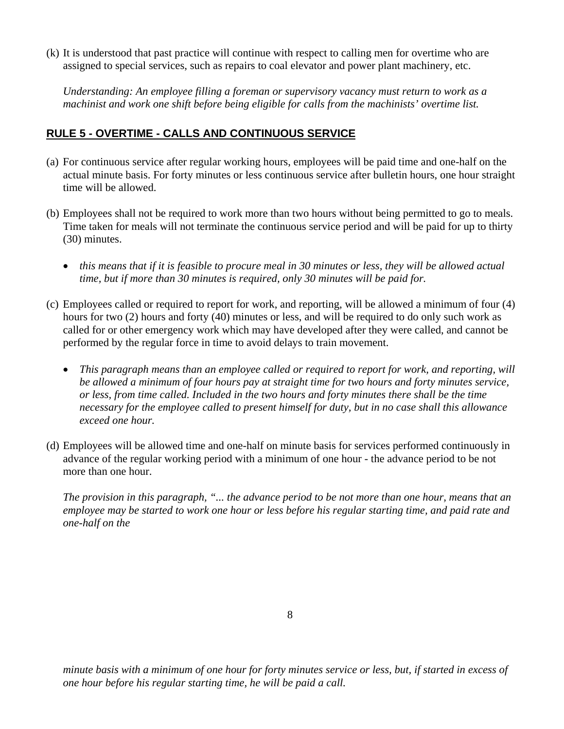(k) It is understood that past practice will continue with respect to calling men for overtime who are assigned to special services, such as repairs to coal elevator and power plant machinery, etc.

*Understanding: An employee filling a foreman or supervisory vacancy must return to work as a machinist and work one shift before being eligible for calls from the machinists' overtime list.*

## RULE 5 - OVERTIME - CALLS AND CONTINUOUS SERVICE

(a) For continuous service after regular working hours, employees will be paid time and one-half on the actual minute basis. For forty minutes or less continuous service after bulletin hours, one hour straight time will be allowed.

(b) Employees shall not be required to work more than two hours without being permitted to go to meals. Time taken for meals will not terminate the continuous service period and will be paid for up to thirty (30) minutes.

- *this means that if it is feasible to procure meal in 30 minutes or less, they will be allowed actual time, but if more than 30 minutes is required, only 30 minutes will be paid for.*

(c) Employees called or required to report for work, and reporting, will be allowed a minimum of four (4) hours for two (2) hours and forty (40) minutes or less, and will be required to do only such work as called for or other emergency work which may have developed after they were called, and cannot be performed by the regular force in time to avoid delays to train movement.

- *This paragraph means than an employee called or required to report for work, and reporting, will be allowed a minimum of four hours pay at straight time for two hours and forty minutes service, or less, from time called. Included in the two hours and forty minutes there shall be the time necessary for the employee called to present himself for duty, but in no case shall this allowance exceed one hour.*

(d) Employees will be allowed time and one-half on minute basis for services performed continuously in advance of the regular working period with a minimum of one hour - the advance period to be not more than one hour.

*The provision in this paragraph, "... the advance period to be not more than one hour, means that an employee may be started to work one hour or less before his regular starting time, and paid rate and one-half on the minute basis with a minimum of one hour for forty minutes service or less, but, if started in excess of one hour before his regular starting time, he will be paid a call.*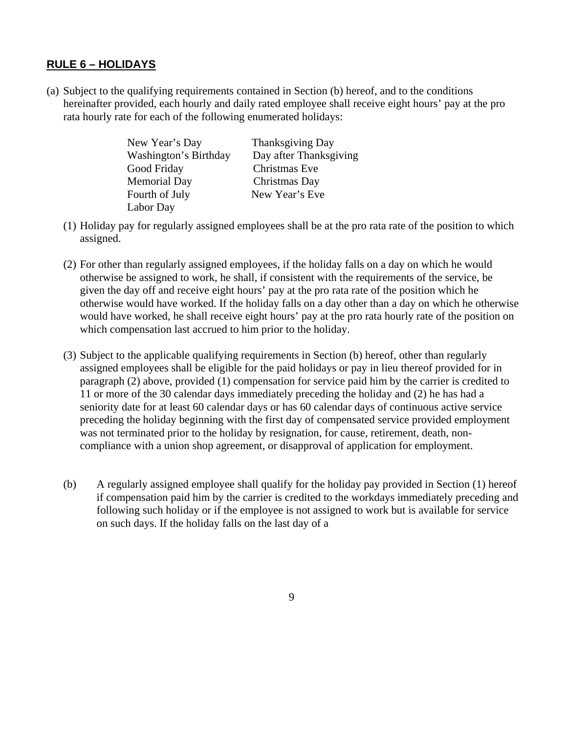## **RULE 6 – HOLIDAYS**

(a) Subject to the qualifying requirements contained in Section (b) hereof, and to the conditions hereinafter provided, each hourly and daily rated employee shall receive eight hours' pay at the pro rata hourly rate for each of the following enumerated holidays:

| | |
|---|---|
| New Year's Day | Thanksgiving Day |
| Washington's Birthday | Day after Thanksgiving |
| Good Friday | Christmas Eve |
| Memorial Day | Christmas Day |
| Fourth of July | New Year's Eve |
| Labor Day | |

(1) Holiday pay for regularly assigned employees shall be at the pro rata rate of the position to which assigned.

(2) For other than regularly assigned employees, if the holiday falls on a day on which he would otherwise be assigned to work, he shall, if consistent with the requirements of the service, be given the day off and receive eight hours' pay at the pro rata rate of the position which he otherwise would have worked. If the holiday falls on a day other than a day on which he otherwise would have worked, he shall receive eight hours' pay at the pro rata hourly rate of the position on which compensation last accrued to him prior to the holiday.

(3) Subject to the applicable qualifying requirements in Section (b) hereof, other than regularly assigned employees shall be eligible for the paid holidays or pay in lieu thereof provided for in paragraph (2) above, provided (1) compensation for service paid him by the carrier is credited to 11 or more of the 30 calendar days immediately preceding the holiday and (2) he has had a seniority date for at least 60 calendar days or has 60 calendar days of continuous active service preceding the holiday beginning with the first day of compensated service provided employment was not terminated prior to the holiday by resignation, for cause, retirement, death, non-compliance with a union shop agreement, or disapproval of application for employment.

(b) A regularly assigned employee shall qualify for the holiday pay provided in Section (1) hereof if compensation paid him by the carrier is credited to the workdays immediately preceding and following such holiday or if the employee is not assigned to work but is available for service on such days. If the holiday falls on the last day of a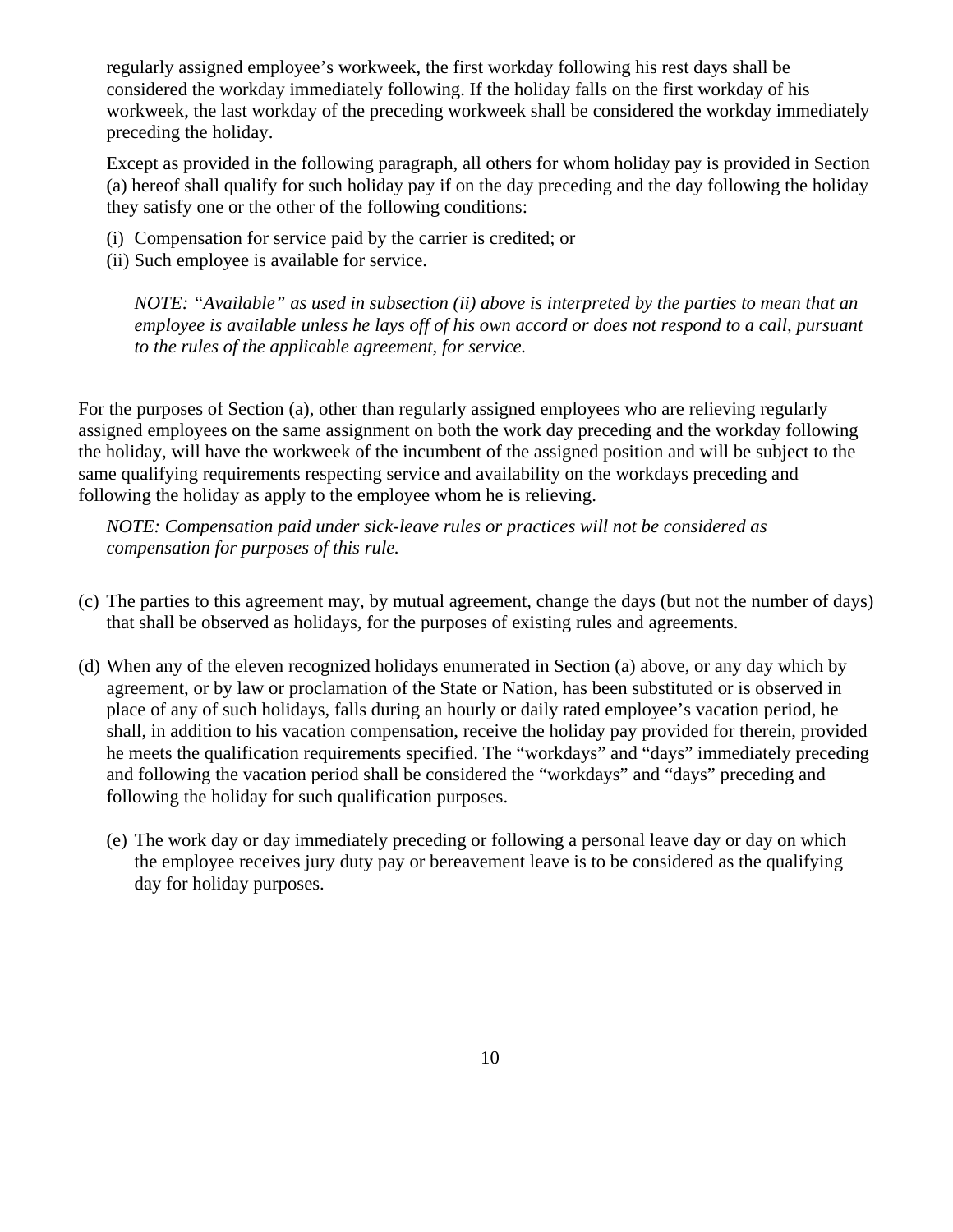regularly assigned employee's workweek, the first workday following his rest days shall be considered the workday immediately following. If the holiday falls on the first workday of his workweek, the last workday of the preceding workweek shall be considered the workday immediately preceding the holiday.

Except as provided in the following paragraph, all others for whom holiday pay is provided in Section (a) hereof shall qualify for such holiday pay if on the day preceding and the day following the holiday they satisfy one or the other of the following conditions:

(i) Compensation for service paid by the carrier is credited; or
(ii) Such employee is available for service.

*NOTE: "Available" as used in subsection (ii) above is interpreted by the parties to mean that an employee is available unless he lays off of his own accord or does not respond to a call, pursuant to the rules of the applicable agreement, for service.*

For the purposes of Section (a), other than regularly assigned employees who are relieving regularly assigned employees on the same assignment on both the work day preceding and the workday following the holiday, will have the workweek of the incumbent of the assigned position and will be subject to the same qualifying requirements respecting service and availability on the workdays preceding and following the holiday as apply to the employee whom he is relieving.

*NOTE: Compensation paid under sick-leave rules or practices will not be considered as compensation for purposes of this rule.*

(c) The parties to this agreement may, by mutual agreement, change the days (but not the number of days) that shall be observed as holidays, for the purposes of existing rules and agreements.

(d) When any of the eleven recognized holidays enumerated in Section (a) above, or any day which by agreement, or by law or proclamation of the State or Nation, has been substituted or is observed in place of any of such holidays, falls during an hourly or daily rated employee's vacation period, he shall, in addition to his vacation compensation, receive the holiday pay provided for therein, provided he meets the qualification requirements specified. The "workdays" and "days" immediately preceding and following the vacation period shall be considered the "workdays" and "days" preceding and following the holiday for such qualification purposes.

(e) The work day or day immediately preceding or following a personal leave day or day on which the employee receives jury duty pay or bereavement leave is to be considered as the qualifying day for holiday purposes.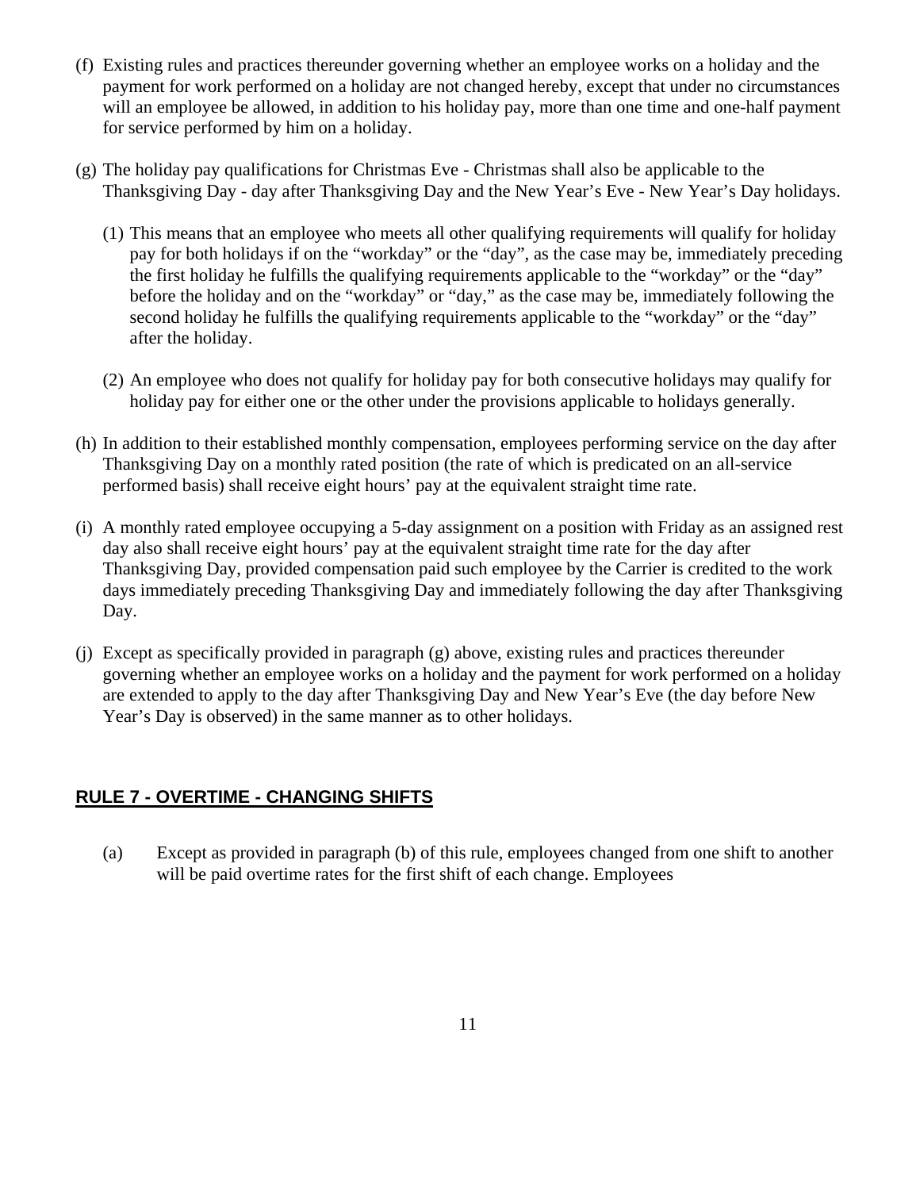(f) Existing rules and practices thereunder governing whether an employee works on a holiday and the payment for work performed on a holiday are not changed hereby, except that under no circumstances will an employee be allowed, in addition to his holiday pay, more than one time and one-half payment for service performed by him on a holiday.

(g) The holiday pay qualifications for Christmas Eve - Christmas shall also be applicable to the Thanksgiving Day - day after Thanksgiving Day and the New Year's Eve - New Year's Day holidays.

   (1) This means that an employee who meets all other qualifying requirements will qualify for holiday pay for both holidays if on the "workday" or the "day", as the case may be, immediately preceding the first holiday he fulfills the qualifying requirements applicable to the "workday" or the "day" before the holiday and on the "workday" or "day," as the case may be, immediately following the second holiday he fulfills the qualifying requirements applicable to the "workday" or the "day" after the holiday.

   (2) An employee who does not qualify for holiday pay for both consecutive holidays may qualify for holiday pay for either one or the other under the provisions applicable to holidays generally.

(h) In addition to their established monthly compensation, employees performing service on the day after Thanksgiving Day on a monthly rated position (the rate of which is predicated on an all-service performed basis) shall receive eight hours' pay at the equivalent straight time rate.

(i) A monthly rated employee occupying a 5-day assignment on a position with Friday as an assigned rest day also shall receive eight hours' pay at the equivalent straight time rate for the day after Thanksgiving Day, provided compensation paid such employee by the Carrier is credited to the work days immediately preceding Thanksgiving Day and immediately following the day after Thanksgiving Day.

(j) Except as specifically provided in paragraph (g) above, existing rules and practices thereunder governing whether an employee works on a holiday and the payment for work performed on a holiday are extended to apply to the day after Thanksgiving Day and New Year's Eve (the day before New Year's Day is observed) in the same manner as to other holidays.

## RULE 7 - OVERTIME - CHANGING SHIFTS

(a) Except as provided in paragraph (b) of this rule, employees changed from one shift to another will be paid overtime rates for the first shift of each change. Employees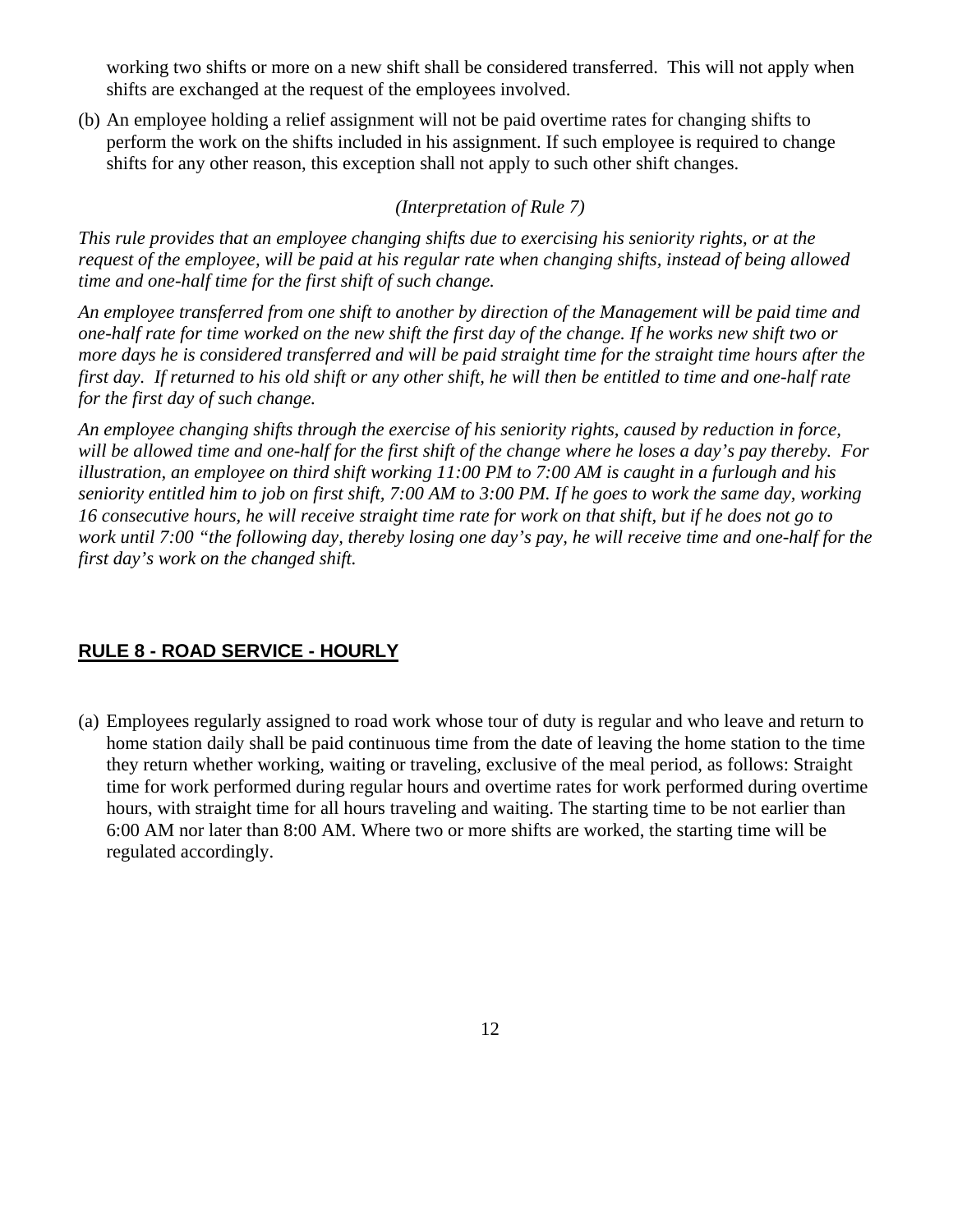working two shifts or more on a new shift shall be considered transferred. This will not apply when shifts are exchanged at the request of the employees involved.

(b) An employee holding a relief assignment will not be paid overtime rates for changing shifts to perform the work on the shifts included in his assignment. If such employee is required to change shifts for any other reason, this exception shall not apply to such other shift changes.

*(Interpretation of Rule 7)*

*This rule provides that an employee changing shifts due to exercising his seniority rights, or at the request of the employee, will be paid at his regular rate when changing shifts, instead of being allowed time and one-half time for the first shift of such change.*

*An employee transferred from one shift to another by direction of the Management will be paid time and one-half rate for time worked on the new shift the first day of the change. If he works new shift two or more days he is considered transferred and will be paid straight time for the straight time hours after the first day. If returned to his old shift or any other shift, he will then be entitled to time and one-half rate for the first day of such change.*

*An employee changing shifts through the exercise of his seniority rights, caused by reduction in force, will be allowed time and one-half for the first shift of the change where he loses a day's pay thereby. For illustration, an employee on third shift working 11:00 PM to 7:00 AM is caught in a furlough and his seniority entitled him to job on first shift, 7:00 AM to 3:00 PM. If he goes to work the same day, working 16 consecutive hours, he will receive straight time rate for work on that shift, but if he does not go to work until 7:00 "the following day, thereby losing one day's pay, he will receive time and one-half for the first day's work on the changed shift.*

## RULE 8 - ROAD SERVICE - HOURLY

(a) Employees regularly assigned to road work whose tour of duty is regular and who leave and return to home station daily shall be paid continuous time from the date of leaving the home station to the time they return whether working, waiting or traveling, exclusive of the meal period, as follows: Straight time for work performed during regular hours and overtime rates for work performed during overtime hours, with straight time for all hours traveling and waiting. The starting time to be not earlier than 6:00 AM nor later than 8:00 AM. Where two or more shifts are worked, the starting time will be regulated accordingly.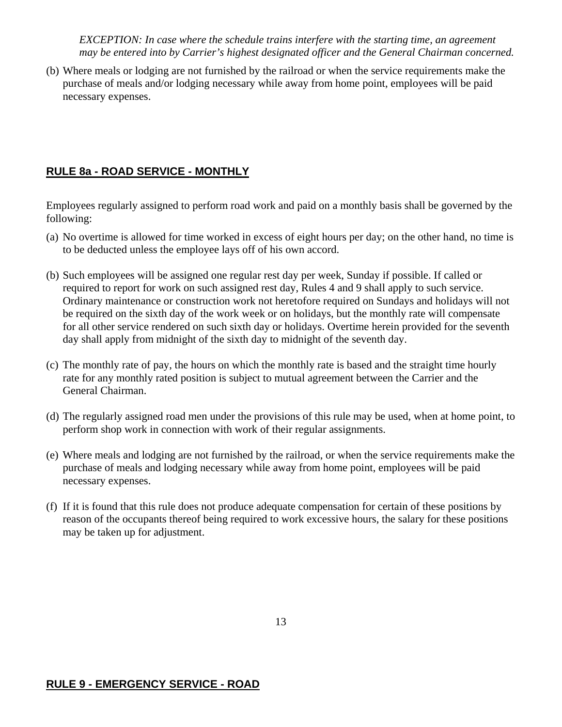*EXCEPTION: In case where the schedule trains interfere with the starting time, an agreement may be entered into by Carrier's highest designated officer and the General Chairman concerned.*

(b) Where meals or lodging are not furnished by the railroad or when the service requirements make the purchase of meals and/or lodging necessary while away from home point, employees will be paid necessary expenses.

## RULE 8a - ROAD SERVICE - MONTHLY

Employees regularly assigned to perform road work and paid on a monthly basis shall be governed by the following:

(a) No overtime is allowed for time worked in excess of eight hours per day; on the other hand, no time is to be deducted unless the employee lays off of his own accord.

(b) Such employees will be assigned one regular rest day per week, Sunday if possible. If called or required to report for work on such assigned rest day, Rules 4 and 9 shall apply to such service. Ordinary maintenance or construction work not heretofore required on Sundays and holidays will not be required on the sixth day of the work week or on holidays, but the monthly rate will compensate for all other service rendered on such sixth day or holidays. Overtime herein provided for the seventh day shall apply from midnight of the sixth day to midnight of the seventh day.

(c) The monthly rate of pay, the hours on which the monthly rate is based and the straight time hourly rate for any monthly rated position is subject to mutual agreement between the Carrier and the General Chairman.

(d) The regularly assigned road men under the provisions of this rule may be used, when at home point, to perform shop work in connection with work of their regular assignments.

(e) Where meals and lodging are not furnished by the railroad, or when the service requirements make the purchase of meals and lodging necessary while away from home point, employees will be paid necessary expenses.

(f) If it is found that this rule does not produce adequate compensation for certain of these positions by reason of the occupants thereof being required to work excessive hours, the salary for these positions may be taken up for adjustment.

## RULE 9 - EMERGENCY SERVICE - ROAD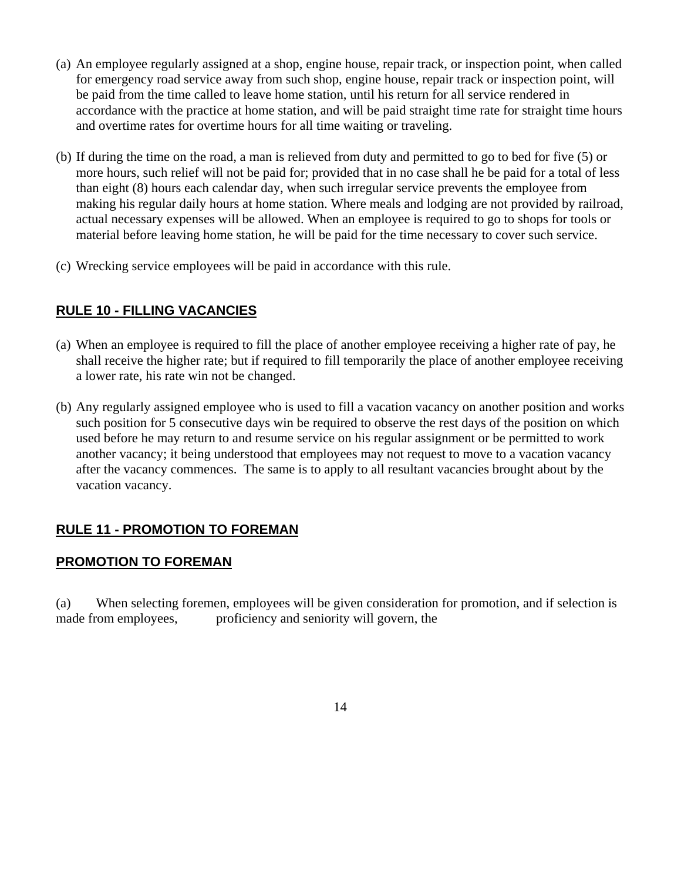(a) An employee regularly assigned at a shop, engine house, repair track, or inspection point, when called for emergency road service away from such shop, engine house, repair track or inspection point, will be paid from the time called to leave home station, until his return for all service rendered in accordance with the practice at home station, and will be paid straight time rate for straight time hours and overtime rates for overtime hours for all time waiting or traveling.

(b) If during the time on the road, a man is relieved from duty and permitted to go to bed for five (5) or more hours, such relief will not be paid for; provided that in no case shall he be paid for a total of less than eight (8) hours each calendar day, when such irregular service prevents the employee from making his regular daily hours at home station. Where meals and lodging are not provided by railroad, actual necessary expenses will be allowed. When an employee is required to go to shops for tools or material before leaving home station, he will be paid for the time necessary to cover such service.

(c) Wrecking service employees will be paid in accordance with this rule.

## RULE 10 - FILLING VACANCIES

(a) When an employee is required to fill the place of another employee receiving a higher rate of pay, he shall receive the higher rate; but if required to fill temporarily the place of another employee receiving a lower rate, his rate win not be changed.

(b) Any regularly assigned employee who is used to fill a vacation vacancy on another position and works such position for 5 consecutive days win be required to observe the rest days of the position on which used before he may return to and resume service on his regular assignment or be permitted to work another vacancy; it being understood that employees may not request to move to a vacation vacancy after the vacancy commences. The same is to apply to all resultant vacancies brought about by the vacation vacancy.

## RULE 11 - PROMOTION TO FOREMAN

## PROMOTION TO FOREMAN

(a) When selecting foremen, employees will be given consideration for promotion, and if selection is made from employees, proficiency and seniority will govern, the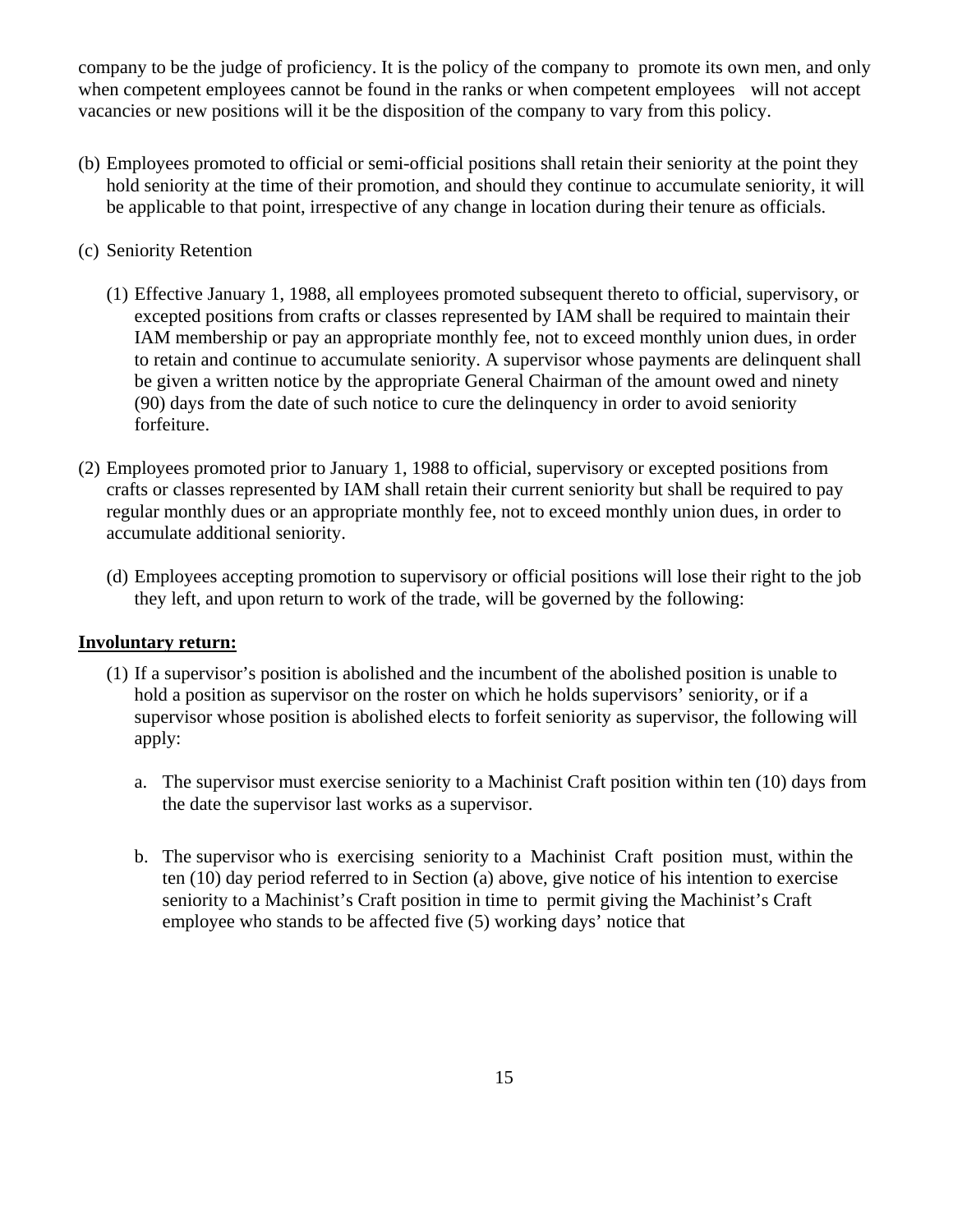company to be the judge of proficiency. It is the policy of the company to promote its own men, and only when competent employees cannot be found in the ranks or when competent employees will not accept vacancies or new positions will it be the disposition of the company to vary from this policy.

(b) Employees promoted to official or semi-official positions shall retain their seniority at the point they hold seniority at the time of their promotion, and should they continue to accumulate seniority, it will be applicable to that point, irrespective of any change in location during their tenure as officials.

(c) Seniority Retention

(1) Effective January 1, 1988, all employees promoted subsequent thereto to official, supervisory, or excepted positions from crafts or classes represented by IAM shall be required to maintain their IAM membership or pay an appropriate monthly fee, not to exceed monthly union dues, in order to retain and continue to accumulate seniority. A supervisor whose payments are delinquent shall be given a written notice by the appropriate General Chairman of the amount owed and ninety (90) days from the date of such notice to cure the delinquency in order to avoid seniority forfeiture.

(2) Employees promoted prior to January 1, 1988 to official, supervisory or excepted positions from crafts or classes represented by IAM shall retain their current seniority but shall be required to pay regular monthly dues or an appropriate monthly fee, not to exceed monthly union dues, in order to accumulate additional seniority.

(d) Employees accepting promotion to supervisory or official positions will lose their right to the job they left, and upon return to work of the trade, will be governed by the following:

**Involuntary return:**

(1) If a supervisor's position is abolished and the incumbent of the abolished position is unable to hold a position as supervisor on the roster on which he holds supervisors' seniority, or if a supervisor whose position is abolished elects to forfeit seniority as supervisor, the following will apply:

a. The supervisor must exercise seniority to a Machinist Craft position within ten (10) days from the date the supervisor last works as a supervisor.

b. The supervisor who is exercising seniority to a Machinist Craft position must, within the ten (10) day period referred to in Section (a) above, give notice of his intention to exercise seniority to a Machinist's Craft position in time to permit giving the Machinist's Craft employee who stands to be affected five (5) working days' notice that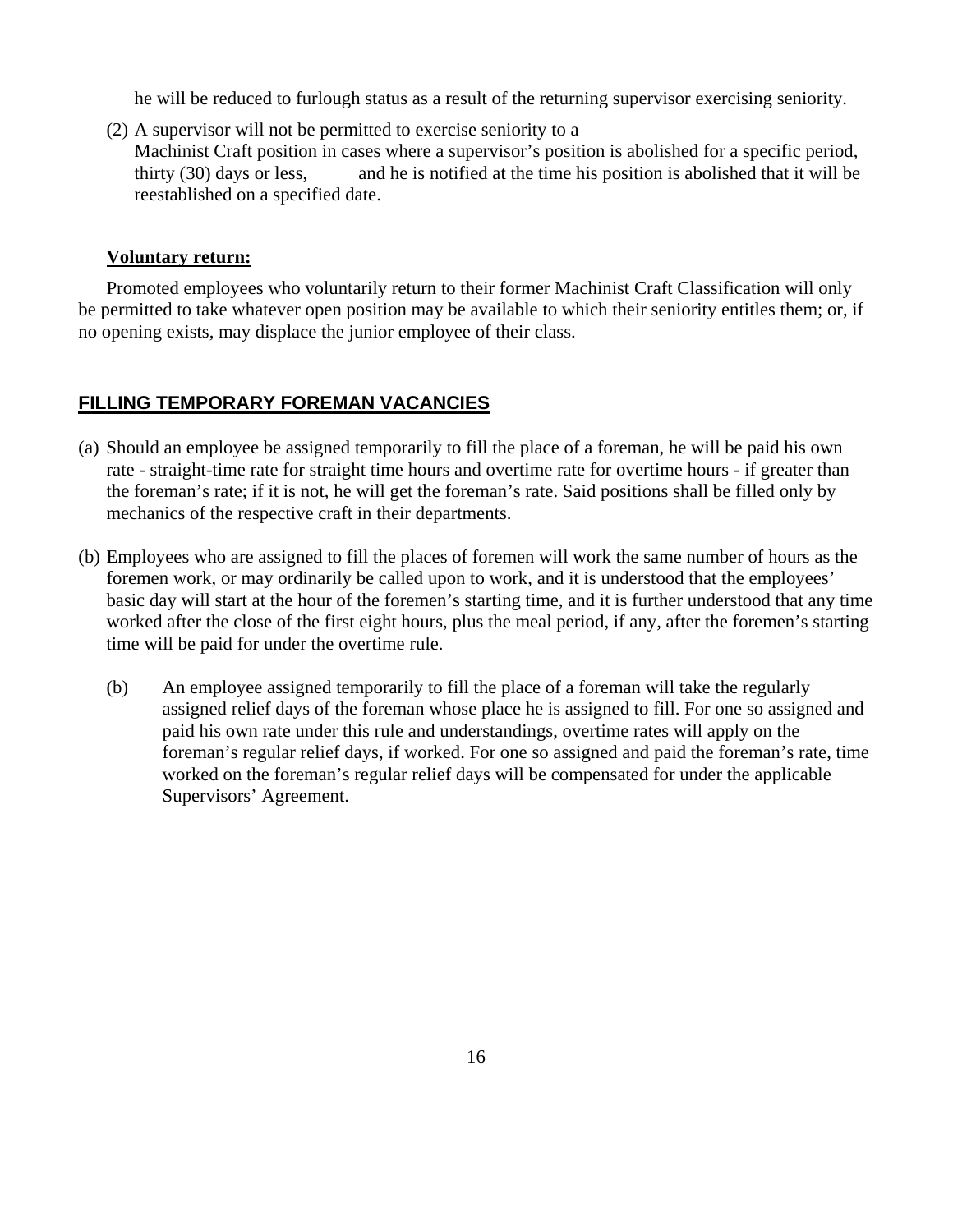he will be reduced to furlough status as a result of the returning supervisor exercising seniority.

(2) A supervisor will not be permitted to exercise seniority to a Machinist Craft position in cases where a supervisor's position is abolished for a specific period, thirty (30) days or less, and he is notified at the time his position is abolished that it will be reestablished on a specified date.

**Voluntary return:**

Promoted employees who voluntarily return to their former Machinist Craft Classification will only be permitted to take whatever open position may be available to which their seniority entitles them; or, if no opening exists, may displace the junior employee of their class.

## FILLING TEMPORARY FOREMAN VACANCIES

(a) Should an employee be assigned temporarily to fill the place of a foreman, he will be paid his own rate - straight-time rate for straight time hours and overtime rate for overtime hours - if greater than the foreman's rate; if it is not, he will get the foreman's rate. Said positions shall be filled only by mechanics of the respective craft in their departments.

(b) Employees who are assigned to fill the places of foremen will work the same number of hours as the foremen work, or may ordinarily be called upon to work, and it is understood that the employees' basic day will start at the hour of the foremen's starting time, and it is further understood that any time worked after the close of the first eight hours, plus the meal period, if any, after the foremen's starting time will be paid for under the overtime rule.

(b) An employee assigned temporarily to fill the place of a foreman will take the regularly assigned relief days of the foreman whose place he is assigned to fill. For one so assigned and paid his own rate under this rule and understandings, overtime rates will apply on the foreman's regular relief days, if worked. For one so assigned and paid the foreman's rate, time worked on the foreman's regular relief days will be compensated for under the applicable Supervisors' Agreement.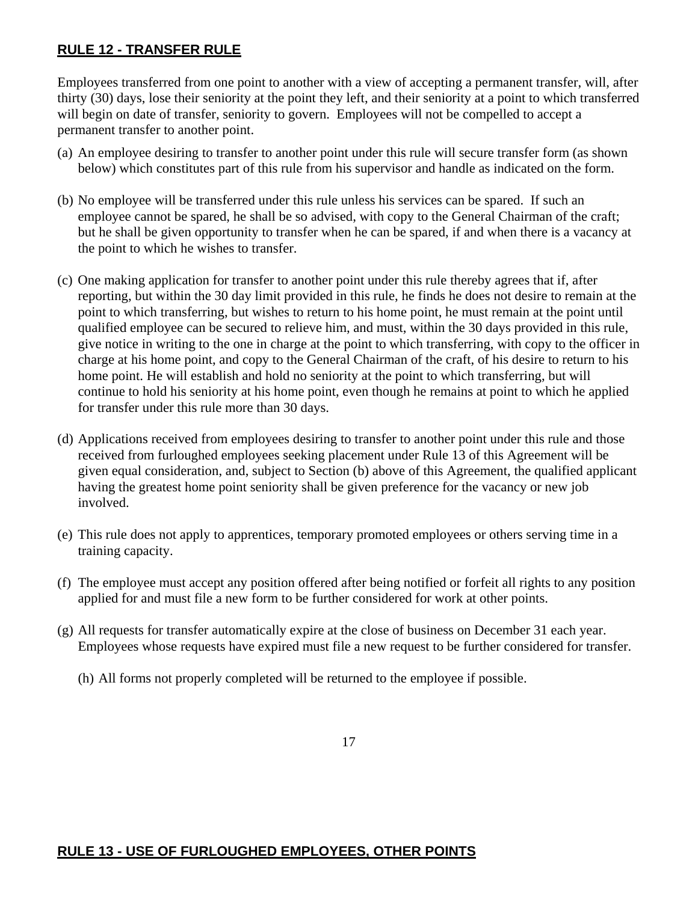## **RULE 12 - TRANSFER RULE**

Employees transferred from one point to another with a view of accepting a permanent transfer, will, after thirty (30) days, lose their seniority at the point they left, and their seniority at a point to which transferred will begin on date of transfer, seniority to govern. Employees will not be compelled to accept a permanent transfer to another point.

(a) An employee desiring to transfer to another point under this rule will secure transfer form (as shown below) which constitutes part of this rule from his supervisor and handle as indicated on the form.

(b) No employee will be transferred under this rule unless his services can be spared. If such an employee cannot be spared, he shall be so advised, with copy to the General Chairman of the craft; but he shall be given opportunity to transfer when he can be spared, if and when there is a vacancy at the point to which he wishes to transfer.

(c) One making application for transfer to another point under this rule thereby agrees that if, after reporting, but within the 30 day limit provided in this rule, he finds he does not desire to remain at the point to which transferring, but wishes to return to his home point, he must remain at the point until qualified employee can be secured to relieve him, and must, within the 30 days provided in this rule, give notice in writing to the one in charge at the point to which transferring, with copy to the officer in charge at his home point, and copy to the General Chairman of the craft, of his desire to return to his home point. He will establish and hold no seniority at the point to which transferring, but will continue to hold his seniority at his home point, even though he remains at point to which he applied for transfer under this rule more than 30 days.

(d) Applications received from employees desiring to transfer to another point under this rule and those received from furloughed employees seeking placement under Rule 13 of this Agreement will be given equal consideration, and, subject to Section (b) above of this Agreement, the qualified applicant having the greatest home point seniority shall be given preference for the vacancy or new job involved.

(e) This rule does not apply to apprentices, temporary promoted employees or others serving time in a training capacity.

(f) The employee must accept any position offered after being notified or forfeit all rights to any position applied for and must file a new form to be further considered for work at other points.

(g) All requests for transfer automatically expire at the close of business on December 31 each year. Employees whose requests have expired must file a new request to be further considered for transfer.

(h) All forms not properly completed will be returned to the employee if possible.

## **RULE 13 - USE OF FURLOUGHED EMPLOYEES, OTHER POINTS**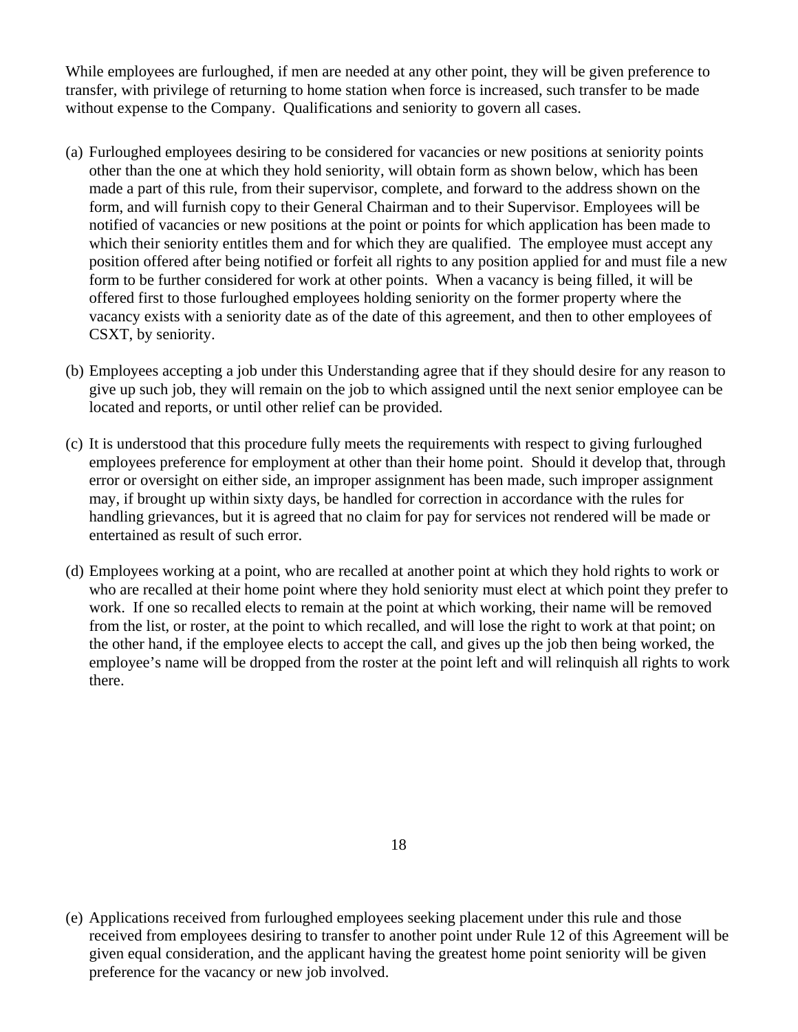While employees are furloughed, if men are needed at any other point, they will be given preference to transfer, with privilege of returning to home station when force is increased, such transfer to be made without expense to the Company. Qualifications and seniority to govern all cases.

(a) Furloughed employees desiring to be considered for vacancies or new positions at seniority points other than the one at which they hold seniority, will obtain form as shown below, which has been made a part of this rule, from their supervisor, complete, and forward to the address shown on the form, and will furnish copy to their General Chairman and to their Supervisor. Employees will be notified of vacancies or new positions at the point or points for which application has been made to which their seniority entitles them and for which they are qualified. The employee must accept any position offered after being notified or forfeit all rights to any position applied for and must file a new form to be further considered for work at other points. When a vacancy is being filled, it will be offered first to those furloughed employees holding seniority on the former property where the vacancy exists with a seniority date as of the date of this agreement, and then to other employees of CSXT, by seniority.

(b) Employees accepting a job under this Understanding agree that if they should desire for any reason to give up such job, they will remain on the job to which assigned until the next senior employee can be located and reports, or until other relief can be provided.

(c) It is understood that this procedure fully meets the requirements with respect to giving furloughed employees preference for employment at other than their home point. Should it develop that, through error or oversight on either side, an improper assignment has been made, such improper assignment may, if brought up within sixty days, be handled for correction in accordance with the rules for handling grievances, but it is agreed that no claim for pay for services not rendered will be made or entertained as result of such error.

(d) Employees working at a point, who are recalled at another point at which they hold rights to work or who are recalled at their home point where they hold seniority must elect at which point they prefer to work. If one so recalled elects to remain at the point at which working, their name will be removed from the list, or roster, at the point to which recalled, and will lose the right to work at that point; on the other hand, if the employee elects to accept the call, and gives up the job then being worked, the employee's name will be dropped from the roster at the point left and will relinquish all rights to work there.

(e) Applications received from furloughed employees seeking placement under this rule and those received from employees desiring to transfer to another point under Rule 12 of this Agreement will be given equal consideration, and the applicant having the greatest home point seniority will be given preference for the vacancy or new job involved.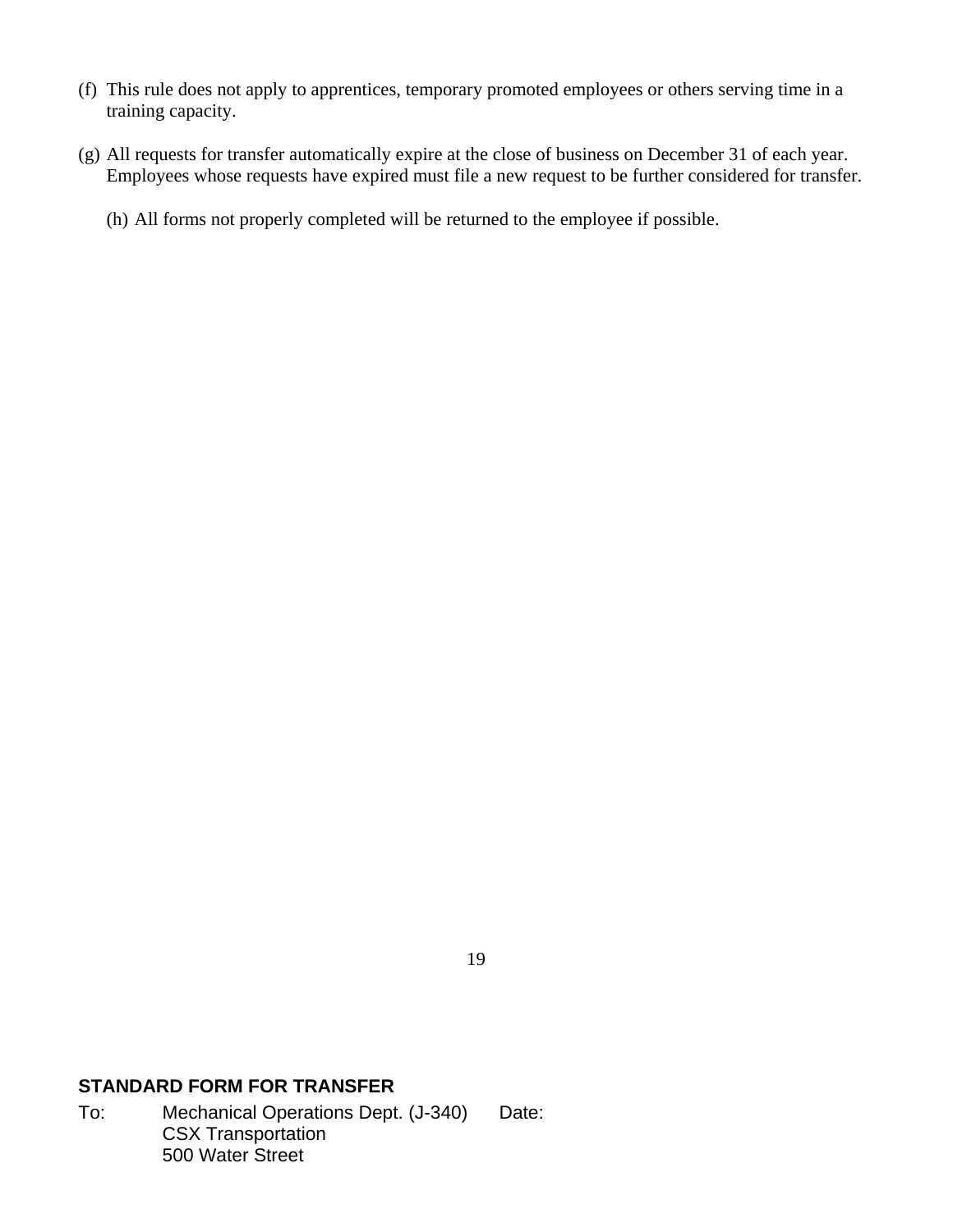(f) This rule does not apply to apprentices, temporary promoted employees or others serving time in a training capacity.

(g) All requests for transfer automatically expire at the close of business on December 31 of each year. Employees whose requests have expired must file a new request to be further considered for transfer.

(h) All forms not properly completed will be returned to the employee if possible.

**STANDARD FORM FOR TRANSFER**

To: Mechanical Operations Dept. (J-340) Date:
CSX Transportation
500 Water Street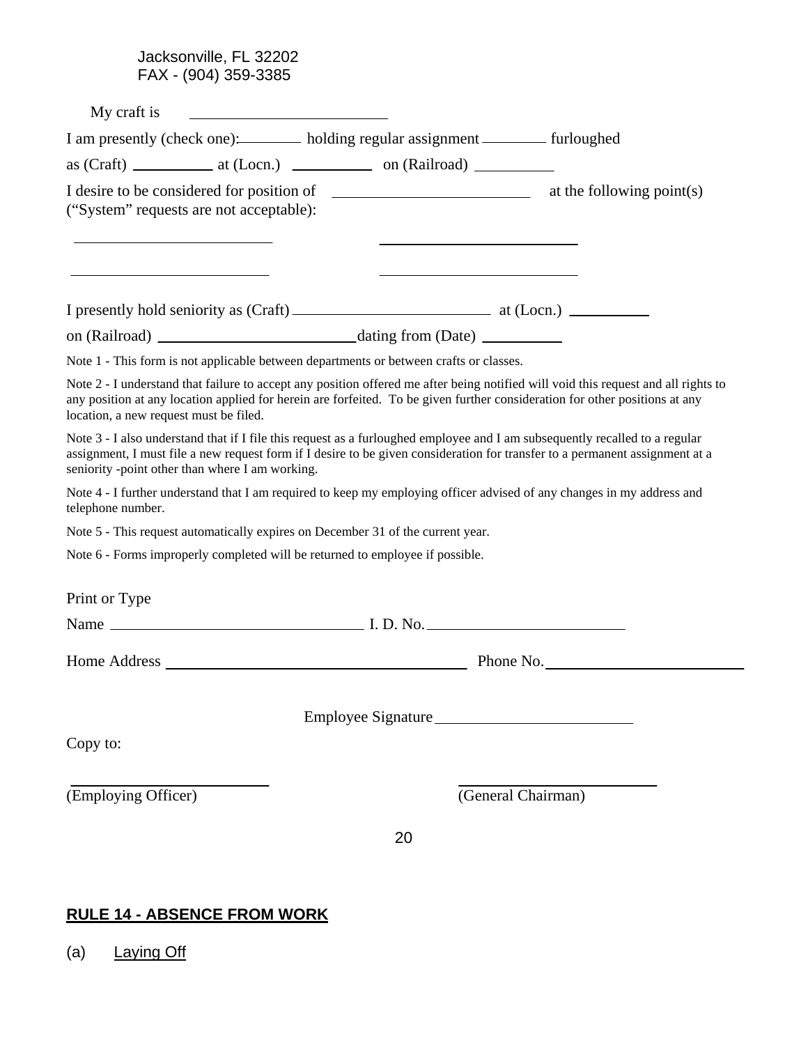Jacksonville, FL 32202
FAX - (904) 359-3385

My craft is ________________________

I am presently (check one): ________ holding regular assignment ________ furloughed

as (Craft) __________ at (Locn.) __________ on (Railroad) __________

I desire to be considered for position of ________________________ at the following point(s)
("System" requests are not acceptable):

________________________ ________________________

________________________ ________________________

I presently hold seniority as (Craft) ________________________ at (Locn.) __________

on (Railroad) ________________________ dating from (Date) __________

Note 1 - This form is not applicable between departments or between crafts or classes.

Note 2 - I understand that failure to accept any position offered me after being notified will void this request and all rights to any position at any location applied for herein are forfeited. To be given further consideration for other positions at any location, a new request must be filed.

Note 3 - I also understand that if I file this request as a furloughed employee and I am subsequently recalled to a regular assignment, I must file a new request form if I desire to be given consideration for transfer to a permanent assignment at a seniority -point other than where I am working.

Note 4 - I further understand that I am required to keep my employing officer advised of any changes in my address and telephone number.

Note 5 - This request automatically expires on December 31 of the current year.

Note 6 - Forms improperly completed will be returned to employee if possible.

Print or Type

Name ______________________________ I. D. No. ________________________

Home Address ____________________________________ Phone No. ________________________

Employee Signature ________________________

Copy to:

________________________ ________________________
(Employing Officer) (General Chairman)

## RULE 14 - ABSENCE FROM WORK

(a) Laying Off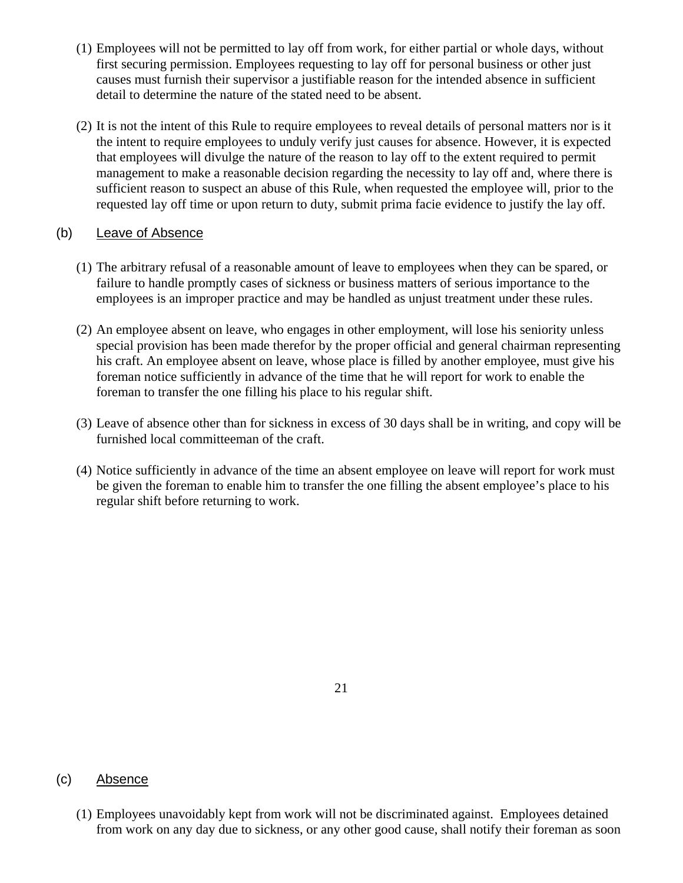(1) Employees will not be permitted to lay off from work, for either partial or whole days, without first securing permission. Employees requesting to lay off for personal business or other just causes must furnish their supervisor a justifiable reason for the intended absence in sufficient detail to determine the nature of the stated need to be absent.

(2) It is not the intent of this Rule to require employees to reveal details of personal matters nor is it the intent to require employees to unduly verify just causes for absence. However, it is expected that employees will divulge the nature of the reason to lay off to the extent required to permit management to make a reasonable decision regarding the necessity to lay off and, where there is sufficient reason to suspect an abuse of this Rule, when requested the employee will, prior to the requested lay off time or upon return to duty, submit prima facie evidence to justify the lay off.

(b) Leave of Absence

(1) The arbitrary refusal of a reasonable amount of leave to employees when they can be spared, or failure to handle promptly cases of sickness or business matters of serious importance to the employees is an improper practice and may be handled as unjust treatment under these rules.

(2) An employee absent on leave, who engages in other employment, will lose his seniority unless special provision has been made therefor by the proper official and general chairman representing his craft. An employee absent on leave, whose place is filled by another employee, must give his foreman notice sufficiently in advance of the time that he will report for work to enable the foreman to transfer the one filling his place to his regular shift.

(3) Leave of absence other than for sickness in excess of 30 days shall be in writing, and copy will be furnished local committeeman of the craft.

(4) Notice sufficiently in advance of the time an absent employee on leave will report for work must be given the foreman to enable him to transfer the one filling the absent employee's place to his regular shift before returning to work.

(c) Absence

(1) Employees unavoidably kept from work will not be discriminated against. Employees detained from work on any day due to sickness, or any other good cause, shall notify their foreman as soon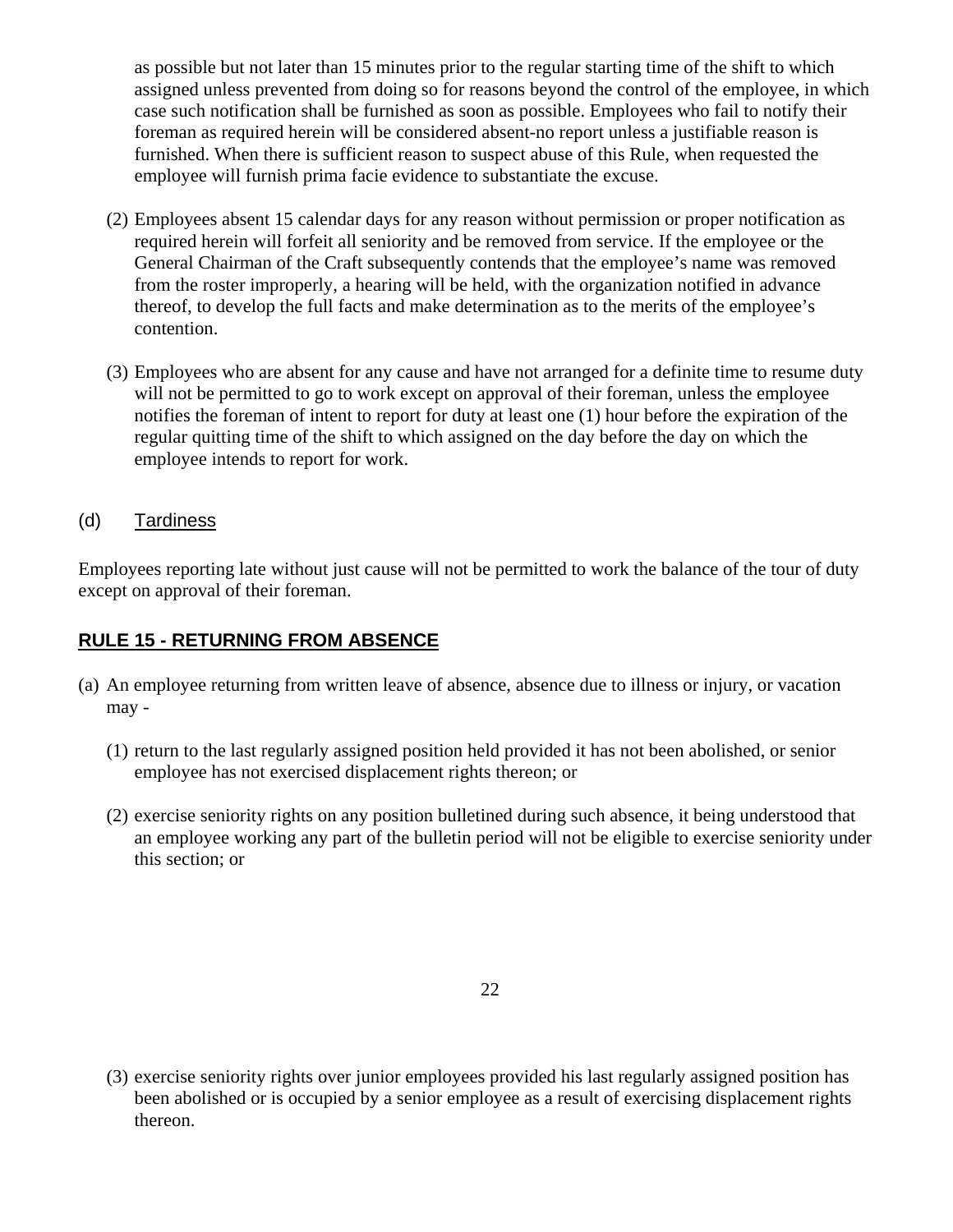as possible but not later than 15 minutes prior to the regular starting time of the shift to which assigned unless prevented from doing so for reasons beyond the control of the employee, in which case such notification shall be furnished as soon as possible. Employees who fail to notify their foreman as required herein will be considered absent-no report unless a justifiable reason is furnished. When there is sufficient reason to suspect abuse of this Rule, when requested the employee will furnish prima facie evidence to substantiate the excuse.

(2) Employees absent 15 calendar days for any reason without permission or proper notification as required herein will forfeit all seniority and be removed from service. If the employee or the General Chairman of the Craft subsequently contends that the employee's name was removed from the roster improperly, a hearing will be held, with the organization notified in advance thereof, to develop the full facts and make determination as to the merits of the employee's contention.

(3) Employees who are absent for any cause and have not arranged for a definite time to resume duty will not be permitted to go to work except on approval of their foreman, unless the employee notifies the foreman of intent to report for duty at least one (1) hour before the expiration of the regular quitting time of the shift to which assigned on the day before the day on which the employee intends to report for work.

(d) Tardiness

Employees reporting late without just cause will not be permitted to work the balance of the tour of duty except on approval of their foreman.

## RULE 15 - RETURNING FROM ABSENCE

(a) An employee returning from written leave of absence, absence due to illness or injury, or vacation may -

(1) return to the last regularly assigned position held provided it has not been abolished, or senior employee has not exercised displacement rights thereon; or

(2) exercise seniority rights on any position bulletined during such absence, it being understood that an employee working any part of the bulletin period will not be eligible to exercise seniority under this section; or

(3) exercise seniority rights over junior employees provided his last regularly assigned position has been abolished or is occupied by a senior employee as a result of exercising displacement rights thereon.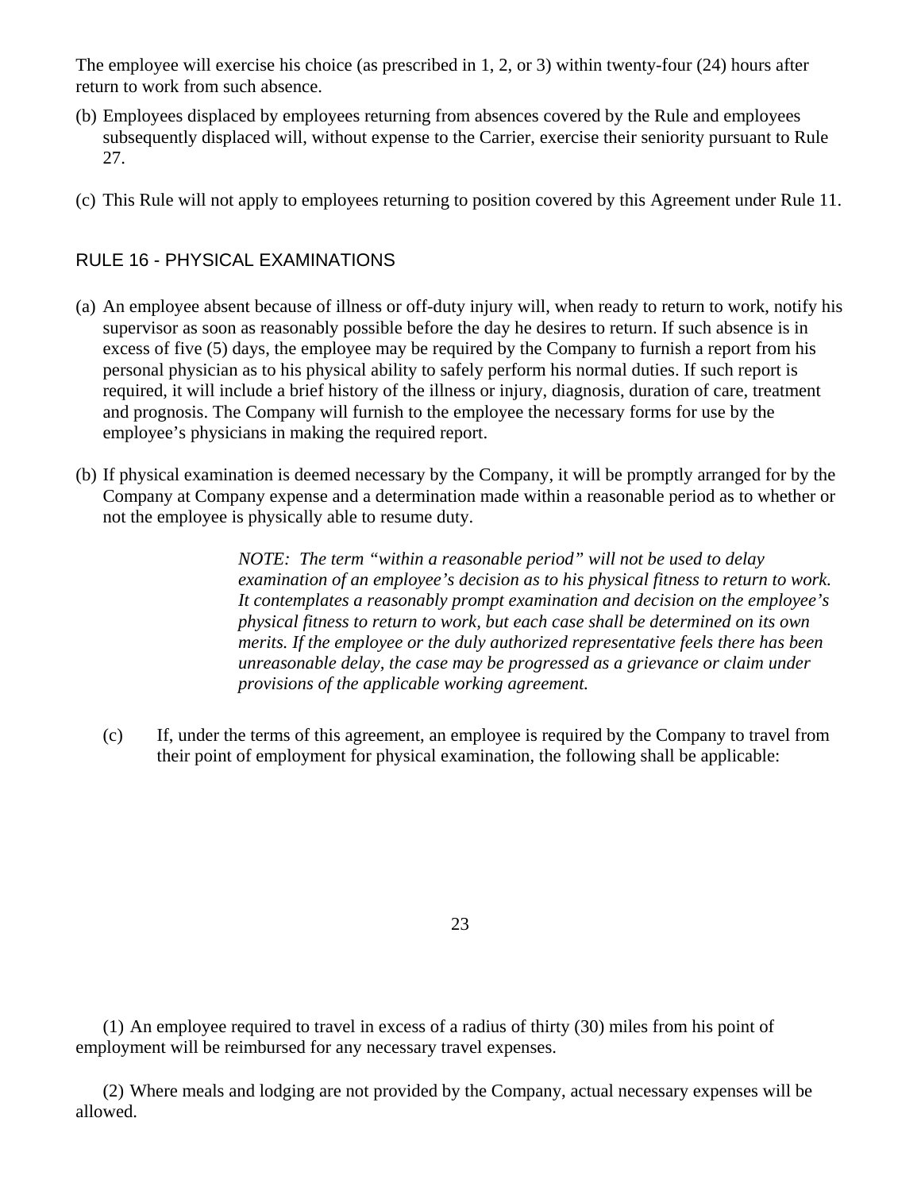The employee will exercise his choice (as prescribed in 1, 2, or 3) within twenty-four (24) hours after return to work from such absence.

(b) Employees displaced by employees returning from absences covered by the Rule and employees subsequently displaced will, without expense to the Carrier, exercise their seniority pursuant to Rule 27.

(c) This Rule will not apply to employees returning to position covered by this Agreement under Rule 11.

## RULE 16 - PHYSICAL EXAMINATIONS

(a) An employee absent because of illness or off-duty injury will, when ready to return to work, notify his supervisor as soon as reasonably possible before the day he desires to return. If such absence is in excess of five (5) days, the employee may be required by the Company to furnish a report from his personal physician as to his physical ability to safely perform his normal duties. If such report is required, it will include a brief history of the illness or injury, diagnosis, duration of care, treatment and prognosis. The Company will furnish to the employee the necessary forms for use by the employee's physicians in making the required report.

(b) If physical examination is deemed necessary by the Company, it will be promptly arranged for by the Company at Company expense and a determination made within a reasonable period as to whether or not the employee is physically able to resume duty.

> *NOTE: The term "within a reasonable period" will not be used to delay examination of an employee's decision as to his physical fitness to return to work. It contemplates a reasonably prompt examination and decision on the employee's physical fitness to return to work, but each case shall be determined on its own merits. If the employee or the duly authorized representative feels there has been unreasonable delay, the case may be progressed as a grievance or claim under provisions of the applicable working agreement.*

(c) If, under the terms of this agreement, an employee is required by the Company to travel from their point of employment for physical examination, the following shall be applicable:

(1) An employee required to travel in excess of a radius of thirty (30) miles from his point of employment will be reimbursed for any necessary travel expenses.

(2) Where meals and lodging are not provided by the Company, actual necessary expenses will be allowed.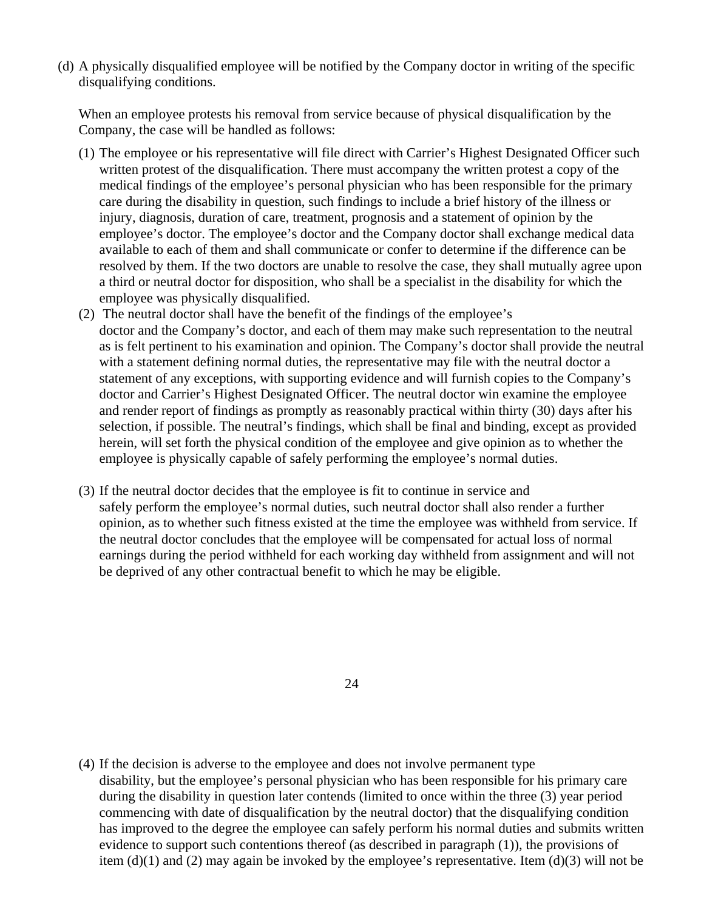(d) A physically disqualified employee will be notified by the Company doctor in writing of the specific disqualifying conditions.

When an employee protests his removal from service because of physical disqualification by the Company, the case will be handled as follows:

(1) The employee or his representative will file direct with Carrier's Highest Designated Officer such written protest of the disqualification. There must accompany the written protest a copy of the medical findings of the employee's personal physician who has been responsible for the primary care during the disability in question, such findings to include a brief history of the illness or injury, diagnosis, duration of care, treatment, prognosis and a statement of opinion by the employee's doctor. The employee's doctor and the Company doctor shall exchange medical data available to each of them and shall communicate or confer to determine if the difference can be resolved by them. If the two doctors are unable to resolve the case, they shall mutually agree upon a third or neutral doctor for disposition, who shall be a specialist in the disability for which the employee was physically disqualified.

(2) The neutral doctor shall have the benefit of the findings of the employee's doctor and the Company's doctor, and each of them may make such representation to the neutral as is felt pertinent to his examination and opinion. The Company's doctor shall provide the neutral with a statement defining normal duties, the representative may file with the neutral doctor a statement of any exceptions, with supporting evidence and will furnish copies to the Company's doctor and Carrier's Highest Designated Officer. The neutral doctor win examine the employee and render report of findings as promptly as reasonably practical within thirty (30) days after his selection, if possible. The neutral's findings, which shall be final and binding, except as provided herein, will set forth the physical condition of the employee and give opinion as to whether the employee is physically capable of safely performing the employee's normal duties.

(3) If the neutral doctor decides that the employee is fit to continue in service and safely perform the employee's normal duties, such neutral doctor shall also render a further opinion, as to whether such fitness existed at the time the employee was withheld from service. If the neutral doctor concludes that the employee will be compensated for actual loss of normal earnings during the period withheld for each working day withheld from assignment and will not be deprived of any other contractual benefit to which he may be eligible.

(4) If the decision is adverse to the employee and does not involve permanent type disability, but the employee's personal physician who has been responsible for his primary care during the disability in question later contends (limited to once within the three (3) year period commencing with date of disqualification by the neutral doctor) that the disqualifying condition has improved to the degree the employee can safely perform his normal duties and submits written evidence to support such contentions thereof (as described in paragraph (1)), the provisions of item (d)(1) and (2) may again be invoked by the employee's representative. Item (d)(3) will not be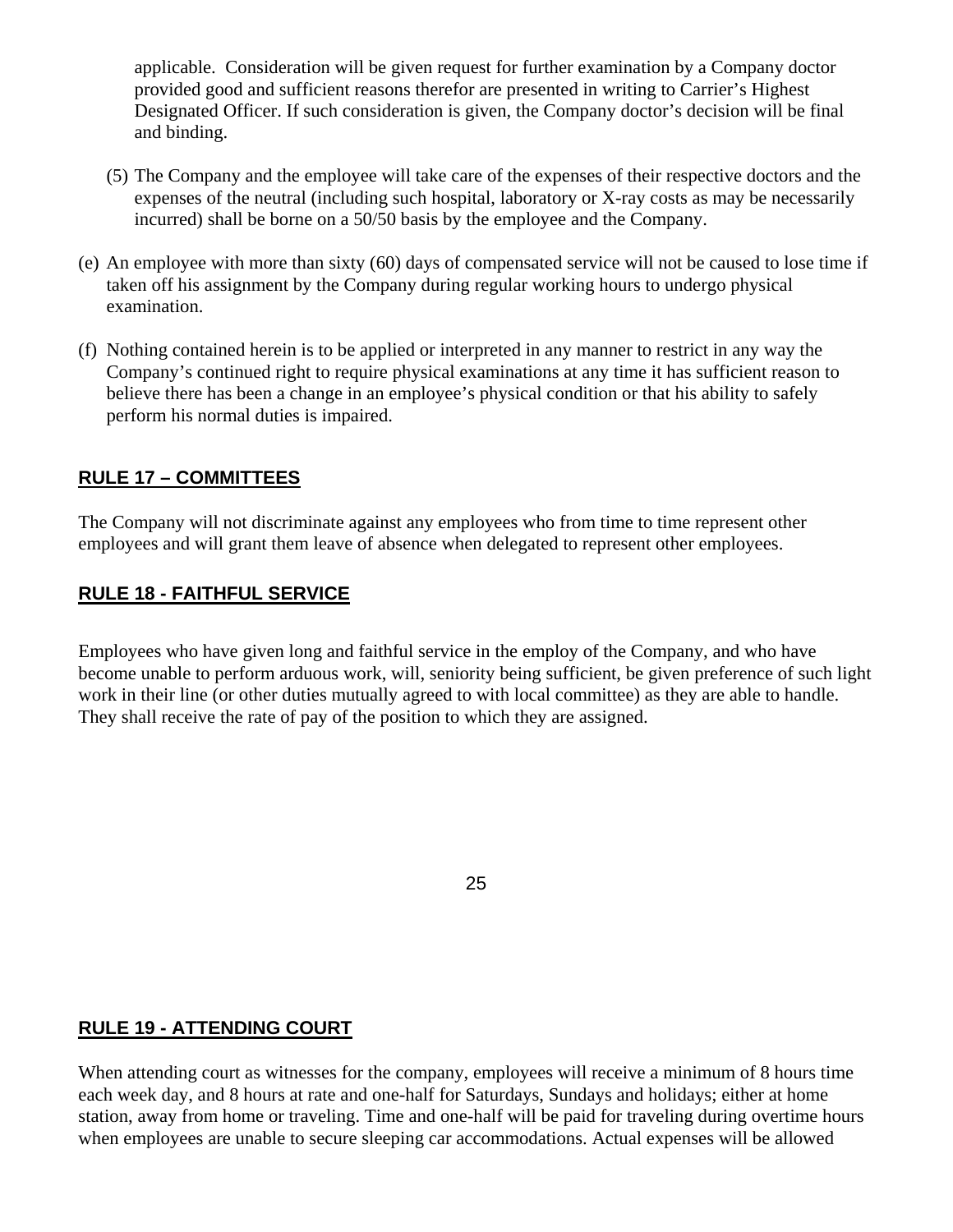applicable. Consideration will be given request for further examination by a Company doctor provided good and sufficient reasons therefor are presented in writing to Carrier's Highest Designated Officer. If such consideration is given, the Company doctor's decision will be final and binding.

(5) The Company and the employee will take care of the expenses of their respective doctors and the expenses of the neutral (including such hospital, laboratory or X-ray costs as may be necessarily incurred) shall be borne on a 50/50 basis by the employee and the Company.

(e) An employee with more than sixty (60) days of compensated service will not be caused to lose time if taken off his assignment by the Company during regular working hours to undergo physical examination.

(f) Nothing contained herein is to be applied or interpreted in any manner to restrict in any way the Company's continued right to require physical examinations at any time it has sufficient reason to believe there has been a change in an employee's physical condition or that his ability to safely perform his normal duties is impaired.

## RULE 17 – COMMITTEES

The Company will not discriminate against any employees who from time to time represent other employees and will grant them leave of absence when delegated to represent other employees.

## RULE 18 - FAITHFUL SERVICE

Employees who have given long and faithful service in the employ of the Company, and who have become unable to perform arduous work, will, seniority being sufficient, be given preference of such light work in their line (or other duties mutually agreed to with local committee) as they are able to handle. They shall receive the rate of pay of the position to which they are assigned.

## RULE 19 - ATTENDING COURT

When attending court as witnesses for the company, employees will receive a minimum of 8 hours time each week day, and 8 hours at rate and one-half for Saturdays, Sundays and holidays; either at home station, away from home or traveling. Time and one-half will be paid for traveling during overtime hours when employees are unable to secure sleeping car accommodations. Actual expenses will be allowed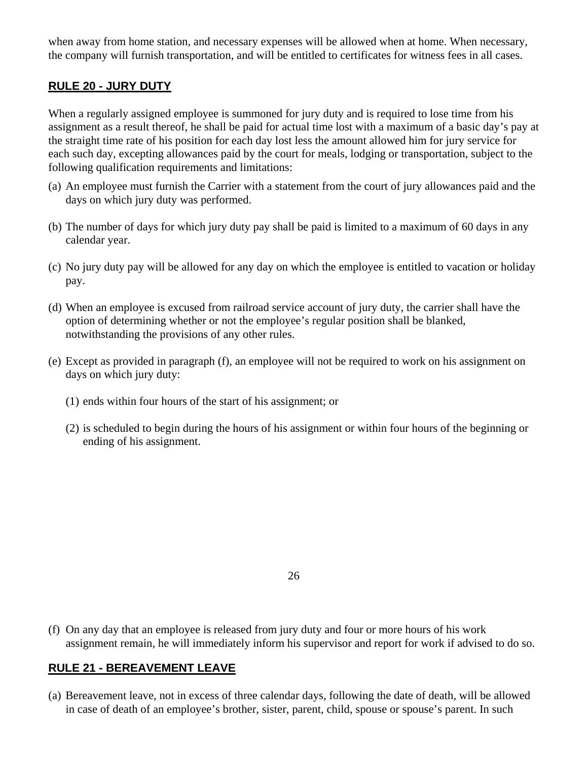when away from home station, and necessary expenses will be allowed when at home. When necessary, the company will furnish transportation, and will be entitled to certificates for witness fees in all cases.

## RULE 20 - JURY DUTY

When a regularly assigned employee is summoned for jury duty and is required to lose time from his assignment as a result thereof, he shall be paid for actual time lost with a maximum of a basic day's pay at the straight time rate of his position for each day lost less the amount allowed him for jury service for each such day, excepting allowances paid by the court for meals, lodging or transportation, subject to the following qualification requirements and limitations:

(a) An employee must furnish the Carrier with a statement from the court of jury allowances paid and the days on which jury duty was performed.

(b) The number of days for which jury duty pay shall be paid is limited to a maximum of 60 days in any calendar year.

(c) No jury duty pay will be allowed for any day on which the employee is entitled to vacation or holiday pay.

(d) When an employee is excused from railroad service account of jury duty, the carrier shall have the option of determining whether or not the employee's regular position shall be blanked, notwithstanding the provisions of any other rules.

(e) Except as provided in paragraph (f), an employee will not be required to work on his assignment on days on which jury duty:

   (1) ends within four hours of the start of his assignment; or

   (2) is scheduled to begin during the hours of his assignment or within four hours of the beginning or ending of his assignment.

(f) On any day that an employee is released from jury duty and four or more hours of his work assignment remain, he will immediately inform his supervisor and report for work if advised to do so.

## RULE 21 - BEREAVEMENT LEAVE

(a) Bereavement leave, not in excess of three calendar days, following the date of death, will be allowed in case of death of an employee's brother, sister, parent, child, spouse or spouse's parent. In such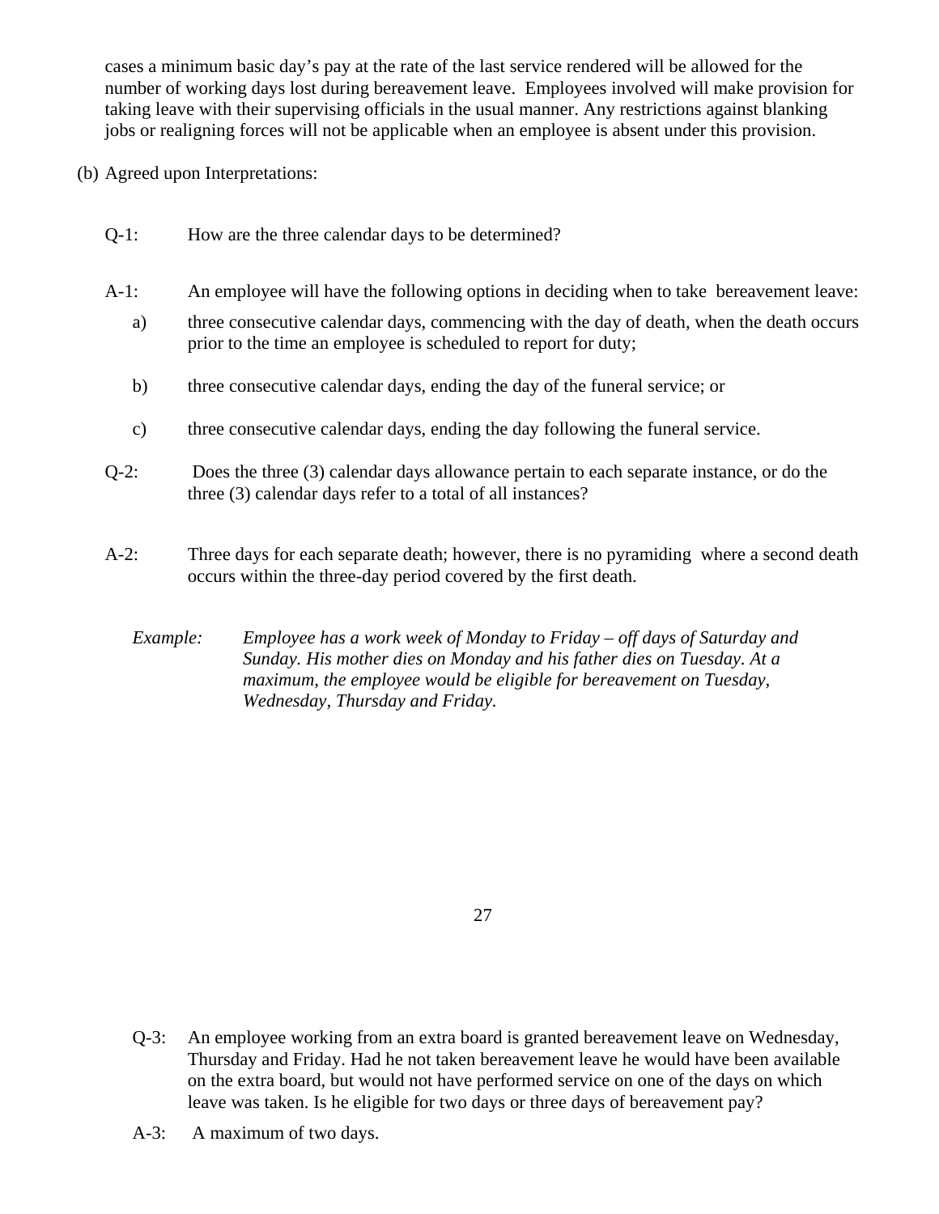cases a minimum basic day's pay at the rate of the last service rendered will be allowed for the number of working days lost during bereavement leave. Employees involved will make provision for taking leave with their supervising officials in the usual manner. Any restrictions against blanking jobs or realigning forces will not be applicable when an employee is absent under this provision.

(b) Agreed upon Interpretations:

Q-1: How are the three calendar days to be determined?

A-1: An employee will have the following options in deciding when to take bereavement leave:

a) three consecutive calendar days, commencing with the day of death, when the death occurs prior to the time an employee is scheduled to report for duty;

b) three consecutive calendar days, ending the day of the funeral service; or

c) three consecutive calendar days, ending the day following the funeral service.

Q-2: Does the three (3) calendar days allowance pertain to each separate instance, or do the three (3) calendar days refer to a total of all instances?

A-2: Three days for each separate death; however, there is no pyramiding where a second death occurs within the three-day period covered by the first death.

*Example: Employee has a work week of Monday to Friday – off days of Saturday and Sunday. His mother dies on Monday and his father dies on Tuesday. At a maximum, the employee would be eligible for bereavement on Tuesday, Wednesday, Thursday and Friday.*

Q-3: An employee working from an extra board is granted bereavement leave on Wednesday, Thursday and Friday. Had he not taken bereavement leave he would have been available on the extra board, but would not have performed service on one of the days on which leave was taken. Is he eligible for two days or three days of bereavement pay?

A-3: A maximum of two days.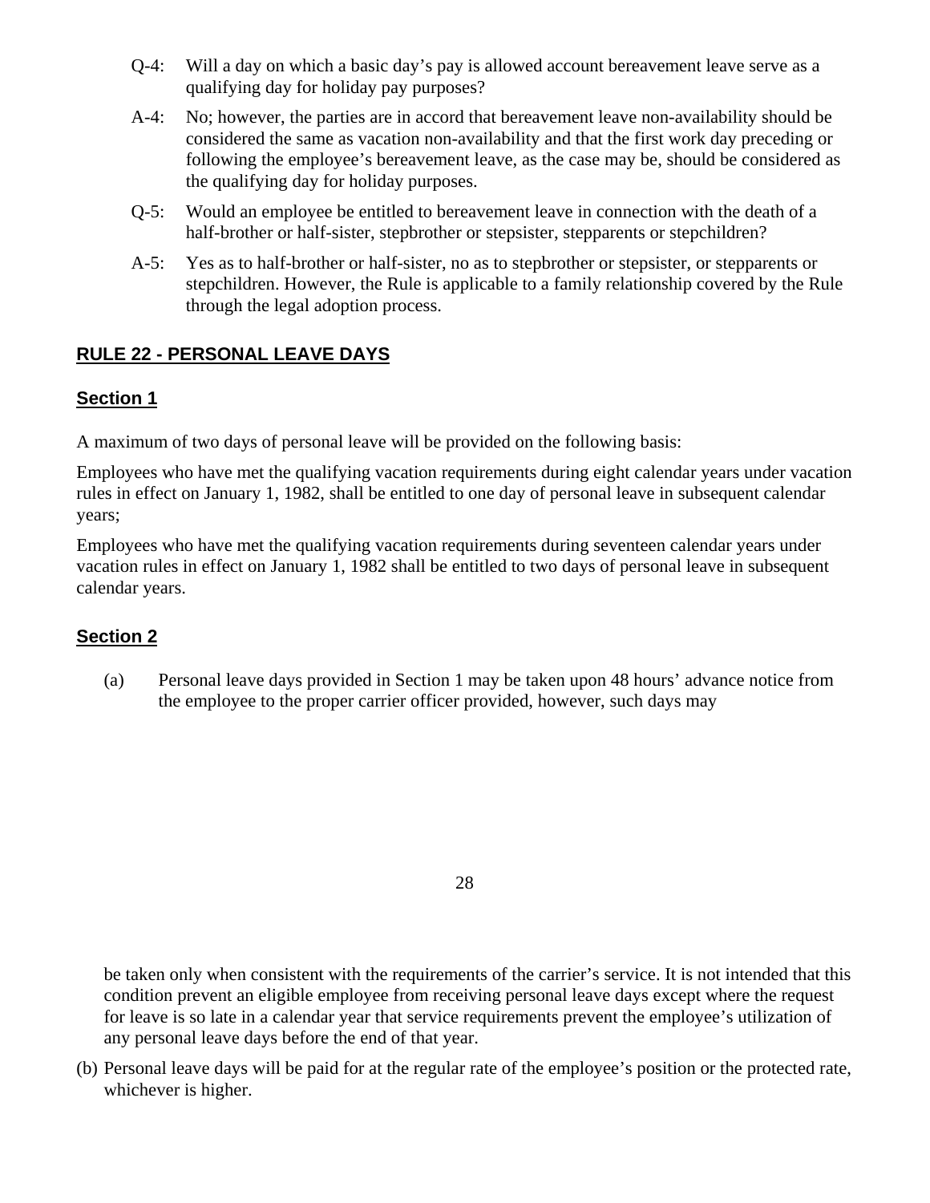Q-4: Will a day on which a basic day's pay is allowed account bereavement leave serve as a qualifying day for holiday pay purposes?

A-4: No; however, the parties are in accord that bereavement leave non-availability should be considered the same as vacation non-availability and that the first work day preceding or following the employee's bereavement leave, as the case may be, should be considered as the qualifying day for holiday purposes.

Q-5: Would an employee be entitled to bereavement leave in connection with the death of a half-brother or half-sister, stepbrother or stepsister, stepparents or stepchildren?

A-5: Yes as to half-brother or half-sister, no as to stepbrother or stepsister, or stepparents or stepchildren. However, the Rule is applicable to a family relationship covered by the Rule through the legal adoption process.

## RULE 22 - PERSONAL LEAVE DAYS

### Section 1

A maximum of two days of personal leave will be provided on the following basis:

Employees who have met the qualifying vacation requirements during eight calendar years under vacation rules in effect on January 1, 1982, shall be entitled to one day of personal leave in subsequent calendar years;

Employees who have met the qualifying vacation requirements during seventeen calendar years under vacation rules in effect on January 1, 1982 shall be entitled to two days of personal leave in subsequent calendar years.

### Section 2

(a) Personal leave days provided in Section 1 may be taken upon 48 hours' advance notice from the employee to the proper carrier officer provided, however, such days may be taken only when consistent with the requirements of the carrier's service. It is not intended that this condition prevent an eligible employee from receiving personal leave days except where the request for leave is so late in a calendar year that service requirements prevent the employee's utilization of any personal leave days before the end of that year.

(b) Personal leave days will be paid for at the regular rate of the employee's position or the protected rate, whichever is higher.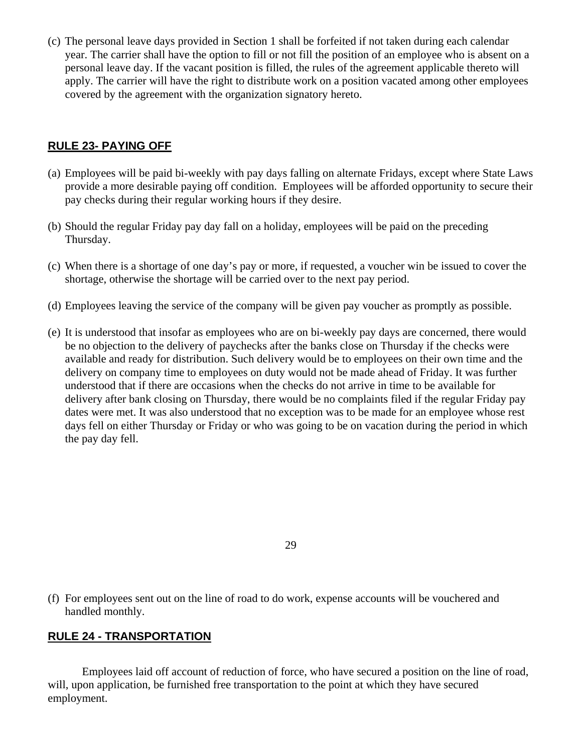(c) The personal leave days provided in Section 1 shall be forfeited if not taken during each calendar year. The carrier shall have the option to fill or not fill the position of an employee who is absent on a personal leave day. If the vacant position is filled, the rules of the agreement applicable thereto will apply. The carrier will have the right to distribute work on a position vacated among other employees covered by the agreement with the organization signatory hereto.

## RULE 23- PAYING OFF

(a) Employees will be paid bi-weekly with pay days falling on alternate Fridays, except where State Laws provide a more desirable paying off condition. Employees will be afforded opportunity to secure their pay checks during their regular working hours if they desire.

(b) Should the regular Friday pay day fall on a holiday, employees will be paid on the preceding Thursday.

(c) When there is a shortage of one day's pay or more, if requested, a voucher win be issued to cover the shortage, otherwise the shortage will be carried over to the next pay period.

(d) Employees leaving the service of the company will be given pay voucher as promptly as possible.

(e) It is understood that insofar as employees who are on bi-weekly pay days are concerned, there would be no objection to the delivery of paychecks after the banks close on Thursday if the checks were available and ready for distribution. Such delivery would be to employees on their own time and the delivery on company time to employees on duty would not be made ahead of Friday. It was further understood that if there are occasions when the checks do not arrive in time to be available for delivery after bank closing on Thursday, there would be no complaints filed if the regular Friday pay dates were met. It was also understood that no exception was to be made for an employee whose rest days fell on either Thursday or Friday or who was going to be on vacation during the period in which the pay day fell.

(f) For employees sent out on the line of road to do work, expense accounts will be vouchered and handled monthly.

## RULE 24 - TRANSPORTATION

Employees laid off account of reduction of force, who have secured a position on the line of road, will, upon application, be furnished free transportation to the point at which they have secured employment.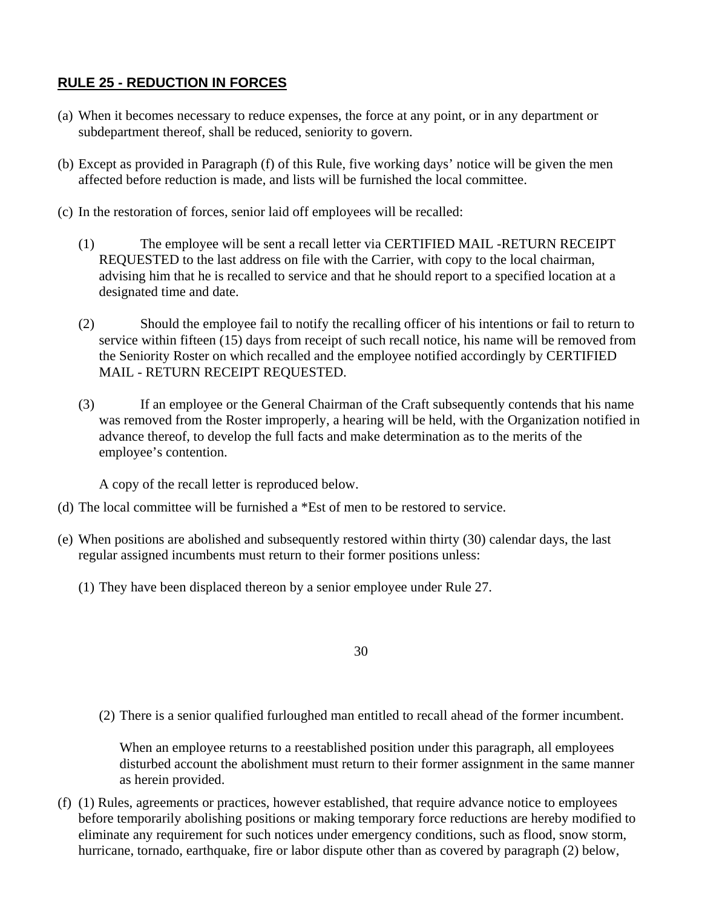## **RULE 25 - REDUCTION IN FORCES**

(a) When it becomes necessary to reduce expenses, the force at any point, or in any department or subdepartment thereof, shall be reduced, seniority to govern.

(b) Except as provided in Paragraph (f) of this Rule, five working days' notice will be given the men affected before reduction is made, and lists will be furnished the local committee.

(c) In the restoration of forces, senior laid off employees will be recalled:

(1) The employee will be sent a recall letter via CERTIFIED MAIL -RETURN RECEIPT REQUESTED to the last address on file with the Carrier, with copy to the local chairman, advising him that he is recalled to service and that he should report to a specified location at a designated time and date.

(2) Should the employee fail to notify the recalling officer of his intentions or fail to return to service within fifteen (15) days from receipt of such recall notice, his name will be removed from the Seniority Roster on which recalled and the employee notified accordingly by CERTIFIED MAIL - RETURN RECEIPT REQUESTED.

(3) If an employee or the General Chairman of the Craft subsequently contends that his name was removed from the Roster improperly, a hearing will be held, with the Organization notified in advance thereof, to develop the full facts and make determination as to the merits of the employee's contention.

A copy of the recall letter is reproduced below.

(d) The local committee will be furnished a *Est of men to be restored to service.

(e) When positions are abolished and subsequently restored within thirty (30) calendar days, the last regular assigned incumbents must return to their former positions unless:

(1) They have been displaced thereon by a senior employee under Rule 27.

(2) There is a senior qualified furloughed man entitled to recall ahead of the former incumbent.

When an employee returns to a reestablished position under this paragraph, all employees disturbed account the abolishment must return to their former assignment in the same manner as herein provided.

(f) (1) Rules, agreements or practices, however established, that require advance notice to employees before temporarily abolishing positions or making temporary force reductions are hereby modified to eliminate any requirement for such notices under emergency conditions, such as flood, snow storm, hurricane, tornado, earthquake, fire or labor dispute other than as covered by paragraph (2) below,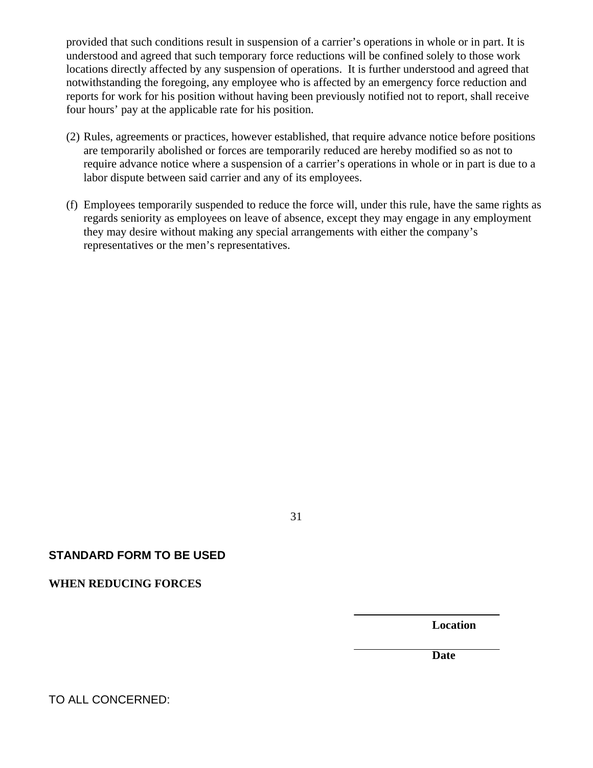provided that such conditions result in suspension of a carrier's operations in whole or in part. It is understood and agreed that such temporary force reductions will be confined solely to those work locations directly affected by any suspension of operations. It is further understood and agreed that notwithstanding the foregoing, any employee who is affected by an emergency force reduction and reports for work for his position without having been previously notified not to report, shall receive four hours' pay at the applicable rate for his position.

(2) Rules, agreements or practices, however established, that require advance notice before positions are temporarily abolished or forces are temporarily reduced are hereby modified so as not to require advance notice where a suspension of a carrier's operations in whole or in part is due to a labor dispute between said carrier and any of its employees.

(f) Employees temporarily suspended to reduce the force will, under this rule, have the same rights as regards seniority as employees on leave of absence, except they may engage in any employment they may desire without making any special arrangements with either the company's representatives or the men's representatives.

## STANDARD FORM TO BE USED

## WHEN REDUCING FORCES

\_\_\_\_\_\_\_\_\_\_\_\_\_\_\_\_\_\_\_\_\_\_\_\_\_\_
**Location**

\_\_\_\_\_\_\_\_\_\_\_\_\_\_\_\_\_\_\_\_\_\_\_\_\_\_
**Date**

TO ALL CONCERNED: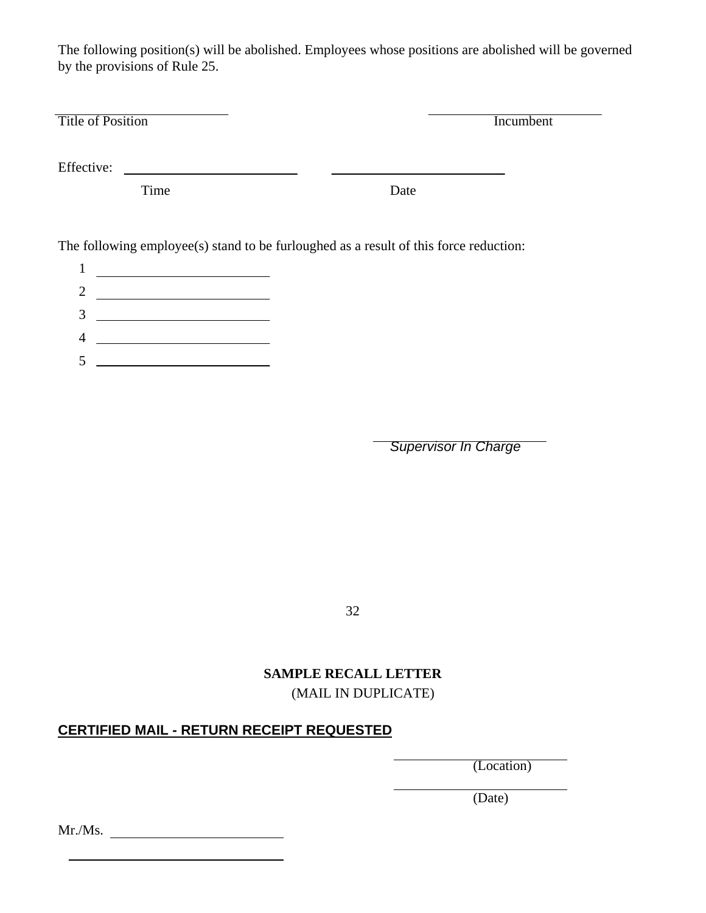The following position(s) will be abolished. Employees whose positions are abolished will be governed by the provisions of Rule 25.

\_\_\_\_\_\_\_\_\_\_\_\_\_\_\_\_\_\_\_\_\_\_\_\_ \_\_\_\_\_\_\_\_\_\_\_\_\_\_\_\_\_\_\_\_\_\_\_\_
Title of Position Incumbent

Effective: \_\_\_\_\_\_\_\_\_\_\_\_\_\_\_\_\_\_\_\_\_\_\_\_ \_\_\_\_\_\_\_\_\_\_\_\_\_\_\_\_\_\_\_\_\_\_\_\_
Time Date

The following employee(s) stand to be furloughed as a result of this force reduction:

1 \_\_\_\_\_\_\_\_\_\_\_\_\_\_\_\_\_\_\_\_\_\_\_\_

2 \_\_\_\_\_\_\_\_\_\_\_\_\_\_\_\_\_\_\_\_\_\_\_\_

3 \_\_\_\_\_\_\_\_\_\_\_\_\_\_\_\_\_\_\_\_\_\_\_\_

4 \_\_\_\_\_\_\_\_\_\_\_\_\_\_\_\_\_\_\_\_\_\_\_\_

5 \_\_\_\_\_\_\_\_\_\_\_\_\_\_\_\_\_\_\_\_\_\_\_\_

\_\_\_\_\_\_\_\_\_\_\_\_\_\_\_\_\_\_\_\_\_\_\_\_
*Supervisor In Charge*

**SAMPLE RECALL LETTER**

(MAIL IN DUPLICATE)

**CERTIFIED MAIL - RETURN RECEIPT REQUESTED**

\_\_\_\_\_\_\_\_\_\_\_\_\_\_\_\_\_\_\_\_\_\_\_\_
(Location)

\_\_\_\_\_\_\_\_\_\_\_\_\_\_\_\_\_\_\_\_\_\_\_\_
(Date)

Mr./Ms. \_\_\_\_\_\_\_\_\_\_\_\_\_\_\_\_\_\_\_\_\_\_\_\_

\_\_\_\_\_\_\_\_\_\_\_\_\_\_\_\_\_\_\_\_\_\_\_\_\_\_\_\_\_\_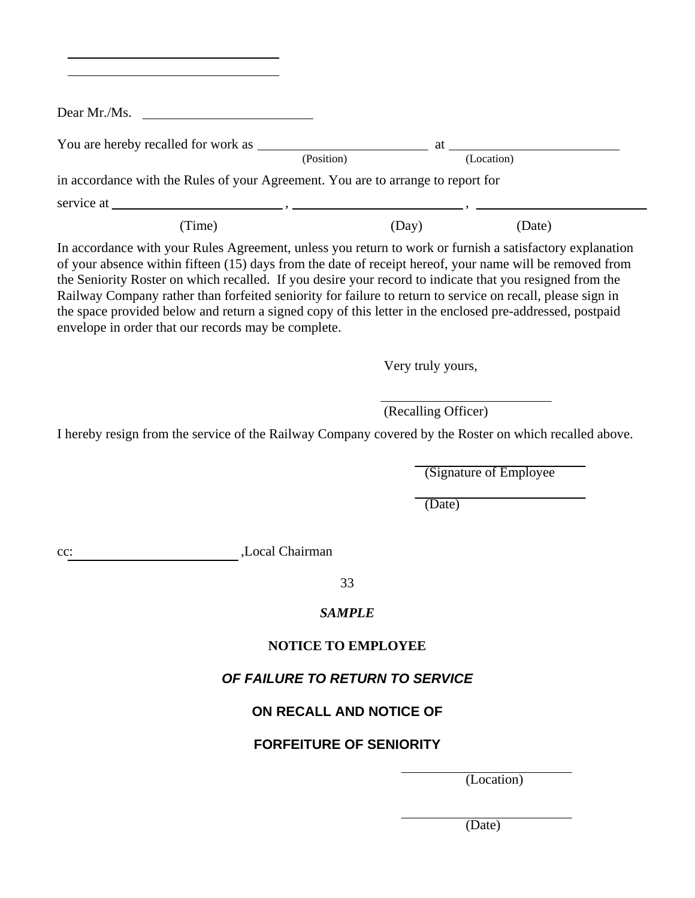\_\_\_\_\_\_\_\_\_\_\_\_\_\_\_\_\_\_\_\_\_\_\_\_\_\_\_\_\_\_

\_\_\_\_\_\_\_\_\_\_\_\_\_\_\_\_\_\_\_\_\_\_\_\_\_\_\_\_\_\_

Dear Mr./Ms. \_\_\_\_\_\_\_\_\_\_\_\_\_\_\_\_\_\_\_\_\_\_\_\_

You are hereby recalled for work as \_\_\_\_\_\_\_\_\_\_\_\_\_\_\_\_\_\_\_\_\_\_\_\_ at \_\_\_\_\_\_\_\_\_\_\_\_\_\_\_\_\_\_\_\_\_\_\_\_
(Position) (Location)

in accordance with the Rules of your Agreement. You are to arrange to report for

service at \_\_\_\_\_\_\_\_\_\_\_\_\_\_\_\_\_\_\_\_\_\_\_\_ , \_\_\_\_\_\_\_\_\_\_\_\_\_\_\_\_\_\_\_\_\_\_\_\_ , \_\_\_\_\_\_\_\_\_\_\_\_\_\_\_\_\_\_\_\_\_\_\_\_
(Time) (Day) (Date)

In accordance with your Rules Agreement, unless you return to work or furnish a satisfactory explanation of your absence within fifteen (15) days from the date of receipt hereof, your name will be removed from the Seniority Roster on which recalled. If you desire your record to indicate that you resigned from the Railway Company rather than forfeited seniority for failure to return to service on recall, please sign in the space provided below and return a signed copy of this letter in the enclosed pre-addressed, postpaid envelope in order that our records may be complete.

Very truly yours,

\_\_\_\_\_\_\_\_\_\_\_\_\_\_\_\_\_\_\_\_\_\_\_\_
(Recalling Officer)

I hereby resign from the service of the Railway Company covered by the Roster on which recalled above.

\_\_\_\_\_\_\_\_\_\_\_\_\_\_\_\_\_\_\_\_\_\_\_\_
(Signature of Employee

\_\_\_\_\_\_\_\_\_\_\_\_\_\_\_\_\_\_\_\_\_\_\_\_
(Date)

cc: \_\_\_\_\_\_\_\_\_\_\_\_\_\_\_\_\_\_\_\_\_\_\_\_ ,Local Chairman

***SAMPLE***

**NOTICE TO EMPLOYEE**

***OF FAILURE TO RETURN TO SERVICE***

**ON RECALL AND NOTICE OF**

**FORFEITURE OF SENIORITY**

\_\_\_\_\_\_\_\_\_\_\_\_\_\_\_\_\_\_\_\_\_\_\_\_
(Location)

\_\_\_\_\_\_\_\_\_\_\_\_\_\_\_\_\_\_\_\_\_\_\_\_
(Date)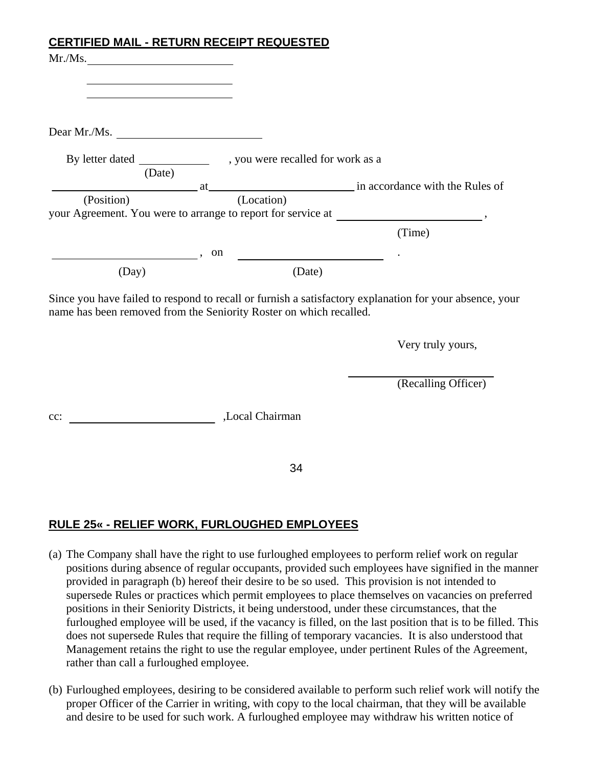**CERTIFIED MAIL - RETURN RECEIPT REQUESTED**

Mr./Ms.\_\_\_\_\_\_\_\_\_\_\_\_\_\_\_\_\_\_\_\_\_\_\_\_\_

\_\_\_\_\_\_\_\_\_\_\_\_\_\_\_\_\_\_\_\_\_\_\_\_\_

\_\_\_\_\_\_\_\_\_\_\_\_\_\_\_\_\_\_\_\_\_\_\_\_\_

Dear Mr./Ms. \_\_\_\_\_\_\_\_\_\_\_\_\_\_\_\_\_\_\_\_\_\_\_\_\_

By letter dated \_\_\_\_\_\_\_\_\_\_\_\_ (Date), you were recalled for work as a \_\_\_\_\_\_\_\_\_\_\_\_\_\_\_\_\_\_\_\_\_\_\_\_\_ (Position) at \_\_\_\_\_\_\_\_\_\_\_\_\_\_\_\_\_\_\_\_\_\_\_\_\_ (Location) in accordance with the Rules of your Agreement. You were to arrange to report for service at \_\_\_\_\_\_\_\_\_\_\_\_\_\_\_\_\_\_\_\_\_\_\_\_\_ (Time), \_\_\_\_\_\_\_\_\_\_\_\_\_\_\_\_\_\_\_\_\_\_\_\_\_ (Day), on \_\_\_\_\_\_\_\_\_\_\_\_\_\_\_\_\_\_\_\_\_\_\_\_\_ (Date).

Since you have failed to respond to recall or furnish a satisfactory explanation for your absence, your name has been removed from the Seniority Roster on which recalled.

Very truly yours,

\_\_\_\_\_\_\_\_\_\_\_\_\_\_\_\_\_\_\_\_\_\_\_\_\_
(Recalling Officer)

cc: \_\_\_\_\_\_\_\_\_\_\_\_\_\_\_\_\_\_\_\_\_\_\_\_\_ ,Local Chairman

## RULE 25« - RELIEF WORK, FURLOUGHED EMPLOYEES

(a) The Company shall have the right to use furloughed employees to perform relief work on regular positions during absence of regular occupants, provided such employees have signified in the manner provided in paragraph (b) hereof their desire to be so used. This provision is not intended to supersede Rules or practices which permit employees to place themselves on vacancies on preferred positions in their Seniority Districts, it being understood, under these circumstances, that the furloughed employee will be used, if the vacancy is filled, on the last position that is to be filled. This does not supersede Rules that require the filling of temporary vacancies. It is also understood that Management retains the right to use the regular employee, under pertinent Rules of the Agreement, rather than call a furloughed employee.

(b) Furloughed employees, desiring to be considered available to perform such relief work will notify the proper Officer of the Carrier in writing, with copy to the local chairman, that they will be available and desire to be used for such work. A furloughed employee may withdraw his written notice of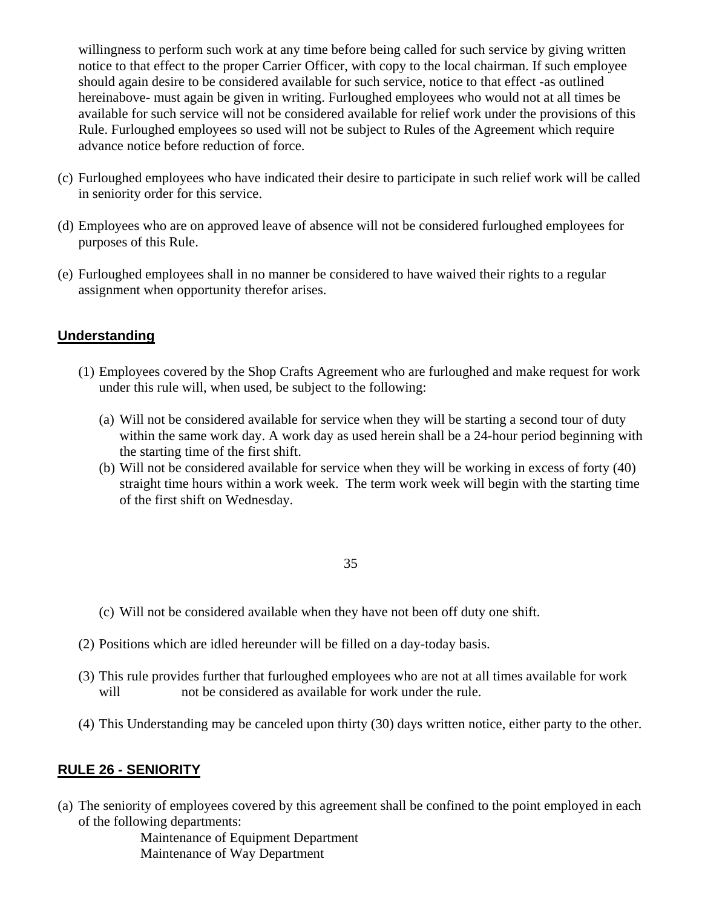willingness to perform such work at any time before being called for such service by giving written notice to that effect to the proper Carrier Officer, with copy to the local chairman. If such employee should again desire to be considered available for such service, notice to that effect -as outlined hereinabove- must again be given in writing. Furloughed employees who would not at all times be available for such service will not be considered available for relief work under the provisions of this Rule. Furloughed employees so used will not be subject to Rules of the Agreement which require advance notice before reduction of force.

(c) Furloughed employees who have indicated their desire to participate in such relief work will be called in seniority order for this service.

(d) Employees who are on approved leave of absence will not be considered furloughed employees for purposes of this Rule.

(e) Furloughed employees shall in no manner be considered to have waived their rights to a regular assignment when opportunity therefor arises.

## Understanding

(1) Employees covered by the Shop Crafts Agreement who are furloughed and make request for work under this rule will, when used, be subject to the following:

   (a) Will not be considered available for service when they will be starting a second tour of duty within the same work day. A work day as used herein shall be a 24-hour period beginning with the starting time of the first shift.

   (b) Will not be considered available for service when they will be working in excess of forty (40) straight time hours within a work week. The term work week will begin with the starting time of the first shift on Wednesday.

   (c) Will not be considered available when they have not been off duty one shift.

(2) Positions which are idled hereunder will be filled on a day-today basis.

(3) This rule provides further that furloughed employees who are not at all times available for work will not be considered as available for work under the rule.

(4) This Understanding may be canceled upon thirty (30) days written notice, either party to the other.

## RULE 26 - SENIORITY

(a) The seniority of employees covered by this agreement shall be confined to the point employed in each of the following departments:

Maintenance of Equipment Department
Maintenance of Way Department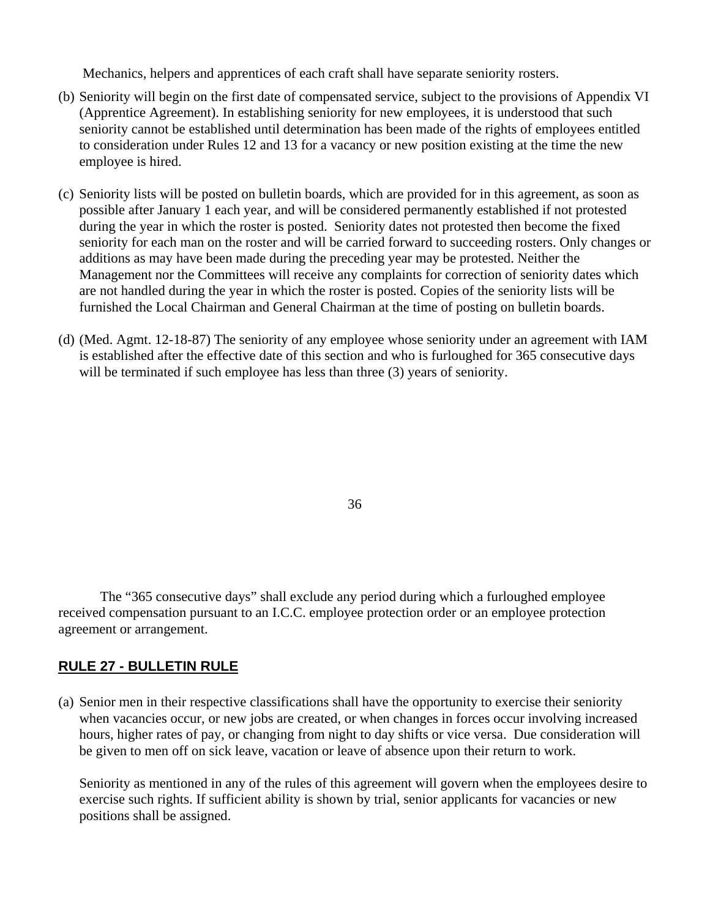Mechanics, helpers and apprentices of each craft shall have separate seniority rosters.

(b) Seniority will begin on the first date of compensated service, subject to the provisions of Appendix VI (Apprentice Agreement). In establishing seniority for new employees, it is understood that such seniority cannot be established until determination has been made of the rights of employees entitled to consideration under Rules 12 and 13 for a vacancy or new position existing at the time the new employee is hired.

(c) Seniority lists will be posted on bulletin boards, which are provided for in this agreement, as soon as possible after January 1 each year, and will be considered permanently established if not protested during the year in which the roster is posted. Seniority dates not protested then become the fixed seniority for each man on the roster and will be carried forward to succeeding rosters. Only changes or additions as may have been made during the preceding year may be protested. Neither the Management nor the Committees will receive any complaints for correction of seniority dates which are not handled during the year in which the roster is posted. Copies of the seniority lists will be furnished the Local Chairman and General Chairman at the time of posting on bulletin boards.

(d) (Med. Agmt. 12-18-87) The seniority of any employee whose seniority under an agreement with IAM is established after the effective date of this section and who is furloughed for 365 consecutive days will be terminated if such employee has less than three (3) years of seniority.

The "365 consecutive days" shall exclude any period during which a furloughed employee received compensation pursuant to an I.C.C. employee protection order or an employee protection agreement or arrangement.

## RULE 27 - BULLETIN RULE

(a) Senior men in their respective classifications shall have the opportunity to exercise their seniority when vacancies occur, or new jobs are created, or when changes in forces occur involving increased hours, higher rates of pay, or changing from night to day shifts or vice versa. Due consideration will be given to men off on sick leave, vacation or leave of absence upon their return to work.

Seniority as mentioned in any of the rules of this agreement will govern when the employees desire to exercise such rights. If sufficient ability is shown by trial, senior applicants for vacancies or new positions shall be assigned.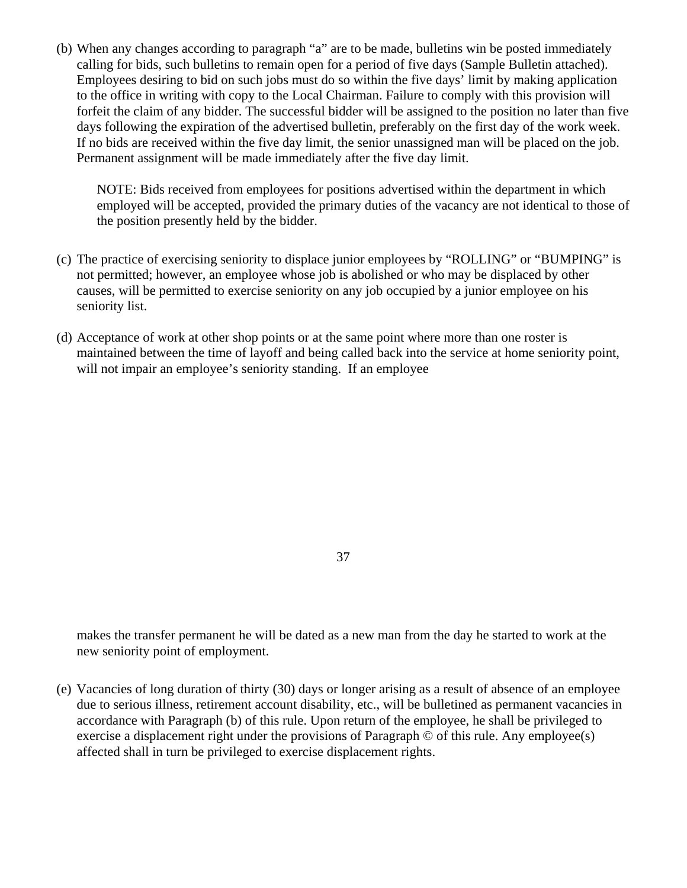(b) When any changes according to paragraph "a" are to be made, bulletins win be posted immediately calling for bids, such bulletins to remain open for a period of five days (Sample Bulletin attached). Employees desiring to bid on such jobs must do so within the five days' limit by making application to the office in writing with copy to the Local Chairman. Failure to comply with this provision will forfeit the claim of any bidder. The successful bidder will be assigned to the position no later than five days following the expiration of the advertised bulletin, preferably on the first day of the work week. If no bids are received within the five day limit, the senior unassigned man will be placed on the job. Permanent assignment will be made immediately after the five day limit.

> NOTE: Bids received from employees for positions advertised within the department in which employed will be accepted, provided the primary duties of the vacancy are not identical to those of the position presently held by the bidder.

(c) The practice of exercising seniority to displace junior employees by "ROLLING" or "BUMPING" is not permitted; however, an employee whose job is abolished or who may be displaced by other causes, will be permitted to exercise seniority on any job occupied by a junior employee on his seniority list.

(d) Acceptance of work at other shop points or at the same point where more than one roster is maintained between the time of layoff and being called back into the service at home seniority point, will not impair an employee's seniority standing. If an employee makes the transfer permanent he will be dated as a new man from the day he started to work at the new seniority point of employment.

(e) Vacancies of long duration of thirty (30) days or longer arising as a result of absence of an employee due to serious illness, retirement account disability, etc., will be bulletined as permanent vacancies in accordance with Paragraph (b) of this rule. Upon return of the employee, he shall be privileged to exercise a displacement right under the provisions of Paragraph © of this rule. Any employee(s) affected shall in turn be privileged to exercise displacement rights.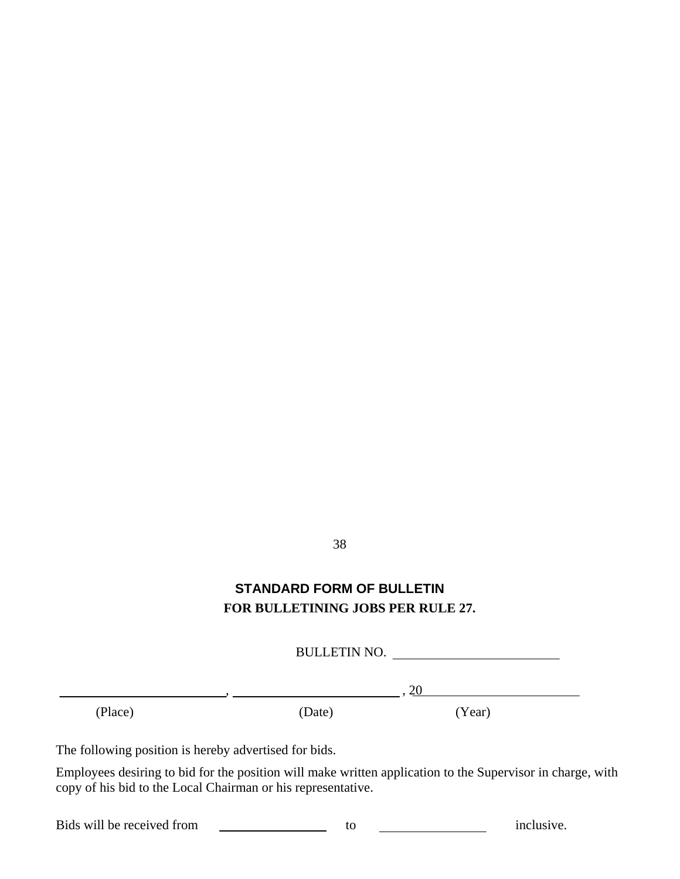## STANDARD FORM OF BULLETIN
## FOR BULLETINING JOBS PER RULE 27.

BULLETIN NO. ________________________

________________________, ________________________, 20________________________
(Place) (Date) (Year)

The following position is hereby advertised for bids.

Employees desiring to bid for the position will make written application to the Supervisor in charge, with copy of his bid to the Local Chairman or his representative.

Bids will be received from ________________ to ________________ inclusive.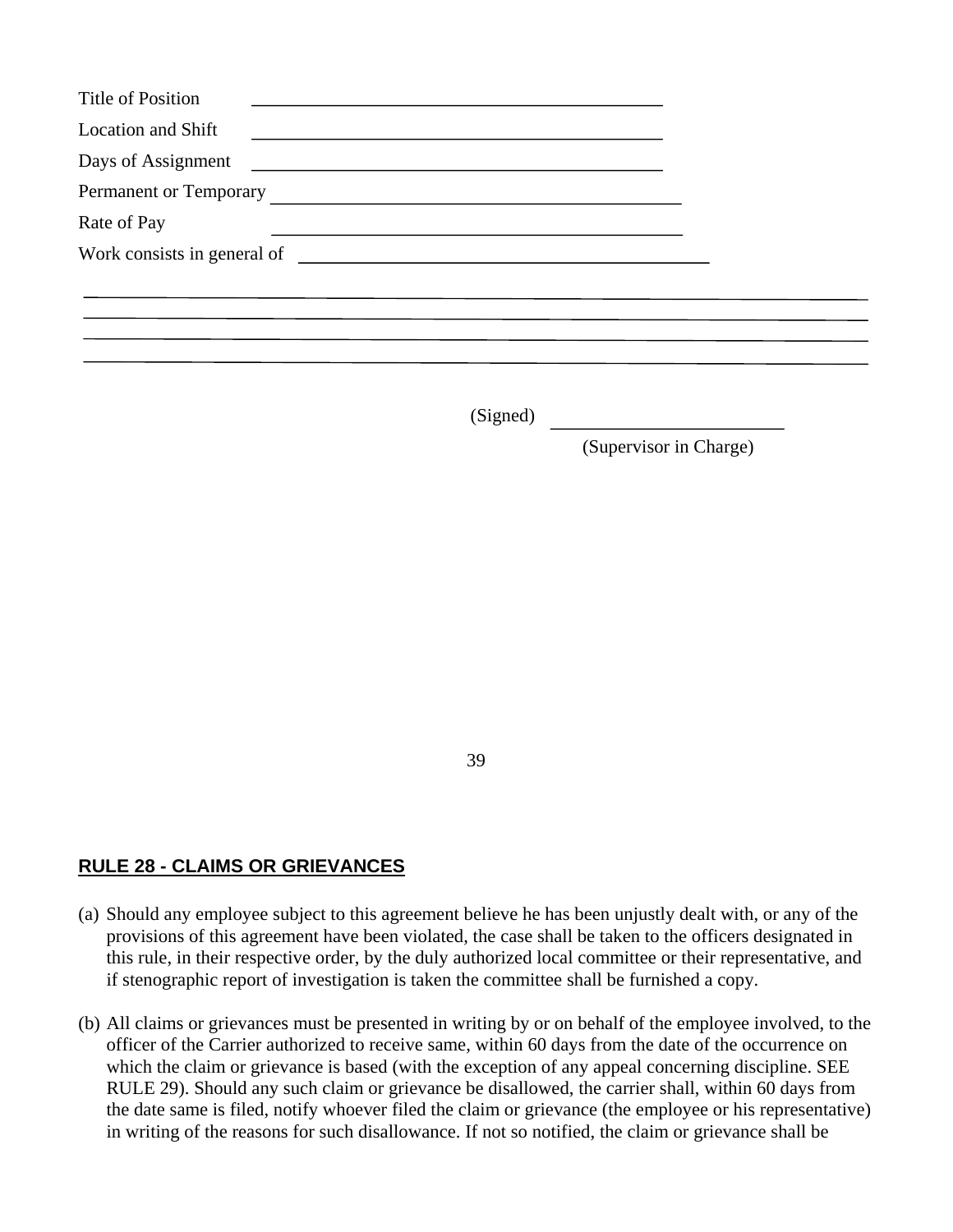Title of Position ____________________________________________

Location and Shift ____________________________________________

Days of Assignment ____________________________________________

Permanent or Temporary ____________________________________________

Rate of Pay ____________________________________________

Work consists in general of ____________________________________________

______________________________________________________________________________

______________________________________________________________________________

______________________________________________________________________________

______________________________________________________________________________

(Signed) ______________________

(Supervisor in Charge)

## RULE 28 - CLAIMS OR GRIEVANCES

(a) Should any employee subject to this agreement believe he has been unjustly dealt with, or any of the provisions of this agreement have been violated, the case shall be taken to the officers designated in this rule, in their respective order, by the duly authorized local committee or their representative, and if stenographic report of investigation is taken the committee shall be furnished a copy.

(b) All claims or grievances must be presented in writing by or on behalf of the employee involved, to the officer of the Carrier authorized to receive same, within 60 days from the date of the occurrence on which the claim or grievance is based (with the exception of any appeal concerning discipline. SEE RULE 29). Should any such claim or grievance be disallowed, the carrier shall, within 60 days from the date same is filed, notify whoever filed the claim or grievance (the employee or his representative) in writing of the reasons for such disallowance. If not so notified, the claim or grievance shall be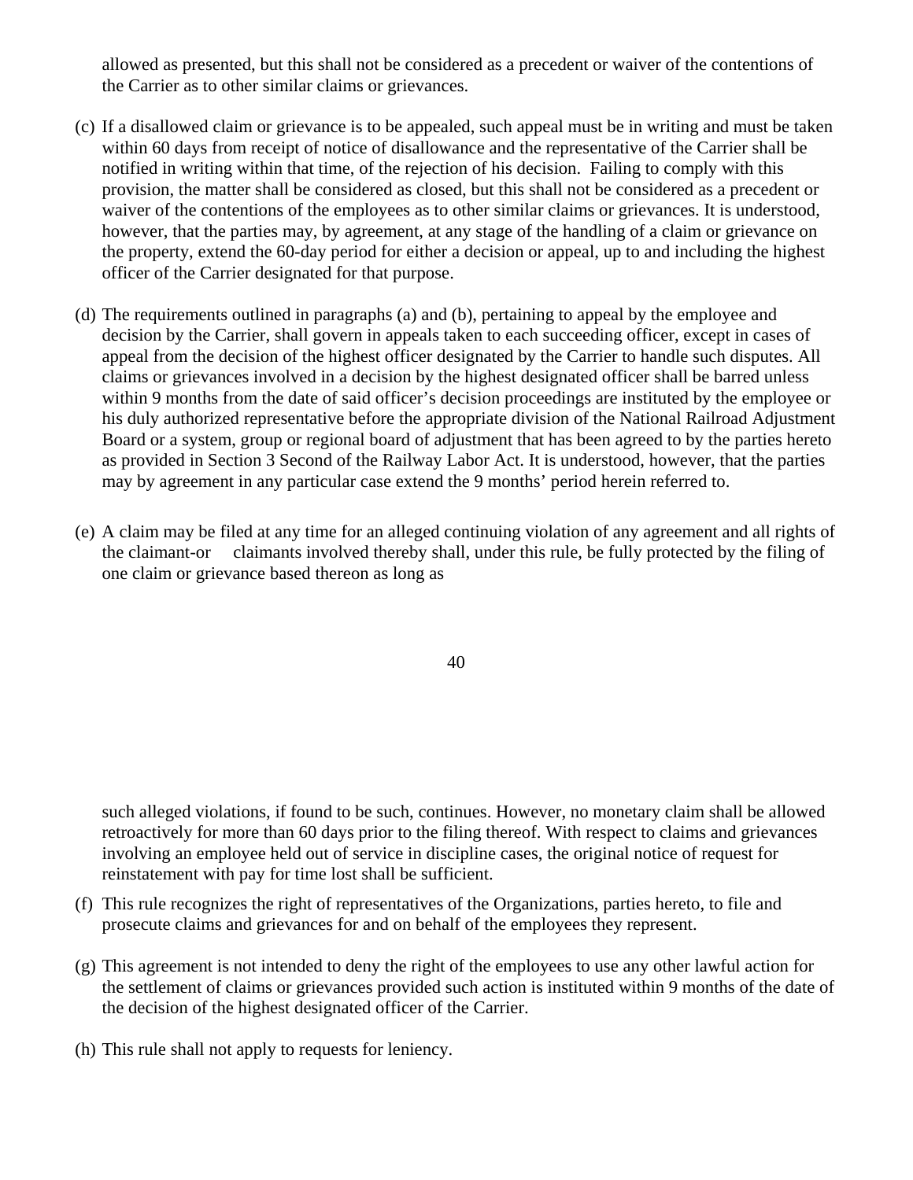allowed as presented, but this shall not be considered as a precedent or waiver of the contentions of the Carrier as to other similar claims or grievances.

(c) If a disallowed claim or grievance is to be appealed, such appeal must be in writing and must be taken within 60 days from receipt of notice of disallowance and the representative of the Carrier shall be notified in writing within that time, of the rejection of his decision. Failing to comply with this provision, the matter shall be considered as closed, but this shall not be considered as a precedent or waiver of the contentions of the employees as to other similar claims or grievances. It is understood, however, that the parties may, by agreement, at any stage of the handling of a claim or grievance on the property, extend the 60-day period for either a decision or appeal, up to and including the highest officer of the Carrier designated for that purpose.

(d) The requirements outlined in paragraphs (a) and (b), pertaining to appeal by the employee and decision by the Carrier, shall govern in appeals taken to each succeeding officer, except in cases of appeal from the decision of the highest officer designated by the Carrier to handle such disputes. All claims or grievances involved in a decision by the highest designated officer shall be barred unless within 9 months from the date of said officer's decision proceedings are instituted by the employee or his duly authorized representative before the appropriate division of the National Railroad Adjustment Board or a system, group or regional board of adjustment that has been agreed to by the parties hereto as provided in Section 3 Second of the Railway Labor Act. It is understood, however, that the parties may by agreement in any particular case extend the 9 months' period herein referred to.

(e) A claim may be filed at any time for an alleged continuing violation of any agreement and all rights of the claimant-or claimants involved thereby shall, under this rule, be fully protected by the filing of one claim or grievance based thereon as long as such alleged violations, if found to be such, continues. However, no monetary claim shall be allowed retroactively for more than 60 days prior to the filing thereof. With respect to claims and grievances involving an employee held out of service in discipline cases, the original notice of request for reinstatement with pay for time lost shall be sufficient.

(f) This rule recognizes the right of representatives of the Organizations, parties hereto, to file and prosecute claims and grievances for and on behalf of the employees they represent.

(g) This agreement is not intended to deny the right of the employees to use any other lawful action for the settlement of claims or grievances provided such action is instituted within 9 months of the date of the decision of the highest designated officer of the Carrier.

(h) This rule shall not apply to requests for leniency.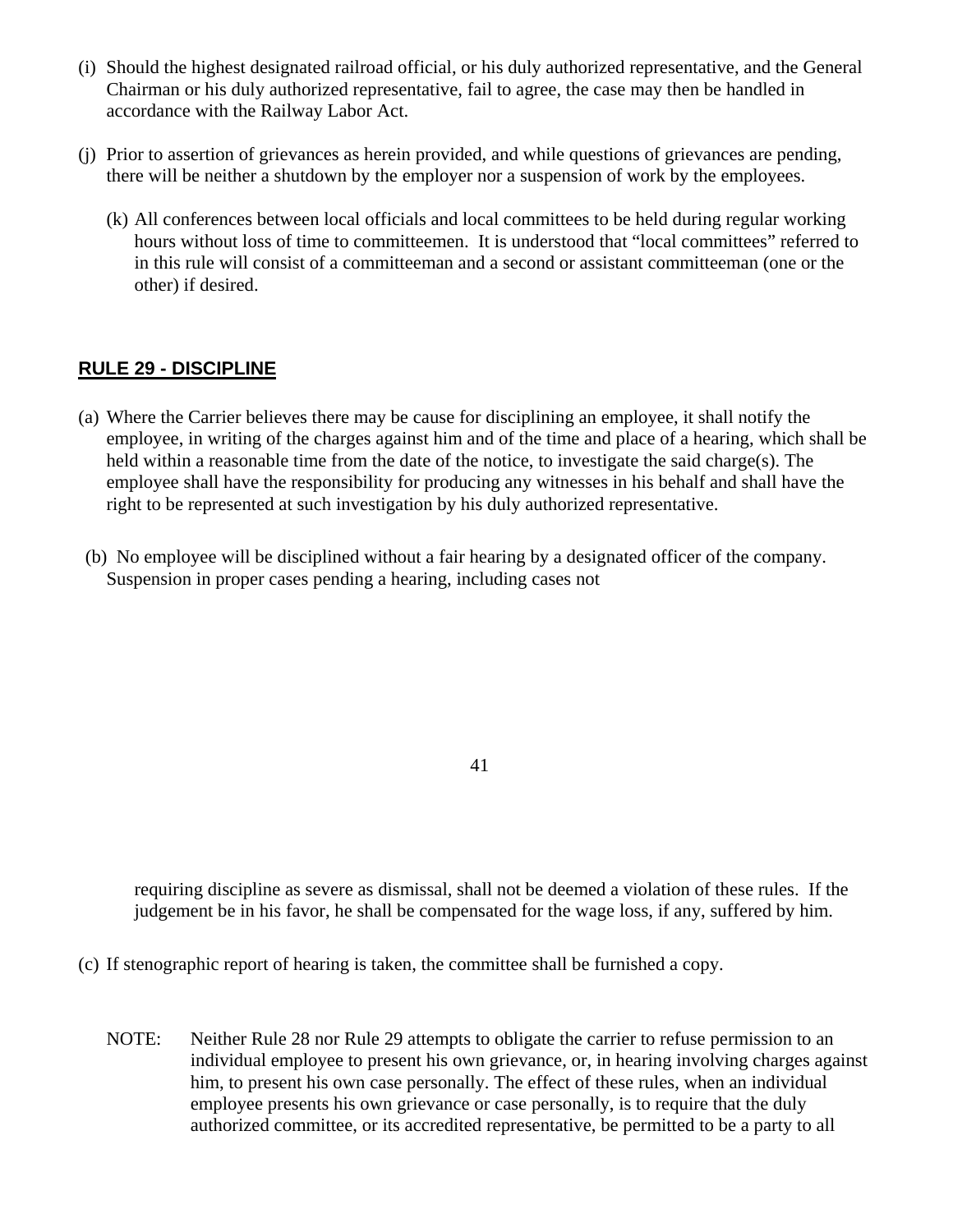(i) Should the highest designated railroad official, or his duly authorized representative, and the General Chairman or his duly authorized representative, fail to agree, the case may then be handled in accordance with the Railway Labor Act.

(j) Prior to assertion of grievances as herein provided, and while questions of grievances are pending, there will be neither a shutdown by the employer nor a suspension of work by the employees.

(k) All conferences between local officials and local committees to be held during regular working hours without loss of time to committeemen. It is understood that "local committees" referred to in this rule will consist of a committeeman and a second or assistant committeeman (one or the other) if desired.

## RULE 29 - DISCIPLINE

(a) Where the Carrier believes there may be cause for disciplining an employee, it shall notify the employee, in writing of the charges against him and of the time and place of a hearing, which shall be held within a reasonable time from the date of the notice, to investigate the said charge(s). The employee shall have the responsibility for producing any witnesses in his behalf and shall have the right to be represented at such investigation by his duly authorized representative.

(b) No employee will be disciplined without a fair hearing by a designated officer of the company. Suspension in proper cases pending a hearing, including cases not requiring discipline as severe as dismissal, shall not be deemed a violation of these rules. If the judgement be in his favor, he shall be compensated for the wage loss, if any, suffered by him.

(c) If stenographic report of hearing is taken, the committee shall be furnished a copy.

NOTE: Neither Rule 28 nor Rule 29 attempts to obligate the carrier to refuse permission to an individual employee to present his own grievance, or, in hearing involving charges against him, to present his own case personally. The effect of these rules, when an individual employee presents his own grievance or case personally, is to require that the duly authorized committee, or its accredited representative, be permitted to be a party to all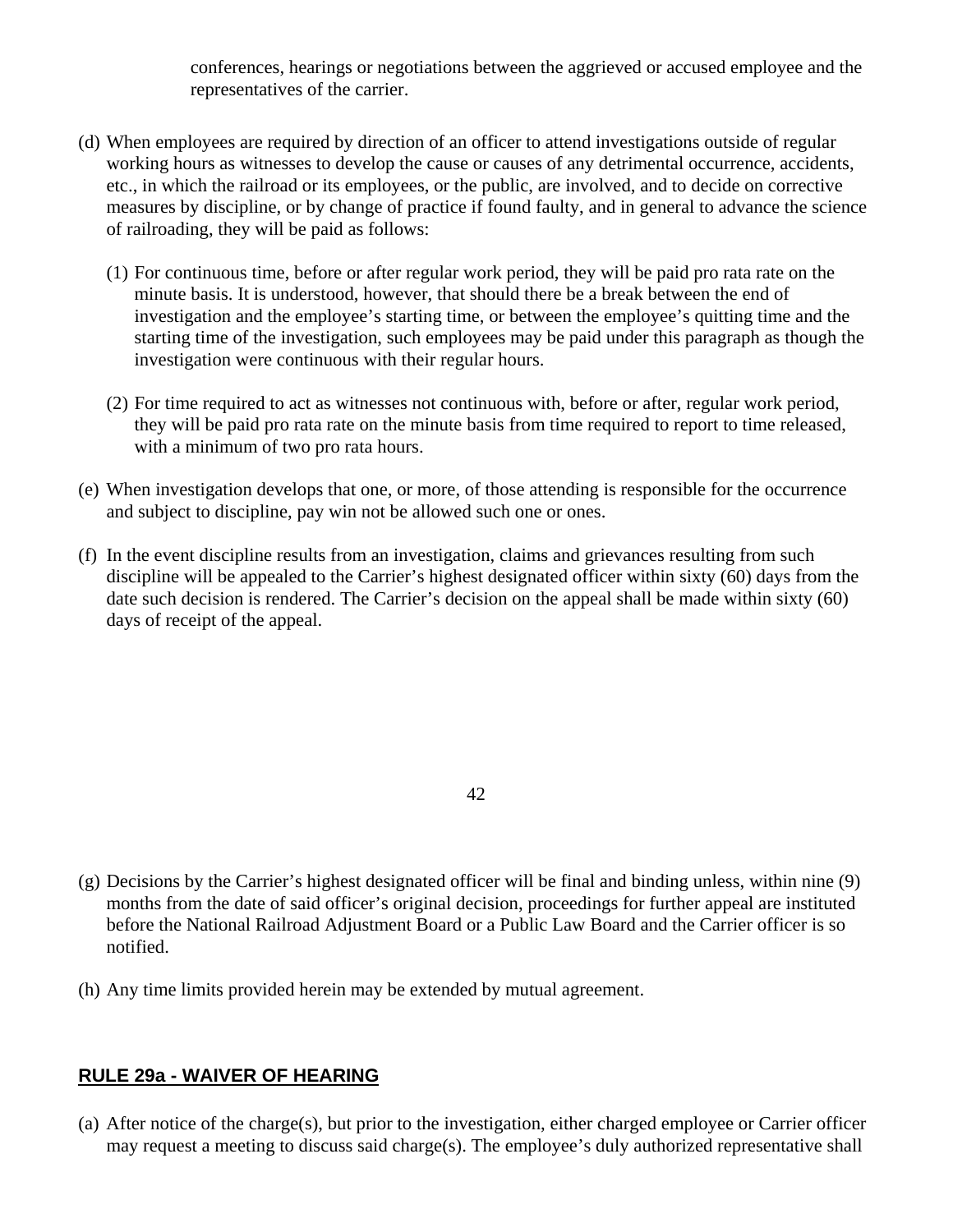conferences, hearings or negotiations between the aggrieved or accused employee and the representatives of the carrier.

(d) When employees are required by direction of an officer to attend investigations outside of regular working hours as witnesses to develop the cause or causes of any detrimental occurrence, accidents, etc., in which the railroad or its employees, or the public, are involved, and to decide on corrective measures by discipline, or by change of practice if found faulty, and in general to advance the science of railroading, they will be paid as follows:

(1) For continuous time, before or after regular work period, they will be paid pro rata rate on the minute basis. It is understood, however, that should there be a break between the end of investigation and the employee's starting time, or between the employee's quitting time and the starting time of the investigation, such employees may be paid under this paragraph as though the investigation were continuous with their regular hours.

(2) For time required to act as witnesses not continuous with, before or after, regular work period, they will be paid pro rata rate on the minute basis from time required to report to time released, with a minimum of two pro rata hours.

(e) When investigation develops that one, or more, of those attending is responsible for the occurrence and subject to discipline, pay win not be allowed such one or ones.

(f) In the event discipline results from an investigation, claims and grievances resulting from such discipline will be appealed to the Carrier's highest designated officer within sixty (60) days from the date such decision is rendered. The Carrier's decision on the appeal shall be made within sixty (60) days of receipt of the appeal.

(g) Decisions by the Carrier's highest designated officer will be final and binding unless, within nine (9) months from the date of said officer's original decision, proceedings for further appeal are instituted before the National Railroad Adjustment Board or a Public Law Board and the Carrier officer is so notified.

(h) Any time limits provided herein may be extended by mutual agreement.

## RULE 29a - WAIVER OF HEARING

(a) After notice of the charge(s), but prior to the investigation, either charged employee or Carrier officer may request a meeting to discuss said charge(s). The employee's duly authorized representative shall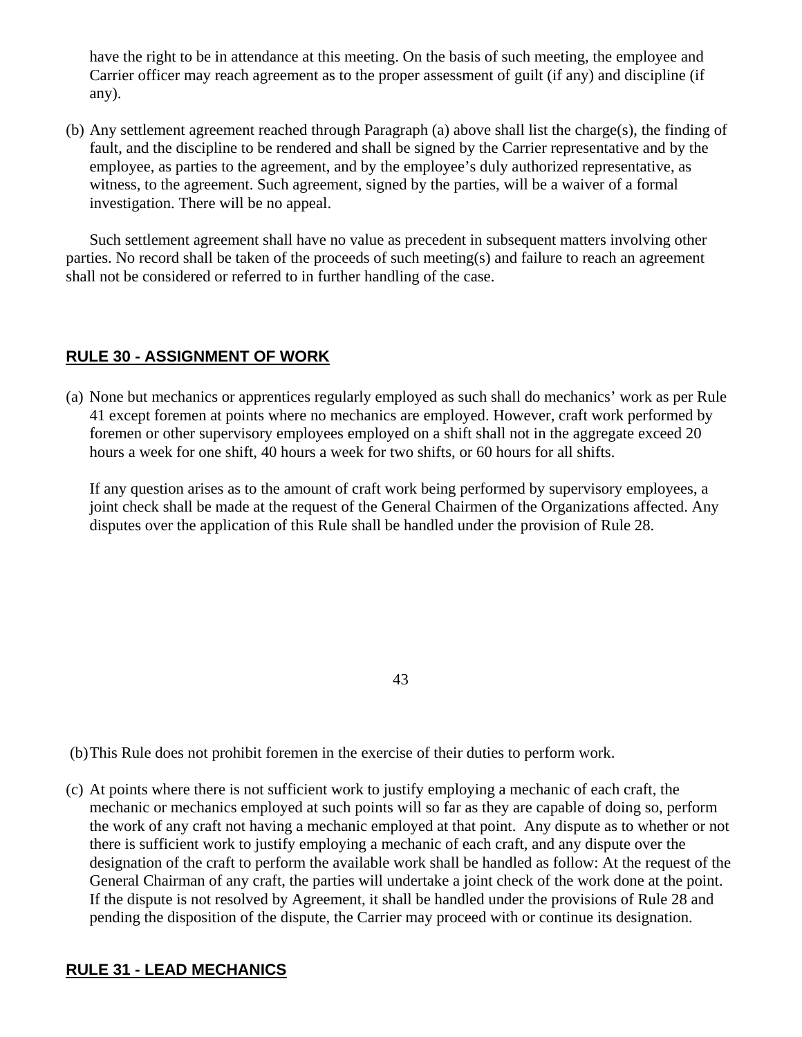have the right to be in attendance at this meeting. On the basis of such meeting, the employee and Carrier officer may reach agreement as to the proper assessment of guilt (if any) and discipline (if any).

(b) Any settlement agreement reached through Paragraph (a) above shall list the charge(s), the finding of fault, and the discipline to be rendered and shall be signed by the Carrier representative and by the employee, as parties to the agreement, and by the employee's duly authorized representative, as witness, to the agreement. Such agreement, signed by the parties, will be a waiver of a formal investigation. There will be no appeal.

Such settlement agreement shall have no value as precedent in subsequent matters involving other parties. No record shall be taken of the proceeds of such meeting(s) and failure to reach an agreement shall not be considered or referred to in further handling of the case.

## RULE 30 - ASSIGNMENT OF WORK

(a) None but mechanics or apprentices regularly employed as such shall do mechanics' work as per Rule 41 except foremen at points where no mechanics are employed. However, craft work performed by foremen or other supervisory employees employed on a shift shall not in the aggregate exceed 20 hours a week for one shift, 40 hours a week for two shifts, or 60 hours for all shifts.

If any question arises as to the amount of craft work being performed by supervisory employees, a joint check shall be made at the request of the General Chairmen of the Organizations affected. Any disputes over the application of this Rule shall be handled under the provision of Rule 28.

(b) This Rule does not prohibit foremen in the exercise of their duties to perform work.

(c) At points where there is not sufficient work to justify employing a mechanic of each craft, the mechanic or mechanics employed at such points will so far as they are capable of doing so, perform the work of any craft not having a mechanic employed at that point. Any dispute as to whether or not there is sufficient work to justify employing a mechanic of each craft, and any dispute over the designation of the craft to perform the available work shall be handled as follow: At the request of the General Chairman of any craft, the parties will undertake a joint check of the work done at the point. If the dispute is not resolved by Agreement, it shall be handled under the provisions of Rule 28 and pending the disposition of the dispute, the Carrier may proceed with or continue its designation.

## RULE 31 - LEAD MECHANICS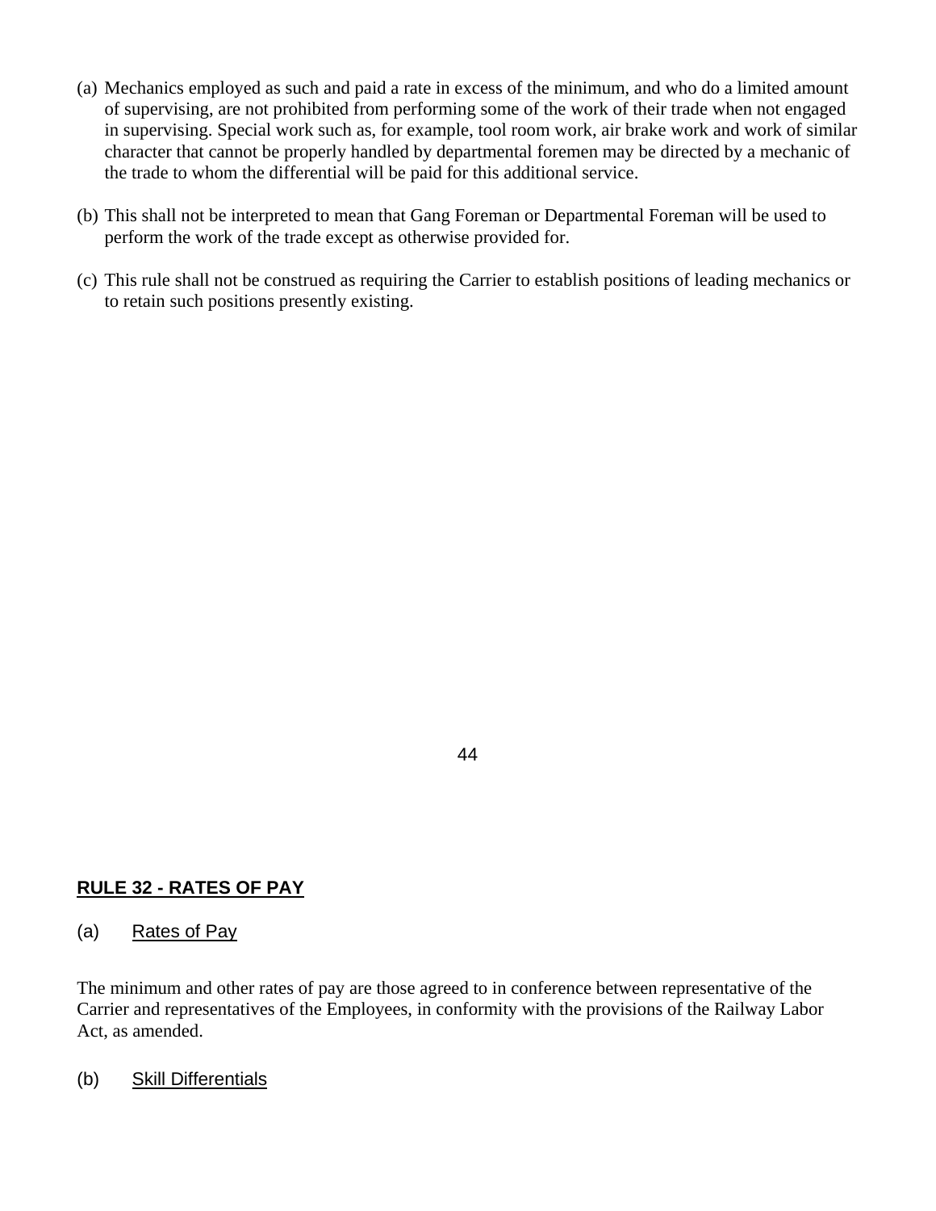(a) Mechanics employed as such and paid a rate in excess of the minimum, and who do a limited amount of supervising, are not prohibited from performing some of the work of their trade when not engaged in supervising. Special work such as, for example, tool room work, air brake work and work of similar character that cannot be properly handled by departmental foremen may be directed by a mechanic of the trade to whom the differential will be paid for this additional service.

(b) This shall not be interpreted to mean that Gang Foreman or Departmental Foreman will be used to perform the work of the trade except as otherwise provided for.

(c) This rule shall not be construed as requiring the Carrier to establish positions of leading mechanics or to retain such positions presently existing.

## **RULE 32 - RATES OF PAY**

(a) Rates of Pay

The minimum and other rates of pay are those agreed to in conference between representative of the Carrier and representatives of the Employees, in conformity with the provisions of the Railway Labor Act, as amended.

(b) Skill Differentials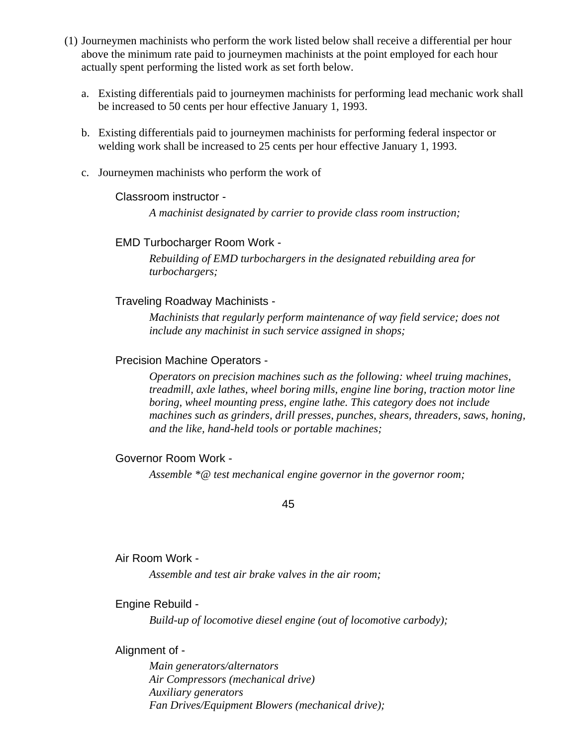(1) Journeymen machinists who perform the work listed below shall receive a differential per hour above the minimum rate paid to journeymen machinists at the point employed for each hour actually spent performing the listed work as set forth below.

   a. Existing differentials paid to journeymen machinists for performing lead mechanic work shall be increased to 50 cents per hour effective January 1, 1993.

   b. Existing differentials paid to journeymen machinists for performing federal inspector or welding work shall be increased to 25 cents per hour effective January 1, 1993.

   c. Journeymen machinists who perform the work of

      Classroom instructor -

         *A machinist designated by carrier to provide class room instruction;*

      EMD Turbocharger Room Work -

         *Rebuilding of EMD turbochargers in the designated rebuilding area for turbochargers;*

      Traveling Roadway Machinists -

         *Machinists that regularly perform maintenance of way field service; does not include any machinist in such service assigned in shops;*

      Precision Machine Operators -

         *Operators on precision machines such as the following: wheel truing machines, treadmill, axle lathes, wheel boring mills, engine line boring, traction motor line boring, wheel mounting press, engine lathe. This category does not include machines such as grinders, drill presses, punches, shears, threaders, saws, honing, and the like, hand-held tools or portable machines;*

      Governor Room Work -

         *Assemble *@ test mechanical engine governor in the governor room;*

      Air Room Work -

         *Assemble and test air brake valves in the air room;*

      Engine Rebuild -

         *Build-up of locomotive diesel engine (out of locomotive carbody);*

      Alignment of -

         *Main generators/alternators*
         *Air Compressors (mechanical drive)*
         *Auxiliary generators*
         *Fan Drives/Equipment Blowers (mechanical drive);*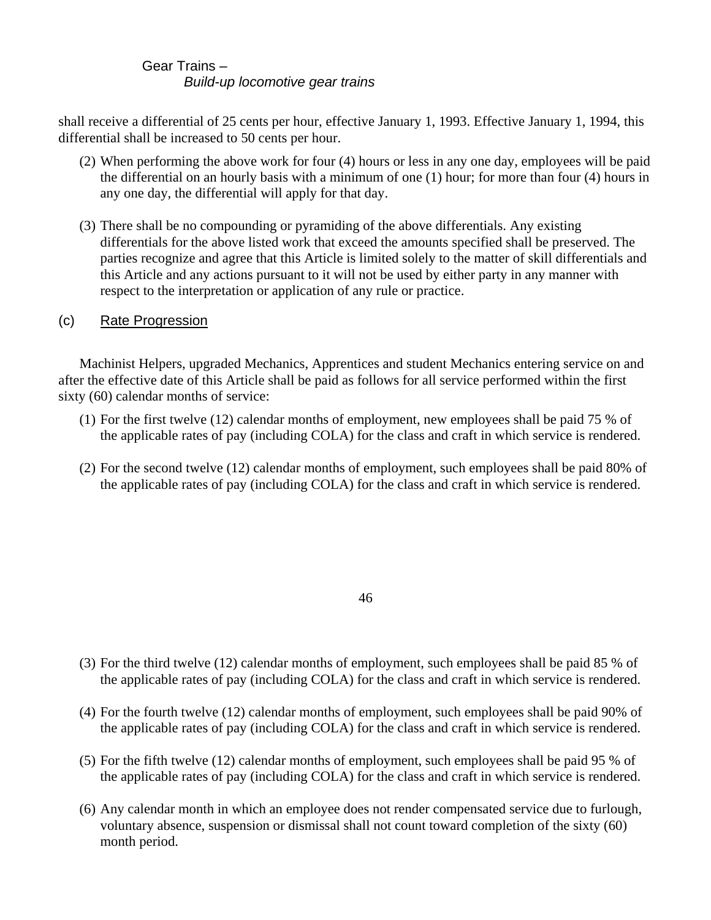Gear Trains –
*Build-up locomotive gear trains*

shall receive a differential of 25 cents per hour, effective January 1, 1993. Effective January 1, 1994, this differential shall be increased to 50 cents per hour.

(2) When performing the above work for four (4) hours or less in any one day, employees will be paid the differential on an hourly basis with a minimum of one (1) hour; for more than four (4) hours in any one day, the differential will apply for that day.

(3) There shall be no compounding or pyramiding of the above differentials. Any existing differentials for the above listed work that exceed the amounts specified shall be preserved. The parties recognize and agree that this Article is limited solely to the matter of skill differentials and this Article and any actions pursuant to it will not be used by either party in any manner with respect to the interpretation or application of any rule or practice.

(c) Rate Progression

Machinist Helpers, upgraded Mechanics, Apprentices and student Mechanics entering service on and after the effective date of this Article shall be paid as follows for all service performed within the first sixty (60) calendar months of service:

(1) For the first twelve (12) calendar months of employment, new employees shall be paid 75 % of the applicable rates of pay (including COLA) for the class and craft in which service is rendered.

(2) For the second twelve (12) calendar months of employment, such employees shall be paid 80% of the applicable rates of pay (including COLA) for the class and craft in which service is rendered.

(3) For the third twelve (12) calendar months of employment, such employees shall be paid 85 % of the applicable rates of pay (including COLA) for the class and craft in which service is rendered.

(4) For the fourth twelve (12) calendar months of employment, such employees shall be paid 90% of the applicable rates of pay (including COLA) for the class and craft in which service is rendered.

(5) For the fifth twelve (12) calendar months of employment, such employees shall be paid 95 % of the applicable rates of pay (including COLA) for the class and craft in which service is rendered.

(6) Any calendar month in which an employee does not render compensated service due to furlough, voluntary absence, suspension or dismissal shall not count toward completion of the sixty (60) month period.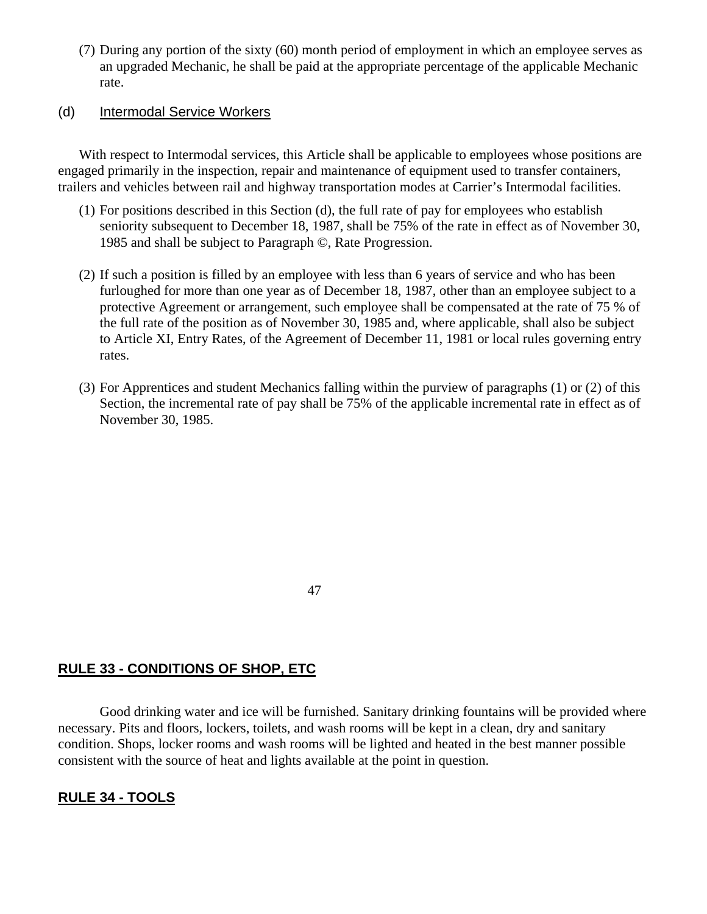(7) During any portion of the sixty (60) month period of employment in which an employee serves as an upgraded Mechanic, he shall be paid at the appropriate percentage of the applicable Mechanic rate.

(d) Intermodal Service Workers

With respect to Intermodal services, this Article shall be applicable to employees whose positions are engaged primarily in the inspection, repair and maintenance of equipment used to transfer containers, trailers and vehicles between rail and highway transportation modes at Carrier's Intermodal facilities.

(1) For positions described in this Section (d), the full rate of pay for employees who establish seniority subsequent to December 18, 1987, shall be 75% of the rate in effect as of November 30, 1985 and shall be subject to Paragraph ©, Rate Progression.

(2) If such a position is filled by an employee with less than 6 years of service and who has been furloughed for more than one year as of December 18, 1987, other than an employee subject to a protective Agreement or arrangement, such employee shall be compensated at the rate of 75 % of the full rate of the position as of November 30, 1985 and, where applicable, shall also be subject to Article XI, Entry Rates, of the Agreement of December 11, 1981 or local rules governing entry rates.

(3) For Apprentices and student Mechanics falling within the purview of paragraphs (1) or (2) of this Section, the incremental rate of pay shall be 75% of the applicable incremental rate in effect as of November 30, 1985.

## RULE 33 - CONDITIONS OF SHOP, ETC

Good drinking water and ice will be furnished. Sanitary drinking fountains will be provided where necessary. Pits and floors, lockers, toilets, and wash rooms will be kept in a clean, dry and sanitary condition. Shops, locker rooms and wash rooms will be lighted and heated in the best manner possible consistent with the source of heat and lights available at the point in question.

## RULE 34 - TOOLS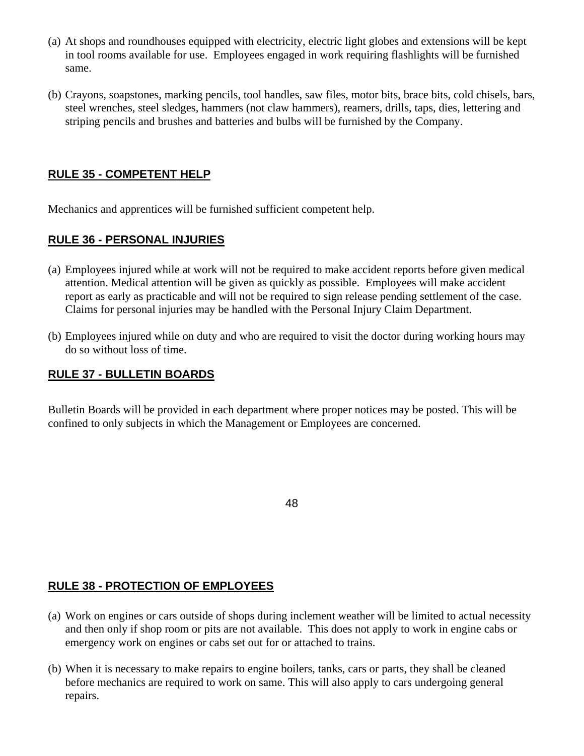(a) At shops and roundhouses equipped with electricity, electric light globes and extensions will be kept in tool rooms available for use. Employees engaged in work requiring flashlights will be furnished same.

(b) Crayons, soapstones, marking pencils, tool handles, saw files, motor bits, brace bits, cold chisels, bars, steel wrenches, steel sledges, hammers (not claw hammers), reamers, drills, taps, dies, lettering and striping pencils and brushes and batteries and bulbs will be furnished by the Company.

## RULE 35 - COMPETENT HELP

Mechanics and apprentices will be furnished sufficient competent help.

## RULE 36 - PERSONAL INJURIES

(a) Employees injured while at work will not be required to make accident reports before given medical attention. Medical attention will be given as quickly as possible. Employees will make accident report as early as practicable and will not be required to sign release pending settlement of the case. Claims for personal injuries may be handled with the Personal Injury Claim Department.

(b) Employees injured while on duty and who are required to visit the doctor during working hours may do so without loss of time.

## RULE 37 - BULLETIN BOARDS

Bulletin Boards will be provided in each department where proper notices may be posted. This will be confined to only subjects in which the Management or Employees are concerned.

## RULE 38 - PROTECTION OF EMPLOYEES

(a) Work on engines or cars outside of shops during inclement weather will be limited to actual necessity and then only if shop room or pits are not available. This does not apply to work in engine cabs or emergency work on engines or cabs set out for or attached to trains.

(b) When it is necessary to make repairs to engine boilers, tanks, cars or parts, they shall be cleaned before mechanics are required to work on same. This will also apply to cars undergoing general repairs.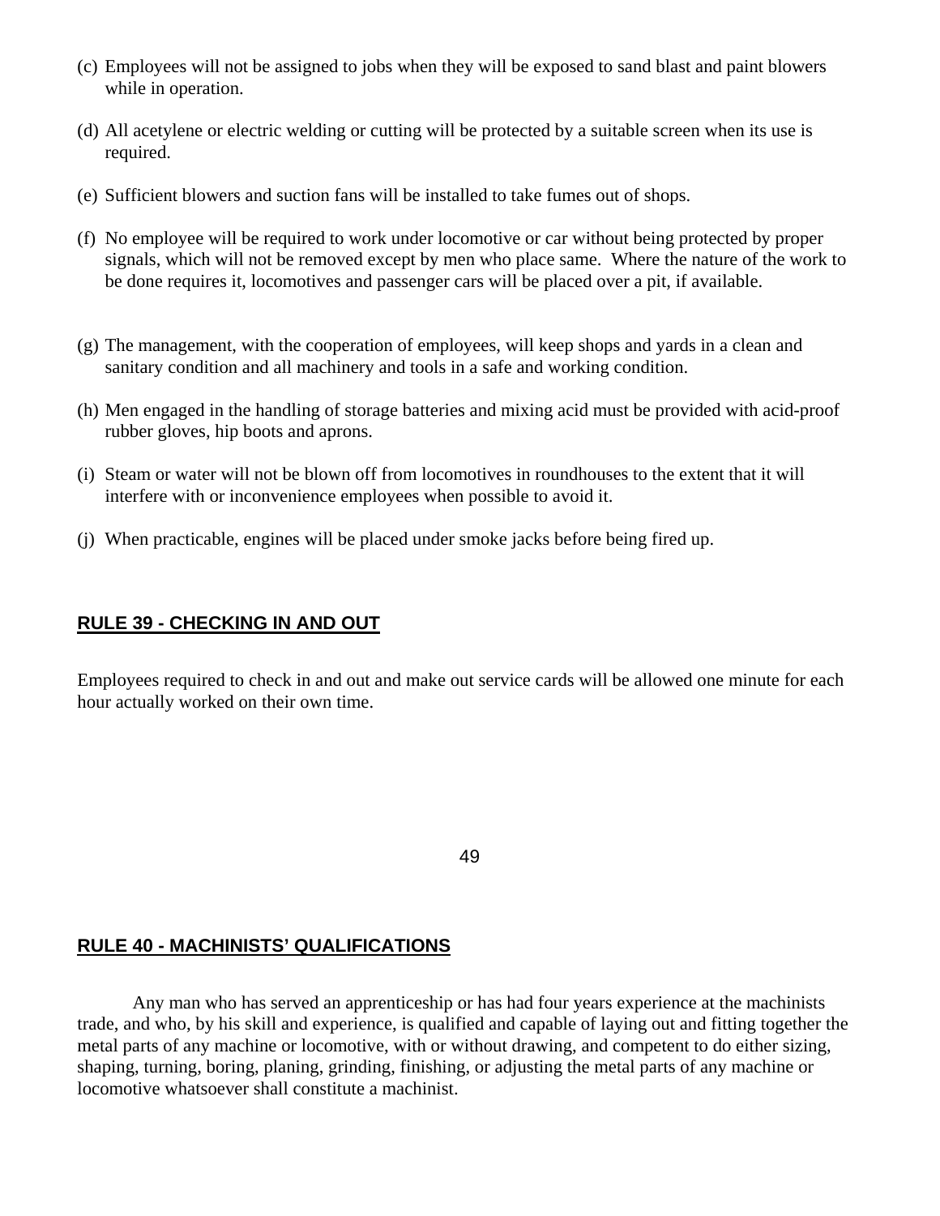(c) Employees will not be assigned to jobs when they will be exposed to sand blast and paint blowers while in operation.

(d) All acetylene or electric welding or cutting will be protected by a suitable screen when its use is required.

(e) Sufficient blowers and suction fans will be installed to take fumes out of shops.

(f) No employee will be required to work under locomotive or car without being protected by proper signals, which will not be removed except by men who place same. Where the nature of the work to be done requires it, locomotives and passenger cars will be placed over a pit, if available.

(g) The management, with the cooperation of employees, will keep shops and yards in a clean and sanitary condition and all machinery and tools in a safe and working condition.

(h) Men engaged in the handling of storage batteries and mixing acid must be provided with acid-proof rubber gloves, hip boots and aprons.

(i) Steam or water will not be blown off from locomotives in roundhouses to the extent that it will interfere with or inconvenience employees when possible to avoid it.

(j) When practicable, engines will be placed under smoke jacks before being fired up.

## RULE 39 - CHECKING IN AND OUT

Employees required to check in and out and make out service cards will be allowed one minute for each hour actually worked on their own time.

## RULE 40 - MACHINISTS' QUALIFICATIONS

Any man who has served an apprenticeship or has had four years experience at the machinists trade, and who, by his skill and experience, is qualified and capable of laying out and fitting together the metal parts of any machine or locomotive, with or without drawing, and competent to do either sizing, shaping, turning, boring, planing, grinding, finishing, or adjusting the metal parts of any machine or locomotive whatsoever shall constitute a machinist.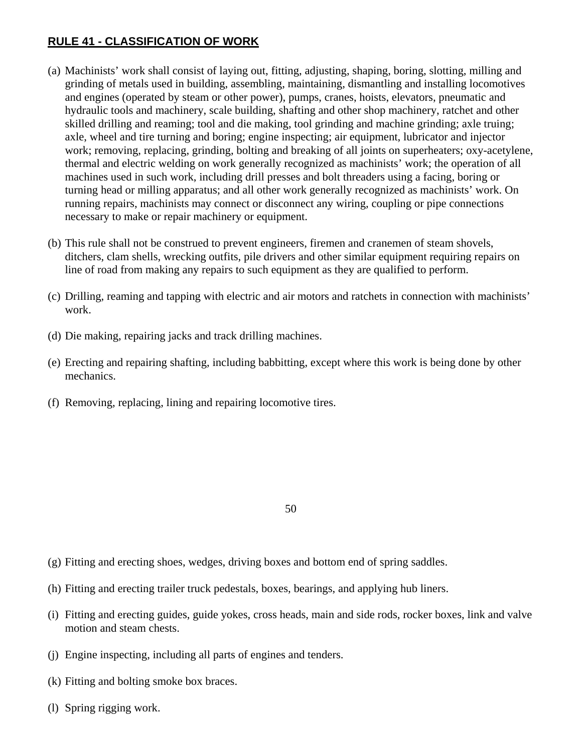## RULE 41 - CLASSIFICATION OF WORK

(a) Machinists' work shall consist of laying out, fitting, adjusting, shaping, boring, slotting, milling and grinding of metals used in building, assembling, maintaining, dismantling and installing locomotives and engines (operated by steam or other power), pumps, cranes, hoists, elevators, pneumatic and hydraulic tools and machinery, scale building, shafting and other shop machinery, ratchet and other skilled drilling and reaming; tool and die making, tool grinding and machine grinding; axle truing; axle, wheel and tire turning and boring; engine inspecting; air equipment, lubricator and injector work; removing, replacing, grinding, bolting and breaking of all joints on superheaters; oxy-acetylene, thermal and electric welding on work generally recognized as machinists' work; the operation of all machines used in such work, including drill presses and bolt threaders using a facing, boring or turning head or milling apparatus; and all other work generally recognized as machinists' work. On running repairs, machinists may connect or disconnect any wiring, coupling or pipe connections necessary to make or repair machinery or equipment.

(b) This rule shall not be construed to prevent engineers, firemen and cranemen of steam shovels, ditchers, clam shells, wrecking outfits, pile drivers and other similar equipment requiring repairs on line of road from making any repairs to such equipment as they are qualified to perform.

(c) Drilling, reaming and tapping with electric and air motors and ratchets in connection with machinists' work.

(d) Die making, repairing jacks and track drilling machines.

(e) Erecting and repairing shafting, including babbitting, except where this work is being done by other mechanics.

(f) Removing, replacing, lining and repairing locomotive tires.

(g) Fitting and erecting shoes, wedges, driving boxes and bottom end of spring saddles.

(h) Fitting and erecting trailer truck pedestals, boxes, bearings, and applying hub liners.

(i) Fitting and erecting guides, guide yokes, cross heads, main and side rods, rocker boxes, link and valve motion and steam chests.

(j) Engine inspecting, including all parts of engines and tenders.

(k) Fitting and bolting smoke box braces.

(l) Spring rigging work.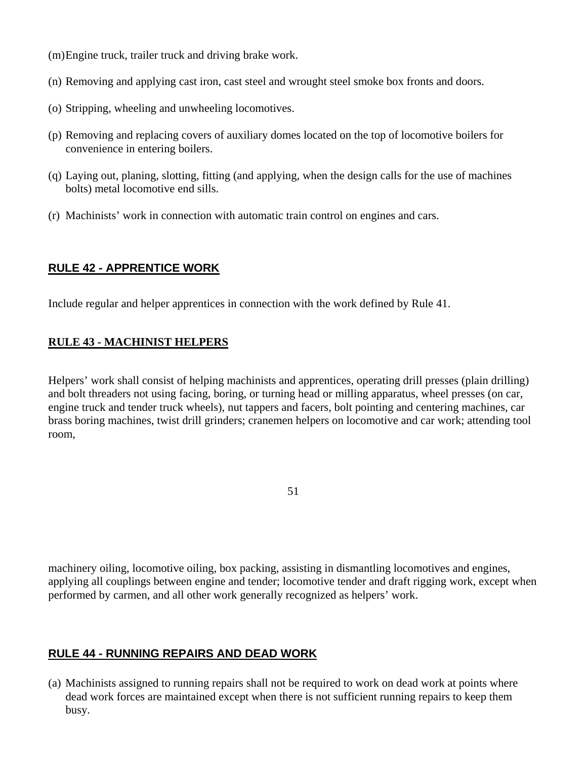(m) Engine truck, trailer truck and driving brake work.

(n) Removing and applying cast iron, cast steel and wrought steel smoke box fronts and doors.

(o) Stripping, wheeling and unwheeling locomotives.

(p) Removing and replacing covers of auxiliary domes located on the top of locomotive boilers for convenience in entering boilers.

(q) Laying out, planing, slotting, fitting (and applying, when the design calls for the use of machines bolts) metal locomotive end sills.

(r) Machinists' work in connection with automatic train control on engines and cars.

## RULE 42 - APPRENTICE WORK

Include regular and helper apprentices in connection with the work defined by Rule 41.

## RULE 43 - MACHINIST HELPERS

Helpers' work shall consist of helping machinists and apprentices, operating drill presses (plain drilling) and bolt threaders not using facing, boring, or turning head or milling apparatus, wheel presses (on car, engine truck and tender truck wheels), nut tappers and facers, bolt pointing and centering machines, car brass boring machines, twist drill grinders; cranemen helpers on locomotive and car work; attending tool room, machinery oiling, locomotive oiling, box packing, assisting in dismantling locomotives and engines, applying all couplings between engine and tender; locomotive tender and draft rigging work, except when performed by carmen, and all other work generally recognized as helpers' work.

## RULE 44 - RUNNING REPAIRS AND DEAD WORK

(a) Machinists assigned to running repairs shall not be required to work on dead work at points where dead work forces are maintained except when there is not sufficient running repairs to keep them busy.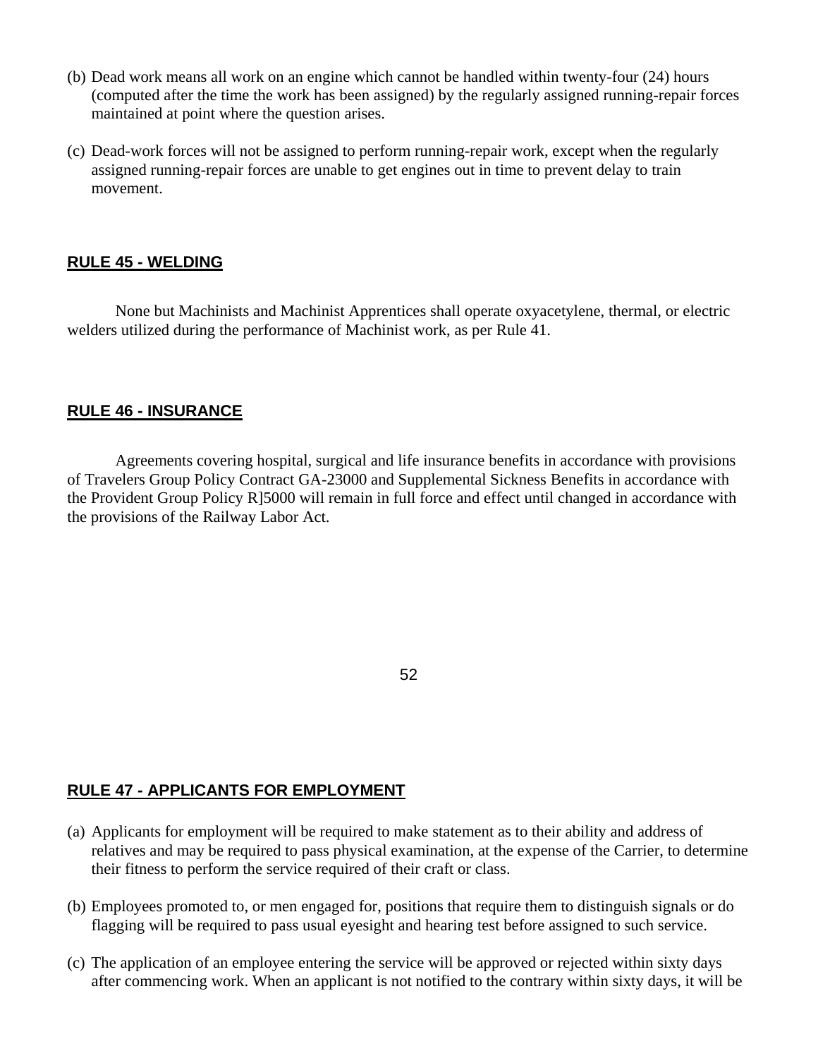(b) Dead work means all work on an engine which cannot be handled within twenty-four (24) hours (computed after the time the work has been assigned) by the regularly assigned running-repair forces maintained at point where the question arises.

(c) Dead-work forces will not be assigned to perform running-repair work, except when the regularly assigned running-repair forces are unable to get engines out in time to prevent delay to train movement.

## RULE 45 - WELDING

None but Machinists and Machinist Apprentices shall operate oxyacetylene, thermal, or electric welders utilized during the performance of Machinist work, as per Rule 41.

## RULE 46 - INSURANCE

Agreements covering hospital, surgical and life insurance benefits in accordance with provisions of Travelers Group Policy Contract GA-23000 and Supplemental Sickness Benefits in accordance with the Provident Group Policy R]5000 will remain in full force and effect until changed in accordance with the provisions of the Railway Labor Act.

## RULE 47 - APPLICANTS FOR EMPLOYMENT

(a) Applicants for employment will be required to make statement as to their ability and address of relatives and may be required to pass physical examination, at the expense of the Carrier, to determine their fitness to perform the service required of their craft or class.

(b) Employees promoted to, or men engaged for, positions that require them to distinguish signals or do flagging will be required to pass usual eyesight and hearing test before assigned to such service.

(c) The application of an employee entering the service will be approved or rejected within sixty days after commencing work. When an applicant is not notified to the contrary within sixty days, it will be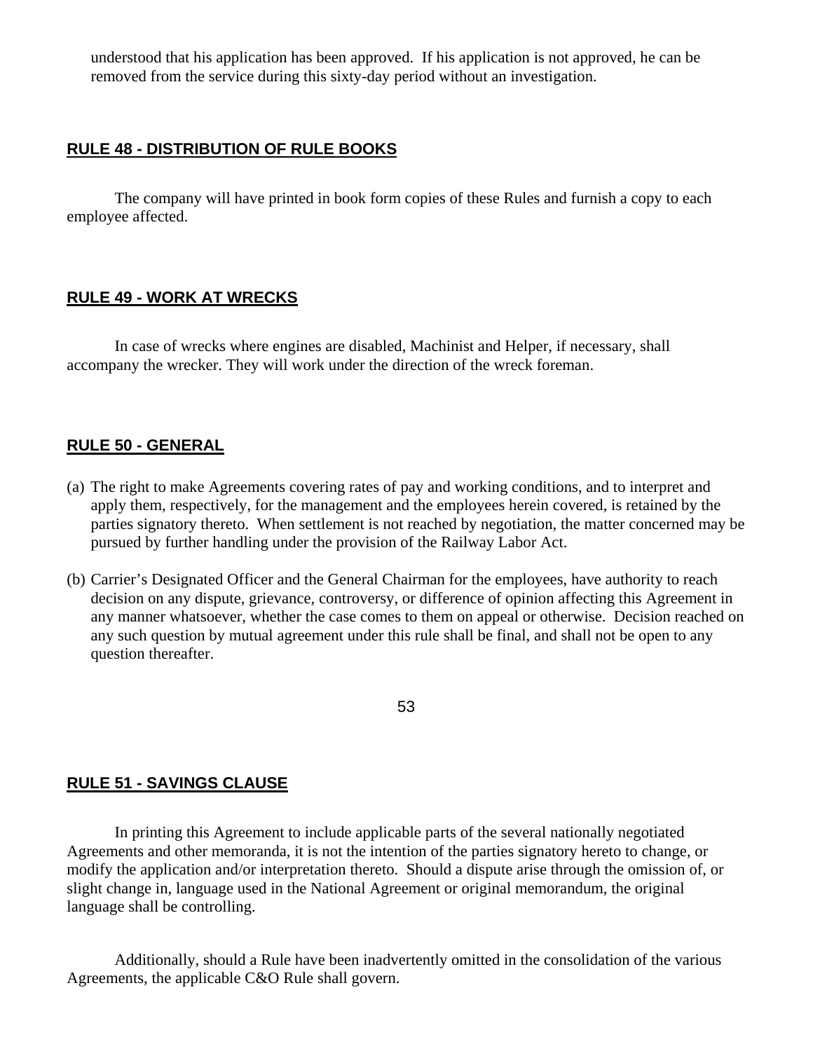understood that his application has been approved. If his application is not approved, he can be removed from the service during this sixty-day period without an investigation.

## RULE 48 - DISTRIBUTION OF RULE BOOKS

The company will have printed in book form copies of these Rules and furnish a copy to each employee affected.

## RULE 49 - WORK AT WRECKS

In case of wrecks where engines are disabled, Machinist and Helper, if necessary, shall accompany the wrecker. They will work under the direction of the wreck foreman.

## RULE 50 - GENERAL

(a) The right to make Agreements covering rates of pay and working conditions, and to interpret and apply them, respectively, for the management and the employees herein covered, is retained by the parties signatory thereto. When settlement is not reached by negotiation, the matter concerned may be pursued by further handling under the provision of the Railway Labor Act.

(b) Carrier's Designated Officer and the General Chairman for the employees, have authority to reach decision on any dispute, grievance, controversy, or difference of opinion affecting this Agreement in any manner whatsoever, whether the case comes to them on appeal or otherwise. Decision reached on any such question by mutual agreement under this rule shall be final, and shall not be open to any question thereafter.

## RULE 51 - SAVINGS CLAUSE

In printing this Agreement to include applicable parts of the several nationally negotiated Agreements and other memoranda, it is not the intention of the parties signatory hereto to change, or modify the application and/or interpretation thereto. Should a dispute arise through the omission of, or slight change in, language used in the National Agreement or original memorandum, the original language shall be controlling.

Additionally, should a Rule have been inadvertently omitted in the consolidation of the various Agreements, the applicable C&O Rule shall govern.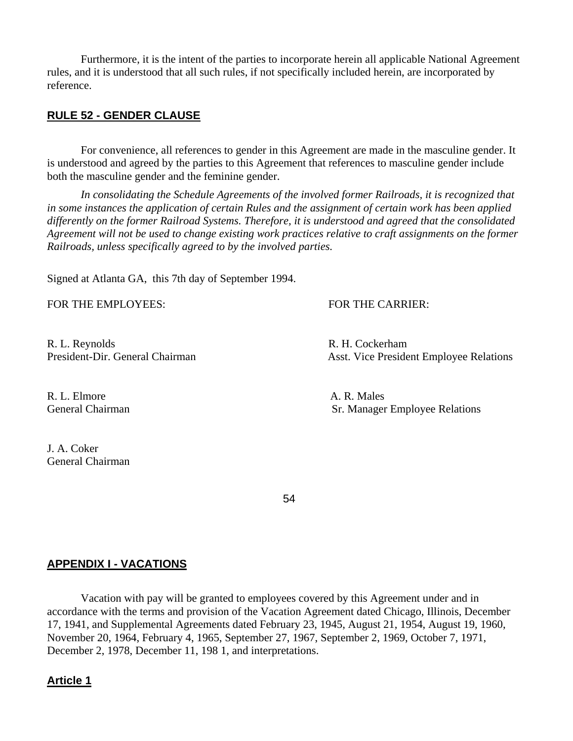Furthermore, it is the intent of the parties to incorporate herein all applicable National Agreement rules, and it is understood that all such rules, if not specifically included herein, are incorporated by reference.

## RULE 52 - GENDER CLAUSE

For convenience, all references to gender in this Agreement are made in the masculine gender. It is understood and agreed by the parties to this Agreement that references to masculine gender include both the masculine gender and the feminine gender.

*In consolidating the Schedule Agreements of the involved former Railroads, it is recognized that in some instances the application of certain Rules and the assignment of certain work has been applied differently on the former Railroad Systems. Therefore, it is understood and agreed that the consolidated Agreement will not be used to change existing work practices relative to craft assignments on the former Railroads, unless specifically agreed to by the involved parties.*

Signed at Atlanta GA, this 7th day of September 1994.

FOR THE EMPLOYEES:

R. L. Reynolds
President-Dir. General Chairman

R. L. Elmore
General Chairman

J. A. Coker
General Chairman

FOR THE CARRIER:

R. H. Cockerham
Asst. Vice President Employee Relations

A. R. Males
Sr. Manager Employee Relations

## APPENDIX I - VACATIONS

Vacation with pay will be granted to employees covered by this Agreement under and in accordance with the terms and provision of the Vacation Agreement dated Chicago, Illinois, December 17, 1941, and Supplemental Agreements dated February 23, 1945, August 21, 1954, August 19, 1960, November 20, 1964, February 4, 1965, September 27, 1967, September 2, 1969, October 7, 1971, December 2, 1978, December 11, 198 1, and interpretations.

### Article 1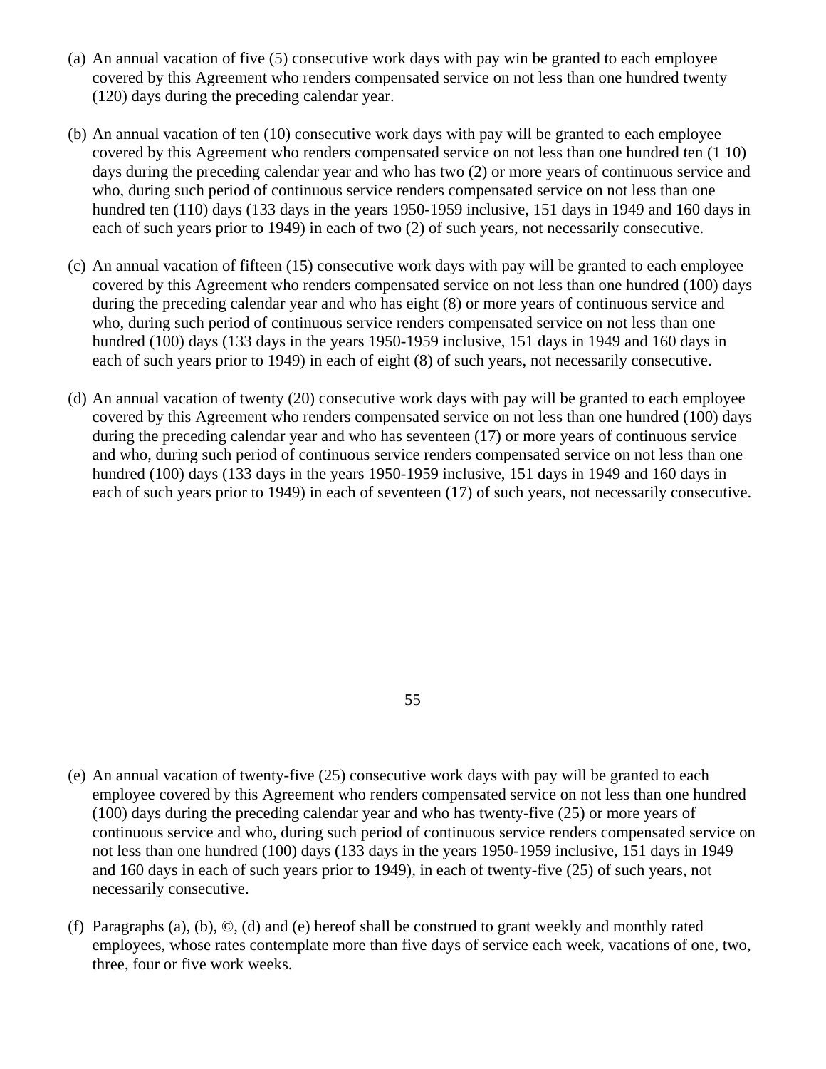(a) An annual vacation of five (5) consecutive work days with pay win be granted to each employee covered by this Agreement who renders compensated service on not less than one hundred twenty (120) days during the preceding calendar year.

(b) An annual vacation of ten (10) consecutive work days with pay will be granted to each employee covered by this Agreement who renders compensated service on not less than one hundred ten (1 10) days during the preceding calendar year and who has two (2) or more years of continuous service and who, during such period of continuous service renders compensated service on not less than one hundred ten (110) days (133 days in the years 1950-1959 inclusive, 151 days in 1949 and 160 days in each of such years prior to 1949) in each of two (2) of such years, not necessarily consecutive.

(c) An annual vacation of fifteen (15) consecutive work days with pay will be granted to each employee covered by this Agreement who renders compensated service on not less than one hundred (100) days during the preceding calendar year and who has eight (8) or more years of continuous service and who, during such period of continuous service renders compensated service on not less than one hundred (100) days (133 days in the years 1950-1959 inclusive, 151 days in 1949 and 160 days in each of such years prior to 1949) in each of eight (8) of such years, not necessarily consecutive.

(d) An annual vacation of twenty (20) consecutive work days with pay will be granted to each employee covered by this Agreement who renders compensated service on not less than one hundred (100) days during the preceding calendar year and who has seventeen (17) or more years of continuous service and who, during such period of continuous service renders compensated service on not less than one hundred (100) days (133 days in the years 1950-1959 inclusive, 151 days in 1949 and 160 days in each of such years prior to 1949) in each of seventeen (17) of such years, not necessarily consecutive.

(e) An annual vacation of twenty-five (25) consecutive work days with pay will be granted to each employee covered by this Agreement who renders compensated service on not less than one hundred (100) days during the preceding calendar year and who has twenty-five (25) or more years of continuous service and who, during such period of continuous service renders compensated service on not less than one hundred (100) days (133 days in the years 1950-1959 inclusive, 151 days in 1949 and 160 days in each of such years prior to 1949), in each of twenty-five (25) of such years, not necessarily consecutive.

(f) Paragraphs (a), (b), ©, (d) and (e) hereof shall be construed to grant weekly and monthly rated employees, whose rates contemplate more than five days of service each week, vacations of one, two, three, four or five work weeks.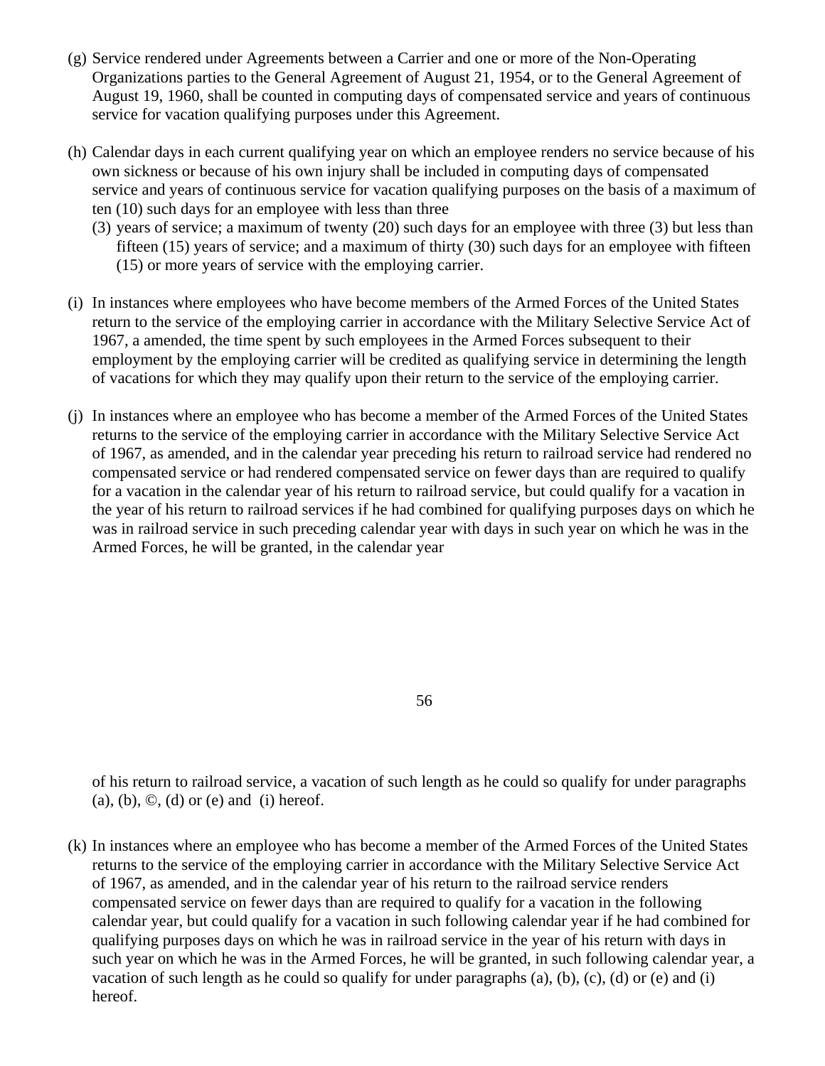(g) Service rendered under Agreements between a Carrier and one or more of the Non-Operating Organizations parties to the General Agreement of August 21, 1954, or to the General Agreement of August 19, 1960, shall be counted in computing days of compensated service and years of continuous service for vacation qualifying purposes under this Agreement.

(h) Calendar days in each current qualifying year on which an employee renders no service because of his own sickness or because of his own injury shall be included in computing days of compensated service and years of continuous service for vacation qualifying purposes on the basis of a maximum of ten (10) such days for an employee with less than three

(3) years of service; a maximum of twenty (20) such days for an employee with three (3) but less than fifteen (15) years of service; and a maximum of thirty (30) such days for an employee with fifteen (15) or more years of service with the employing carrier.

(i) In instances where employees who have become members of the Armed Forces of the United States return to the service of the employing carrier in accordance with the Military Selective Service Act of 1967, a amended, the time spent by such employees in the Armed Forces subsequent to their employment by the employing carrier will be credited as qualifying service in determining the length of vacations for which they may qualify upon their return to the service of the employing carrier.

(j) In instances where an employee who has become a member of the Armed Forces of the United States returns to the service of the employing carrier in accordance with the Military Selective Service Act of 1967, as amended, and in the calendar year preceding his return to railroad service had rendered no compensated service or had rendered compensated service on fewer days than are required to qualify for a vacation in the calendar year of his return to railroad service, but could qualify for a vacation in the year of his return to railroad services if he had combined for qualifying purposes days on which he was in railroad service in such preceding calendar year with days in such year on which he was in the Armed Forces, he will be granted, in the calendar year of his return to railroad service, a vacation of such length as he could so qualify for under paragraphs (a), (b), ©, (d) or (e) and (i) hereof.

(k) In instances where an employee who has become a member of the Armed Forces of the United States returns to the service of the employing carrier in accordance with the Military Selective Service Act of 1967, as amended, and in the calendar year of his return to the railroad service renders compensated service on fewer days than are required to qualify for a vacation in the following calendar year, but could qualify for a vacation in such following calendar year if he had combined for qualifying purposes days on which he was in railroad service in the year of his return with days in such year on which he was in the Armed Forces, he will be granted, in such following calendar year, a vacation of such length as he could so qualify for under paragraphs (a), (b), (c), (d) or (e) and (i) hereof.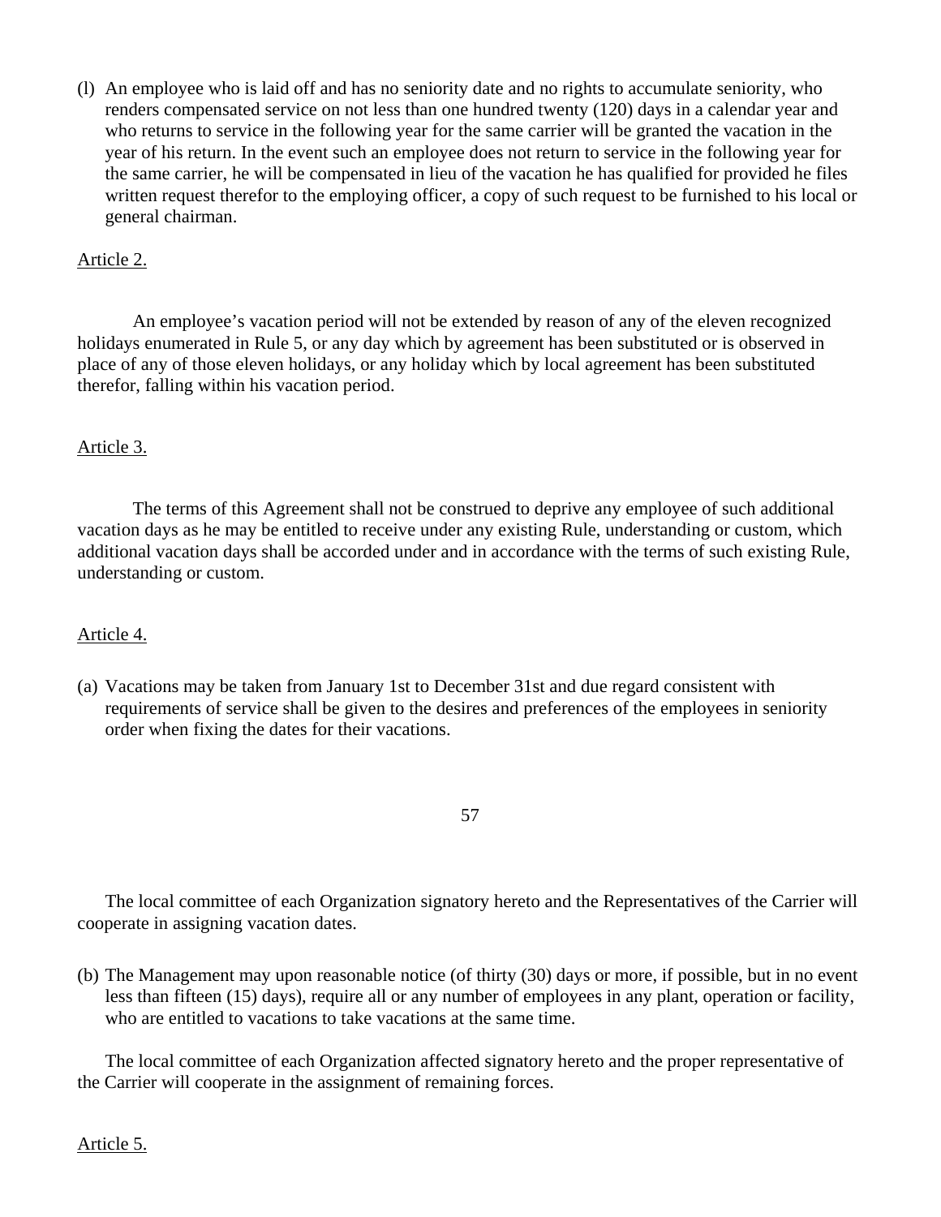(l) An employee who is laid off and has no seniority date and no rights to accumulate seniority, who renders compensated service on not less than one hundred twenty (120) days in a calendar year and who returns to service in the following year for the same carrier will be granted the vacation in the year of his return. In the event such an employee does not return to service in the following year for the same carrier, he will be compensated in lieu of the vacation he has qualified for provided he files written request therefor to the employing officer, a copy of such request to be furnished to his local or general chairman.

Article 2.

An employee's vacation period will not be extended by reason of any of the eleven recognized holidays enumerated in Rule 5, or any day which by agreement has been substituted or is observed in place of any of those eleven holidays, or any holiday which by local agreement has been substituted therefor, falling within his vacation period.

Article 3.

The terms of this Agreement shall not be construed to deprive any employee of such additional vacation days as he may be entitled to receive under any existing Rule, understanding or custom, which additional vacation days shall be accorded under and in accordance with the terms of such existing Rule, understanding or custom.

Article 4.

(a) Vacations may be taken from January 1st to December 31st and due regard consistent with requirements of service shall be given to the desires and preferences of the employees in seniority order when fixing the dates for their vacations.

The local committee of each Organization signatory hereto and the Representatives of the Carrier will cooperate in assigning vacation dates.

(b) The Management may upon reasonable notice (of thirty (30) days or more, if possible, but in no event less than fifteen (15) days), require all or any number of employees in any plant, operation or facility, who are entitled to vacations to take vacations at the same time.

The local committee of each Organization affected signatory hereto and the proper representative of the Carrier will cooperate in the assignment of remaining forces.

Article 5.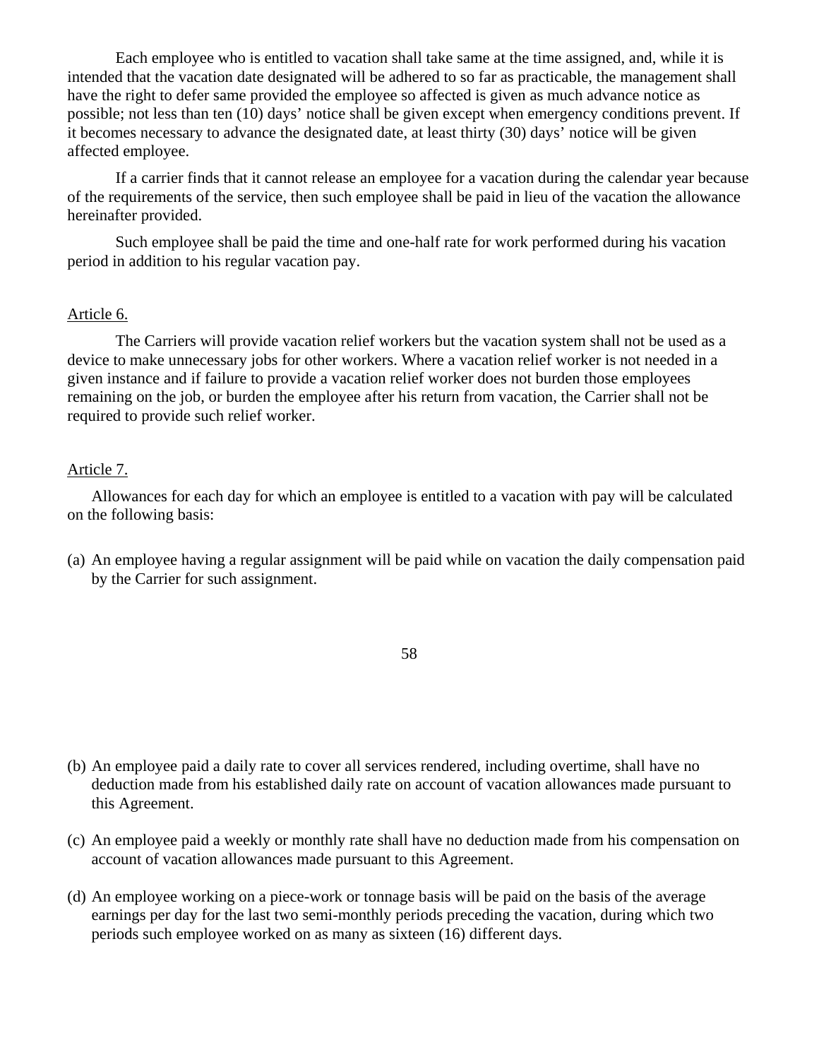Each employee who is entitled to vacation shall take same at the time assigned, and, while it is intended that the vacation date designated will be adhered to so far as practicable, the management shall have the right to defer same provided the employee so affected is given as much advance notice as possible; not less than ten (10) days' notice shall be given except when emergency conditions prevent. If it becomes necessary to advance the designated date, at least thirty (30) days' notice will be given affected employee.

If a carrier finds that it cannot release an employee for a vacation during the calendar year because of the requirements of the service, then such employee shall be paid in lieu of the vacation the allowance hereinafter provided.

Such employee shall be paid the time and one-half rate for work performed during his vacation period in addition to his regular vacation pay.

<u>Article 6.</u>

The Carriers will provide vacation relief workers but the vacation system shall not be used as a device to make unnecessary jobs for other workers. Where a vacation relief worker is not needed in a given instance and if failure to provide a vacation relief worker does not burden those employees remaining on the job, or burden the employee after his return from vacation, the Carrier shall not be required to provide such relief worker.

<u>Article 7.</u>

Allowances for each day for which an employee is entitled to a vacation with pay will be calculated on the following basis:

(a) An employee having a regular assignment will be paid while on vacation the daily compensation paid by the Carrier for such assignment.

(b) An employee paid a daily rate to cover all services rendered, including overtime, shall have no deduction made from his established daily rate on account of vacation allowances made pursuant to this Agreement.

(c) An employee paid a weekly or monthly rate shall have no deduction made from his compensation on account of vacation allowances made pursuant to this Agreement.

(d) An employee working on a piece-work or tonnage basis will be paid on the basis of the average earnings per day for the last two semi-monthly periods preceding the vacation, during which two periods such employee worked on as many as sixteen (16) different days.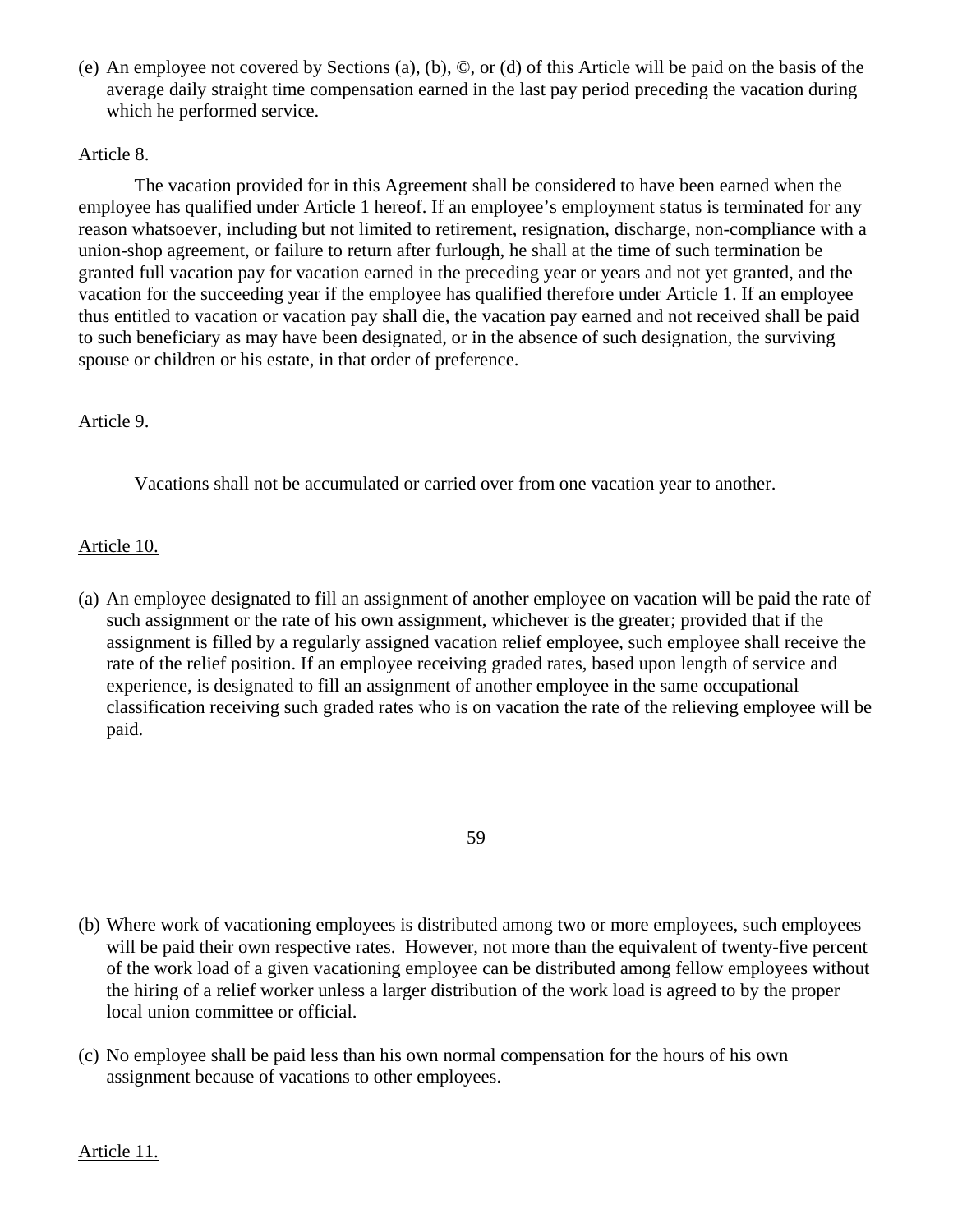(e) An employee not covered by Sections (a), (b), ©, or (d) of this Article will be paid on the basis of the average daily straight time compensation earned in the last pay period preceding the vacation during which he performed service.

Article 8.

The vacation provided for in this Agreement shall be considered to have been earned when the employee has qualified under Article 1 hereof. If an employee's employment status is terminated for any reason whatsoever, including but not limited to retirement, resignation, discharge, non-compliance with a union-shop agreement, or failure to return after furlough, he shall at the time of such termination be granted full vacation pay for vacation earned in the preceding year or years and not yet granted, and the vacation for the succeeding year if the employee has qualified therefore under Article 1. If an employee thus entitled to vacation or vacation pay shall die, the vacation pay earned and not received shall be paid to such beneficiary as may have been designated, or in the absence of such designation, the surviving spouse or children or his estate, in that order of preference.

Article 9.

Vacations shall not be accumulated or carried over from one vacation year to another.

Article 10.

(a) An employee designated to fill an assignment of another employee on vacation will be paid the rate of such assignment or the rate of his own assignment, whichever is the greater; provided that if the assignment is filled by a regularly assigned vacation relief employee, such employee shall receive the rate of the relief position. If an employee receiving graded rates, based upon length of service and experience, is designated to fill an assignment of another employee in the same occupational classification receiving such graded rates who is on vacation the rate of the relieving employee will be paid.

(b) Where work of vacationing employees is distributed among two or more employees, such employees will be paid their own respective rates. However, not more than the equivalent of twenty-five percent of the work load of a given vacationing employee can be distributed among fellow employees without the hiring of a relief worker unless a larger distribution of the work load is agreed to by the proper local union committee or official.

(c) No employee shall be paid less than his own normal compensation for the hours of his own assignment because of vacations to other employees.

Article 11.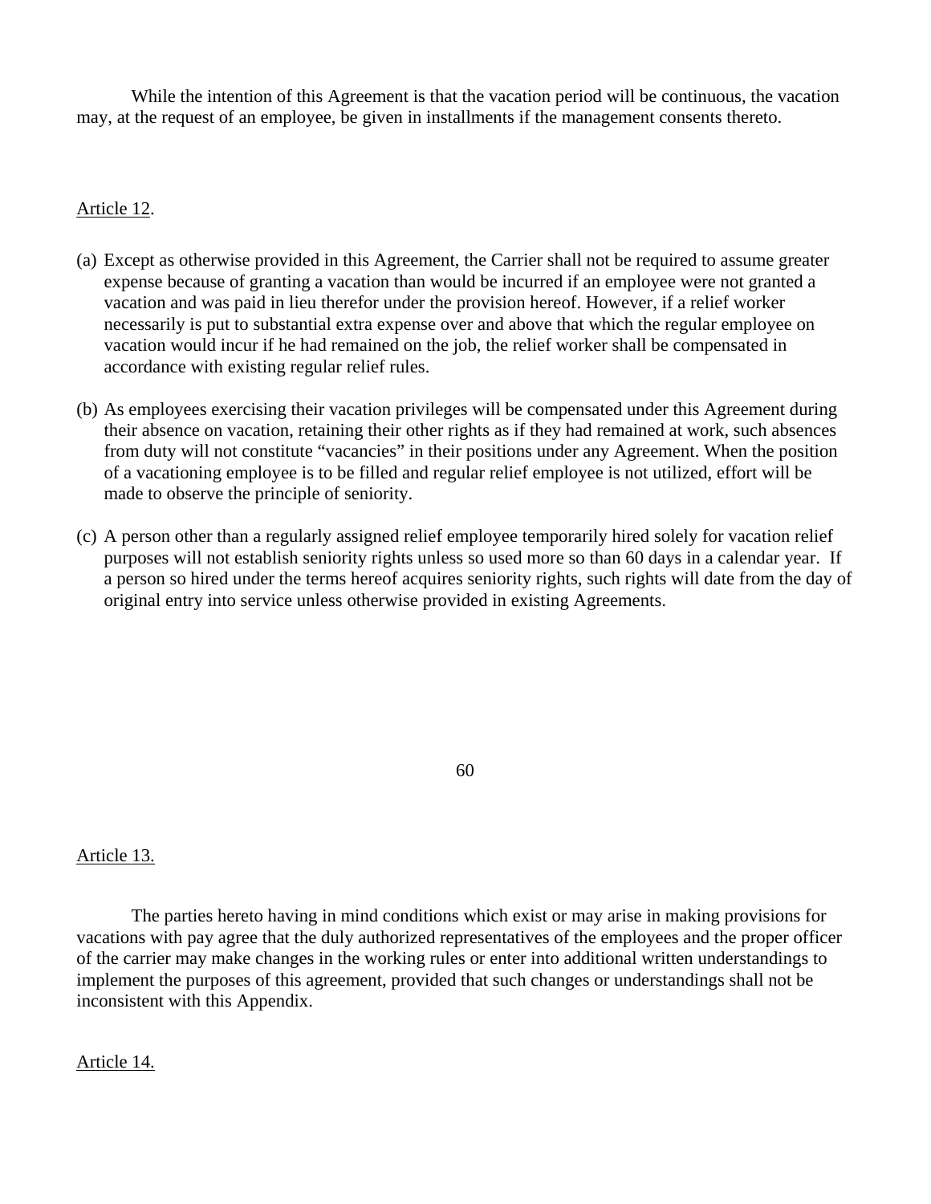While the intention of this Agreement is that the vacation period will be continuous, the vacation may, at the request of an employee, be given in installments if the management consents thereto.

Article 12.

(a) Except as otherwise provided in this Agreement, the Carrier shall not be required to assume greater expense because of granting a vacation than would be incurred if an employee were not granted a vacation and was paid in lieu therefor under the provision hereof. However, if a relief worker necessarily is put to substantial extra expense over and above that which the regular employee on vacation would incur if he had remained on the job, the relief worker shall be compensated in accordance with existing regular relief rules.

(b) As employees exercising their vacation privileges will be compensated under this Agreement during their absence on vacation, retaining their other rights as if they had remained at work, such absences from duty will not constitute "vacancies" in their positions under any Agreement. When the position of a vacationing employee is to be filled and regular relief employee is not utilized, effort will be made to observe the principle of seniority.

(c) A person other than a regularly assigned relief employee temporarily hired solely for vacation relief purposes will not establish seniority rights unless so used more so than 60 days in a calendar year. If a person so hired under the terms hereof acquires seniority rights, such rights will date from the day of original entry into service unless otherwise provided in existing Agreements.

Article 13.

The parties hereto having in mind conditions which exist or may arise in making provisions for vacations with pay agree that the duly authorized representatives of the employees and the proper officer of the carrier may make changes in the working rules or enter into additional written understandings to implement the purposes of this agreement, provided that such changes or understandings shall not be inconsistent with this Appendix.

Article 14.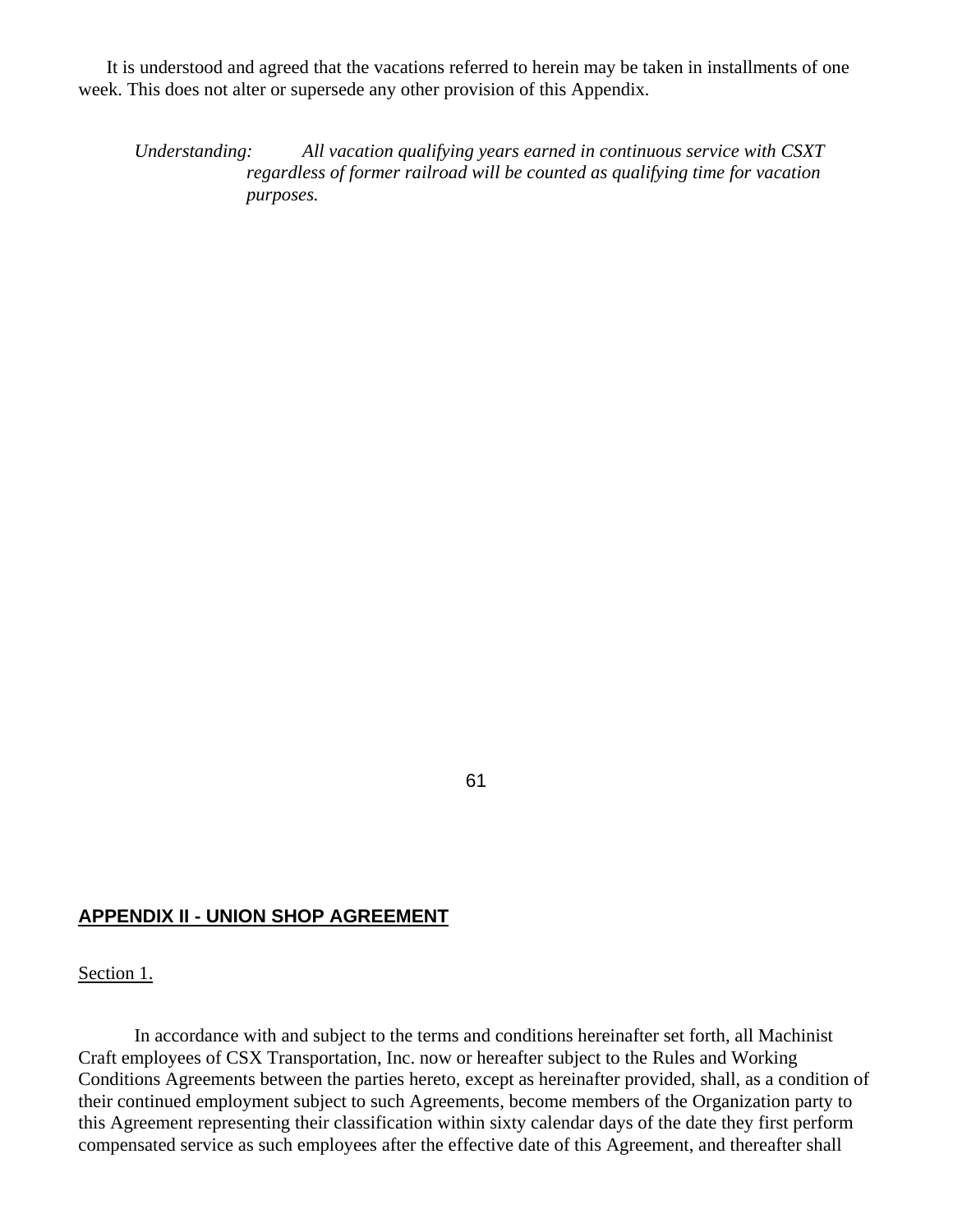It is understood and agreed that the vacations referred to herein may be taken in installments of one week. This does not alter or supersede any other provision of this Appendix.

> *Understanding: All vacation qualifying years earned in continuous service with CSXT regardless of former railroad will be counted as qualifying time for vacation purposes.*

## APPENDIX II - UNION SHOP AGREEMENT

Section 1.

In accordance with and subject to the terms and conditions hereinafter set forth, all Machinist Craft employees of CSX Transportation, Inc. now or hereafter subject to the Rules and Working Conditions Agreements between the parties hereto, except as hereinafter provided, shall, as a condition of their continued employment subject to such Agreements, become members of the Organization party to this Agreement representing their classification within sixty calendar days of the date they first perform compensated service as such employees after the effective date of this Agreement, and thereafter shall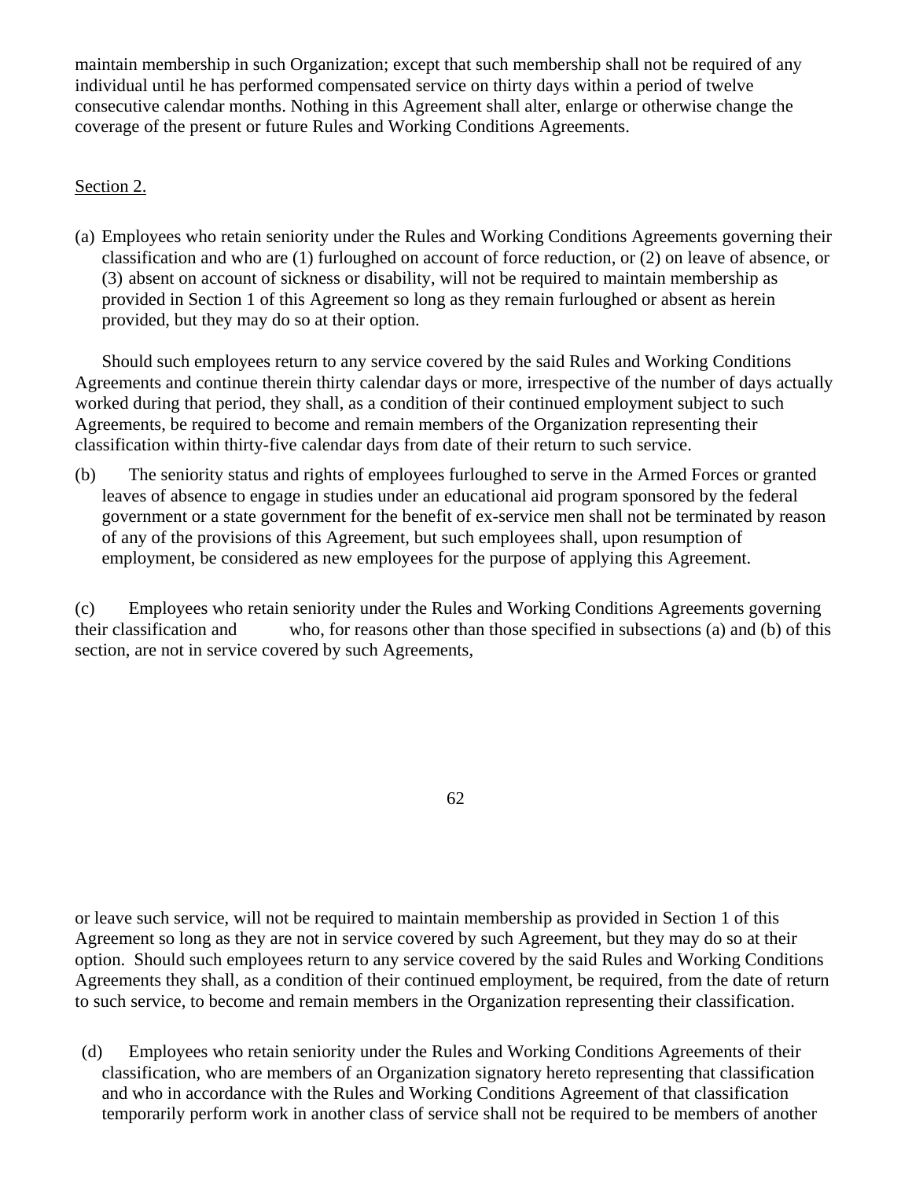maintain membership in such Organization; except that such membership shall not be required of any individual until he has performed compensated service on thirty days within a period of twelve consecutive calendar months. Nothing in this Agreement shall alter, enlarge or otherwise change the coverage of the present or future Rules and Working Conditions Agreements.

Section 2.

(a) Employees who retain seniority under the Rules and Working Conditions Agreements governing their classification and who are (1) furloughed on account of force reduction, or (2) on leave of absence, or (3) absent on account of sickness or disability, will not be required to maintain membership as provided in Section 1 of this Agreement so long as they remain furloughed or absent as herein provided, but they may do so at their option.

Should such employees return to any service covered by the said Rules and Working Conditions Agreements and continue therein thirty calendar days or more, irrespective of the number of days actually worked during that period, they shall, as a condition of their continued employment subject to such Agreements, be required to become and remain members of the Organization representing their classification within thirty-five calendar days from date of their return to such service.

(b) The seniority status and rights of employees furloughed to serve in the Armed Forces or granted leaves of absence to engage in studies under an educational aid program sponsored by the federal government or a state government for the benefit of ex-service men shall not be terminated by reason of any of the provisions of this Agreement, but such employees shall, upon resumption of employment, be considered as new employees for the purpose of applying this Agreement.

(c) Employees who retain seniority under the Rules and Working Conditions Agreements governing their classification and who, for reasons other than those specified in subsections (a) and (b) of this section, are not in service covered by such Agreements, or leave such service, will not be required to maintain membership as provided in Section 1 of this Agreement so long as they are not in service covered by such Agreement, but they may do so at their option. Should such employees return to any service covered by the said Rules and Working Conditions Agreements they shall, as a condition of their continued employment, be required, from the date of return to such service, to become and remain members in the Organization representing their classification.

(d) Employees who retain seniority under the Rules and Working Conditions Agreements of their classification, who are members of an Organization signatory hereto representing that classification and who in accordance with the Rules and Working Conditions Agreement of that classification temporarily perform work in another class of service shall not be required to be members of another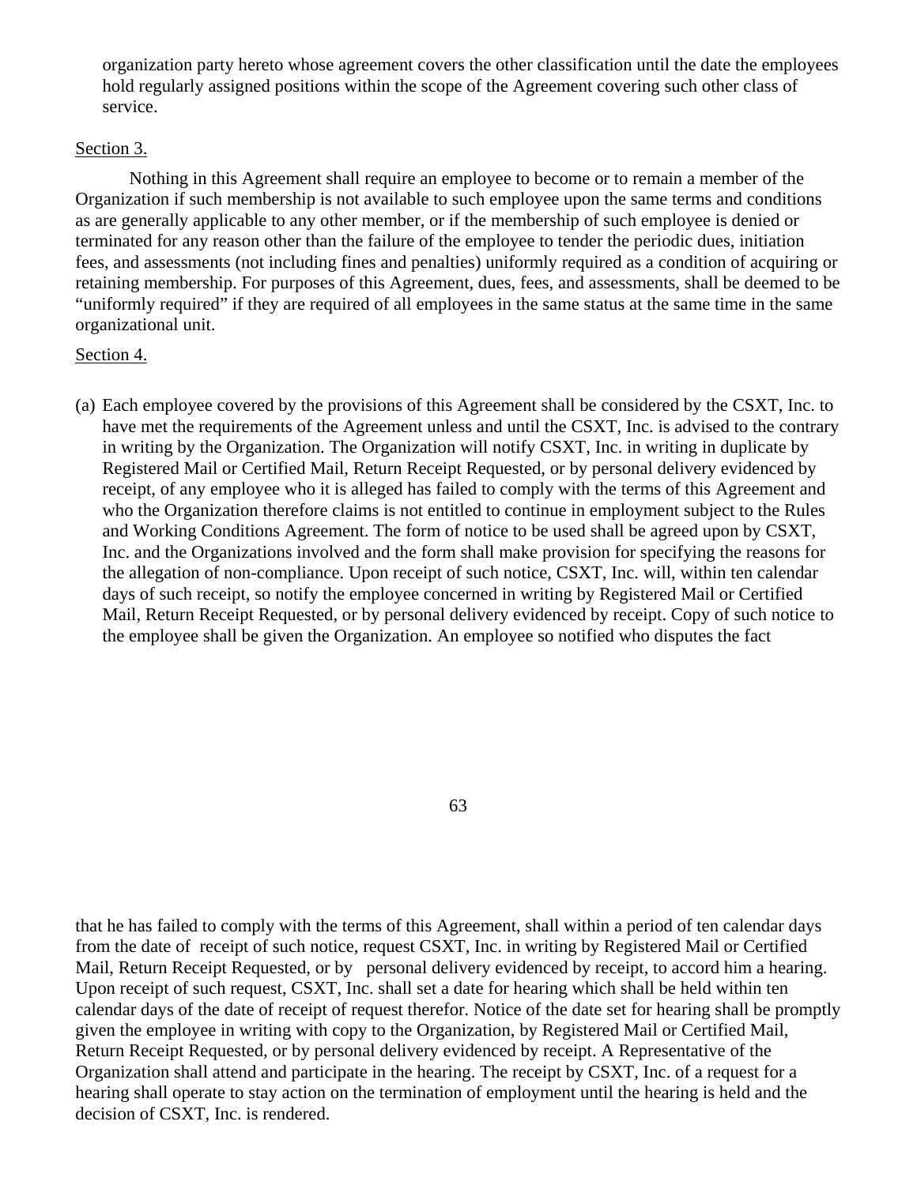organization party hereto whose agreement covers the other classification until the date the employees hold regularly assigned positions within the scope of the Agreement covering such other class of service.

Section 3.

Nothing in this Agreement shall require an employee to become or to remain a member of the Organization if such membership is not available to such employee upon the same terms and conditions as are generally applicable to any other member, or if the membership of such employee is denied or terminated for any reason other than the failure of the employee to tender the periodic dues, initiation fees, and assessments (not including fines and penalties) uniformly required as a condition of acquiring or retaining membership. For purposes of this Agreement, dues, fees, and assessments, shall be deemed to be "uniformly required" if they are required of all employees in the same status at the same time in the same organizational unit.

Section 4.

(a) Each employee covered by the provisions of this Agreement shall be considered by the CSXT, Inc. to have met the requirements of the Agreement unless and until the CSXT, Inc. is advised to the contrary in writing by the Organization. The Organization will notify CSXT, Inc. in writing in duplicate by Registered Mail or Certified Mail, Return Receipt Requested, or by personal delivery evidenced by receipt, of any employee who it is alleged has failed to comply with the terms of this Agreement and who the Organization therefore claims is not entitled to continue in employment subject to the Rules and Working Conditions Agreement. The form of notice to be used shall be agreed upon by CSXT, Inc. and the Organizations involved and the form shall make provision for specifying the reasons for the allegation of non-compliance. Upon receipt of such notice, CSXT, Inc. will, within ten calendar days of such receipt, so notify the employee concerned in writing by Registered Mail or Certified Mail, Return Receipt Requested, or by personal delivery evidenced by receipt. Copy of such notice to the employee shall be given the Organization. An employee so notified who disputes the fact that he has failed to comply with the terms of this Agreement, shall within a period of ten calendar days from the date of receipt of such notice, request CSXT, Inc. in writing by Registered Mail or Certified Mail, Return Receipt Requested, or by personal delivery evidenced by receipt, to accord him a hearing. Upon receipt of such request, CSXT, Inc. shall set a date for hearing which shall be held within ten calendar days of the date of receipt of request therefor. Notice of the date set for hearing shall be promptly given the employee in writing with copy to the Organization, by Registered Mail or Certified Mail, Return Receipt Requested, or by personal delivery evidenced by receipt. A Representative of the Organization shall attend and participate in the hearing. The receipt by CSXT, Inc. of a request for a hearing shall operate to stay action on the termination of employment until the hearing is held and the decision of CSXT, Inc. is rendered.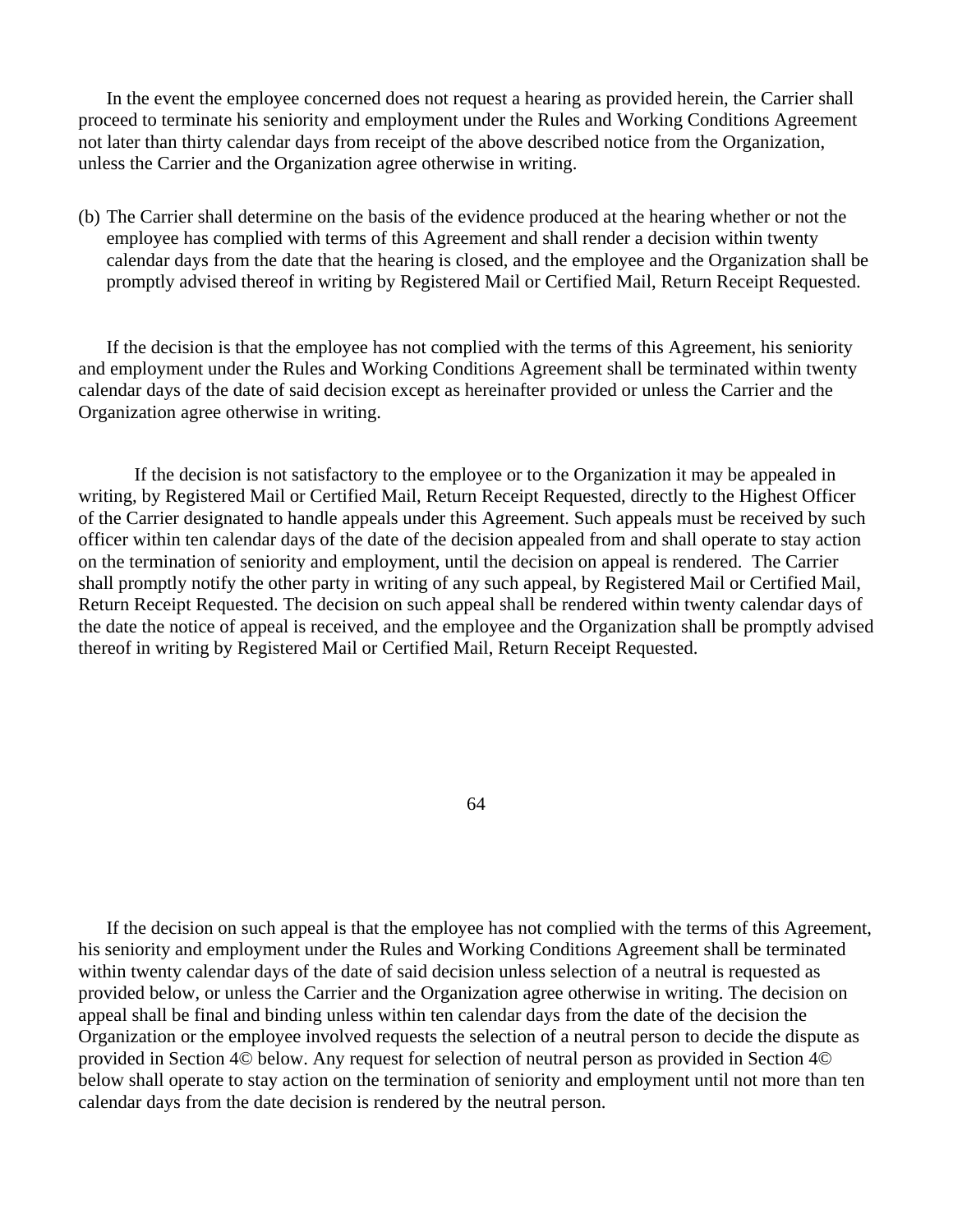In the event the employee concerned does not request a hearing as provided herein, the Carrier shall proceed to terminate his seniority and employment under the Rules and Working Conditions Agreement not later than thirty calendar days from receipt of the above described notice from the Organization, unless the Carrier and the Organization agree otherwise in writing.

(b) The Carrier shall determine on the basis of the evidence produced at the hearing whether or not the employee has complied with terms of this Agreement and shall render a decision within twenty calendar days from the date that the hearing is closed, and the employee and the Organization shall be promptly advised thereof in writing by Registered Mail or Certified Mail, Return Receipt Requested.

If the decision is that the employee has not complied with the terms of this Agreement, his seniority and employment under the Rules and Working Conditions Agreement shall be terminated within twenty calendar days of the date of said decision except as hereinafter provided or unless the Carrier and the Organization agree otherwise in writing.

If the decision is not satisfactory to the employee or to the Organization it may be appealed in writing, by Registered Mail or Certified Mail, Return Receipt Requested, directly to the Highest Officer of the Carrier designated to handle appeals under this Agreement. Such appeals must be received by such officer within ten calendar days of the date of the decision appealed from and shall operate to stay action on the termination of seniority and employment, until the decision on appeal is rendered. The Carrier shall promptly notify the other party in writing of any such appeal, by Registered Mail or Certified Mail, Return Receipt Requested. The decision on such appeal shall be rendered within twenty calendar days of the date the notice of appeal is received, and the employee and the Organization shall be promptly advised thereof in writing by Registered Mail or Certified Mail, Return Receipt Requested.

If the decision on such appeal is that the employee has not complied with the terms of this Agreement, his seniority and employment under the Rules and Working Conditions Agreement shall be terminated within twenty calendar days of the date of said decision unless selection of a neutral is requested as provided below, or unless the Carrier and the Organization agree otherwise in writing. The decision on appeal shall be final and binding unless within ten calendar days from the date of the decision the Organization or the employee involved requests the selection of a neutral person to decide the dispute as provided in Section 4© below. Any request for selection of neutral person as provided in Section 4© below shall operate to stay action on the termination of seniority and employment until not more than ten calendar days from the date decision is rendered by the neutral person.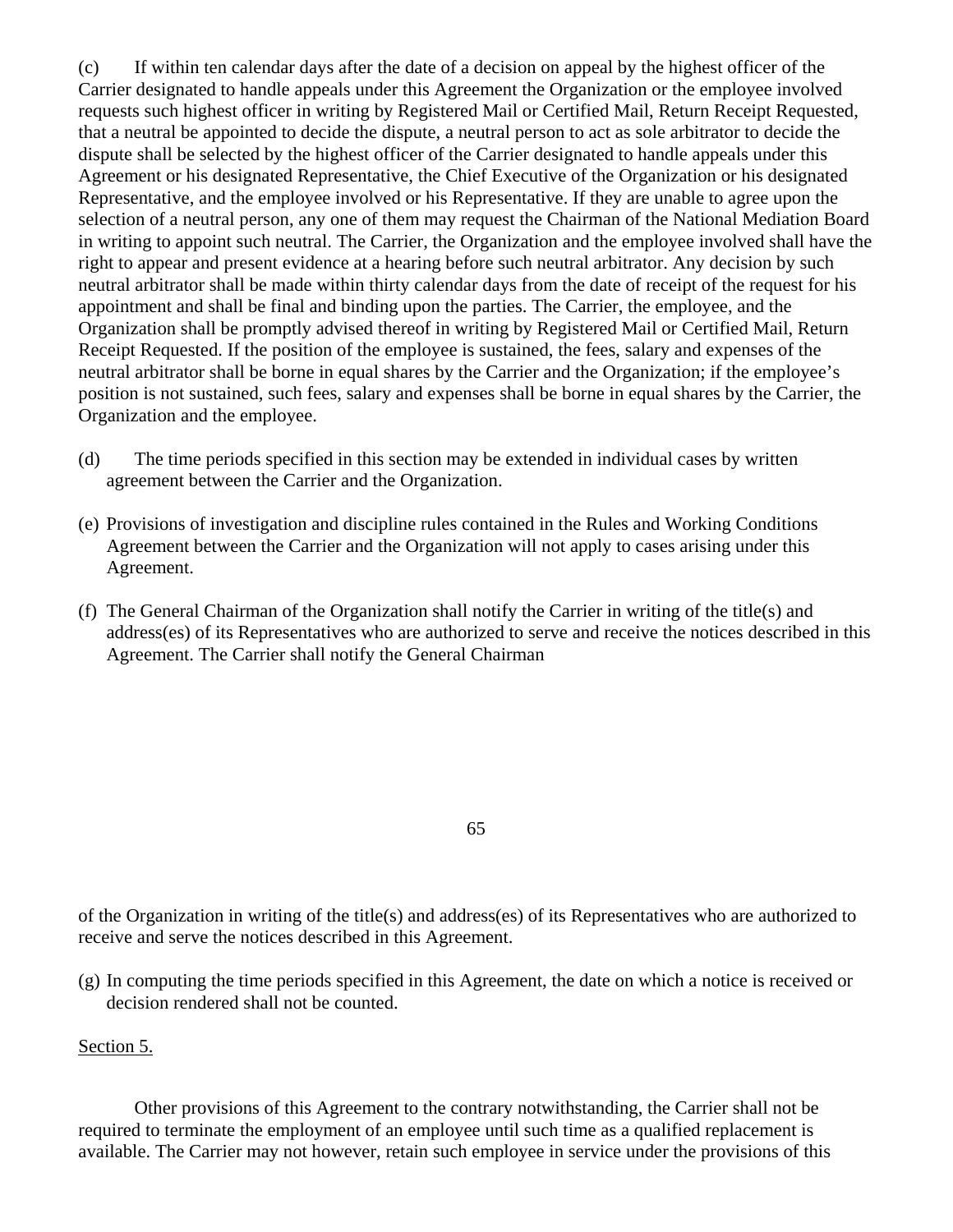(c) If within ten calendar days after the date of a decision on appeal by the highest officer of the Carrier designated to handle appeals under this Agreement the Organization or the employee involved requests such highest officer in writing by Registered Mail or Certified Mail, Return Receipt Requested, that a neutral be appointed to decide the dispute, a neutral person to act as sole arbitrator to decide the dispute shall be selected by the highest officer of the Carrier designated to handle appeals under this Agreement or his designated Representative, the Chief Executive of the Organization or his designated Representative, and the employee involved or his Representative. If they are unable to agree upon the selection of a neutral person, any one of them may request the Chairman of the National Mediation Board in writing to appoint such neutral. The Carrier, the Organization and the employee involved shall have the right to appear and present evidence at a hearing before such neutral arbitrator. Any decision by such neutral arbitrator shall be made within thirty calendar days from the date of receipt of the request for his appointment and shall be final and binding upon the parties. The Carrier, the employee, and the Organization shall be promptly advised thereof in writing by Registered Mail or Certified Mail, Return Receipt Requested. If the position of the employee is sustained, the fees, salary and expenses of the neutral arbitrator shall be borne in equal shares by the Carrier and the Organization; if the employee's position is not sustained, such fees, salary and expenses shall be borne in equal shares by the Carrier, the Organization and the employee.

(d) The time periods specified in this section may be extended in individual cases by written agreement between the Carrier and the Organization.

(e) Provisions of investigation and discipline rules contained in the Rules and Working Conditions Agreement between the Carrier and the Organization will not apply to cases arising under this Agreement.

(f) The General Chairman of the Organization shall notify the Carrier in writing of the title(s) and address(es) of its Representatives who are authorized to serve and receive the notices described in this Agreement. The Carrier shall notify the General Chairman of the Organization in writing of the title(s) and address(es) of its Representatives who are authorized to receive and serve the notices described in this Agreement.

(g) In computing the time periods specified in this Agreement, the date on which a notice is received or decision rendered shall not be counted.

Section 5.

Other provisions of this Agreement to the contrary notwithstanding, the Carrier shall not be required to terminate the employment of an employee until such time as a qualified replacement is available. The Carrier may not however, retain such employee in service under the provisions of this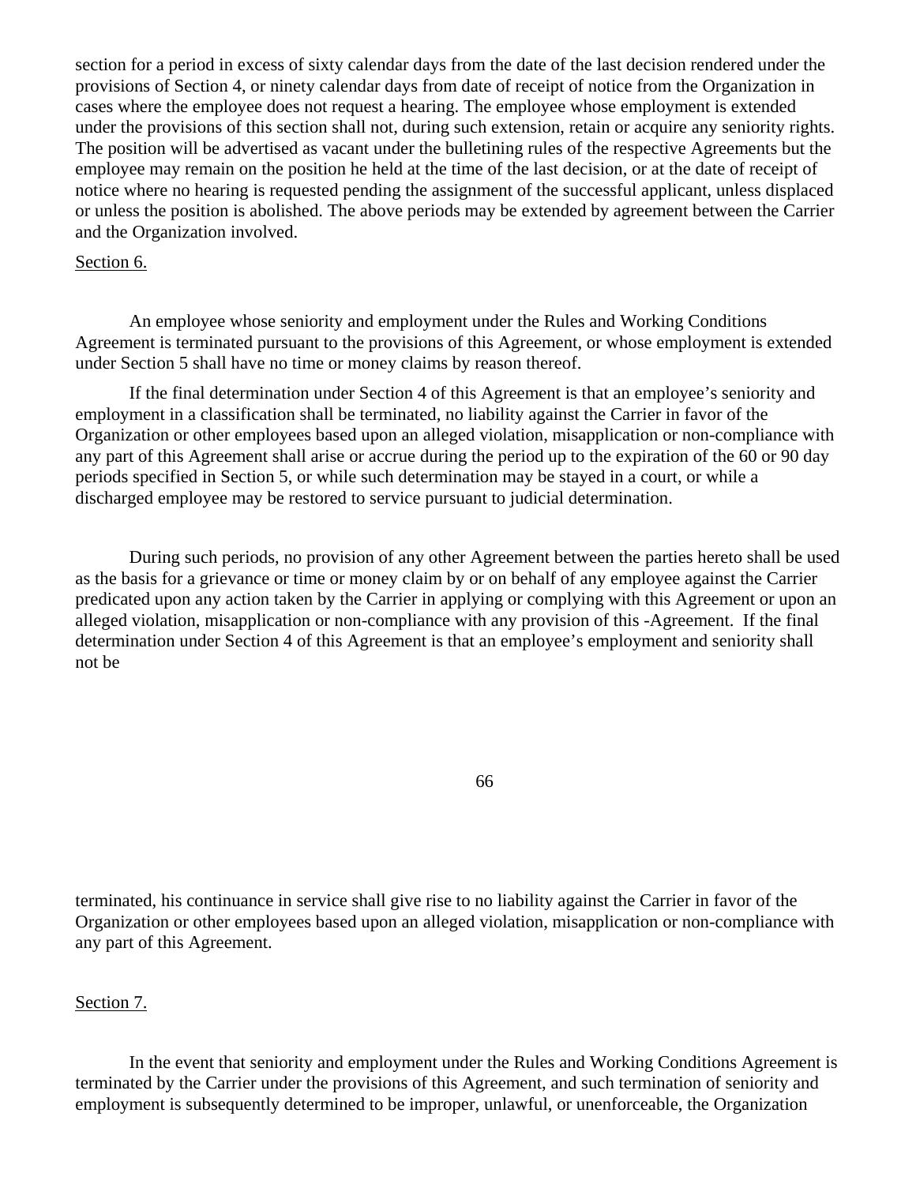section for a period in excess of sixty calendar days from the date of the last decision rendered under the provisions of Section 4, or ninety calendar days from date of receipt of notice from the Organization in cases where the employee does not request a hearing. The employee whose employment is extended under the provisions of this section shall not, during such extension, retain or acquire any seniority rights. The position will be advertised as vacant under the bulletining rules of the respective Agreements but the employee may remain on the position he held at the time of the last decision, or at the date of receipt of notice where no hearing is requested pending the assignment of the successful applicant, unless displaced or unless the position is abolished. The above periods may be extended by agreement between the Carrier and the Organization involved.

Section 6.

An employee whose seniority and employment under the Rules and Working Conditions Agreement is terminated pursuant to the provisions of this Agreement, or whose employment is extended under Section 5 shall have no time or money claims by reason thereof.

If the final determination under Section 4 of this Agreement is that an employee's seniority and employment in a classification shall be terminated, no liability against the Carrier in favor of the Organization or other employees based upon an alleged violation, misapplication or non-compliance with any part of this Agreement shall arise or accrue during the period up to the expiration of the 60 or 90 day periods specified in Section 5, or while such determination may be stayed in a court, or while a discharged employee may be restored to service pursuant to judicial determination.

During such periods, no provision of any other Agreement between the parties hereto shall be used as the basis for a grievance or time or money claim by or on behalf of any employee against the Carrier predicated upon any action taken by the Carrier in applying or complying with this Agreement or upon an alleged violation, misapplication or non-compliance with any provision of this -Agreement. If the final determination under Section 4 of this Agreement is that an employee's employment and seniority shall not be terminated, his continuance in service shall give rise to no liability against the Carrier in favor of the Organization or other employees based upon an alleged violation, misapplication or non-compliance with any part of this Agreement.

Section 7.

In the event that seniority and employment under the Rules and Working Conditions Agreement is terminated by the Carrier under the provisions of this Agreement, and such termination of seniority and employment is subsequently determined to be improper, unlawful, or unenforceable, the Organization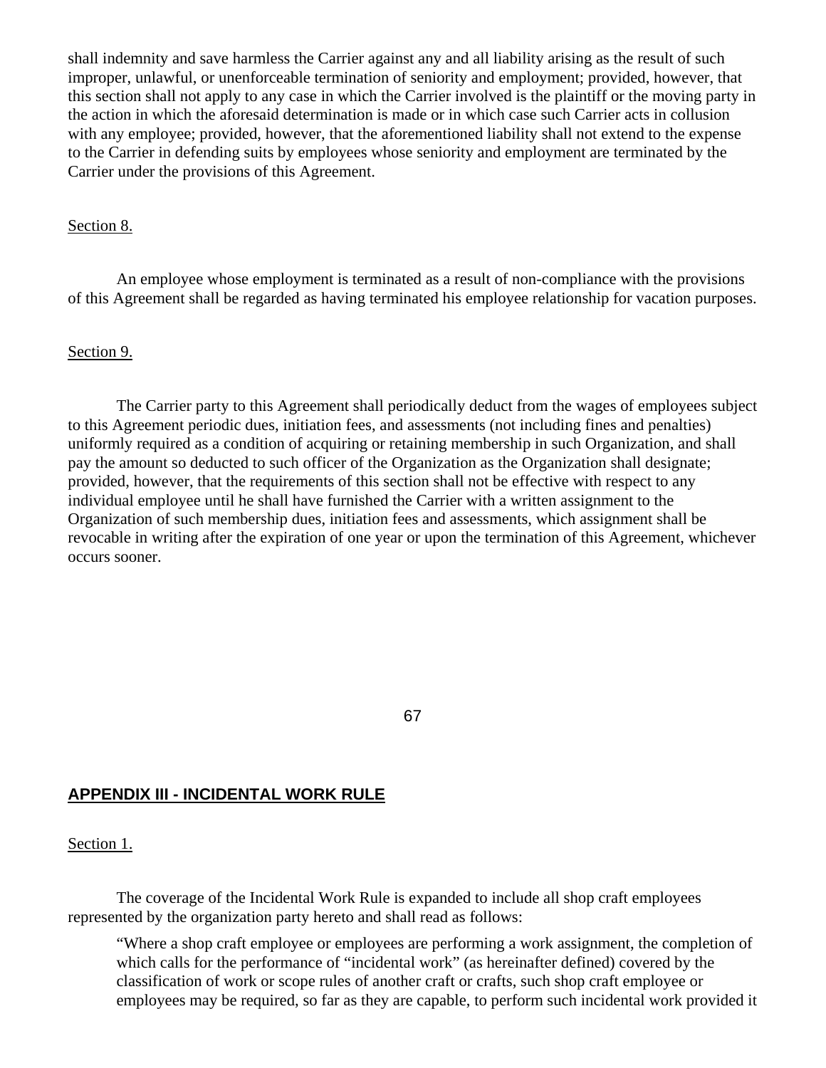shall indemnity and save harmless the Carrier against any and all liability arising as the result of such improper, unlawful, or unenforceable termination of seniority and employment; provided, however, that this section shall not apply to any case in which the Carrier involved is the plaintiff or the moving party in the action in which the aforesaid determination is made or in which case such Carrier acts in collusion with any employee; provided, however, that the aforementioned liability shall not extend to the expense to the Carrier in defending suits by employees whose seniority and employment are terminated by the Carrier under the provisions of this Agreement.

Section 8.

An employee whose employment is terminated as a result of non-compliance with the provisions of this Agreement shall be regarded as having terminated his employee relationship for vacation purposes.

Section 9.

The Carrier party to this Agreement shall periodically deduct from the wages of employees subject to this Agreement periodic dues, initiation fees, and assessments (not including fines and penalties) uniformly required as a condition of acquiring or retaining membership in such Organization, and shall pay the amount so deducted to such officer of the Organization as the Organization shall designate; provided, however, that the requirements of this section shall not be effective with respect to any individual employee until he shall have furnished the Carrier with a written assignment to the Organization of such membership dues, initiation fees and assessments, which assignment shall be revocable in writing after the expiration of one year or upon the termination of this Agreement, whichever occurs sooner.

## APPENDIX III - INCIDENTAL WORK RULE

Section 1.

The coverage of the Incidental Work Rule is expanded to include all shop craft employees represented by the organization party hereto and shall read as follows:

"Where a shop craft employee or employees are performing a work assignment, the completion of which calls for the performance of "incidental work" (as hereinafter defined) covered by the classification of work or scope rules of another craft or crafts, such shop craft employee or employees may be required, so far as they are capable, to perform such incidental work provided it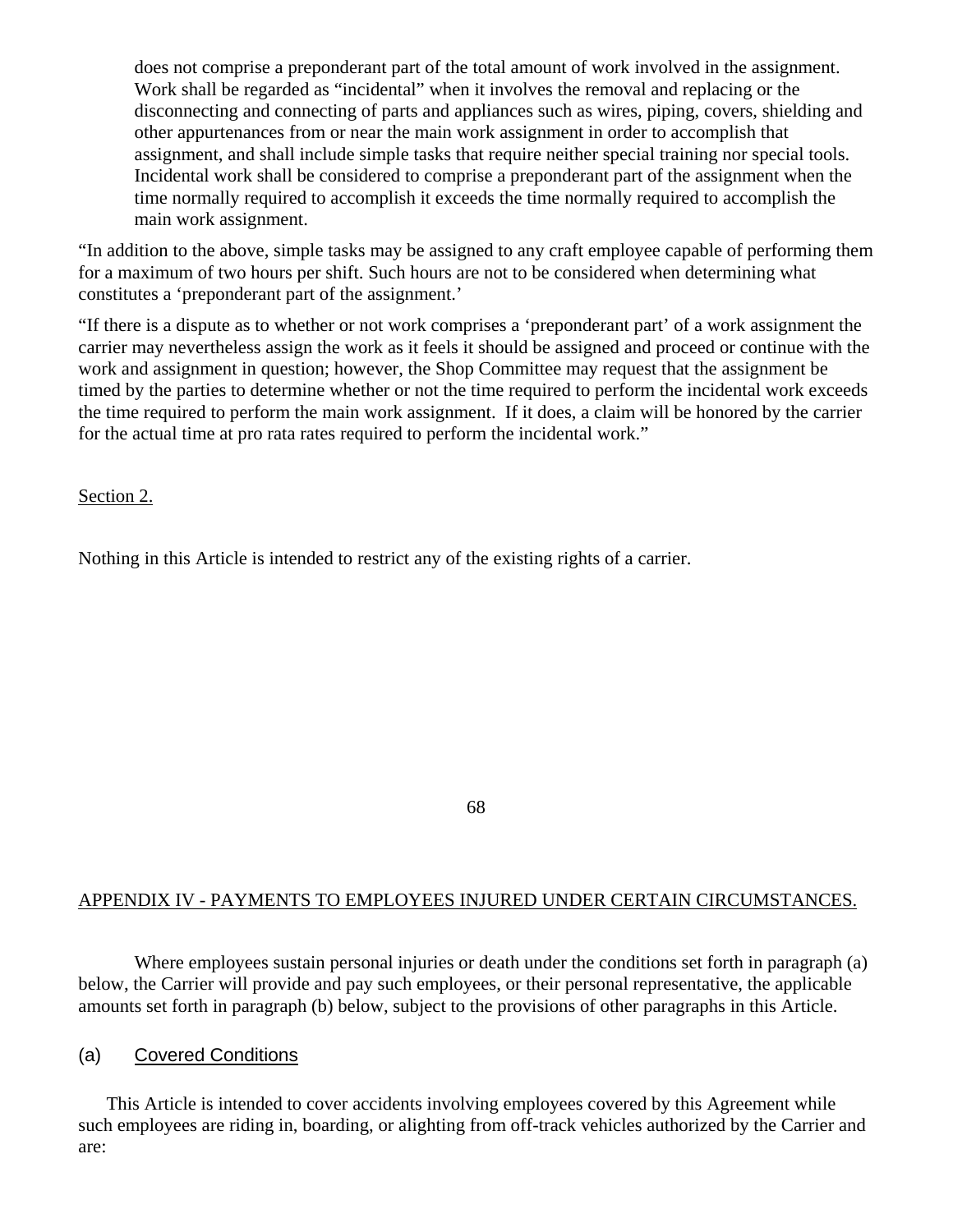does not comprise a preponderant part of the total amount of work involved in the assignment. Work shall be regarded as "incidental" when it involves the removal and replacing or the disconnecting and connecting of parts and appliances such as wires, piping, covers, shielding and other appurtenances from or near the main work assignment in order to accomplish that assignment, and shall include simple tasks that require neither special training nor special tools. Incidental work shall be considered to comprise a preponderant part of the assignment when the time normally required to accomplish it exceeds the time normally required to accomplish the main work assignment.

"In addition to the above, simple tasks may be assigned to any craft employee capable of performing them for a maximum of two hours per shift. Such hours are not to be considered when determining what constitutes a 'preponderant part of the assignment.'

"If there is a dispute as to whether or not work comprises a 'preponderant part' of a work assignment the carrier may nevertheless assign the work as it feels it should be assigned and proceed or continue with the work and assignment in question; however, the Shop Committee may request that the assignment be timed by the parties to determine whether or not the time required to perform the incidental work exceeds the time required to perform the main work assignment. If it does, a claim will be honored by the carrier for the actual time at pro rata rates required to perform the incidental work."

Section 2.

Nothing in this Article is intended to restrict any of the existing rights of a carrier.

## APPENDIX IV - PAYMENTS TO EMPLOYEES INJURED UNDER CERTAIN CIRCUMSTANCES.

Where employees sustain personal injuries or death under the conditions set forth in paragraph (a) below, the Carrier will provide and pay such employees, or their personal representative, the applicable amounts set forth in paragraph (b) below, subject to the provisions of other paragraphs in this Article.

### (a) Covered Conditions

This Article is intended to cover accidents involving employees covered by this Agreement while such employees are riding in, boarding, or alighting from off-track vehicles authorized by the Carrier and are: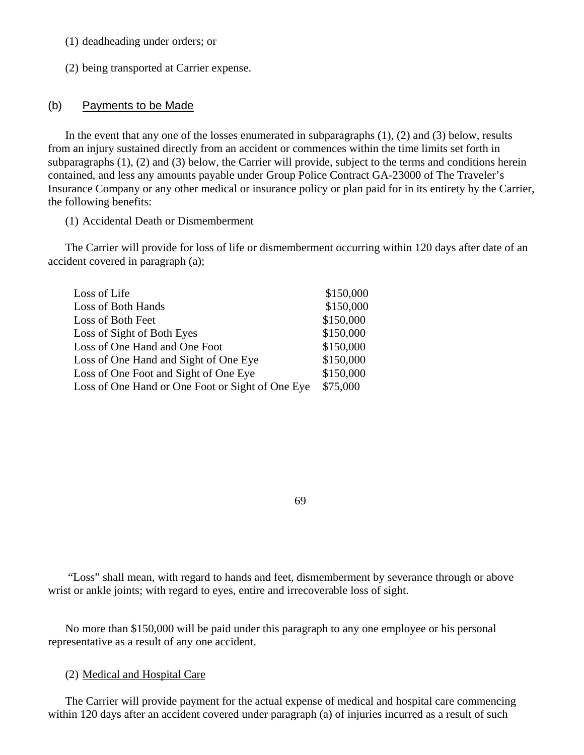(1) deadheading under orders; or

(2) being transported at Carrier expense.

## (b) Payments to be Made

In the event that any one of the losses enumerated in subparagraphs (1), (2) and (3) below, results from an injury sustained directly from an accident or commences within the time limits set forth in subparagraphs (1), (2) and (3) below, the Carrier will provide, subject to the terms and conditions herein contained, and less any amounts payable under Group Police Contract GA-23000 of The Traveler's Insurance Company or any other medical or insurance policy or plan paid for in its entirety by the Carrier, the following benefits:

(1) Accidental Death or Dismemberment

The Carrier will provide for loss of life or dismemberment occurring within 120 days after date of an accident covered in paragraph (a);

| | |
|---|---|
| Loss of Life | $150,000 |
| Loss of Both Hands | $150,000 |
| Loss of Both Feet | $150,000 |
| Loss of Sight of Both Eyes | $150,000 |
| Loss of One Hand and One Foot | $150,000 |
| Loss of One Hand and Sight of One Eye | $150,000 |
| Loss of One Foot and Sight of One Eye | $150,000 |
| Loss of One Hand or One Foot or Sight of One Eye | $75,000 |

"Loss" shall mean, with regard to hands and feet, dismemberment by severance through or above wrist or ankle joints; with regard to eyes, entire and irrecoverable loss of sight.

No more than $150,000 will be paid under this paragraph to any one employee or his personal representative as a result of any one accident.

(2) Medical and Hospital Care

The Carrier will provide payment for the actual expense of medical and hospital care commencing within 120 days after an accident covered under paragraph (a) of injuries incurred as a result of such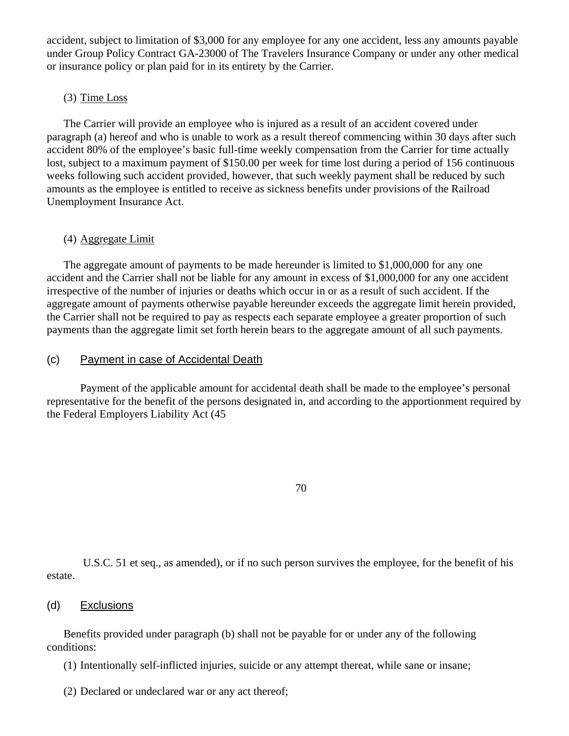accident, subject to limitation of $3,000 for any employee for any one accident, less any amounts payable under Group Policy Contract GA-23000 of The Travelers Insurance Company or under any other medical or insurance policy or plan paid for in its entirety by the Carrier.

(3) Time Loss

The Carrier will provide an employee who is injured as a result of an accident covered under paragraph (a) hereof and who is unable to work as a result thereof commencing within 30 days after such accident 80% of the employee's basic full-time weekly compensation from the Carrier for time actually lost, subject to a maximum payment of $150.00 per week for time lost during a period of 156 continuous weeks following such accident provided, however, that such weekly payment shall be reduced by such amounts as the employee is entitled to receive as sickness benefits under provisions of the Railroad Unemployment Insurance Act.

(4) Aggregate Limit

The aggregate amount of payments to be made hereunder is limited to $1,000,000 for any one accident and the Carrier shall not be liable for any amount in excess of $1,000,000 for any one accident irrespective of the number of injuries or deaths which occur in or as a result of such accident. If the aggregate amount of payments otherwise payable hereunder exceeds the aggregate limit herein provided, the Carrier shall not be required to pay as respects each separate employee a greater proportion of such payments than the aggregate limit set forth herein bears to the aggregate amount of all such payments.

(c) Payment in case of Accidental Death

Payment of the applicable amount for accidental death shall be made to the employee's personal representative for the benefit of the persons designated in, and according to the apportionment required by the Federal Employers Liability Act (45 U.S.C. 51 et seq., as amended), or if no such person survives the employee, for the benefit of his estate.

(d) Exclusions

Benefits provided under paragraph (b) shall not be payable for or under any of the following conditions:

(1) Intentionally self-inflicted injuries, suicide or any attempt thereat, while sane or insane;

(2) Declared or undeclared war or any act thereof;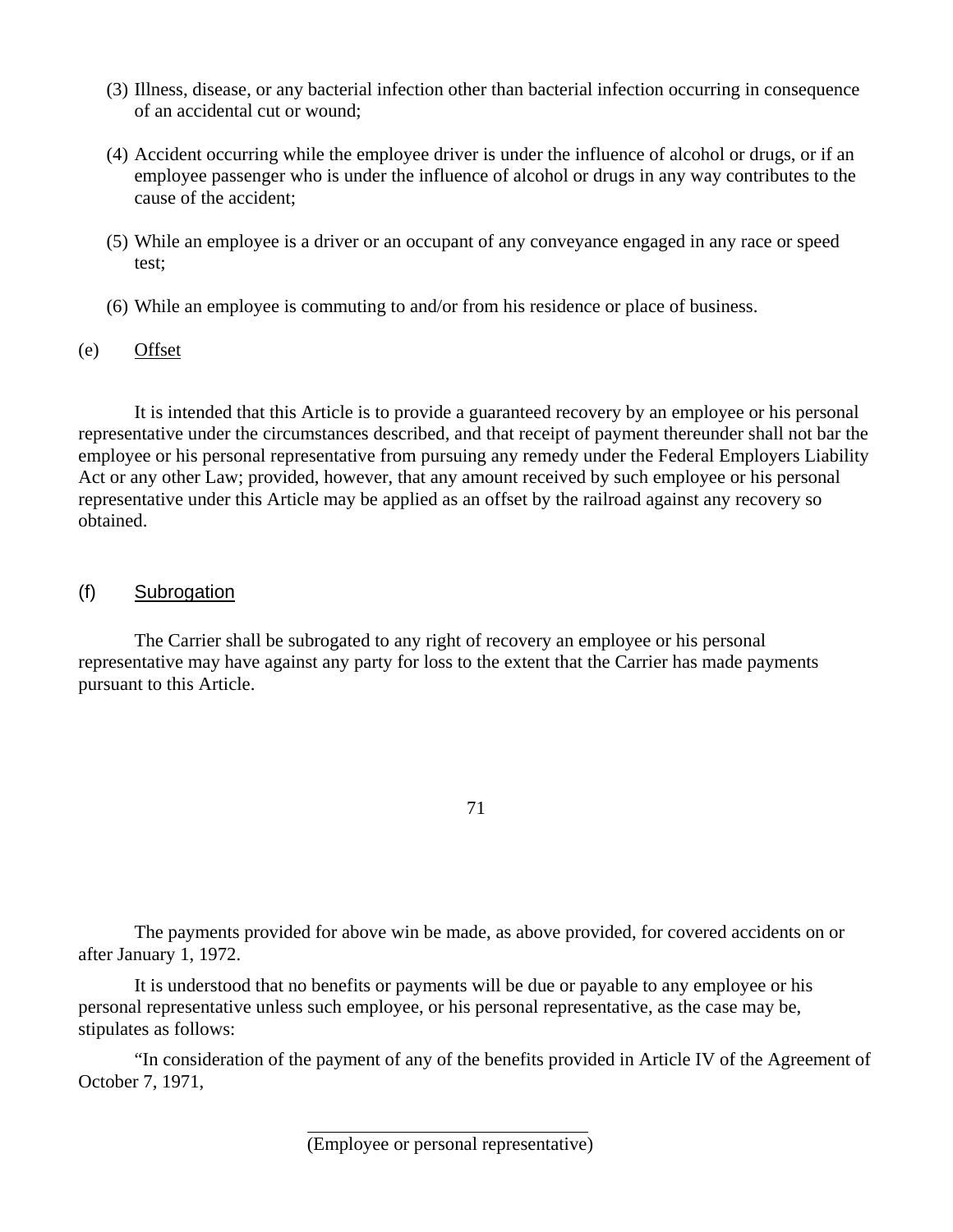(3) Illness, disease, or any bacterial infection other than bacterial infection occurring in consequence of an accidental cut or wound;

(4) Accident occurring while the employee driver is under the influence of alcohol or drugs, or if an employee passenger who is under the influence of alcohol or drugs in any way contributes to the cause of the accident;

(5) While an employee is a driver or an occupant of any conveyance engaged in any race or speed test;

(6) While an employee is commuting to and/or from his residence or place of business.

(e) Offset

It is intended that this Article is to provide a guaranteed recovery by an employee or his personal representative under the circumstances described, and that receipt of payment thereunder shall not bar the employee or his personal representative from pursuing any remedy under the Federal Employers Liability Act or any other Law; provided, however, that any amount received by such employee or his personal representative under this Article may be applied as an offset by the railroad against any recovery so obtained.

(f) Subrogation

The Carrier shall be subrogated to any right of recovery an employee or his personal representative may have against any party for loss to the extent that the Carrier has made payments pursuant to this Article.

The payments provided for above win be made, as above provided, for covered accidents on or after January 1, 1972.

It is understood that no benefits or payments will be due or payable to any employee or his personal representative unless such employee, or his personal representative, as the case may be, stipulates as follows:

"In consideration of the payment of any of the benefits provided in Article IV of the Agreement of October 7, 1971,

\_\_\_\_\_\_\_\_\_\_\_\_\_\_\_\_\_\_\_\_\_\_\_\_\_\_\_\_\_\_\_\_
(Employee or personal representative)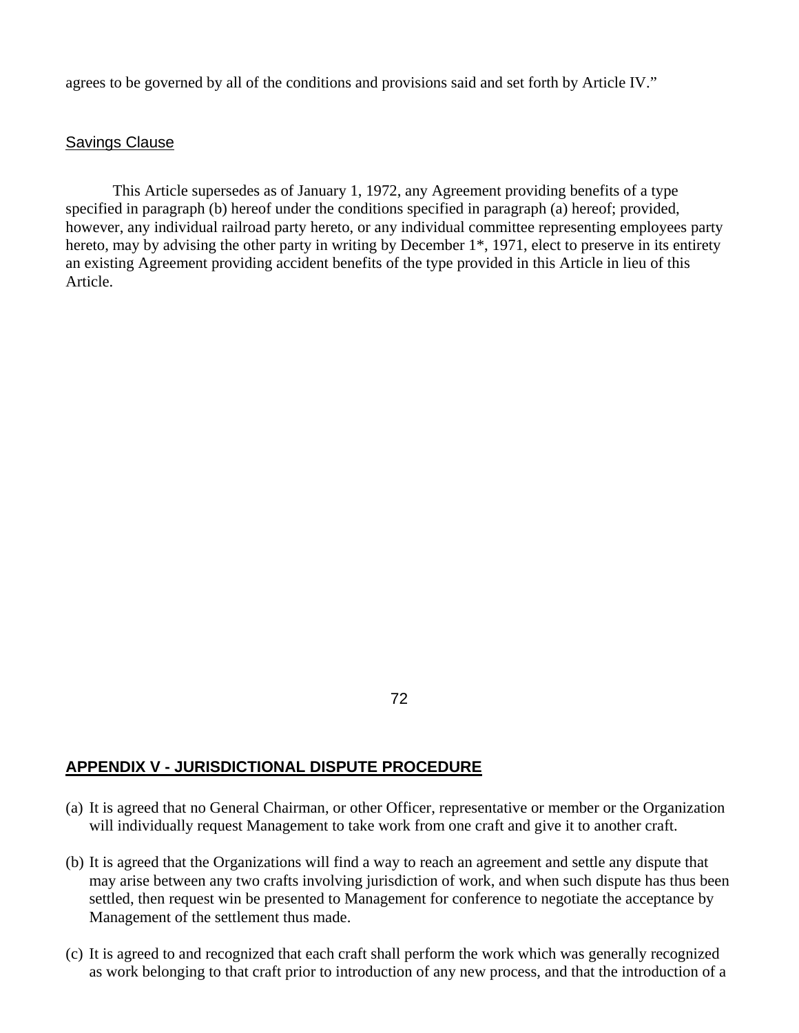agrees to be governed by all of the conditions and provisions said and set forth by Article IV."

## Savings Clause

This Article supersedes as of January 1, 1972, any Agreement providing benefits of a type specified in paragraph (b) hereof under the conditions specified in paragraph (a) hereof; provided, however, any individual railroad party hereto, or any individual committee representing employees party hereto, may by advising the other party in writing by December 1*, 1971, elect to preserve in its entirety an existing Agreement providing accident benefits of the type provided in this Article in lieu of this Article.

## APPENDIX V - JURISDICTIONAL DISPUTE PROCEDURE

(a) It is agreed that no General Chairman, or other Officer, representative or member or the Organization will individually request Management to take work from one craft and give it to another craft.

(b) It is agreed that the Organizations will find a way to reach an agreement and settle any dispute that may arise between any two crafts involving jurisdiction of work, and when such dispute has thus been settled, then request win be presented to Management for conference to negotiate the acceptance by Management of the settlement thus made.

(c) It is agreed to and recognized that each craft shall perform the work which was generally recognized as work belonging to that craft prior to introduction of any new process, and that the introduction of a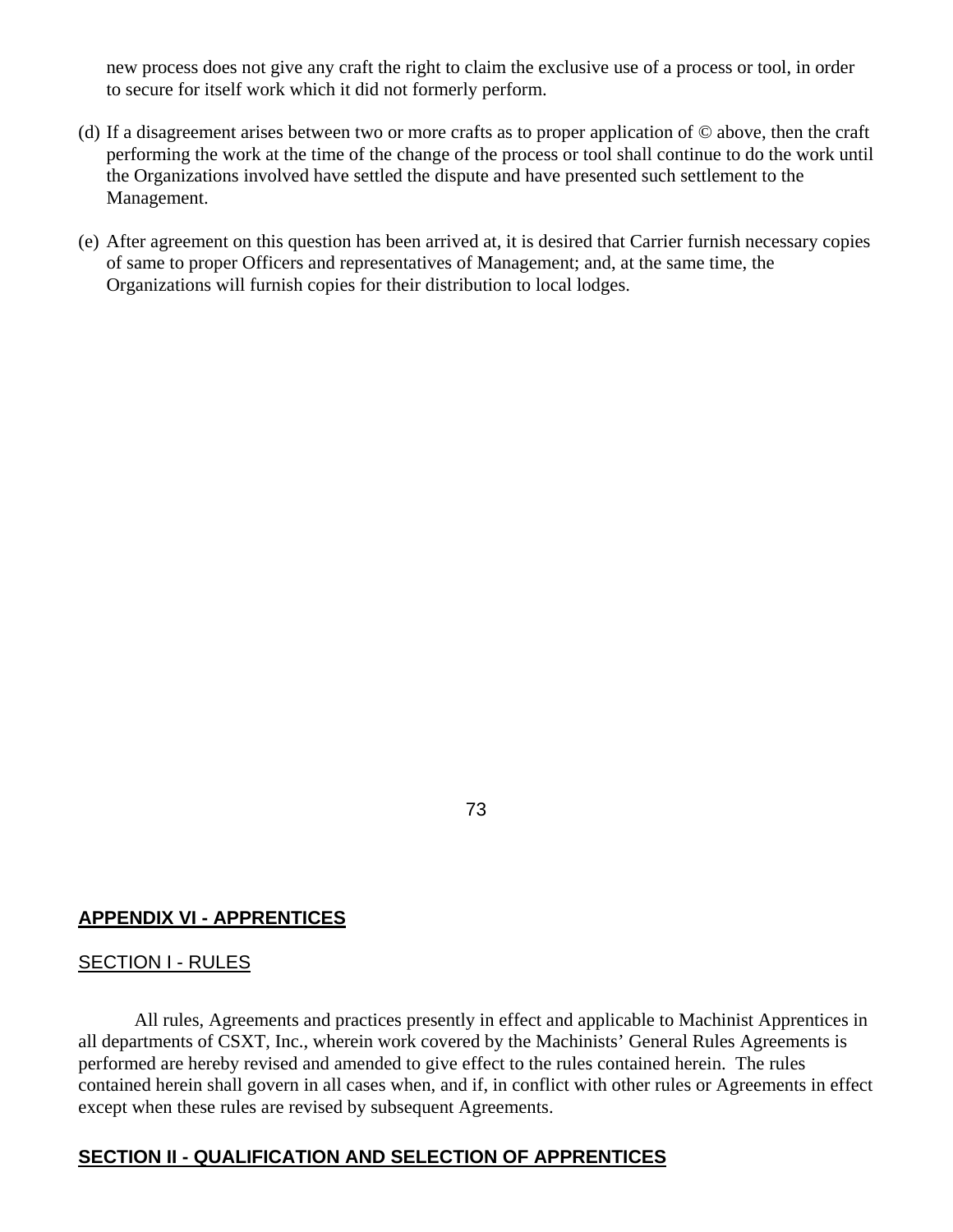new process does not give any craft the right to claim the exclusive use of a process or tool, in order to secure for itself work which it did not formerly perform.

(d) If a disagreement arises between two or more crafts as to proper application of © above, then the craft performing the work at the time of the change of the process or tool shall continue to do the work until the Organizations involved have settled the dispute and have presented such settlement to the Management.

(e) After agreement on this question has been arrived at, it is desired that Carrier furnish necessary copies of same to proper Officers and representatives of Management; and, at the same time, the Organizations will furnish copies for their distribution to local lodges.

## APPENDIX VI - APPRENTICES

### SECTION I - RULES

All rules, Agreements and practices presently in effect and applicable to Machinist Apprentices in all departments of CSXT, Inc., wherein work covered by the Machinists' General Rules Agreements is performed are hereby revised and amended to give effect to the rules contained herein. The rules contained herein shall govern in all cases when, and if, in conflict with other rules or Agreements in effect except when these rules are revised by subsequent Agreements.

### SECTION II - QUALIFICATION AND SELECTION OF APPRENTICES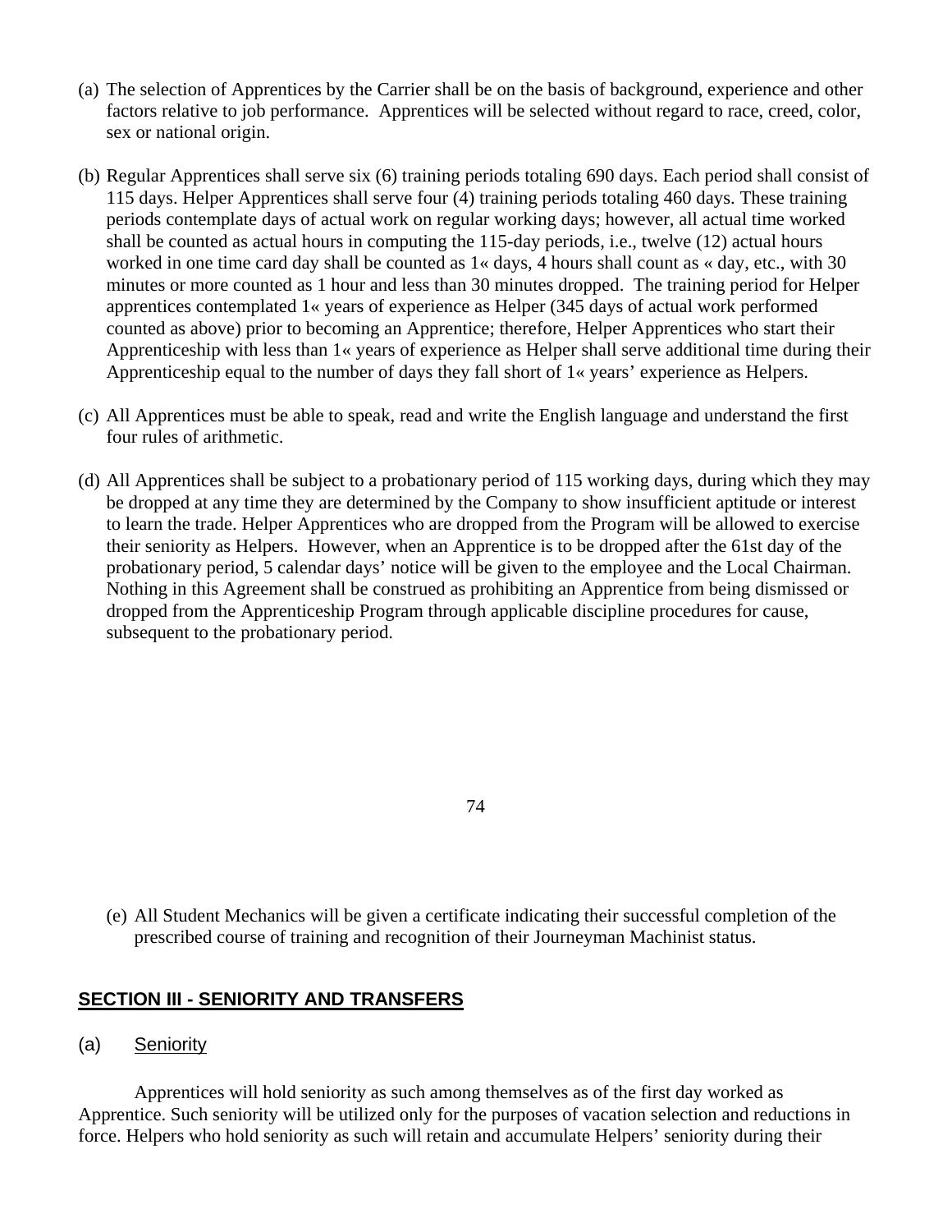(a) The selection of Apprentices by the Carrier shall be on the basis of background, experience and other factors relative to job performance. Apprentices will be selected without regard to race, creed, color, sex or national origin.

(b) Regular Apprentices shall serve six (6) training periods totaling 690 days. Each period shall consist of 115 days. Helper Apprentices shall serve four (4) training periods totaling 460 days. These training periods contemplate days of actual work on regular working days; however, all actual time worked shall be counted as actual hours in computing the 115-day periods, i.e., twelve (12) actual hours worked in one time card day shall be counted as 1« days, 4 hours shall count as « day, etc., with 30 minutes or more counted as 1 hour and less than 30 minutes dropped. The training period for Helper apprentices contemplated 1« years of experience as Helper (345 days of actual work performed counted as above) prior to becoming an Apprentice; therefore, Helper Apprentices who start their Apprenticeship with less than 1« years of experience as Helper shall serve additional time during their Apprenticeship equal to the number of days they fall short of 1« years' experience as Helpers.

(c) All Apprentices must be able to speak, read and write the English language and understand the first four rules of arithmetic.

(d) All Apprentices shall be subject to a probationary period of 115 working days, during which they may be dropped at any time they are determined by the Company to show insufficient aptitude or interest to learn the trade. Helper Apprentices who are dropped from the Program will be allowed to exercise their seniority as Helpers. However, when an Apprentice is to be dropped after the 61st day of the probationary period, 5 calendar days' notice will be given to the employee and the Local Chairman. Nothing in this Agreement shall be construed as prohibiting an Apprentice from being dismissed or dropped from the Apprenticeship Program through applicable discipline procedures for cause, subsequent to the probationary period.

(e) All Student Mechanics will be given a certificate indicating their successful completion of the prescribed course of training and recognition of their Journeyman Machinist status.

## SECTION III - SENIORITY AND TRANSFERS

(a) Seniority

Apprentices will hold seniority as such among themselves as of the first day worked as Apprentice. Such seniority will be utilized only for the purposes of vacation selection and reductions in force. Helpers who hold seniority as such will retain and accumulate Helpers' seniority during their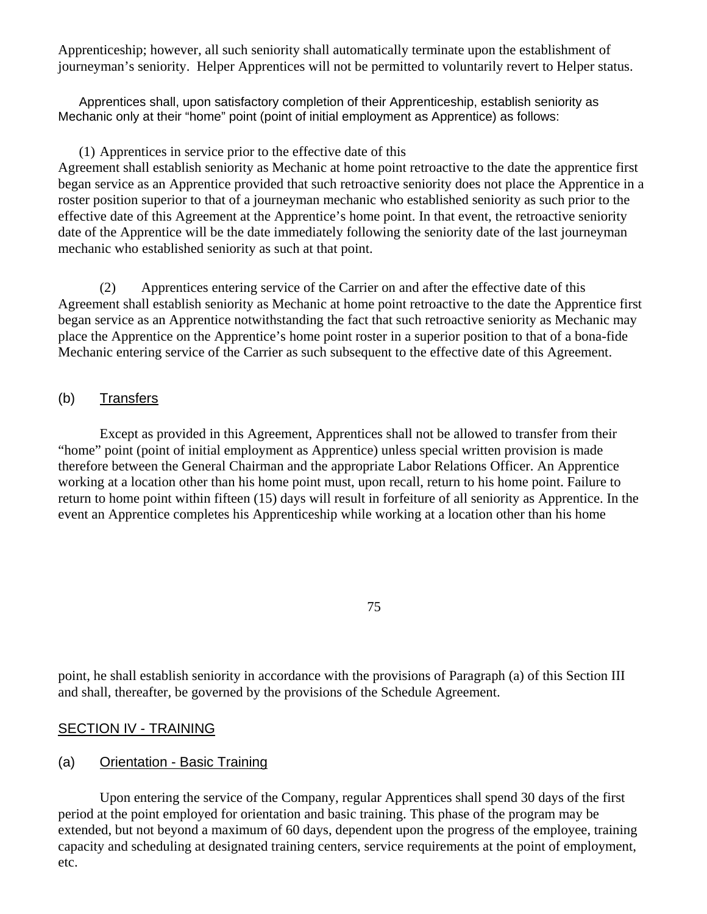Apprenticeship; however, all such seniority shall automatically terminate upon the establishment of journeyman's seniority. Helper Apprentices will not be permitted to voluntarily revert to Helper status.

Apprentices shall, upon satisfactory completion of their Apprenticeship, establish seniority as Mechanic only at their "home" point (point of initial employment as Apprentice) as follows:

(1) Apprentices in service prior to the effective date of this Agreement shall establish seniority as Mechanic at home point retroactive to the date the apprentice first began service as an Apprentice provided that such retroactive seniority does not place the Apprentice in a roster position superior to that of a journeyman mechanic who established seniority as such prior to the effective date of this Agreement at the Apprentice's home point. In that event, the retroactive seniority date of the Apprentice will be the date immediately following the seniority date of the last journeyman mechanic who established seniority as such at that point.

(2) Apprentices entering service of the Carrier on and after the effective date of this Agreement shall establish seniority as Mechanic at home point retroactive to the date the Apprentice first began service as an Apprentice notwithstanding the fact that such retroactive seniority as Mechanic may place the Apprentice on the Apprentice's home point roster in a superior position to that of a bona-fide Mechanic entering service of the Carrier as such subsequent to the effective date of this Agreement.

## (b) Transfers

Except as provided in this Agreement, Apprentices shall not be allowed to transfer from their "home" point (point of initial employment as Apprentice) unless special written provision is made therefore between the General Chairman and the appropriate Labor Relations Officer. An Apprentice working at a location other than his home point must, upon recall, return to his home point. Failure to return to home point within fifteen (15) days will result in forfeiture of all seniority as Apprentice. In the event an Apprentice completes his Apprenticeship while working at a location other than his home point, he shall establish seniority in accordance with the provisions of Paragraph (a) of this Section III and shall, thereafter, be governed by the provisions of the Schedule Agreement.

## SECTION IV - TRAINING

## (a) Orientation - Basic Training

Upon entering the service of the Company, regular Apprentices shall spend 30 days of the first period at the point employed for orientation and basic training. This phase of the program may be extended, but not beyond a maximum of 60 days, dependent upon the progress of the employee, training capacity and scheduling at designated training centers, service requirements at the point of employment, etc.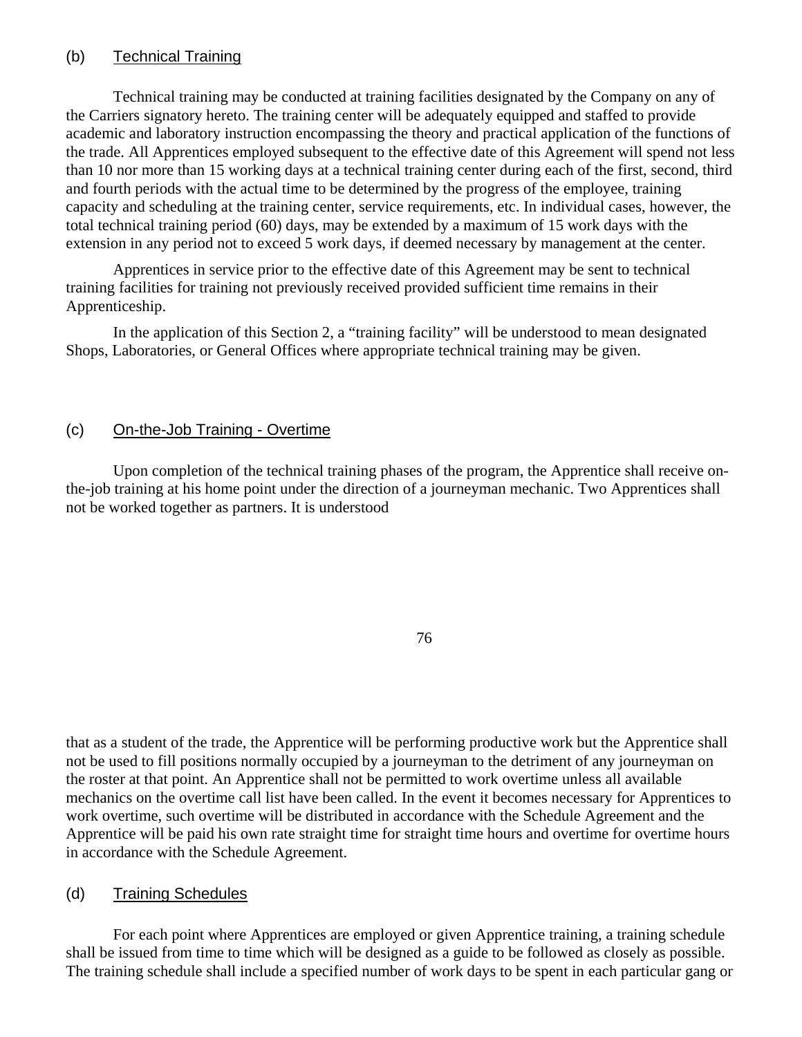### (b) Technical Training

Technical training may be conducted at training facilities designated by the Company on any of the Carriers signatory hereto. The training center will be adequately equipped and staffed to provide academic and laboratory instruction encompassing the theory and practical application of the functions of the trade. All Apprentices employed subsequent to the effective date of this Agreement will spend not less than 10 nor more than 15 working days at a technical training center during each of the first, second, third and fourth periods with the actual time to be determined by the progress of the employee, training capacity and scheduling at the training center, service requirements, etc. In individual cases, however, the total technical training period (60) days, may be extended by a maximum of 15 work days with the extension in any period not to exceed 5 work days, if deemed necessary by management at the center.

Apprentices in service prior to the effective date of this Agreement may be sent to technical training facilities for training not previously received provided sufficient time remains in their Apprenticeship.

In the application of this Section 2, a "training facility" will be understood to mean designated Shops, Laboratories, or General Offices where appropriate technical training may be given.

### (c) On-the-Job Training - Overtime

Upon completion of the technical training phases of the program, the Apprentice shall receive on-the-job training at his home point under the direction of a journeyman mechanic. Two Apprentices shall not be worked together as partners. It is understood that as a student of the trade, the Apprentice will be performing productive work but the Apprentice shall not be used to fill positions normally occupied by a journeyman to the detriment of any journeyman on the roster at that point. An Apprentice shall not be permitted to work overtime unless all available mechanics on the overtime call list have been called. In the event it becomes necessary for Apprentices to work overtime, such overtime will be distributed in accordance with the Schedule Agreement and the Apprentice will be paid his own rate straight time for straight time hours and overtime for overtime hours in accordance with the Schedule Agreement.

### (d) Training Schedules

For each point where Apprentices are employed or given Apprentice training, a training schedule shall be issued from time to time which will be designed as a guide to be followed as closely as possible. The training schedule shall include a specified number of work days to be spent in each particular gang or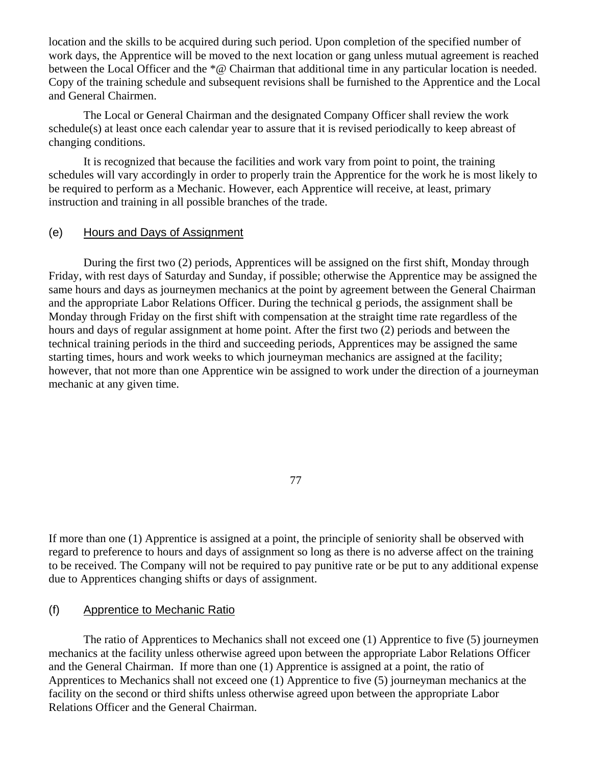location and the skills to be acquired during such period. Upon completion of the specified number of work days, the Apprentice will be moved to the next location or gang unless mutual agreement is reached between the Local Officer and the *@ Chairman that additional time in any particular location is needed. Copy of the training schedule and subsequent revisions shall be furnished to the Apprentice and the Local and General Chairmen.

The Local or General Chairman and the designated Company Officer shall review the work schedule(s) at least once each calendar year to assure that it is revised periodically to keep abreast of changing conditions.

It is recognized that because the facilities and work vary from point to point, the training schedules will vary accordingly in order to properly train the Apprentice for the work he is most likely to be required to perform as a Mechanic. However, each Apprentice will receive, at least, primary instruction and training in all possible branches of the trade.

## (e) Hours and Days of Assignment

During the first two (2) periods, Apprentices will be assigned on the first shift, Monday through Friday, with rest days of Saturday and Sunday, if possible; otherwise the Apprentice may be assigned the same hours and days as journeymen mechanics at the point by agreement between the General Chairman and the appropriate Labor Relations Officer. During the technical g periods, the assignment shall be Monday through Friday on the first shift with compensation at the straight time rate regardless of the hours and days of regular assignment at home point. After the first two (2) periods and between the technical training periods in the third and succeeding periods, Apprentices may be assigned the same starting times, hours and work weeks to which journeyman mechanics are assigned at the facility; however, that not more than one Apprentice win be assigned to work under the direction of a journeyman mechanic at any given time.

If more than one (1) Apprentice is assigned at a point, the principle of seniority shall be observed with regard to preference to hours and days of assignment so long as there is no adverse affect on the training to be received. The Company will not be required to pay punitive rate or be put to any additional expense due to Apprentices changing shifts or days of assignment.

## (f) Apprentice to Mechanic Ratio

The ratio of Apprentices to Mechanics shall not exceed one (1) Apprentice to five (5) journeymen mechanics at the facility unless otherwise agreed upon between the appropriate Labor Relations Officer and the General Chairman. If more than one (1) Apprentice is assigned at a point, the ratio of Apprentices to Mechanics shall not exceed one (1) Apprentice to five (5) journeyman mechanics at the facility on the second or third shifts unless otherwise agreed upon between the appropriate Labor Relations Officer and the General Chairman.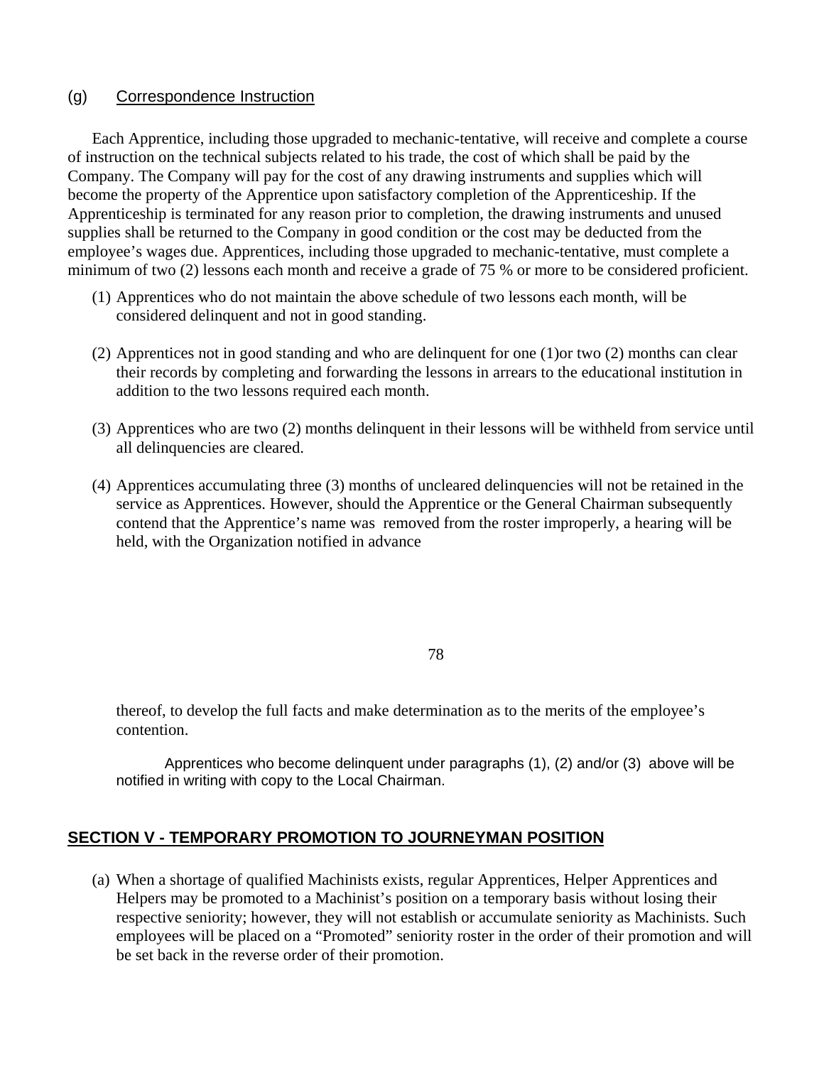### (g) Correspondence Instruction

Each Apprentice, including those upgraded to mechanic-tentative, will receive and complete a course of instruction on the technical subjects related to his trade, the cost of which shall be paid by the Company. The Company will pay for the cost of any drawing instruments and supplies which will become the property of the Apprentice upon satisfactory completion of the Apprenticeship. If the Apprenticeship is terminated for any reason prior to completion, the drawing instruments and unused supplies shall be returned to the Company in good condition or the cost may be deducted from the employee's wages due. Apprentices, including those upgraded to mechanic-tentative, must complete a minimum of two (2) lessons each month and receive a grade of 75 % or more to be considered proficient.

(1) Apprentices who do not maintain the above schedule of two lessons each month, will be considered delinquent and not in good standing.

(2) Apprentices not in good standing and who are delinquent for one (1)or two (2) months can clear their records by completing and forwarding the lessons in arrears to the educational institution in addition to the two lessons required each month.

(3) Apprentices who are two (2) months delinquent in their lessons will be withheld from service until all delinquencies are cleared.

(4) Apprentices accumulating three (3) months of uncleared delinquencies will not be retained in the service as Apprentices. However, should the Apprentice or the General Chairman subsequently contend that the Apprentice's name was removed from the roster improperly, a hearing will be held, with the Organization notified in advance thereof, to develop the full facts and make determination as to the merits of the employee's contention.

Apprentices who become delinquent under paragraphs (1), (2) and/or (3) above will be notified in writing with copy to the Local Chairman.

## SECTION V - TEMPORARY PROMOTION TO JOURNEYMAN POSITION

(a) When a shortage of qualified Machinists exists, regular Apprentices, Helper Apprentices and Helpers may be promoted to a Machinist's position on a temporary basis without losing their respective seniority; however, they will not establish or accumulate seniority as Machinists. Such employees will be placed on a "Promoted" seniority roster in the order of their promotion and will be set back in the reverse order of their promotion.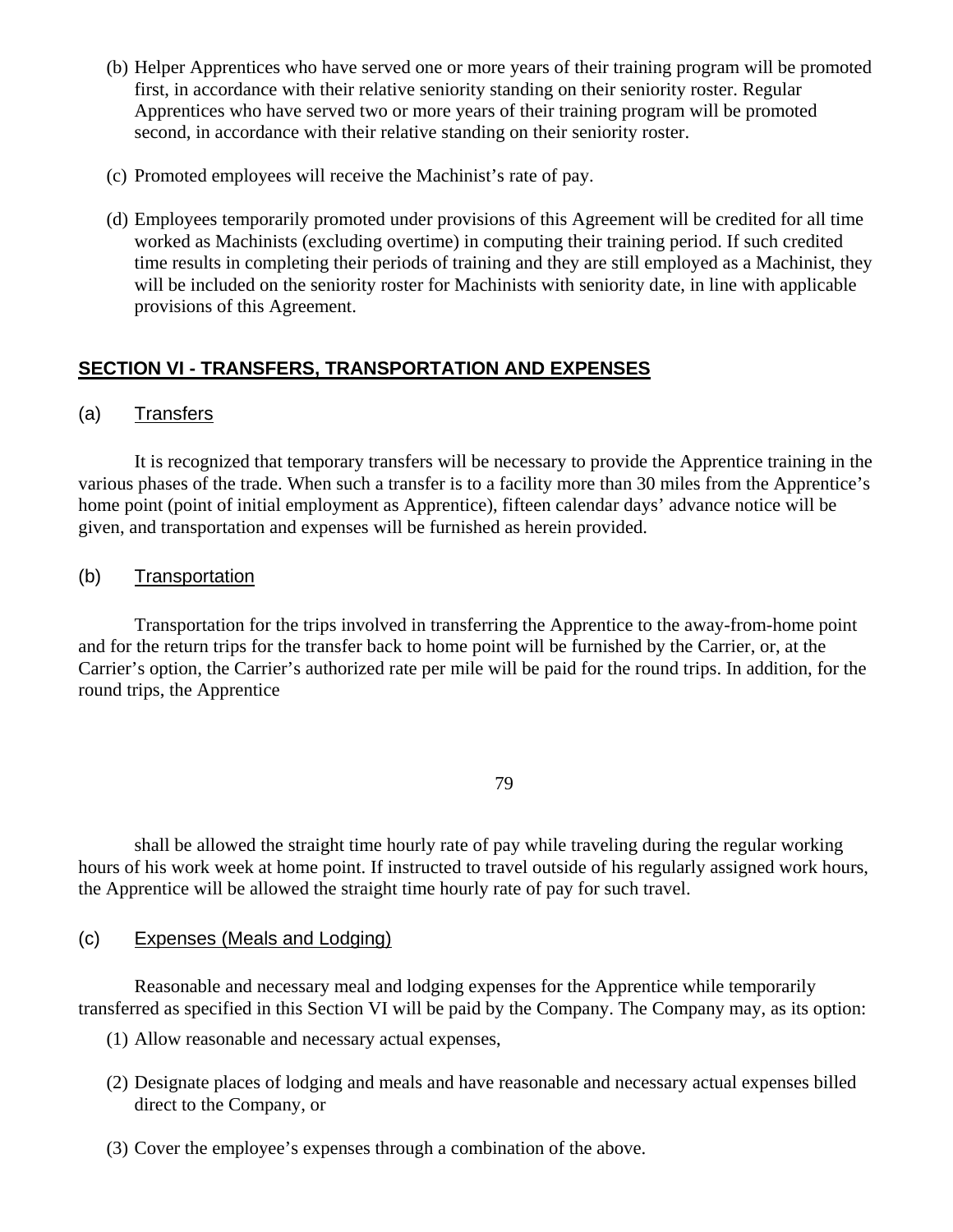(b) Helper Apprentices who have served one or more years of their training program will be promoted first, in accordance with their relative seniority standing on their seniority roster. Regular Apprentices who have served two or more years of their training program will be promoted second, in accordance with their relative standing on their seniority roster.

(c) Promoted employees will receive the Machinist's rate of pay.

(d) Employees temporarily promoted under provisions of this Agreement will be credited for all time worked as Machinists (excluding overtime) in computing their training period. If such credited time results in completing their periods of training and they are still employed as a Machinist, they will be included on the seniority roster for Machinists with seniority date, in line with applicable provisions of this Agreement.

## SECTION VI - TRANSFERS, TRANSPORTATION AND EXPENSES

(a) Transfers

It is recognized that temporary transfers will be necessary to provide the Apprentice training in the various phases of the trade. When such a transfer is to a facility more than 30 miles from the Apprentice's home point (point of initial employment as Apprentice), fifteen calendar days' advance notice will be given, and transportation and expenses will be furnished as herein provided.

(b) Transportation

Transportation for the trips involved in transferring the Apprentice to the away-from-home point and for the return trips for the transfer back to home point will be furnished by the Carrier, or, at the Carrier's option, the Carrier's authorized rate per mile will be paid for the round trips. In addition, for the round trips, the Apprentice shall be allowed the straight time hourly rate of pay while traveling during the regular working hours of his work week at home point. If instructed to travel outside of his regularly assigned work hours, the Apprentice will be allowed the straight time hourly rate of pay for such travel.

(c) Expenses (Meals and Lodging)

Reasonable and necessary meal and lodging expenses for the Apprentice while temporarily transferred as specified in this Section VI will be paid by the Company. The Company may, as its option:

(1) Allow reasonable and necessary actual expenses,

(2) Designate places of lodging and meals and have reasonable and necessary actual expenses billed direct to the Company, or

(3) Cover the employee's expenses through a combination of the above.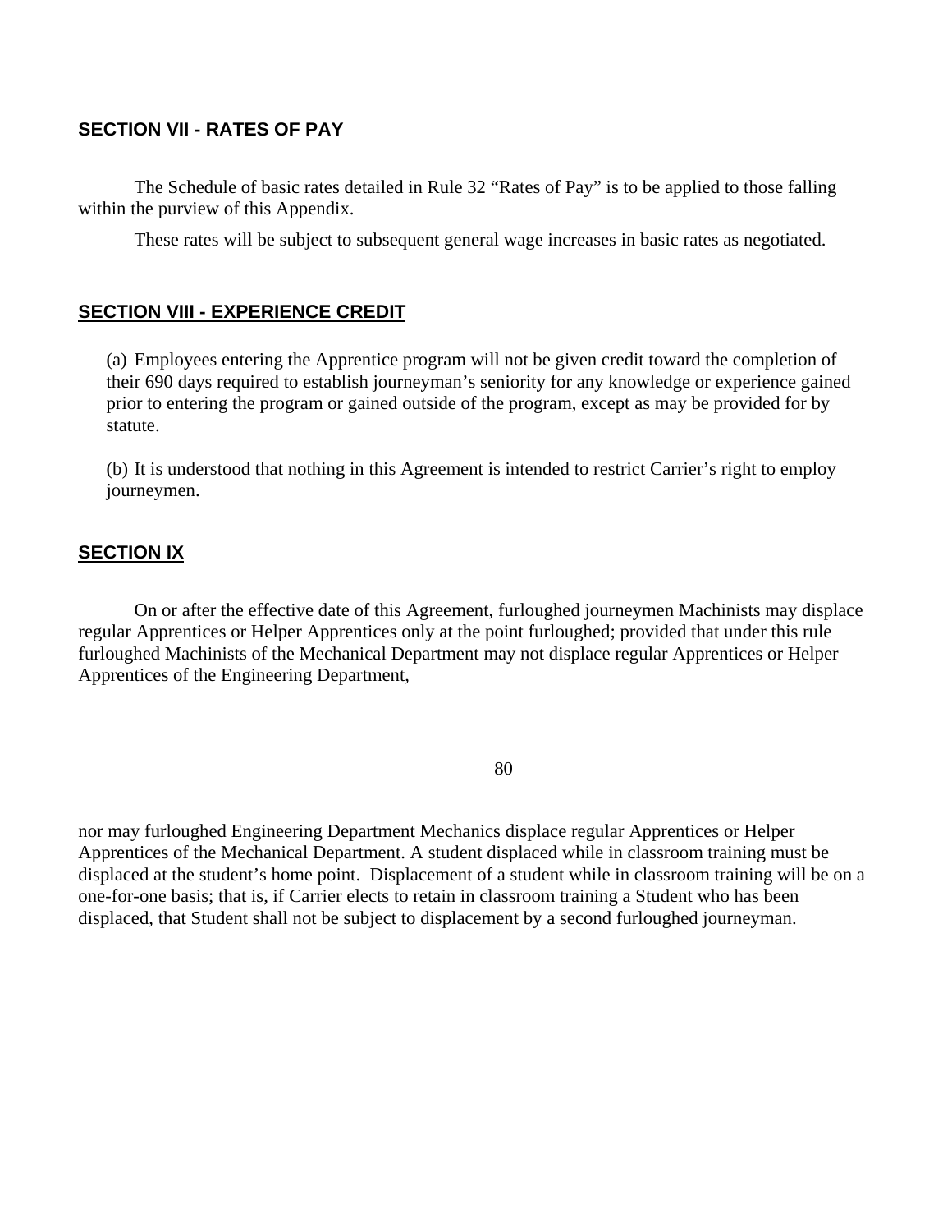## SECTION VII - RATES OF PAY

The Schedule of basic rates detailed in Rule 32 “Rates of Pay” is to be applied to those falling within the purview of this Appendix.

These rates will be subject to subsequent general wage increases in basic rates as negotiated.

## SECTION VIII - EXPERIENCE CREDIT

(a) Employees entering the Apprentice program will not be given credit toward the completion of their 690 days required to establish journeyman’s seniority for any knowledge or experience gained prior to entering the program or gained outside of the program, except as may be provided for by statute.

(b) It is understood that nothing in this Agreement is intended to restrict Carrier’s right to employ journeymen.

## SECTION IX

On or after the effective date of this Agreement, furloughed journeymen Machinists may displace regular Apprentices or Helper Apprentices only at the point furloughed; provided that under this rule furloughed Machinists of the Mechanical Department may not displace regular Apprentices or Helper Apprentices of the Engineering Department, nor may furloughed Engineering Department Mechanics displace regular Apprentices or Helper Apprentices of the Mechanical Department. A student displaced while in classroom training must be displaced at the student’s home point. Displacement of a student while in classroom training will be on a one-for-one basis; that is, if Carrier elects to retain in classroom training a Student who has been displaced, that Student shall not be subject to displacement by a second furloughed journeyman.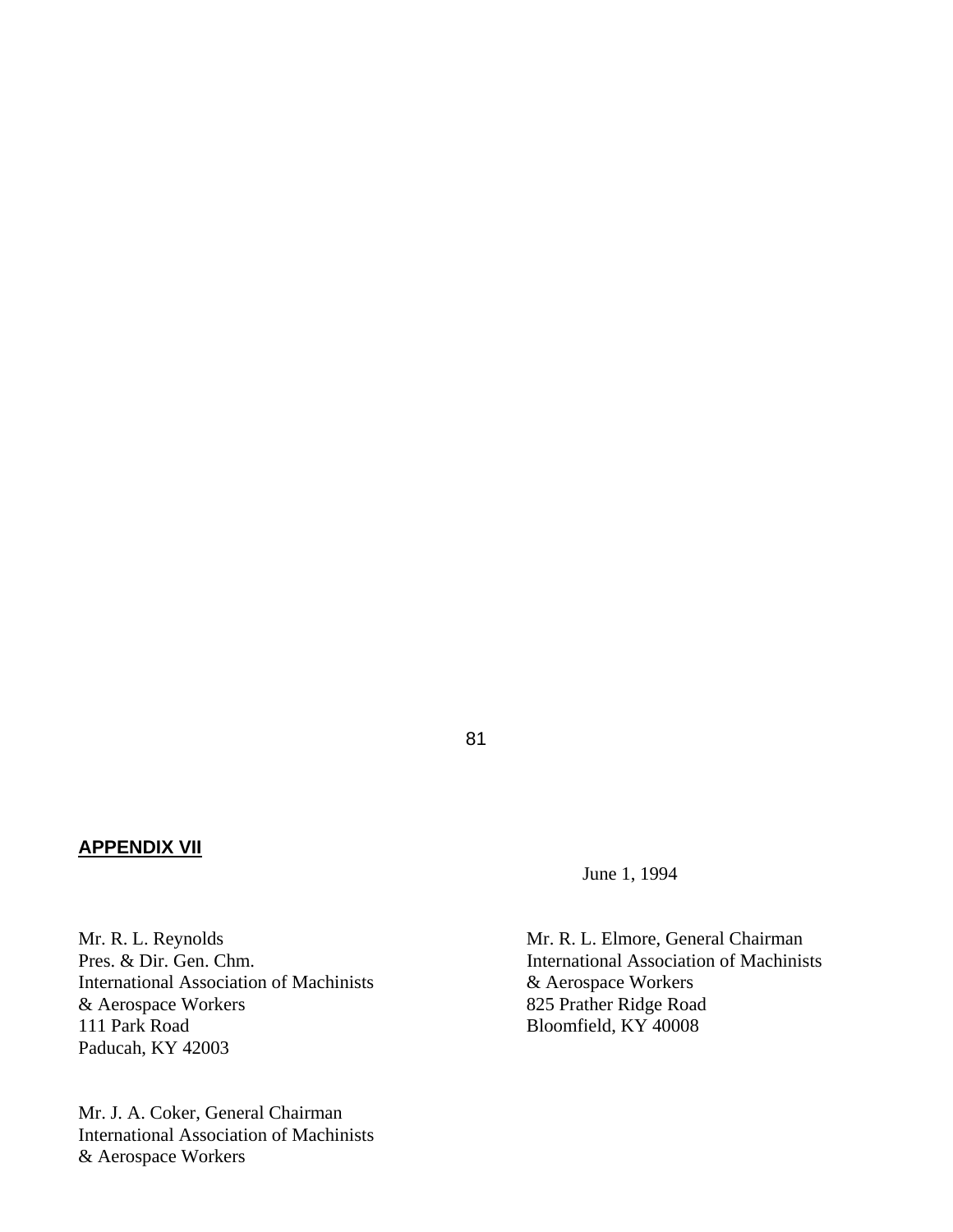## APPENDIX VII

June 1, 1994

Mr. R. L. Reynolds
Pres. & Dir. Gen. Chm.
International Association of Machinists
& Aerospace Workers
111 Park Road
Paducah, KY 42003

Mr. R. L. Elmore, General Chairman
International Association of Machinists
& Aerospace Workers
825 Prather Ridge Road
Bloomfield, KY 40008

Mr. J. A. Coker, General Chairman
International Association of Machinists
& Aerospace Workers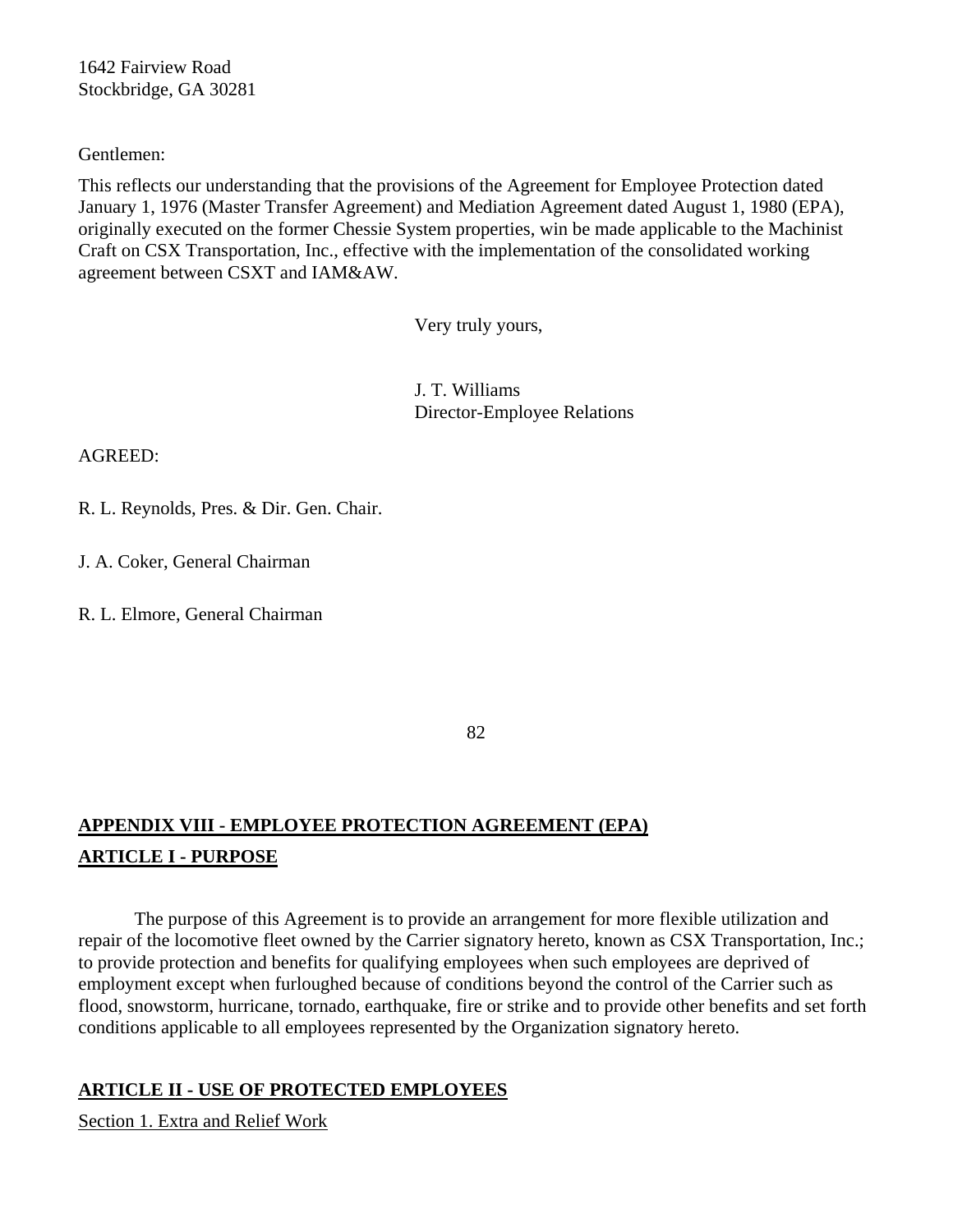1642 Fairview Road
Stockbridge, GA 30281

Gentlemen:

This reflects our understanding that the provisions of the Agreement for Employee Protection dated January 1, 1976 (Master Transfer Agreement) and Mediation Agreement dated August 1, 1980 (EPA), originally executed on the former Chessie System properties, win be made applicable to the Machinist Craft on CSX Transportation, Inc., effective with the implementation of the consolidated working agreement between CSXT and IAM&AW.

Very truly yours,

J. T. Williams
Director-Employee Relations

AGREED:

R. L. Reynolds, Pres. & Dir. Gen. Chair.

J. A. Coker, General Chairman

R. L. Elmore, General Chairman

## APPENDIX VIII - EMPLOYEE PROTECTION AGREEMENT (EPA)

## ARTICLE I - PURPOSE

The purpose of this Agreement is to provide an arrangement for more flexible utilization and repair of the locomotive fleet owned by the Carrier signatory hereto, known as CSX Transportation, Inc.; to provide protection and benefits for qualifying employees when such employees are deprived of employment except when furloughed because of conditions beyond the control of the Carrier such as flood, snowstorm, hurricane, tornado, earthquake, fire or strike and to provide other benefits and set forth conditions applicable to all employees represented by the Organization signatory hereto.

## ARTICLE II - USE OF PROTECTED EMPLOYEES

Section 1. Extra and Relief Work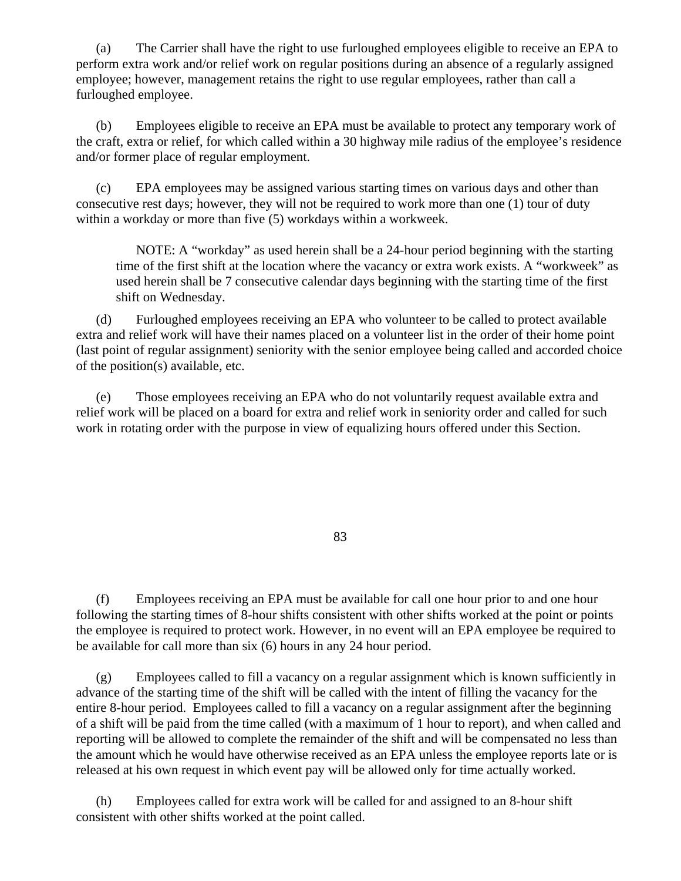(a) The Carrier shall have the right to use furloughed employees eligible to receive an EPA to perform extra work and/or relief work on regular positions during an absence of a regularly assigned employee; however, management retains the right to use regular employees, rather than call a furloughed employee.

(b) Employees eligible to receive an EPA must be available to protect any temporary work of the craft, extra or relief, for which called within a 30 highway mile radius of the employee's residence and/or former place of regular employment.

(c) EPA employees may be assigned various starting times on various days and other than consecutive rest days; however, they will not be required to work more than one (1) tour of duty within a workday or more than five (5) workdays within a workweek.

> NOTE: A "workday" as used herein shall be a 24-hour period beginning with the starting time of the first shift at the location where the vacancy or extra work exists. A "workweek" as used herein shall be 7 consecutive calendar days beginning with the starting time of the first shift on Wednesday.

(d) Furloughed employees receiving an EPA who volunteer to be called to protect available extra and relief work will have their names placed on a volunteer list in the order of their home point (last point of regular assignment) seniority with the senior employee being called and accorded choice of the position(s) available, etc.

(e) Those employees receiving an EPA who do not voluntarily request available extra and relief work will be placed on a board for extra and relief work in seniority order and called for such work in rotating order with the purpose in view of equalizing hours offered under this Section.

(f) Employees receiving an EPA must be available for call one hour prior to and one hour following the starting times of 8-hour shifts consistent with other shifts worked at the point or points the employee is required to protect work. However, in no event will an EPA employee be required to be available for call more than six (6) hours in any 24 hour period.

(g) Employees called to fill a vacancy on a regular assignment which is known sufficiently in advance of the starting time of the shift will be called with the intent of filling the vacancy for the entire 8-hour period. Employees called to fill a vacancy on a regular assignment after the beginning of a shift will be paid from the time called (with a maximum of 1 hour to report), and when called and reporting will be allowed to complete the remainder of the shift and will be compensated no less than the amount which he would have otherwise received as an EPA unless the employee reports late or is released at his own request in which event pay will be allowed only for time actually worked.

(h) Employees called for extra work will be called for and assigned to an 8-hour shift consistent with other shifts worked at the point called.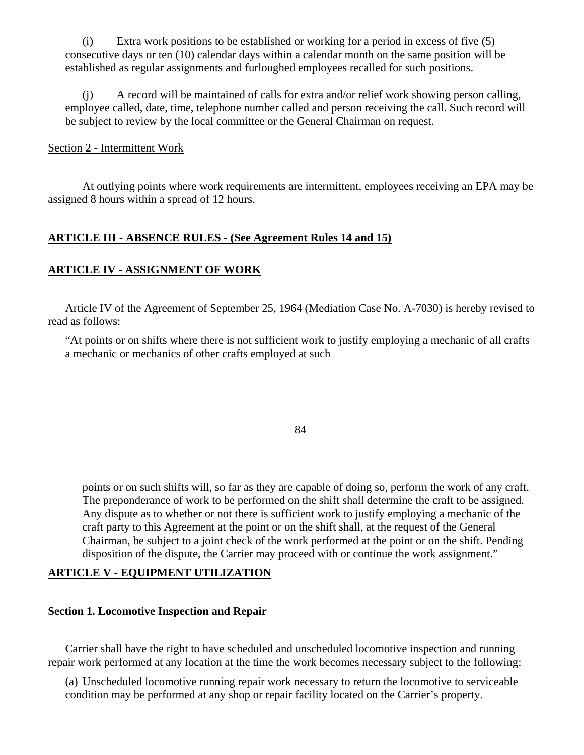(i) Extra work positions to be established or working for a period in excess of five (5) consecutive days or ten (10) calendar days within a calendar month on the same position will be established as regular assignments and furloughed employees recalled for such positions.

(j) A record will be maintained of calls for extra and/or relief work showing person calling, employee called, date, time, telephone number called and person receiving the call. Such record will be subject to review by the local committee or the General Chairman on request.

Section 2 - Intermittent Work

At outlying points where work requirements are intermittent, employees receiving an EPA may be assigned 8 hours within a spread of 12 hours.

## ARTICLE III - ABSENCE RULES - (See Agreement Rules 14 and 15)

## ARTICLE IV - ASSIGNMENT OF WORK

Article IV of the Agreement of September 25, 1964 (Mediation Case No. A-7030) is hereby revised to read as follows:

"At points or on shifts where there is not sufficient work to justify employing a mechanic of all crafts a mechanic or mechanics of other crafts employed at such points or on such shifts will, so far as they are capable of doing so, perform the work of any craft. The preponderance of work to be performed on the shift shall determine the craft to be assigned. Any dispute as to whether or not there is sufficient work to justify employing a mechanic of the craft party to this Agreement at the point or on the shift shall, at the request of the General Chairman, be subject to a joint check of the work performed at the point or on the shift. Pending disposition of the dispute, the Carrier may proceed with or continue the work assignment."

## ARTICLE V - EQUIPMENT UTILIZATION

### Section 1. Locomotive Inspection and Repair

Carrier shall have the right to have scheduled and unscheduled locomotive inspection and running repair work performed at any location at the time the work becomes necessary subject to the following:

(a) Unscheduled locomotive running repair work necessary to return the locomotive to serviceable condition may be performed at any shop or repair facility located on the Carrier's property.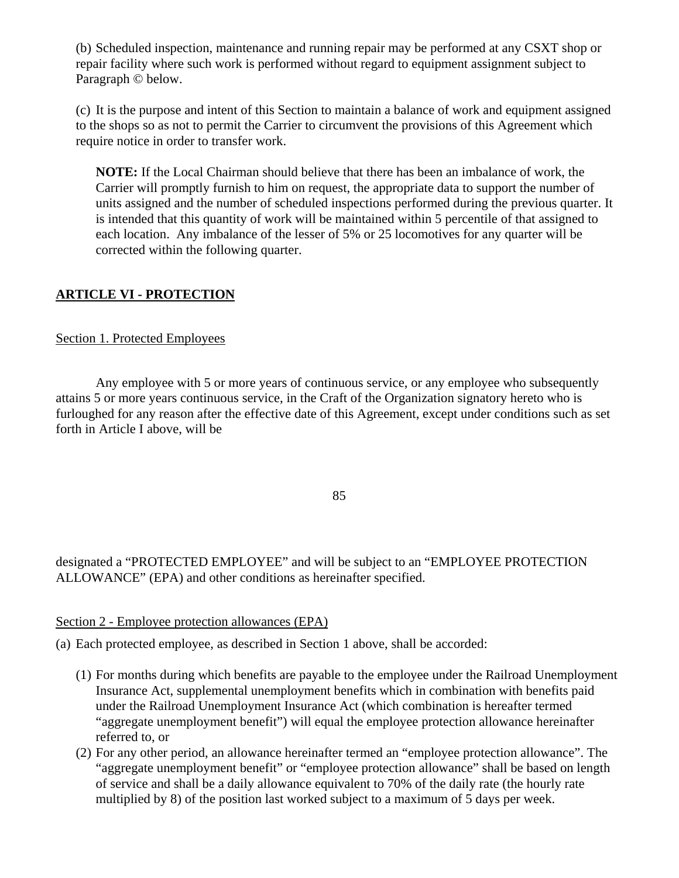(b) Scheduled inspection, maintenance and running repair may be performed at any CSXT shop or repair facility where such work is performed without regard to equipment assignment subject to Paragraph © below.

(c) It is the purpose and intent of this Section to maintain a balance of work and equipment assigned to the shops so as not to permit the Carrier to circumvent the provisions of this Agreement which require notice in order to transfer work.

> **NOTE:** If the Local Chairman should believe that there has been an imbalance of work, the Carrier will promptly furnish to him on request, the appropriate data to support the number of units assigned and the number of scheduled inspections performed during the previous quarter. It is intended that this quantity of work will be maintained within 5 percentile of that assigned to each location. Any imbalance of the lesser of 5% or 25 locomotives for any quarter will be corrected within the following quarter.

## ARTICLE VI - PROTECTION

### Section 1. Protected Employees

Any employee with 5 or more years of continuous service, or any employee who subsequently attains 5 or more years continuous service, in the Craft of the Organization signatory hereto who is furloughed for any reason after the effective date of this Agreement, except under conditions such as set forth in Article I above, will be designated a "PROTECTED EMPLOYEE" and will be subject to an "EMPLOYEE PROTECTION ALLOWANCE" (EPA) and other conditions as hereinafter specified.

### Section 2 - Employee protection allowances (EPA)

(a) Each protected employee, as described in Section 1 above, shall be accorded:

(1) For months during which benefits are payable to the employee under the Railroad Unemployment Insurance Act, supplemental unemployment benefits which in combination with benefits paid under the Railroad Unemployment Insurance Act (which combination is hereafter termed "aggregate unemployment benefit") will equal the employee protection allowance hereinafter referred to, or

(2) For any other period, an allowance hereinafter termed an "employee protection allowance". The "aggregate unemployment benefit" or "employee protection allowance" shall be based on length of service and shall be a daily allowance equivalent to 70% of the daily rate (the hourly rate multiplied by 8) of the position last worked subject to a maximum of 5 days per week.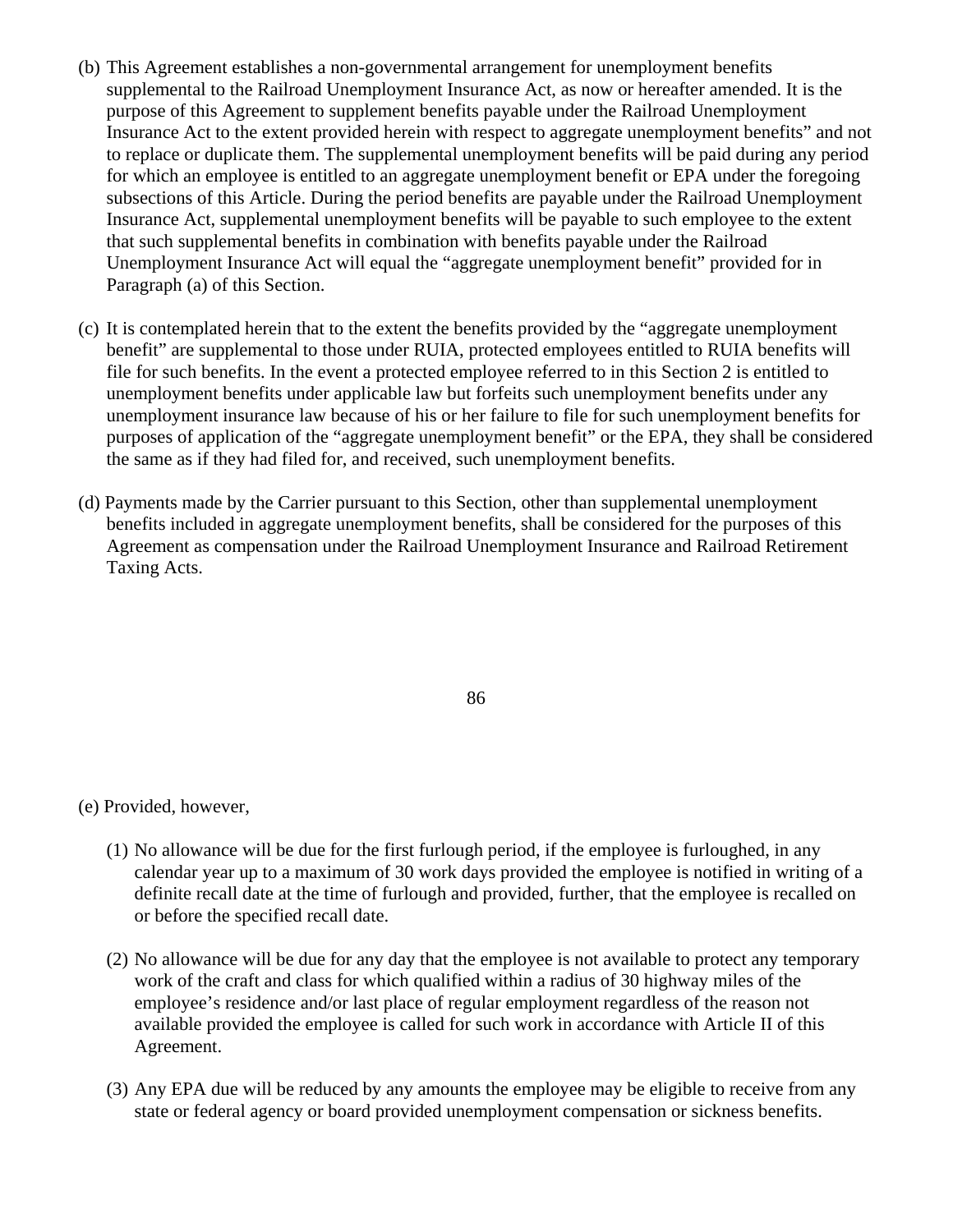(b) This Agreement establishes a non-governmental arrangement for unemployment benefits supplemental to the Railroad Unemployment Insurance Act, as now or hereafter amended. It is the purpose of this Agreement to supplement benefits payable under the Railroad Unemployment Insurance Act to the extent provided herein with respect to aggregate unemployment benefits" and not to replace or duplicate them. The supplemental unemployment benefits will be paid during any period for which an employee is entitled to an aggregate unemployment benefit or EPA under the foregoing subsections of this Article. During the period benefits are payable under the Railroad Unemployment Insurance Act, supplemental unemployment benefits will be payable to such employee to the extent that such supplemental benefits in combination with benefits payable under the Railroad Unemployment Insurance Act will equal the "aggregate unemployment benefit" provided for in Paragraph (a) of this Section.

(c) It is contemplated herein that to the extent the benefits provided by the "aggregate unemployment benefit" are supplemental to those under RUIA, protected employees entitled to RUIA benefits will file for such benefits. In the event a protected employee referred to in this Section 2 is entitled to unemployment benefits under applicable law but forfeits such unemployment benefits under any unemployment insurance law because of his or her failure to file for such unemployment benefits for purposes of application of the "aggregate unemployment benefit" or the EPA, they shall be considered the same as if they had filed for, and received, such unemployment benefits.

(d) Payments made by the Carrier pursuant to this Section, other than supplemental unemployment benefits included in aggregate unemployment benefits, shall be considered for the purposes of this Agreement as compensation under the Railroad Unemployment Insurance and Railroad Retirement Taxing Acts.

(e) Provided, however,

(1) No allowance will be due for the first furlough period, if the employee is furloughed, in any calendar year up to a maximum of 30 work days provided the employee is notified in writing of a definite recall date at the time of furlough and provided, further, that the employee is recalled on or before the specified recall date.

(2) No allowance will be due for any day that the employee is not available to protect any temporary work of the craft and class for which qualified within a radius of 30 highway miles of the employee's residence and/or last place of regular employment regardless of the reason not available provided the employee is called for such work in accordance with Article II of this Agreement.

(3) Any EPA due will be reduced by any amounts the employee may be eligible to receive from any state or federal agency or board provided unemployment compensation or sickness benefits.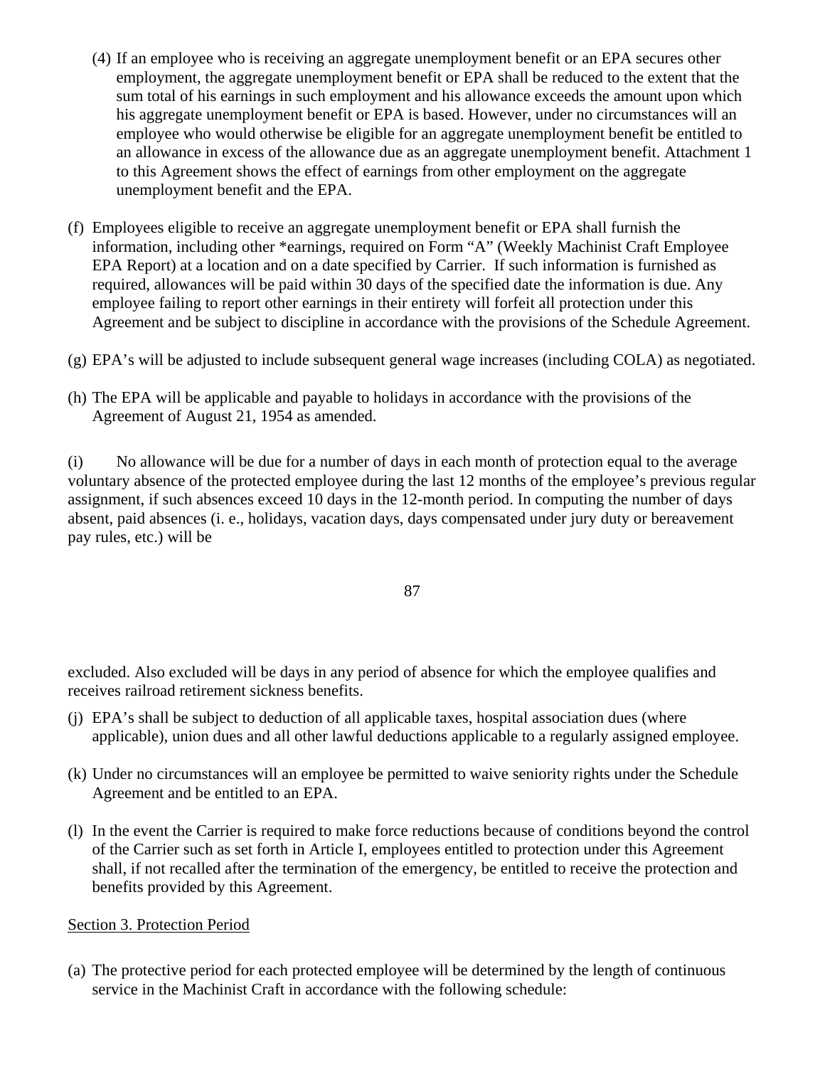(4) If an employee who is receiving an aggregate unemployment benefit or an EPA secures other employment, the aggregate unemployment benefit or EPA shall be reduced to the extent that the sum total of his earnings in such employment and his allowance exceeds the amount upon which his aggregate unemployment benefit or EPA is based. However, under no circumstances will an employee who would otherwise be eligible for an aggregate unemployment benefit be entitled to an allowance in excess of the allowance due as an aggregate unemployment benefit. Attachment 1 to this Agreement shows the effect of earnings from other employment on the aggregate unemployment benefit and the EPA.

(f) Employees eligible to receive an aggregate unemployment benefit or EPA shall furnish the information, including other *earnings, required on Form "A" (Weekly Machinist Craft Employee EPA Report) at a location and on a date specified by Carrier. If such information is furnished as required, allowances will be paid within 30 days of the specified date the information is due. Any employee failing to report other earnings in their entirety will forfeit all protection under this Agreement and be subject to discipline in accordance with the provisions of the Schedule Agreement.

(g) EPA's will be adjusted to include subsequent general wage increases (including COLA) as negotiated.

(h) The EPA will be applicable and payable to holidays in accordance with the provisions of the Agreement of August 21, 1954 as amended.

(i) No allowance will be due for a number of days in each month of protection equal to the average voluntary absence of the protected employee during the last 12 months of the employee's previous regular assignment, if such absences exceed 10 days in the 12-month period. In computing the number of days absent, paid absences (i. e., holidays, vacation days, days compensated under jury duty or bereavement pay rules, etc.) will be excluded. Also excluded will be days in any period of absence for which the employee qualifies and receives railroad retirement sickness benefits.

(j) EPA's shall be subject to deduction of all applicable taxes, hospital association dues (where applicable), union dues and all other lawful deductions applicable to a regularly assigned employee.

(k) Under no circumstances will an employee be permitted to waive seniority rights under the Schedule Agreement and be entitled to an EPA.

(l) In the event the Carrier is required to make force reductions because of conditions beyond the control of the Carrier such as set forth in Article I, employees entitled to protection under this Agreement shall, if not recalled after the termination of the emergency, be entitled to receive the protection and benefits provided by this Agreement.

Section 3. Protection Period

(a) The protective period for each protected employee will be determined by the length of continuous service in the Machinist Craft in accordance with the following schedule: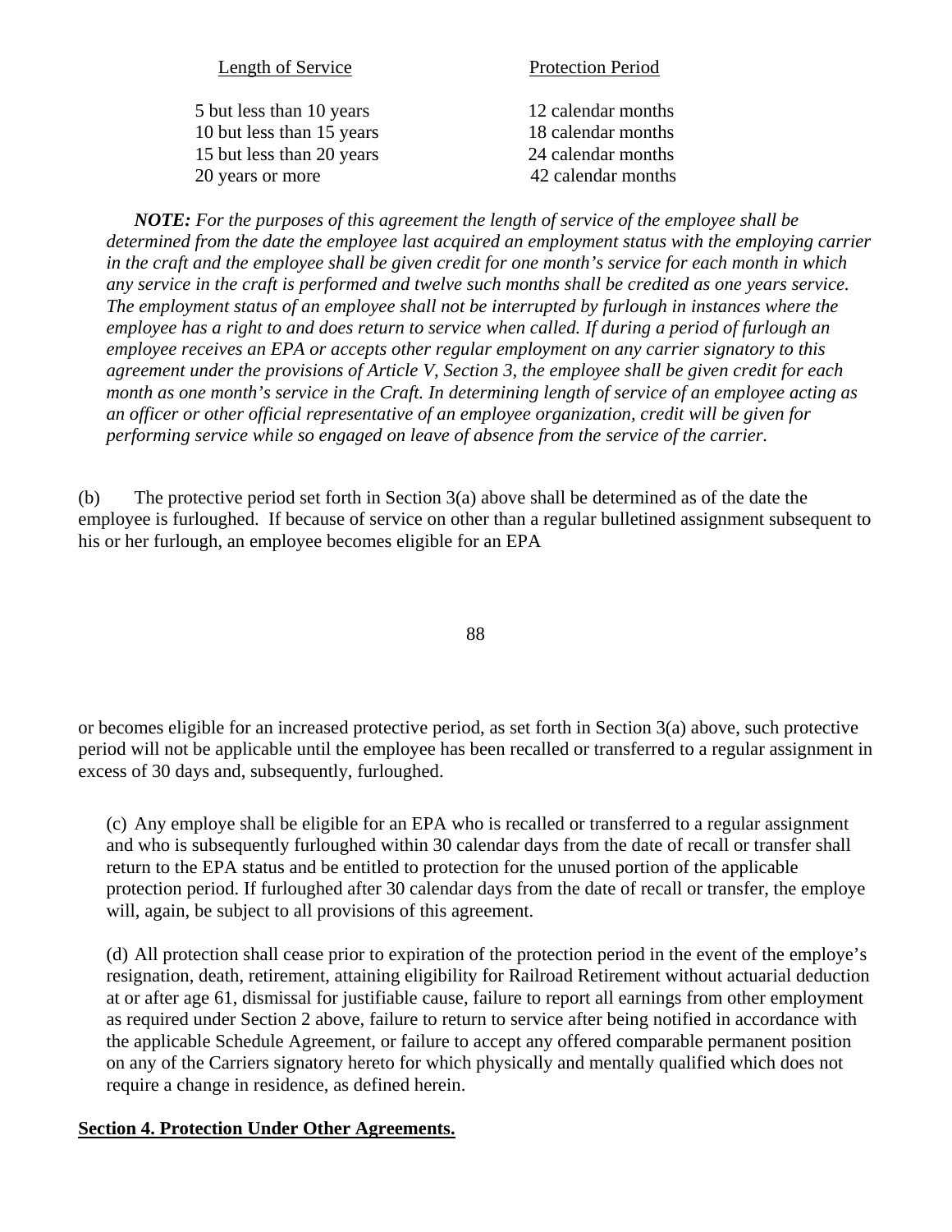| Length of Service | Protection Period |
|---|---|
| 5 but less than 10 years | 12 calendar months |
| 10 but less than 15 years | 18 calendar months |
| 15 but less than 20 years | 24 calendar months |
| 20 years or more | 42 calendar months |

***NOTE:*** *For the purposes of this agreement the length of service of the employee shall be determined from the date the employee last acquired an employment status with the employing carrier in the craft and the employee shall be given credit for one month's service for each month in which any service in the craft is performed and twelve such months shall be credited as one years service. The employment status of an employee shall not be interrupted by furlough in instances where the employee has a right to and does return to service when called. If during a period of furlough an employee receives an EPA or accepts other regular employment on any carrier signatory to this agreement under the provisions of Article V, Section 3, the employee shall be given credit for each month as one month's service in the Craft. In determining length of service of an employee acting as an officer or other official representative of an employee organization, credit will be given for performing service while so engaged on leave of absence from the service of the carrier.*

(b) The protective period set forth in Section 3(a) above shall be determined as of the date the employee is furloughed. If because of service on other than a regular bulletined assignment subsequent to his or her furlough, an employee becomes eligible for an EPA or becomes eligible for an increased protective period, as set forth in Section 3(a) above, such protective period will not be applicable until the employee has been recalled or transferred to a regular assignment in excess of 30 days and, subsequently, furloughed.

(c) Any employe shall be eligible for an EPA who is recalled or transferred to a regular assignment and who is subsequently furloughed within 30 calendar days from the date of recall or transfer shall return to the EPA status and be entitled to protection for the unused portion of the applicable protection period. If furloughed after 30 calendar days from the date of recall or transfer, the employe will, again, be subject to all provisions of this agreement.

(d) All protection shall cease prior to expiration of the protection period in the event of the employe's resignation, death, retirement, attaining eligibility for Railroad Retirement without actuarial deduction at or after age 61, dismissal for justifiable cause, failure to report all earnings from other employment as required under Section 2 above, failure to return to service after being notified in accordance with the applicable Schedule Agreement, or failure to accept any offered comparable permanent position on any of the Carriers signatory hereto for which physically and mentally qualified which does not require a change in residence, as defined herein.

**Section 4. Protection Under Other Agreements.**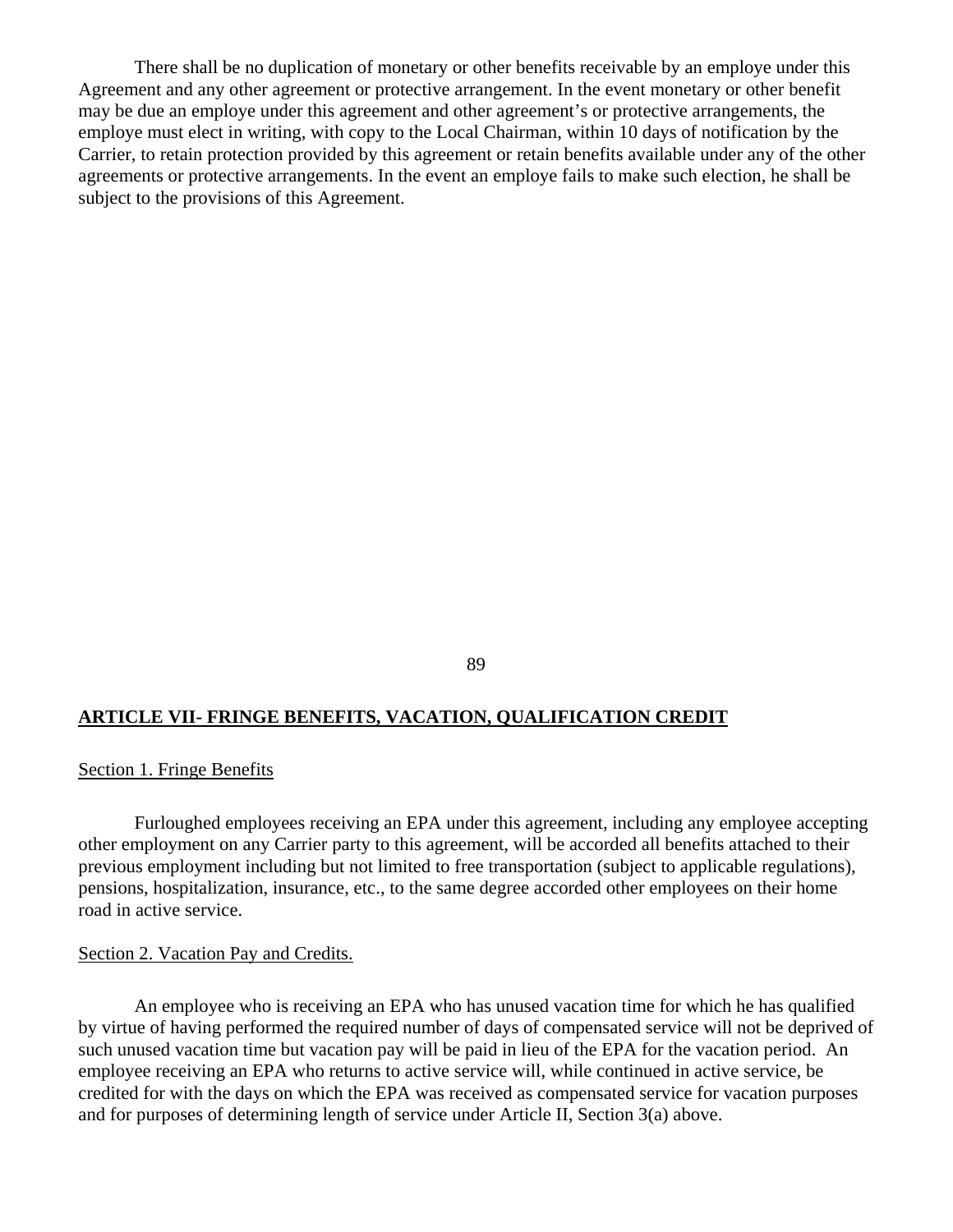There shall be no duplication of monetary or other benefits receivable by an employe under this Agreement and any other agreement or protective arrangement. In the event monetary or other benefit may be due an employe under this agreement and other agreement's or protective arrangements, the employe must elect in writing, with copy to the Local Chairman, within 10 days of notification by the Carrier, to retain protection provided by this agreement or retain benefits available under any of the other agreements or protective arrangements. In the event an employe fails to make such election, he shall be subject to the provisions of this Agreement.

## ARTICLE VII- FRINGE BENEFITS, VACATION, QUALIFICATION CREDIT

### Section 1. Fringe Benefits

Furloughed employees receiving an EPA under this agreement, including any employee accepting other employment on any Carrier party to this agreement, will be accorded all benefits attached to their previous employment including but not limited to free transportation (subject to applicable regulations), pensions, hospitalization, insurance, etc., to the same degree accorded other employees on their home road in active service.

### Section 2. Vacation Pay and Credits.

An employee who is receiving an EPA who has unused vacation time for which he has qualified by virtue of having performed the required number of days of compensated service will not be deprived of such unused vacation time but vacation pay will be paid in lieu of the EPA for the vacation period. An employee receiving an EPA who returns to active service will, while continued in active service, be credited for with the days on which the EPA was received as compensated service for vacation purposes and for purposes of determining length of service under Article II, Section 3(a) above.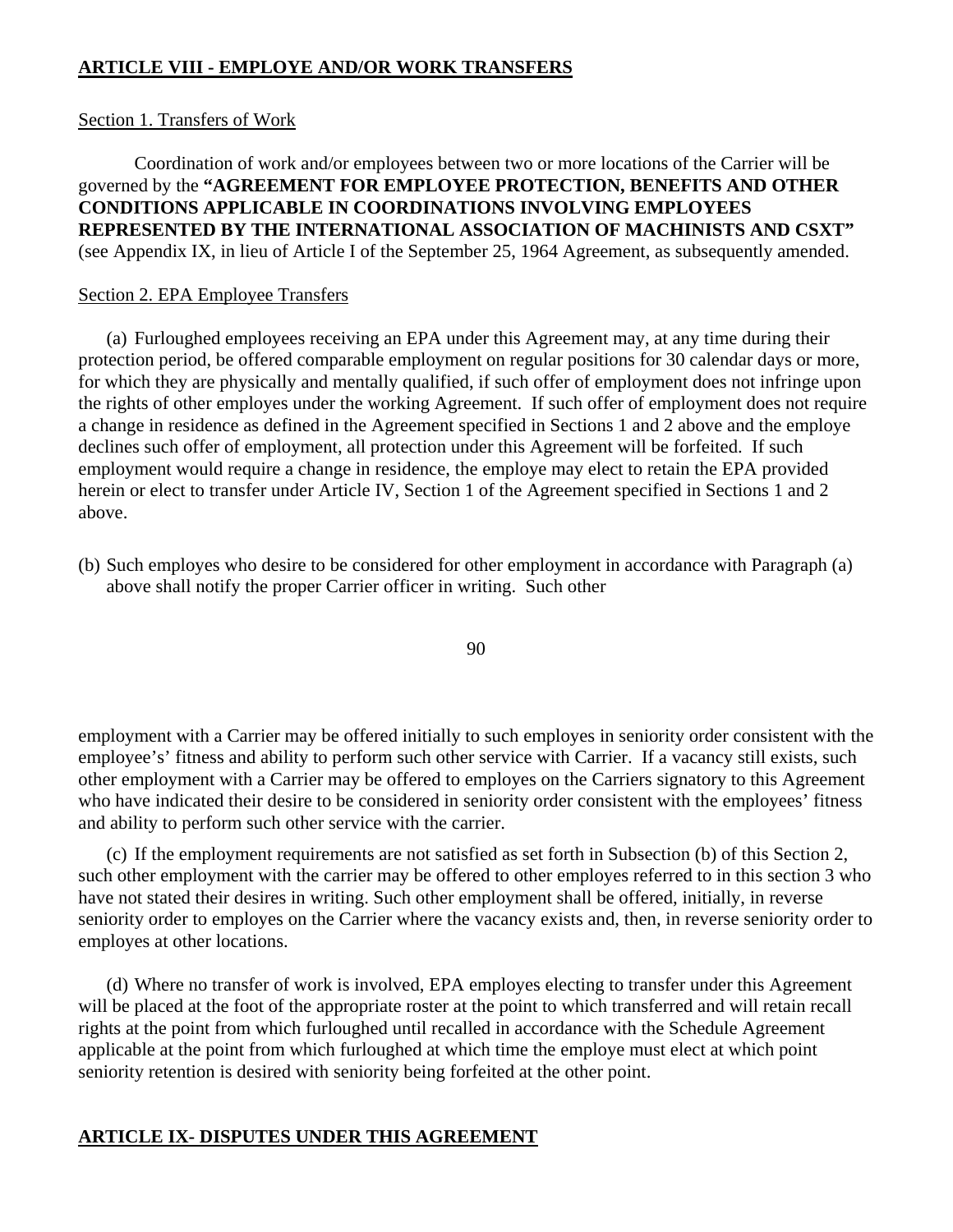## ARTICLE VIII - EMPLOYE AND/OR WORK TRANSFERS

Section 1. Transfers of Work

Coordination of work and/or employees between two or more locations of the Carrier will be governed by the **"AGREEMENT FOR EMPLOYEE PROTECTION, BENEFITS AND OTHER CONDITIONS APPLICABLE IN COORDINATIONS INVOLVING EMPLOYEES REPRESENTED BY THE INTERNATIONAL ASSOCIATION OF MACHINISTS AND CSXT"** (see Appendix IX, in lieu of Article I of the September 25, 1964 Agreement, as subsequently amended.

Section 2. EPA Employee Transfers

(a) Furloughed employees receiving an EPA under this Agreement may, at any time during their protection period, be offered comparable employment on regular positions for 30 calendar days or more, for which they are physically and mentally qualified, if such offer of employment does not infringe upon the rights of other employes under the working Agreement. If such offer of employment does not require a change in residence as defined in the Agreement specified in Sections 1 and 2 above and the employe declines such offer of employment, all protection under this Agreement will be forfeited. If such employment would require a change in residence, the employe may elect to retain the EPA provided herein or elect to transfer under Article IV, Section 1 of the Agreement specified in Sections 1 and 2 above.

(b) Such employes who desire to be considered for other employment in accordance with Paragraph (a) above shall notify the proper Carrier officer in writing. Such other employment with a Carrier may be offered initially to such employes in seniority order consistent with the employee's' fitness and ability to perform such other service with Carrier. If a vacancy still exists, such other employment with a Carrier may be offered to employes on the Carriers signatory to this Agreement who have indicated their desire to be considered in seniority order consistent with the employees' fitness and ability to perform such other service with the carrier.

(c) If the employment requirements are not satisfied as set forth in Subsection (b) of this Section 2, such other employment with the carrier may be offered to other employes referred to in this section 3 who have not stated their desires in writing. Such other employment shall be offered, initially, in reverse seniority order to employes on the Carrier where the vacancy exists and, then, in reverse seniority order to employes at other locations.

(d) Where no transfer of work is involved, EPA employes electing to transfer under this Agreement will be placed at the foot of the appropriate roster at the point to which transferred and will retain recall rights at the point from which furloughed until recalled in accordance with the Schedule Agreement applicable at the point from which furloughed at which time the employe must elect at which point seniority retention is desired with seniority being forfeited at the other point.

## ARTICLE IX- DISPUTES UNDER THIS AGREEMENT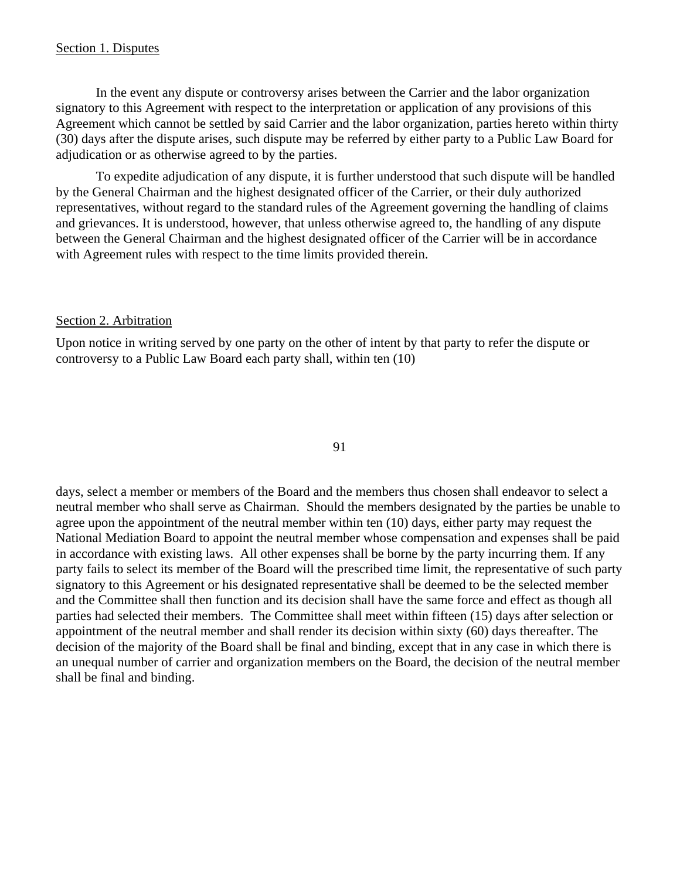Section 1. Disputes

In the event any dispute or controversy arises between the Carrier and the labor organization signatory to this Agreement with respect to the interpretation or application of any provisions of this Agreement which cannot be settled by said Carrier and the labor organization, parties hereto within thirty (30) days after the dispute arises, such dispute may be referred by either party to a Public Law Board for adjudication or as otherwise agreed to by the parties.

To expedite adjudication of any dispute, it is further understood that such dispute will be handled by the General Chairman and the highest designated officer of the Carrier, or their duly authorized representatives, without regard to the standard rules of the Agreement governing the handling of claims and grievances. It is understood, however, that unless otherwise agreed to, the handling of any dispute between the General Chairman and the highest designated officer of the Carrier will be in accordance with Agreement rules with respect to the time limits provided therein.

Section 2. Arbitration

Upon notice in writing served by one party on the other of intent by that party to refer the dispute or controversy to a Public Law Board each party shall, within ten (10) days, select a member or members of the Board and the members thus chosen shall endeavor to select a neutral member who shall serve as Chairman. Should the members designated by the parties be unable to agree upon the appointment of the neutral member within ten (10) days, either party may request the National Mediation Board to appoint the neutral member whose compensation and expenses shall be paid in accordance with existing laws. All other expenses shall be borne by the party incurring them. If any party fails to select its member of the Board will the prescribed time limit, the representative of such party signatory to this Agreement or his designated representative shall be deemed to be the selected member and the Committee shall then function and its decision shall have the same force and effect as though all parties had selected their members. The Committee shall meet within fifteen (15) days after selection or appointment of the neutral member and shall render its decision within sixty (60) days thereafter. The decision of the majority of the Board shall be final and binding, except that in any case in which there is an unequal number of carrier and organization members on the Board, the decision of the neutral member shall be final and binding.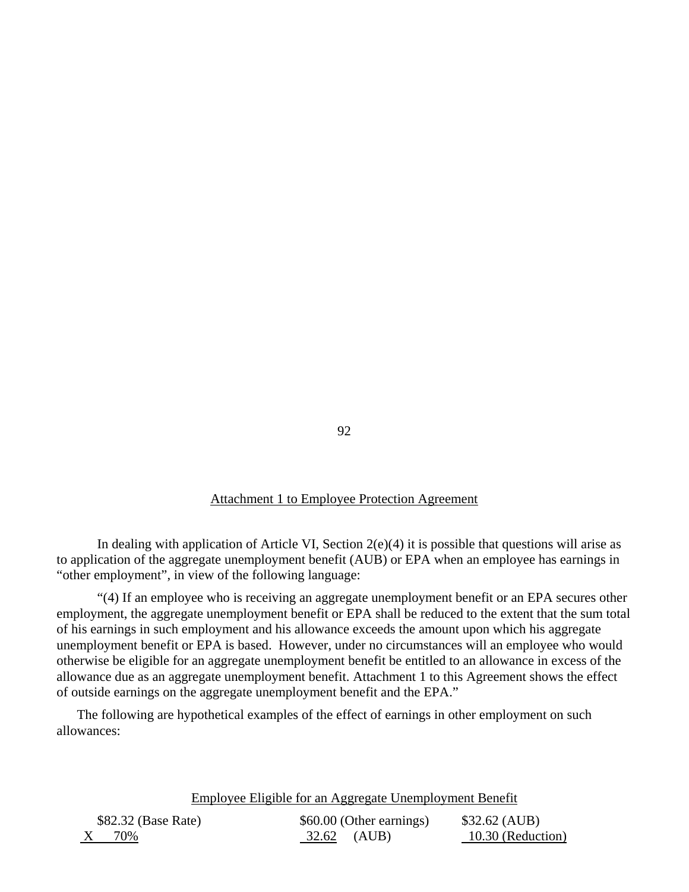Attachment 1 to Employee Protection Agreement

In dealing with application of Article VI, Section 2(e)(4) it is possible that questions will arise as to application of the aggregate unemployment benefit (AUB) or EPA when an employee has earnings in "other employment", in view of the following language:

"(4) If an employee who is receiving an aggregate unemployment benefit or an EPA secures other employment, the aggregate unemployment benefit or EPA shall be reduced to the extent that the sum total of his earnings in such employment and his allowance exceeds the amount upon which his aggregate unemployment benefit or EPA is based. However, under no circumstances will an employee who would otherwise be eligible for an aggregate unemployment benefit be entitled to an allowance in excess of the allowance due as an aggregate unemployment benefit. Attachment 1 to this Agreement shows the effect of outside earnings on the aggregate unemployment benefit and the EPA."

The following are hypothetical examples of the effect of earnings in other employment on such allowances:

Employee Eligible for an Aggregate Unemployment Benefit

| | | |
|---|---|---|
| $82.32 (Base Rate) | $60.00 (Other earnings) | $32.62 (AUB) |
| X 70% | 32.62 (AUB) | 10.30 (Reduction) |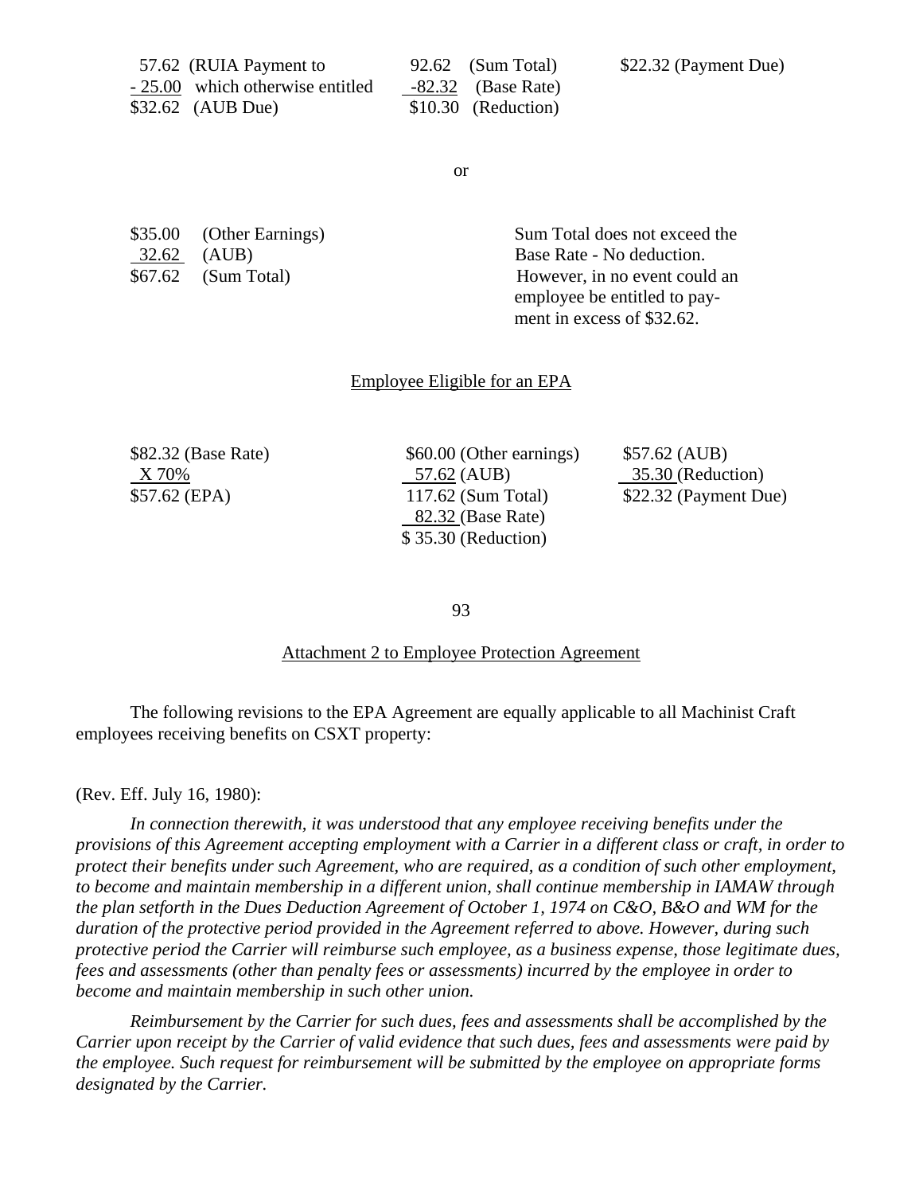| | | |
|---|---|---|
| 57.62 (RUIA Payment to | 92.62 (Sum Total) | $22.32 (Payment Due) |
| - 25.00 which otherwise entitled | -82.32 (Base Rate) | |
| $32.62 (AUB Due) | $10.30 (Reduction) | |

or

| | |
|---|---|
| $35.00 (Other Earnings) | Sum Total does not exceed the Base Rate - No deduction. However, in no event could an employee be entitled to payment in excess of $32.62. |
| 32.62 (AUB) | |
| $67.62 (Sum Total) | |

Employee Eligible for an EPA

| | | |
|---|---|---|
| $82.32 (Base Rate) | $60.00 (Other earnings) | $57.62 (AUB) |
| X 70% | 57.62 (AUB) | 35.30 (Reduction) |
| $57.62 (EPA) | 117.62 (Sum Total) | $22.32 (Payment Due) |
| | 82.32 (Base Rate) | |
| | $ 35.30 (Reduction) | |

## Attachment 2 to Employee Protection Agreement

The following revisions to the EPA Agreement are equally applicable to all Machinist Craft employees receiving benefits on CSXT property:

(Rev. Eff. July 16, 1980):

*In connection therewith, it was understood that any employee receiving benefits under the provisions of this Agreement accepting employment with a Carrier in a different class or craft, in order to protect their benefits under such Agreement, who are required, as a condition of such other employment, to become and maintain membership in a different union, shall continue membership in IAMAW through the plan setforth in the Dues Deduction Agreement of October 1, 1974 on C&O, B&O and WM for the duration of the protective period provided in the Agreement referred to above. However, during such protective period the Carrier will reimburse such employee, as a business expense, those legitimate dues, fees and assessments (other than penalty fees or assessments) incurred by the employee in order to become and maintain membership in such other union.*

*Reimbursement by the Carrier for such dues, fees and assessments shall be accomplished by the Carrier upon receipt by the Carrier of valid evidence that such dues, fees and assessments were paid by the employee. Such request for reimbursement will be submitted by the employee on appropriate forms designated by the Carrier.*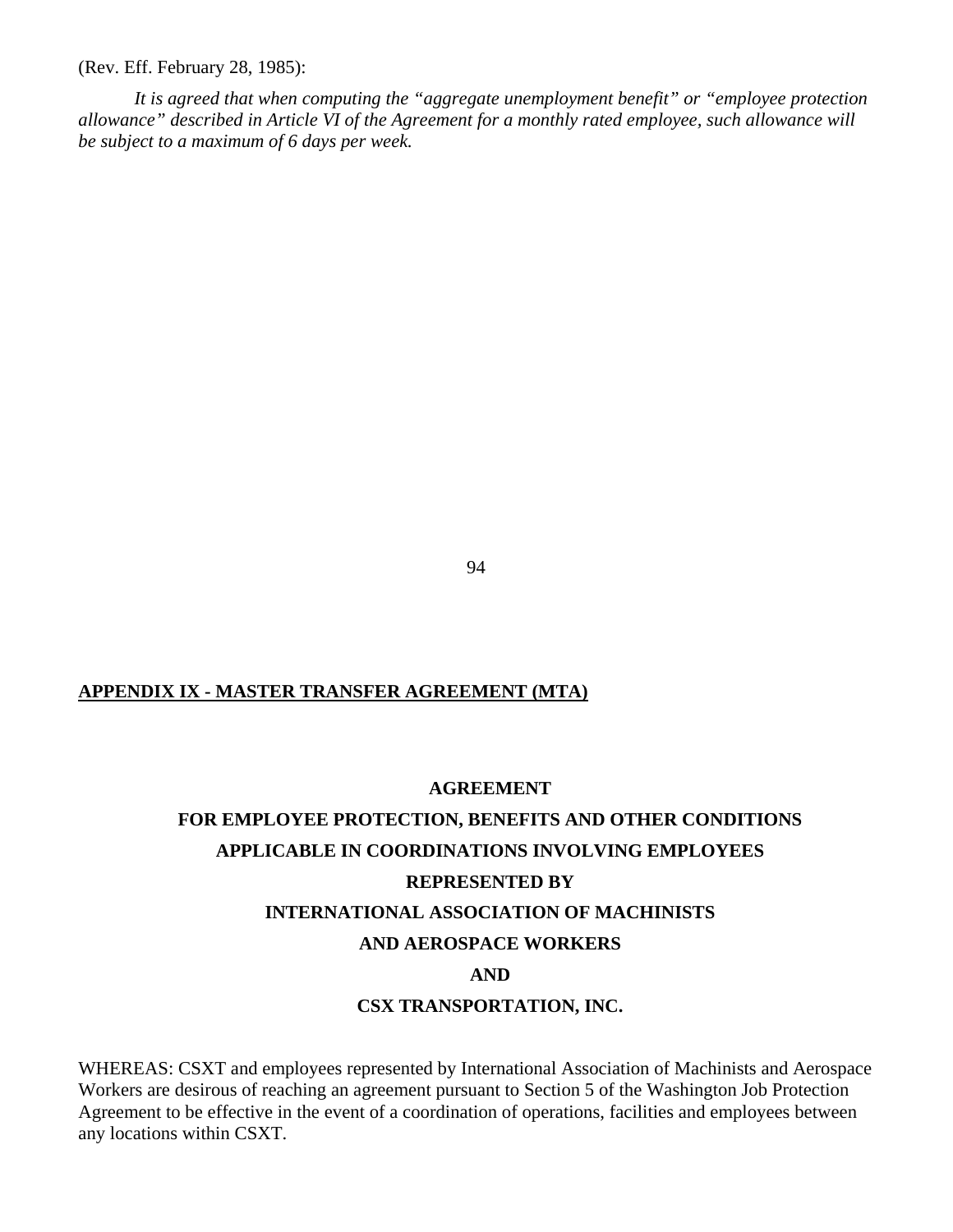(Rev. Eff. February 28, 1985):

*It is agreed that when computing the "aggregate unemployment benefit" or "employee protection allowance" described in Article VI of the Agreement for a monthly rated employee, such allowance will be subject to a maximum of 6 days per week.*

## APPENDIX IX - MASTER TRANSFER AGREEMENT (MTA)

**AGREEMENT**

**FOR EMPLOYEE PROTECTION, BENEFITS AND OTHER CONDITIONS**

**APPLICABLE IN COORDINATIONS INVOLVING EMPLOYEES**

**REPRESENTED BY**

**INTERNATIONAL ASSOCIATION OF MACHINISTS**

**AND AEROSPACE WORKERS**

**AND**

**CSX TRANSPORTATION, INC.**

WHEREAS: CSXT and employees represented by International Association of Machinists and Aerospace Workers are desirous of reaching an agreement pursuant to Section 5 of the Washington Job Protection Agreement to be effective in the event of a coordination of operations, facilities and employees between any locations within CSXT.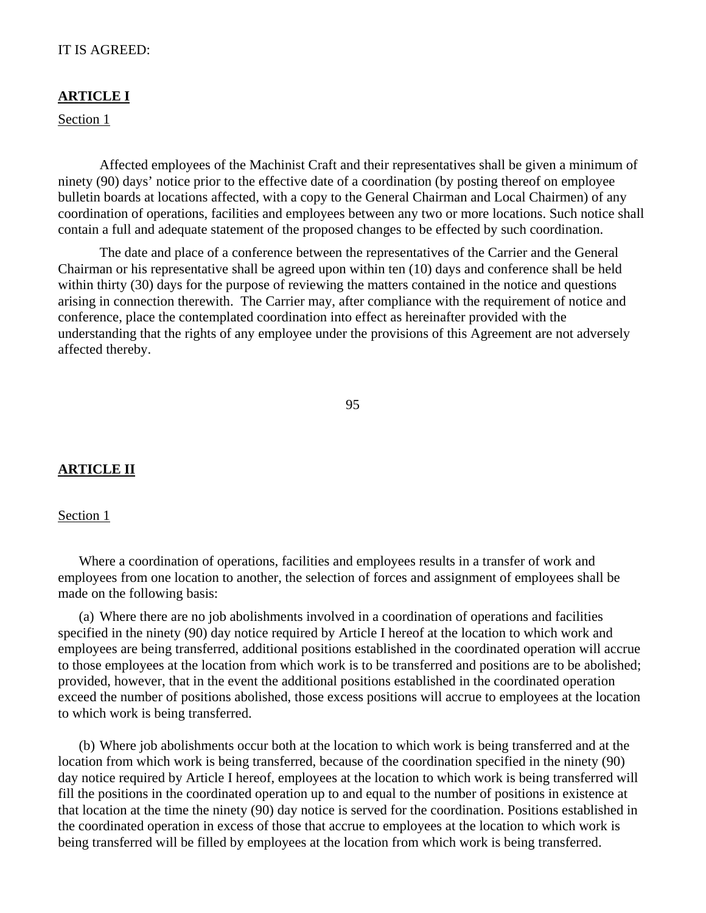IT IS AGREED:

**ARTICLE I**

Section 1

Affected employees of the Machinist Craft and their representatives shall be given a minimum of ninety (90) days' notice prior to the effective date of a coordination (by posting thereof on employee bulletin boards at locations affected, with a copy to the General Chairman and Local Chairmen) of any coordination of operations, facilities and employees between any two or more locations. Such notice shall contain a full and adequate statement of the proposed changes to be effected by such coordination.

The date and place of a conference between the representatives of the Carrier and the General Chairman or his representative shall be agreed upon within ten (10) days and conference shall be held within thirty (30) days for the purpose of reviewing the matters contained in the notice and questions arising in connection therewith. The Carrier may, after compliance with the requirement of notice and conference, place the contemplated coordination into effect as hereinafter provided with the understanding that the rights of any employee under the provisions of this Agreement are not adversely affected thereby.

**ARTICLE II**

Section 1

Where a coordination of operations, facilities and employees results in a transfer of work and employees from one location to another, the selection of forces and assignment of employees shall be made on the following basis:

(a) Where there are no job abolishments involved in a coordination of operations and facilities specified in the ninety (90) day notice required by Article I hereof at the location to which work and employees are being transferred, additional positions established in the coordinated operation will accrue to those employees at the location from which work is to be transferred and positions are to be abolished; provided, however, that in the event the additional positions established in the coordinated operation exceed the number of positions abolished, those excess positions will accrue to employees at the location to which work is being transferred.

(b) Where job abolishments occur both at the location to which work is being transferred and at the location from which work is being transferred, because of the coordination specified in the ninety (90) day notice required by Article I hereof, employees at the location to which work is being transferred will fill the positions in the coordinated operation up to and equal to the number of positions in existence at that location at the time the ninety (90) day notice is served for the coordination. Positions established in the coordinated operation in excess of those that accrue to employees at the location to which work is being transferred will be filled by employees at the location from which work is being transferred.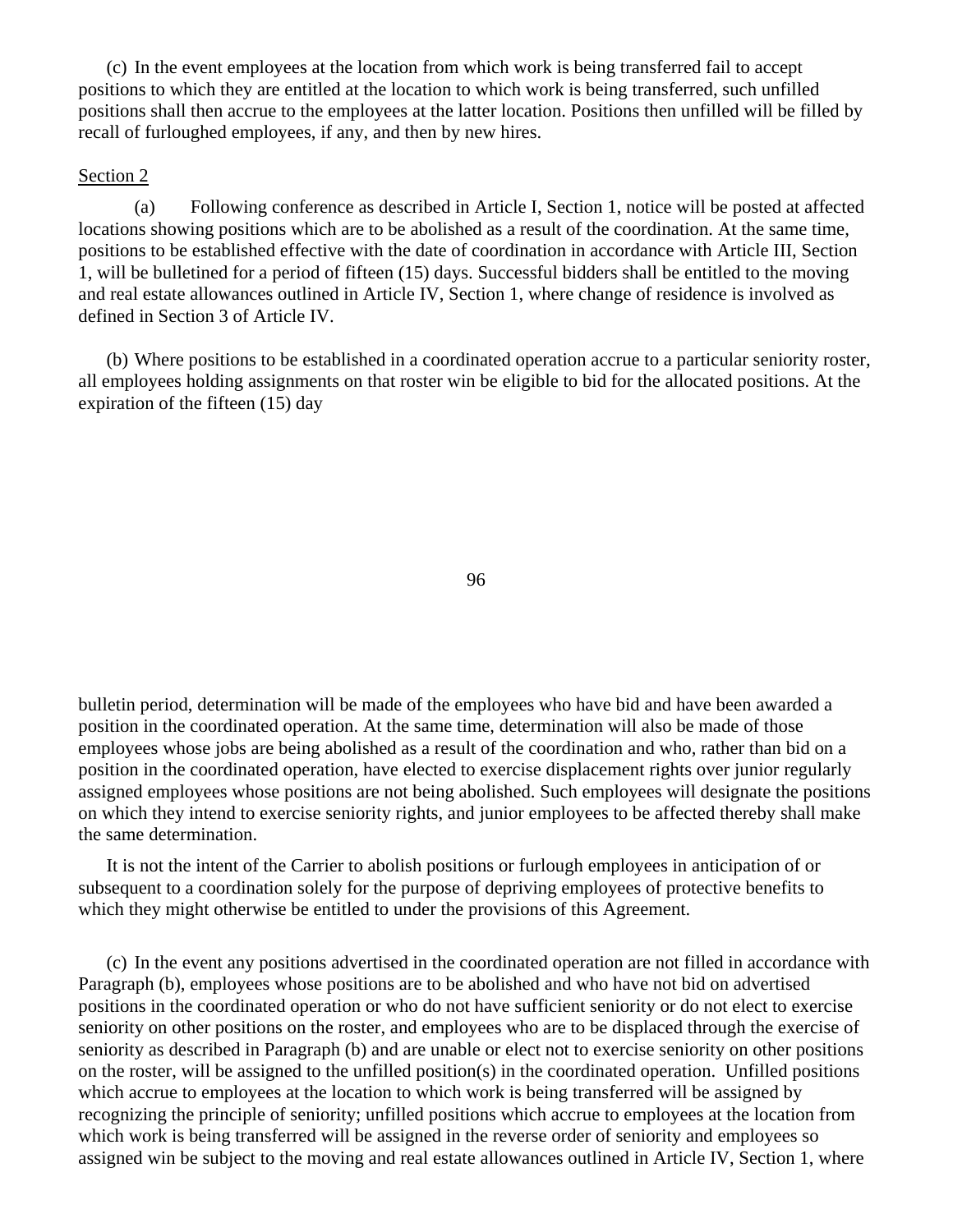(c) In the event employees at the location from which work is being transferred fail to accept positions to which they are entitled at the location to which work is being transferred, such unfilled positions shall then accrue to the employees at the latter location. Positions then unfilled will be filled by recall of furloughed employees, if any, and then by new hires.

Section 2

(a) Following conference as described in Article I, Section 1, notice will be posted at affected locations showing positions which are to be abolished as a result of the coordination. At the same time, positions to be established effective with the date of coordination in accordance with Article III, Section 1, will be bulletined for a period of fifteen (15) days. Successful bidders shall be entitled to the moving and real estate allowances outlined in Article IV, Section 1, where change of residence is involved as defined in Section 3 of Article IV.

(b) Where positions to be established in a coordinated operation accrue to a particular seniority roster, all employees holding assignments on that roster win be eligible to bid for the allocated positions. At the expiration of the fifteen (15) day bulletin period, determination will be made of the employees who have bid and have been awarded a position in the coordinated operation. At the same time, determination will also be made of those employees whose jobs are being abolished as a result of the coordination and who, rather than bid on a position in the coordinated operation, have elected to exercise displacement rights over junior regularly assigned employees whose positions are not being abolished. Such employees will designate the positions on which they intend to exercise seniority rights, and junior employees to be affected thereby shall make the same determination.

It is not the intent of the Carrier to abolish positions or furlough employees in anticipation of or subsequent to a coordination solely for the purpose of depriving employees of protective benefits to which they might otherwise be entitled to under the provisions of this Agreement.

(c) In the event any positions advertised in the coordinated operation are not filled in accordance with Paragraph (b), employees whose positions are to be abolished and who have not bid on advertised positions in the coordinated operation or who do not have sufficient seniority or do not elect to exercise seniority on other positions on the roster, and employees who are to be displaced through the exercise of seniority as described in Paragraph (b) and are unable or elect not to exercise seniority on other positions on the roster, will be assigned to the unfilled position(s) in the coordinated operation. Unfilled positions which accrue to employees at the location to which work is being transferred will be assigned by recognizing the principle of seniority; unfilled positions which accrue to employees at the location from which work is being transferred will be assigned in the reverse order of seniority and employees so assigned win be subject to the moving and real estate allowances outlined in Article IV, Section 1, where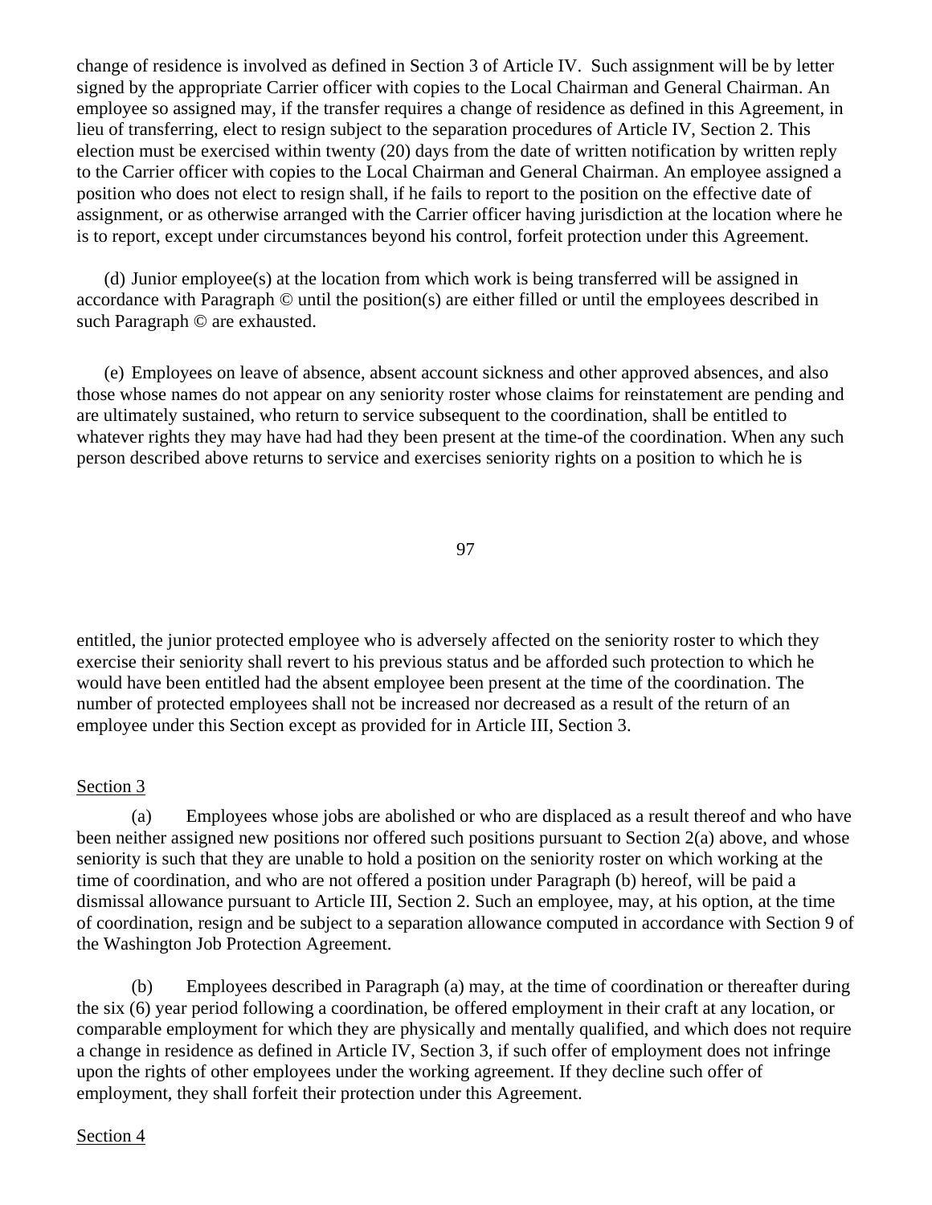change of residence is involved as defined in Section 3 of Article IV. Such assignment will be by letter signed by the appropriate Carrier officer with copies to the Local Chairman and General Chairman. An employee so assigned may, if the transfer requires a change of residence as defined in this Agreement, in lieu of transferring, elect to resign subject to the separation procedures of Article IV, Section 2. This election must be exercised within twenty (20) days from the date of written notification by written reply to the Carrier officer with copies to the Local Chairman and General Chairman. An employee assigned a position who does not elect to resign shall, if he fails to report to the position on the effective date of assignment, or as otherwise arranged with the Carrier officer having jurisdiction at the location where he is to report, except under circumstances beyond his control, forfeit protection under this Agreement.

(d) Junior employee(s) at the location from which work is being transferred will be assigned in accordance with Paragraph © until the position(s) are either filled or until the employees described in such Paragraph © are exhausted.

(e) Employees on leave of absence, absent account sickness and other approved absences, and also those whose names do not appear on any seniority roster whose claims for reinstatement are pending and are ultimately sustained, who return to service subsequent to the coordination, shall be entitled to whatever rights they may have had had they been present at the time-of the coordination. When any such person described above returns to service and exercises seniority rights on a position to which he is entitled, the junior protected employee who is adversely affected on the seniority roster to which they exercise their seniority shall revert to his previous status and be afforded such protection to which he would have been entitled had the absent employee been present at the time of the coordination. The number of protected employees shall not be increased nor decreased as a result of the return of an employee under this Section except as provided for in Article III, Section 3.

<u>Section 3</u>

(a) Employees whose jobs are abolished or who are displaced as a result thereof and who have been neither assigned new positions nor offered such positions pursuant to Section 2(a) above, and whose seniority is such that they are unable to hold a position on the seniority roster on which working at the time of coordination, and who are not offered a position under Paragraph (b) hereof, will be paid a dismissal allowance pursuant to Article III, Section 2. Such an employee, may, at his option, at the time of coordination, resign and be subject to a separation allowance computed in accordance with Section 9 of the Washington Job Protection Agreement.

(b) Employees described in Paragraph (a) may, at the time of coordination or thereafter during the six (6) year period following a coordination, be offered employment in their craft at any location, or comparable employment for which they are physically and mentally qualified, and which does not require a change in residence as defined in Article IV, Section 3, if such offer of employment does not infringe upon the rights of other employees under the working agreement. If they decline such offer of employment, they shall forfeit their protection under this Agreement.

<u>Section 4</u>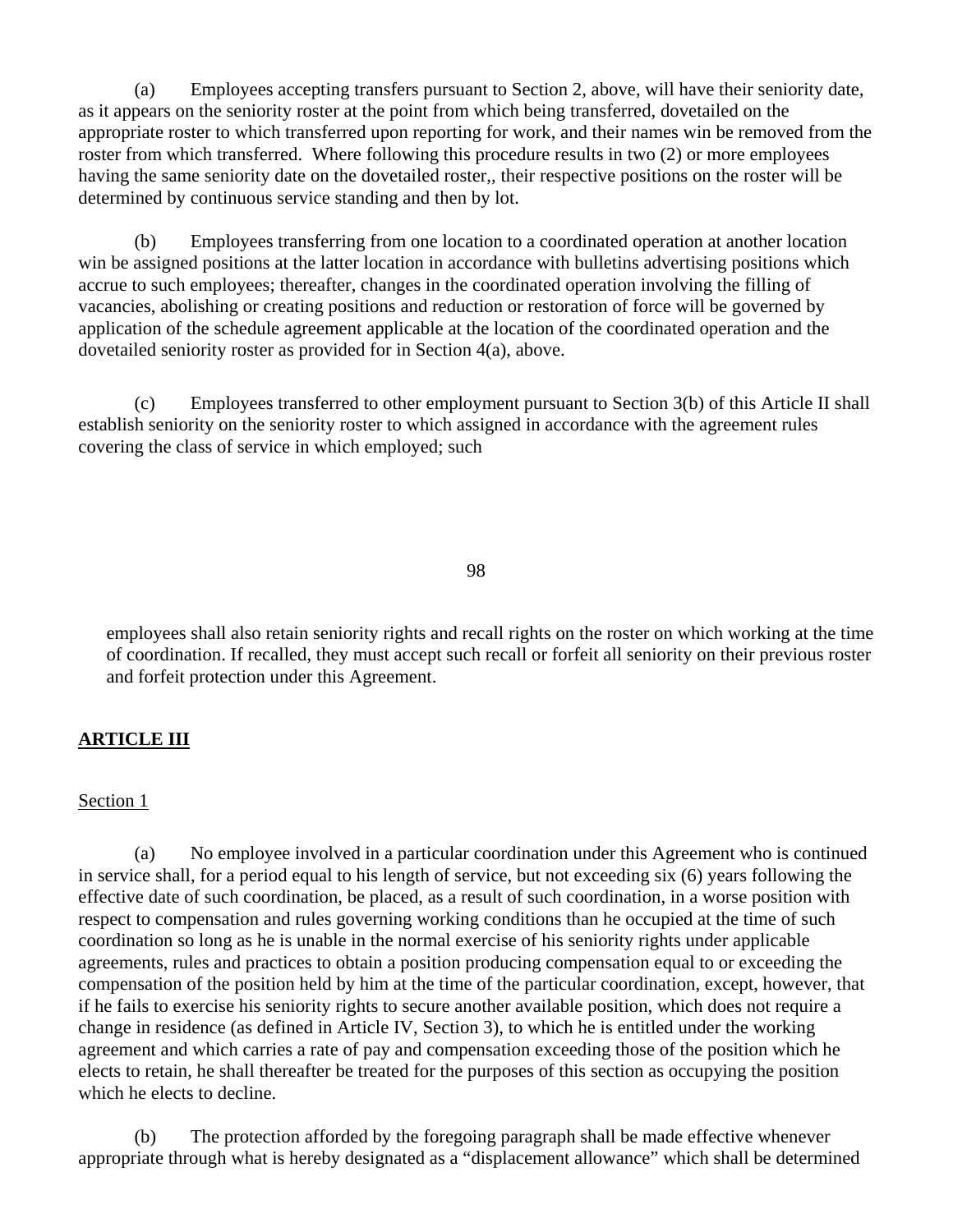(a) Employees accepting transfers pursuant to Section 2, above, will have their seniority date, as it appears on the seniority roster at the point from which being transferred, dovetailed on the appropriate roster to which transferred upon reporting for work, and their names win be removed from the roster from which transferred. Where following this procedure results in two (2) or more employees having the same seniority date on the dovetailed roster,, their respective positions on the roster will be determined by continuous service standing and then by lot.

(b) Employees transferring from one location to a coordinated operation at another location win be assigned positions at the latter location in accordance with bulletins advertising positions which accrue to such employees; thereafter, changes in the coordinated operation involving the filling of vacancies, abolishing or creating positions and reduction or restoration of force will be governed by application of the schedule agreement applicable at the location of the coordinated operation and the dovetailed seniority roster as provided for in Section 4(a), above.

(c) Employees transferred to other employment pursuant to Section 3(b) of this Article II shall establish seniority on the seniority roster to which assigned in accordance with the agreement rules covering the class of service in which employed; such employees shall also retain seniority rights and recall rights on the roster on which working at the time of coordination. If recalled, they must accept such recall or forfeit all seniority on their previous roster and forfeit protection under this Agreement.

## ARTICLE III

### Section 1

(a) No employee involved in a particular coordination under this Agreement who is continued in service shall, for a period equal to his length of service, but not exceeding six (6) years following the effective date of such coordination, be placed, as a result of such coordination, in a worse position with respect to compensation and rules governing working conditions than he occupied at the time of such coordination so long as he is unable in the normal exercise of his seniority rights under applicable agreements, rules and practices to obtain a position producing compensation equal to or exceeding the compensation of the position held by him at the time of the particular coordination, except, however, that if he fails to exercise his seniority rights to secure another available position, which does not require a change in residence (as defined in Article IV, Section 3), to which he is entitled under the working agreement and which carries a rate of pay and compensation exceeding those of the position which he elects to retain, he shall thereafter be treated for the purposes of this section as occupying the position which he elects to decline.

(b) The protection afforded by the foregoing paragraph shall be made effective whenever appropriate through what is hereby designated as a "displacement allowance" which shall be determined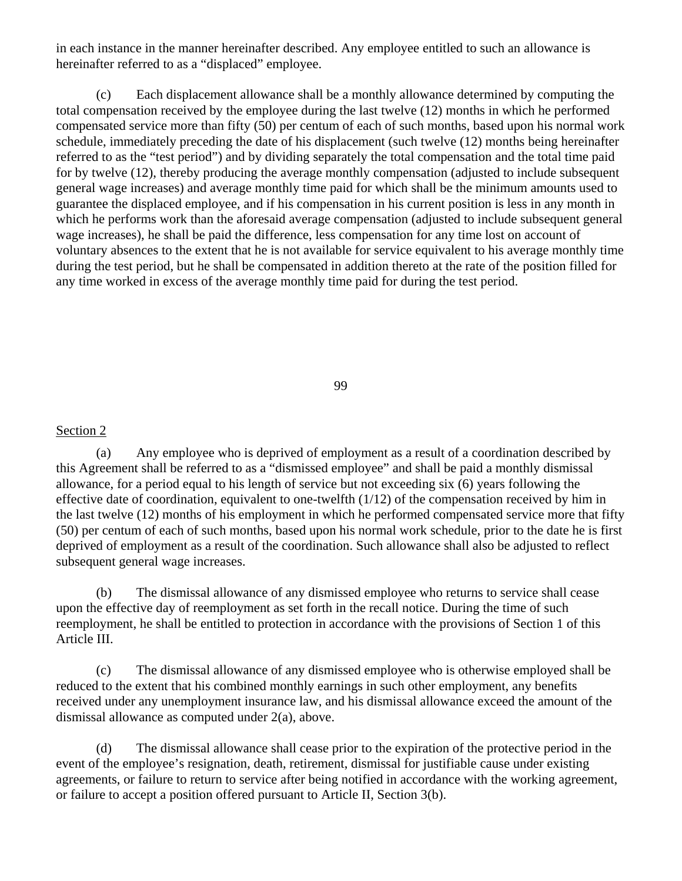in each instance in the manner hereinafter described. Any employee entitled to such an allowance is hereinafter referred to as a "displaced" employee.

(c) Each displacement allowance shall be a monthly allowance determined by computing the total compensation received by the employee during the last twelve (12) months in which he performed compensated service more than fifty (50) per centum of each of such months, based upon his normal work schedule, immediately preceding the date of his displacement (such twelve (12) months being hereinafter referred to as the "test period") and by dividing separately the total compensation and the total time paid for by twelve (12), thereby producing the average monthly compensation (adjusted to include subsequent general wage increases) and average monthly time paid for which shall be the minimum amounts used to guarantee the displaced employee, and if his compensation in his current position is less in any month in which he performs work than the aforesaid average compensation (adjusted to include subsequent general wage increases), he shall be paid the difference, less compensation for any time lost on account of voluntary absences to the extent that he is not available for service equivalent to his average monthly time during the test period, but he shall be compensated in addition thereto at the rate of the position filled for any time worked in excess of the average monthly time paid for during the test period.

Section 2

(a) Any employee who is deprived of employment as a result of a coordination described by this Agreement shall be referred to as a "dismissed employee" and shall be paid a monthly dismissal allowance, for a period equal to his length of service but not exceeding six (6) years following the effective date of coordination, equivalent to one-twelfth (1/12) of the compensation received by him in the last twelve (12) months of his employment in which he performed compensated service more that fifty (50) per centum of each of such months, based upon his normal work schedule, prior to the date he is first deprived of employment as a result of the coordination. Such allowance shall also be adjusted to reflect subsequent general wage increases.

(b) The dismissal allowance of any dismissed employee who returns to service shall cease upon the effective day of reemployment as set forth in the recall notice. During the time of such reemployment, he shall be entitled to protection in accordance with the provisions of Section 1 of this Article III.

(c) The dismissal allowance of any dismissed employee who is otherwise employed shall be reduced to the extent that his combined monthly earnings in such other employment, any benefits received under any unemployment insurance law, and his dismissal allowance exceed the amount of the dismissal allowance as computed under 2(a), above.

(d) The dismissal allowance shall cease prior to the expiration of the protective period in the event of the employee's resignation, death, retirement, dismissal for justifiable cause under existing agreements, or failure to return to service after being notified in accordance with the working agreement, or failure to accept a position offered pursuant to Article II, Section 3(b).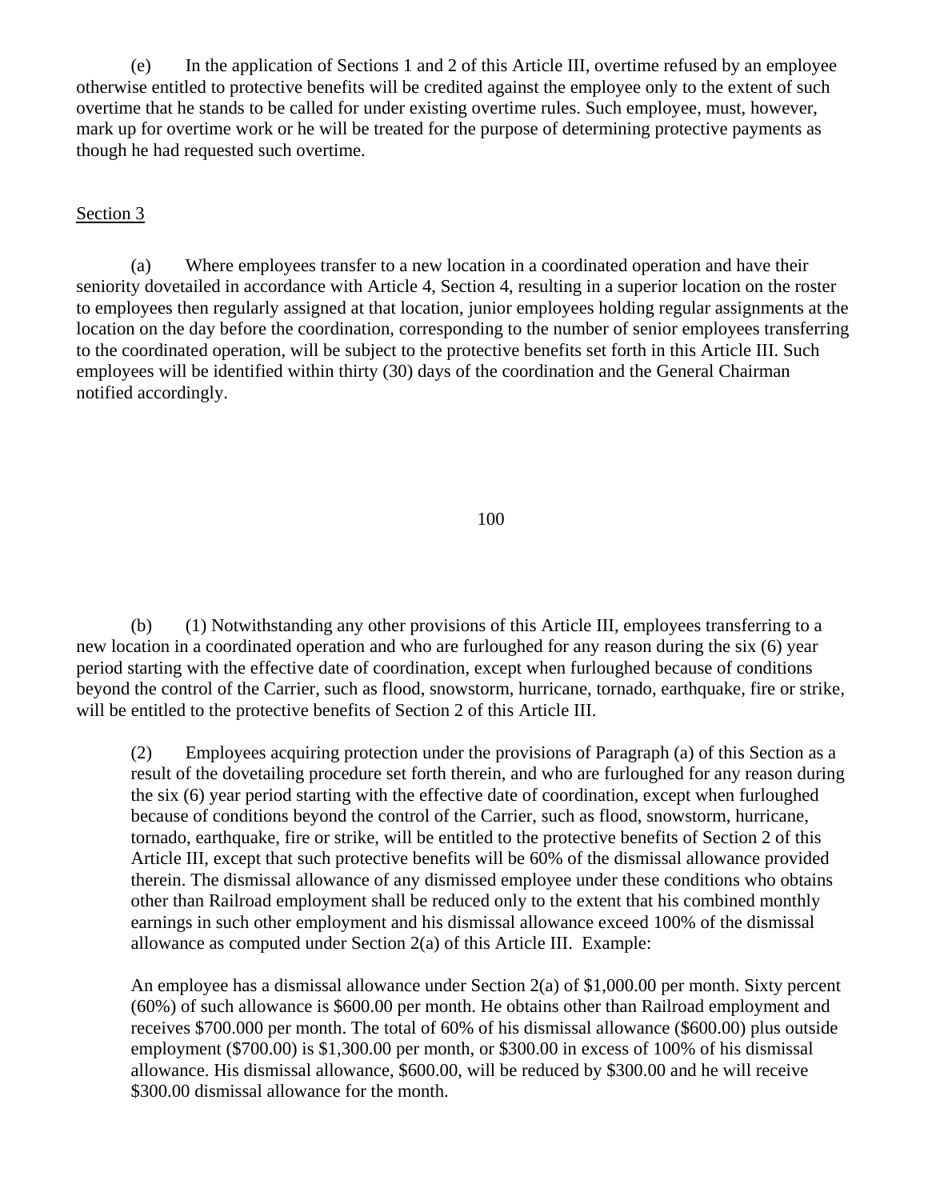(e) In the application of Sections 1 and 2 of this Article III, overtime refused by an employee otherwise entitled to protective benefits will be credited against the employee only to the extent of such overtime that he stands to be called for under existing overtime rules. Such employee, must, however, mark up for overtime work or he will be treated for the purpose of determining protective payments as though he had requested such overtime.

<u>Section 3</u>

(a) Where employees transfer to a new location in a coordinated operation and have their seniority dovetailed in accordance with Article 4, Section 4, resulting in a superior location on the roster to employees then regularly assigned at that location, junior employees holding regular assignments at the location on the day before the coordination, corresponding to the number of senior employees transferring to the coordinated operation, will be subject to the protective benefits set forth in this Article III. Such employees will be identified within thirty (30) days of the coordination and the General Chairman notified accordingly.

(b) (1) Notwithstanding any other provisions of this Article III, employees transferring to a new location in a coordinated operation and who are furloughed for any reason during the six (6) year period starting with the effective date of coordination, except when furloughed because of conditions beyond the control of the Carrier, such as flood, snowstorm, hurricane, tornado, earthquake, fire or strike, will be entitled to the protective benefits of Section 2 of this Article III.

> (2) Employees acquiring protection under the provisions of Paragraph (a) of this Section as a result of the dovetailing procedure set forth therein, and who are furloughed for any reason during the six (6) year period starting with the effective date of coordination, except when furloughed because of conditions beyond the control of the Carrier, such as flood, snowstorm, hurricane, tornado, earthquake, fire or strike, will be entitled to the protective benefits of Section 2 of this Article III, except that such protective benefits will be 60% of the dismissal allowance provided therein. The dismissal allowance of any dismissed employee under these conditions who obtains other than Railroad employment shall be reduced only to the extent that his combined monthly earnings in such other employment and his dismissal allowance exceed 100% of the dismissal allowance as computed under Section 2(a) of this Article III. Example:
>
> An employee has a dismissal allowance under Section 2(a) of $1,000.00 per month. Sixty percent (60%) of such allowance is $600.00 per month. He obtains other than Railroad employment and receives $700.000 per month. The total of 60% of his dismissal allowance ($600.00) plus outside employment ($700.00) is $1,300.00 per month, or $300.00 in excess of 100% of his dismissal allowance. His dismissal allowance, $600.00, will be reduced by $300.00 and he will receive $300.00 dismissal allowance for the month.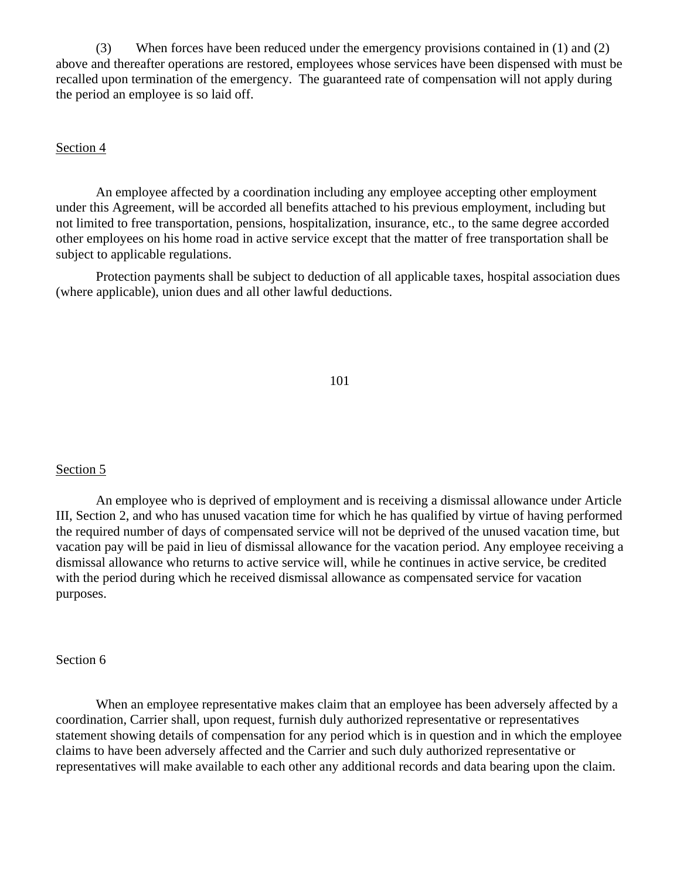(3) When forces have been reduced under the emergency provisions contained in (1) and (2) above and thereafter operations are restored, employees whose services have been dispensed with must be recalled upon termination of the emergency. The guaranteed rate of compensation will not apply during the period an employee is so laid off.

<u>Section 4</u>

An employee affected by a coordination including any employee accepting other employment under this Agreement, will be accorded all benefits attached to his previous employment, including but not limited to free transportation, pensions, hospitalization, insurance, etc., to the same degree accorded other employees on his home road in active service except that the matter of free transportation shall be subject to applicable regulations.

Protection payments shall be subject to deduction of all applicable taxes, hospital association dues (where applicable), union dues and all other lawful deductions.

<u>Section 5</u>

An employee who is deprived of employment and is receiving a dismissal allowance under Article III, Section 2, and who has unused vacation time for which he has qualified by virtue of having performed the required number of days of compensated service will not be deprived of the unused vacation time, but vacation pay will be paid in lieu of dismissal allowance for the vacation period. Any employee receiving a dismissal allowance who returns to active service will, while he continues in active service, be credited with the period during which he received dismissal allowance as compensated service for vacation purposes.

Section 6

When an employee representative makes claim that an employee has been adversely affected by a coordination, Carrier shall, upon request, furnish duly authorized representative or representatives statement showing details of compensation for any period which is in question and in which the employee claims to have been adversely affected and the Carrier and such duly authorized representative or representatives will make available to each other any additional records and data bearing upon the claim.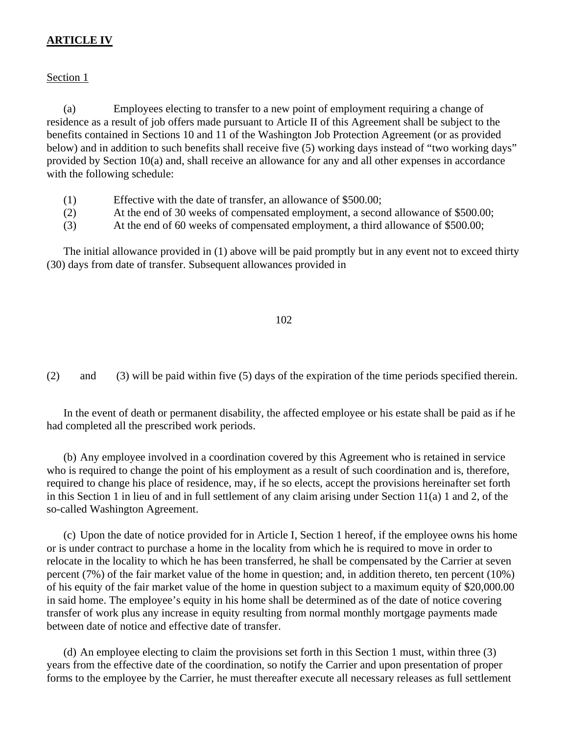## ARTICLE IV

Section 1

(a) Employees electing to transfer to a new point of employment requiring a change of residence as a result of job offers made pursuant to Article II of this Agreement shall be subject to the benefits contained in Sections 10 and 11 of the Washington Job Protection Agreement (or as provided below) and in addition to such benefits shall receive five (5) working days instead of "two working days" provided by Section 10(a) and, shall receive an allowance for any and all other expenses in accordance with the following schedule:

(1) Effective with the date of transfer, an allowance of $500.00;
(2) At the end of 30 weeks of compensated employment, a second allowance of $500.00;
(3) At the end of 60 weeks of compensated employment, a third allowance of $500.00;

The initial allowance provided in (1) above will be paid promptly but in any event not to exceed thirty (30) days from date of transfer. Subsequent allowances provided in (2) and (3) will be paid within five (5) days of the expiration of the time periods specified therein.

In the event of death or permanent disability, the affected employee or his estate shall be paid as if he had completed all the prescribed work periods.

(b) Any employee involved in a coordination covered by this Agreement who is retained in service who is required to change the point of his employment as a result of such coordination and is, therefore, required to change his place of residence, may, if he so elects, accept the provisions hereinafter set forth in this Section 1 in lieu of and in full settlement of any claim arising under Section 11(a) 1 and 2, of the so-called Washington Agreement.

(c) Upon the date of notice provided for in Article I, Section 1 hereof, if the employee owns his home or is under contract to purchase a home in the locality from which he is required to move in order to relocate in the locality to which he has been transferred, he shall be compensated by the Carrier at seven percent (7%) of the fair market value of the home in question; and, in addition thereto, ten percent (10%) of his equity of the fair market value of the home in question subject to a maximum equity of $20,000.00 in said home. The employee's equity in his home shall be determined as of the date of notice covering transfer of work plus any increase in equity resulting from normal monthly mortgage payments made between date of notice and effective date of transfer.

(d) An employee electing to claim the provisions set forth in this Section 1 must, within three (3) years from the effective date of the coordination, so notify the Carrier and upon presentation of proper forms to the employee by the Carrier, he must thereafter execute all necessary releases as full settlement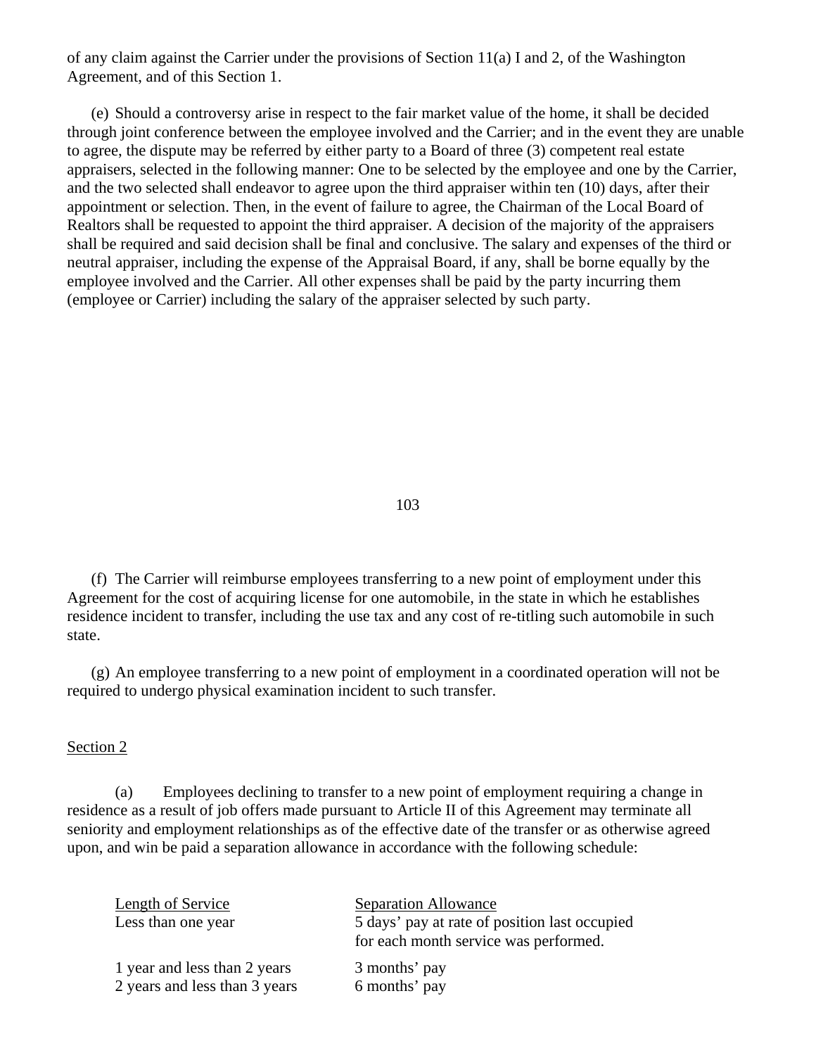of any claim against the Carrier under the provisions of Section 11(a) I and 2, of the Washington Agreement, and of this Section 1.

(e) Should a controversy arise in respect to the fair market value of the home, it shall be decided through joint conference between the employee involved and the Carrier; and in the event they are unable to agree, the dispute may be referred by either party to a Board of three (3) competent real estate appraisers, selected in the following manner: One to be selected by the employee and one by the Carrier, and the two selected shall endeavor to agree upon the third appraiser within ten (10) days, after their appointment or selection. Then, in the event of failure to agree, the Chairman of the Local Board of Realtors shall be requested to appoint the third appraiser. A decision of the majority of the appraisers shall be required and said decision shall be final and conclusive. The salary and expenses of the third or neutral appraiser, including the expense of the Appraisal Board, if any, shall be borne equally by the employee involved and the Carrier. All other expenses shall be paid by the party incurring them (employee or Carrier) including the salary of the appraiser selected by such party.

(f) The Carrier will reimburse employees transferring to a new point of employment under this Agreement for the cost of acquiring license for one automobile, in the state in which he establishes residence incident to transfer, including the use tax and any cost of re-titling such automobile in such state.

(g) An employee transferring to a new point of employment in a coordinated operation will not be required to undergo physical examination incident to such transfer.

Section 2

(a) Employees declining to transfer to a new point of employment requiring a change in residence as a result of job offers made pursuant to Article II of this Agreement may terminate all seniority and employment relationships as of the effective date of the transfer or as otherwise agreed upon, and win be paid a separation allowance in accordance with the following schedule:

| Length of Service | Separation Allowance |
|---|---|
| Less than one year | 5 days' pay at rate of position last occupied for each month service was performed. |
| 1 year and less than 2 years | 3 months' pay |
| 2 years and less than 3 years | 6 months' pay |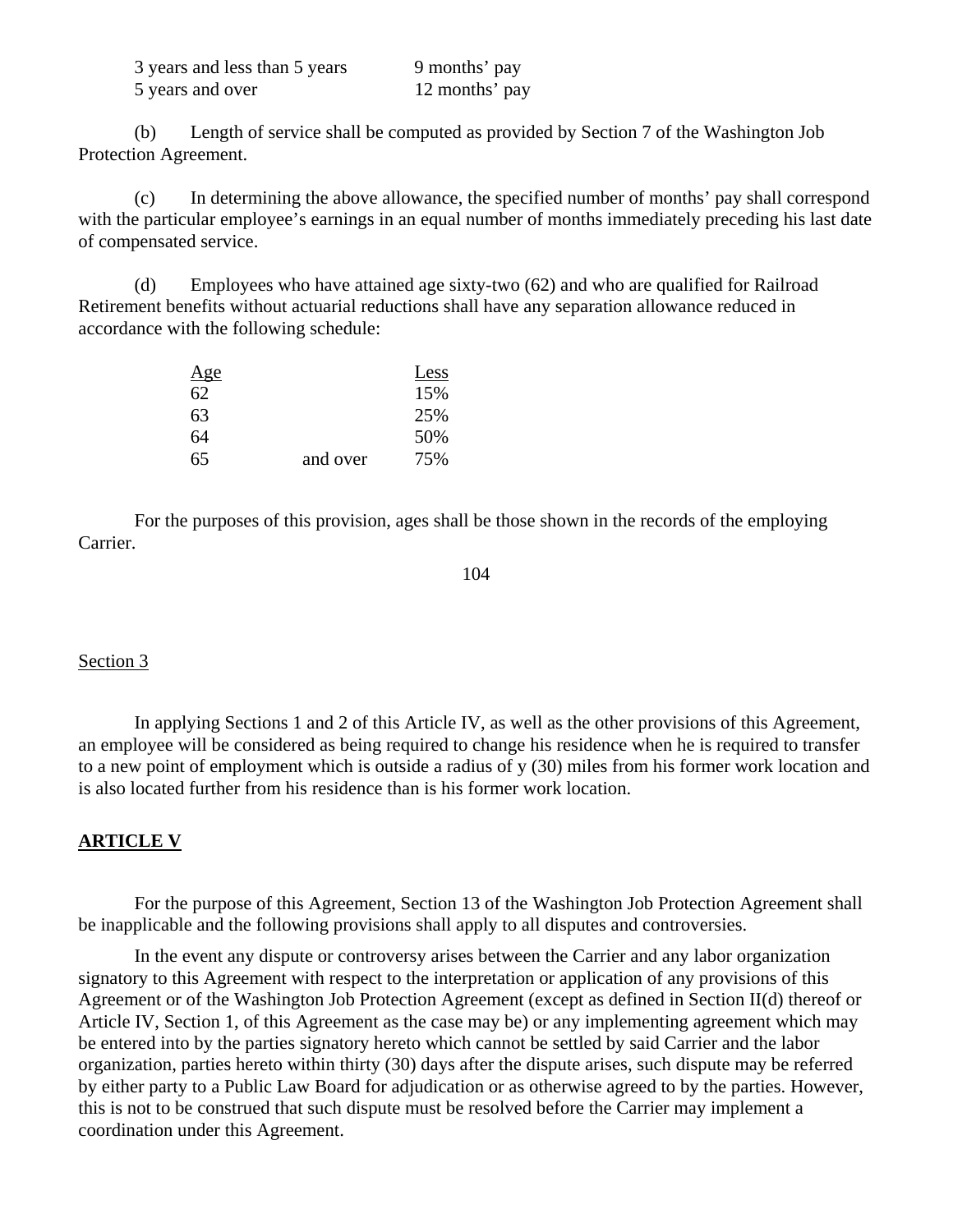| | |
|---|---|
| 3 years and less than 5 years | 9 months' pay |
| 5 years and over | 12 months' pay |

(b) Length of service shall be computed as provided by Section 7 of the Washington Job Protection Agreement.

(c) In determining the above allowance, the specified number of months' pay shall correspond with the particular employee's earnings in an equal number of months immediately preceding his last date of compensated service.

(d) Employees who have attained age sixty-two (62) and who are qualified for Railroad Retirement benefits without actuarial reductions shall have any separation allowance reduced in accordance with the following schedule:

| Age | | Less |
|---|---|---|
| 62 | | 15% |
| 63 | | 25% |
| 64 | | 50% |
| 65 | and over | 75% |

For the purposes of this provision, ages shall be those shown in the records of the employing Carrier.

Section 3

In applying Sections 1 and 2 of this Article IV, as well as the other provisions of this Agreement, an employee will be considered as being required to change his residence when he is required to transfer to a new point of employment which is outside a radius of y (30) miles from his former work location and is also located further from his residence than is his former work location.

**ARTICLE V**

For the purpose of this Agreement, Section 13 of the Washington Job Protection Agreement shall be inapplicable and the following provisions shall apply to all disputes and controversies.

In the event any dispute or controversy arises between the Carrier and any labor organization signatory to this Agreement with respect to the interpretation or application of any provisions of this Agreement or of the Washington Job Protection Agreement (except as defined in Section II(d) thereof or Article IV, Section 1, of this Agreement as the case may be) or any implementing agreement which may be entered into by the parties signatory hereto which cannot be settled by said Carrier and the labor organization, parties hereto within thirty (30) days after the dispute arises, such dispute may be referred by either party to a Public Law Board for adjudication or as otherwise agreed to by the parties. However, this is not to be construed that such dispute must be resolved before the Carrier may implement a coordination under this Agreement.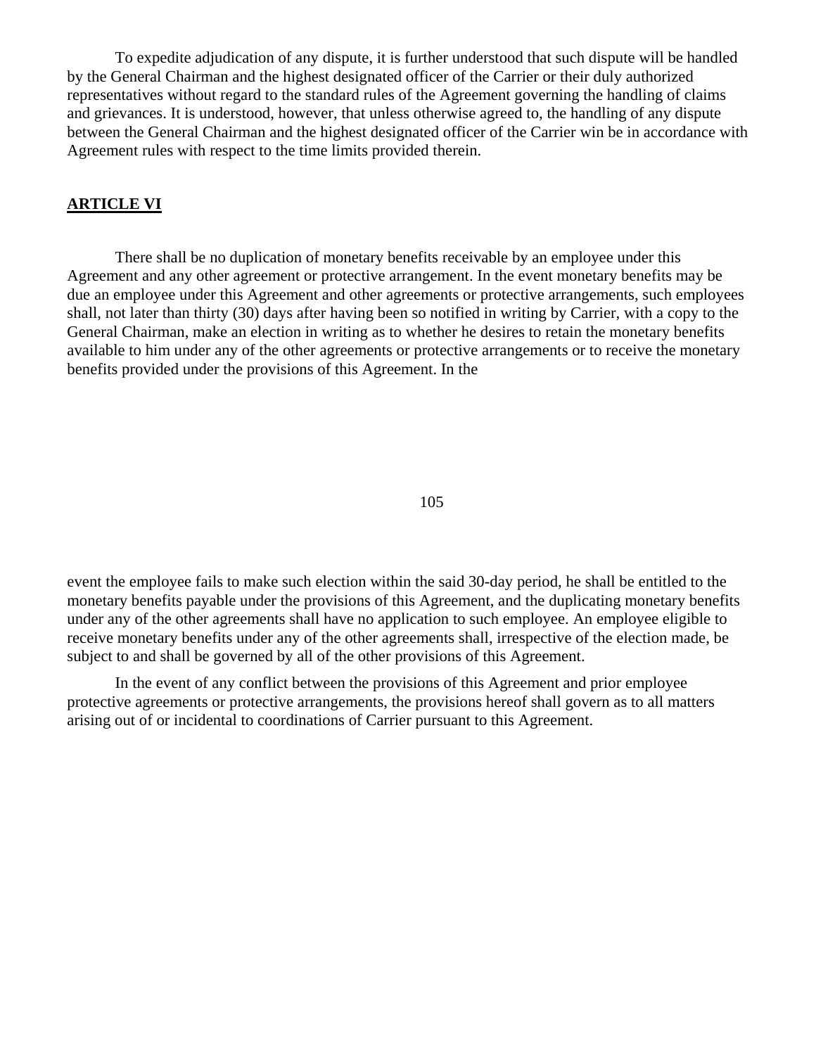To expedite adjudication of any dispute, it is further understood that such dispute will be handled by the General Chairman and the highest designated officer of the Carrier or their duly authorized representatives without regard to the standard rules of the Agreement governing the handling of claims and grievances. It is understood, however, that unless otherwise agreed to, the handling of any dispute between the General Chairman and the highest designated officer of the Carrier win be in accordance with Agreement rules with respect to the time limits provided therein.

## ARTICLE VI

There shall be no duplication of monetary benefits receivable by an employee under this Agreement and any other agreement or protective arrangement. In the event monetary benefits may be due an employee under this Agreement and other agreements or protective arrangements, such employees shall, not later than thirty (30) days after having been so notified in writing by Carrier, with a copy to the General Chairman, make an election in writing as to whether he desires to retain the monetary benefits available to him under any of the other agreements or protective arrangements or to receive the monetary benefits provided under the provisions of this Agreement. In the event the employee fails to make such election within the said 30-day period, he shall be entitled to the monetary benefits payable under the provisions of this Agreement, and the duplicating monetary benefits under any of the other agreements shall have no application to such employee. An employee eligible to receive monetary benefits under any of the other agreements shall, irrespective of the election made, be subject to and shall be governed by all of the other provisions of this Agreement.

In the event of any conflict between the provisions of this Agreement and prior employee protective agreements or protective arrangements, the provisions hereof shall govern as to all matters arising out of or incidental to coordinations of Carrier pursuant to this Agreement.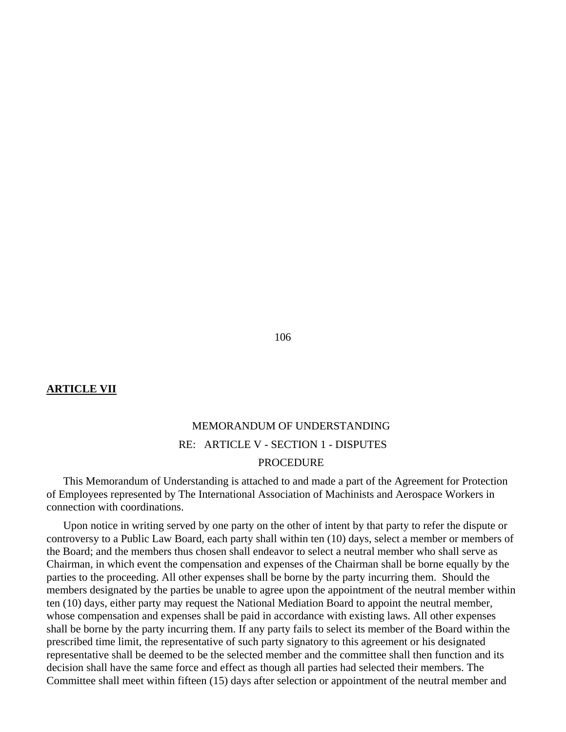**ARTICLE VII**

MEMORANDUM OF UNDERSTANDING

RE: ARTICLE V - SECTION 1 - DISPUTES PROCEDURE

This Memorandum of Understanding is attached to and made a part of the Agreement for Protection of Employees represented by The International Association of Machinists and Aerospace Workers in connection with coordinations.

Upon notice in writing served by one party on the other of intent by that party to refer the dispute or controversy to a Public Law Board, each party shall within ten (10) days, select a member or members of the Board; and the members thus chosen shall endeavor to select a neutral member who shall serve as Chairman, in which event the compensation and expenses of the Chairman shall be borne equally by the parties to the proceeding. All other expenses shall be borne by the party incurring them. Should the members designated by the parties be unable to agree upon the appointment of the neutral member within ten (10) days, either party may request the National Mediation Board to appoint the neutral member, whose compensation and expenses shall be paid in accordance with existing laws. All other expenses shall be borne by the party incurring them. If any party fails to select its member of the Board within the prescribed time limit, the representative of such party signatory to this agreement or his designated representative shall be deemed to be the selected member and the committee shall then function and its decision shall have the same force and effect as though all parties had selected their members. The Committee shall meet within fifteen (15) days after selection or appointment of the neutral member and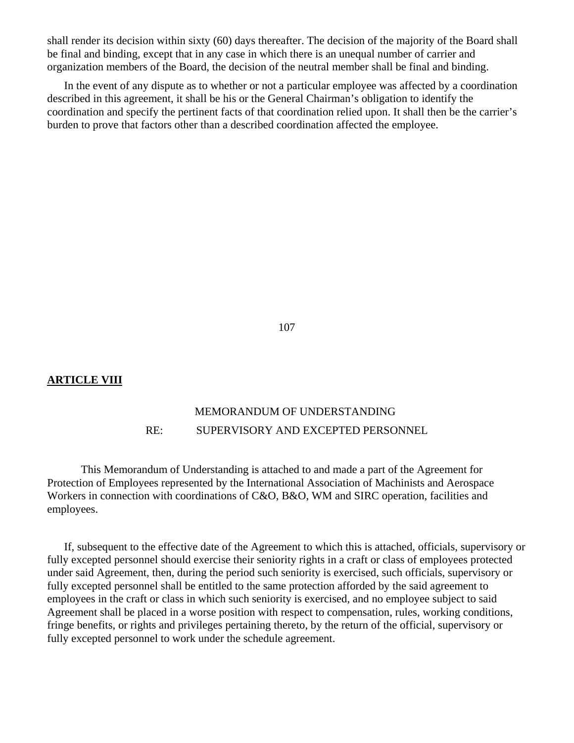shall render its decision within sixty (60) days thereafter. The decision of the majority of the Board shall be final and binding, except that in any case in which there is an unequal number of carrier and organization members of the Board, the decision of the neutral member shall be final and binding.

In the event of any dispute as to whether or not a particular employee was affected by a coordination described in this agreement, it shall be his or the General Chairman's obligation to identify the coordination and specify the pertinent facts of that coordination relied upon. It shall then be the carrier's burden to prove that factors other than a described coordination affected the employee.

## **ARTICLE VIII**

MEMORANDUM OF UNDERSTANDING

RE: SUPERVISORY AND EXCEPTED PERSONNEL

This Memorandum of Understanding is attached to and made a part of the Agreement for Protection of Employees represented by the International Association of Machinists and Aerospace Workers in connection with coordinations of C&O, B&O, WM and SIRC operation, facilities and employees.

If, subsequent to the effective date of the Agreement to which this is attached, officials, supervisory or fully excepted personnel should exercise their seniority rights in a craft or class of employees protected under said Agreement, then, during the period such seniority is exercised, such officials, supervisory or fully excepted personnel shall be entitled to the same protection afforded by the said agreement to employees in the craft or class in which such seniority is exercised, and no employee subject to said Agreement shall be placed in a worse position with respect to compensation, rules, working conditions, fringe benefits, or rights and privileges pertaining thereto, by the return of the official, supervisory or fully excepted personnel to work under the schedule agreement.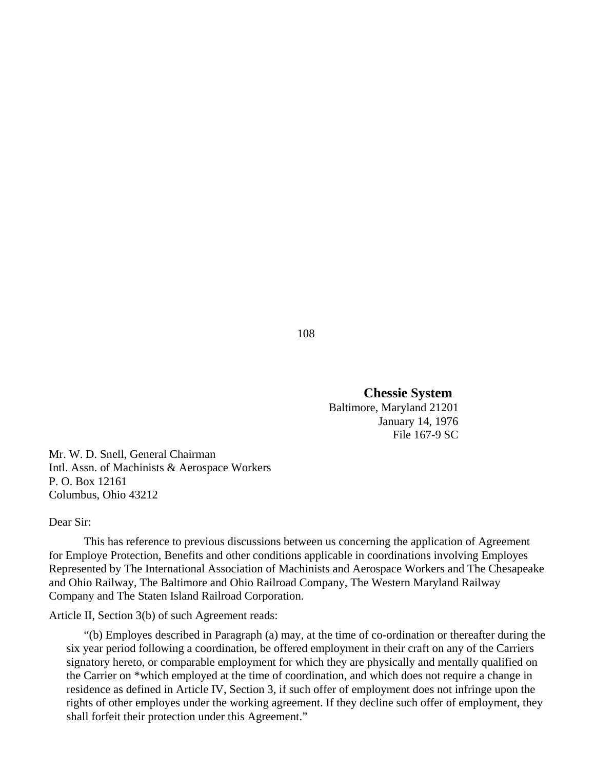**Chessie System**

Baltimore, Maryland 21201
January 14, 1976
File 167-9 SC

Mr. W. D. Snell, General Chairman
Intl. Assn. of Machinists & Aerospace Workers
P. O. Box 12161
Columbus, Ohio 43212

Dear Sir:

This has reference to previous discussions between us concerning the application of Agreement for Employe Protection, Benefits and other conditions applicable in coordinations involving Employes Represented by The International Association of Machinists and Aerospace Workers and The Chesapeake and Ohio Railway, The Baltimore and Ohio Railroad Company, The Western Maryland Railway Company and The Staten Island Railroad Corporation.

Article II, Section 3(b) of such Agreement reads:

> "(b) Employes described in Paragraph (a) may, at the time of co-ordination or thereafter during the six year period following a coordination, be offered employment in their craft on any of the Carriers signatory hereto, or comparable employment for which they are physically and mentally qualified on the Carrier on *which employed at the time of coordination, and which does not require a change in residence as defined in Article IV, Section 3, if such offer of employment does not infringe upon the rights of other employes under the working agreement. If they decline such offer of employment, they shall forfeit their protection under this Agreement."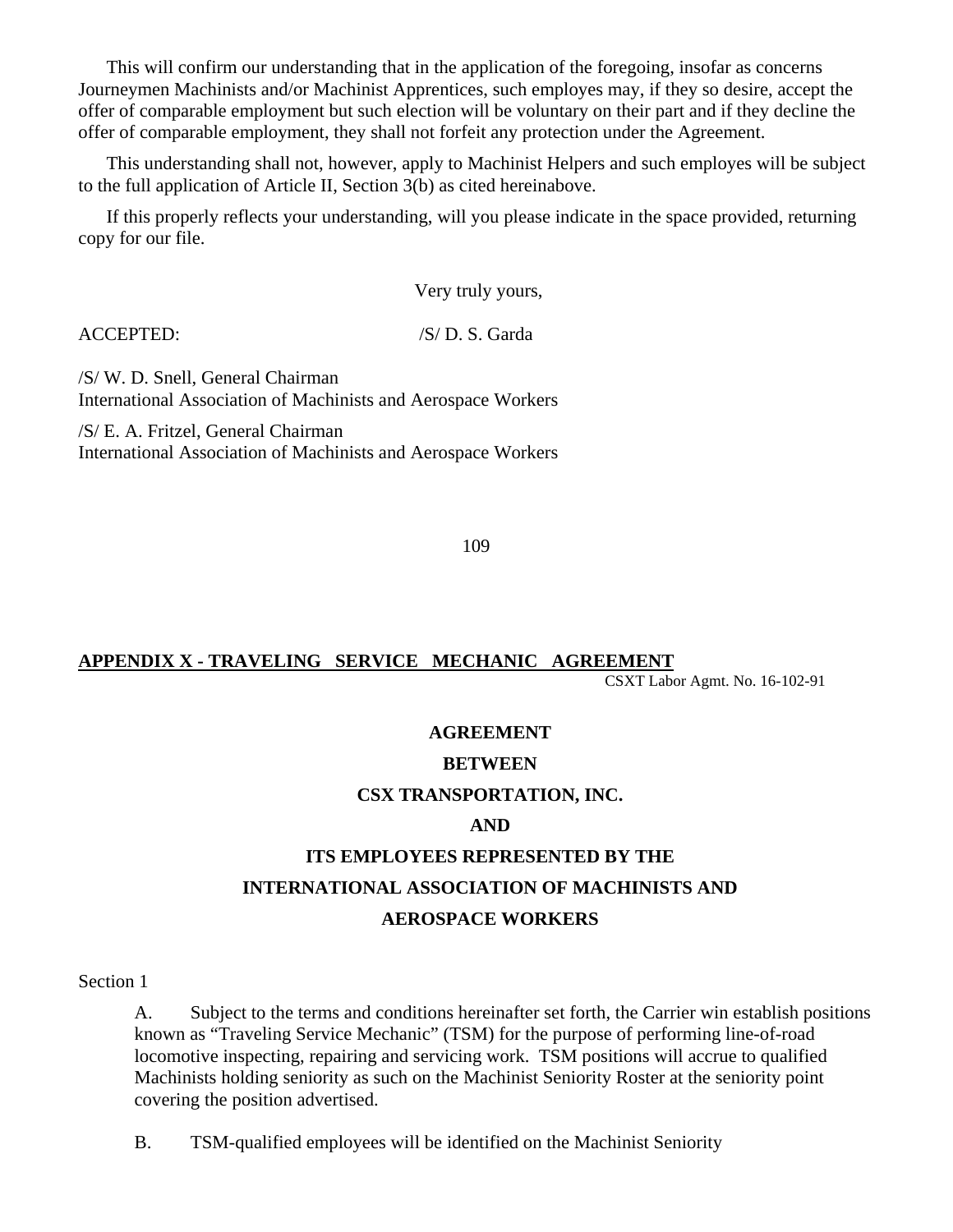This will confirm our understanding that in the application of the foregoing, insofar as concerns Journeymen Machinists and/or Machinist Apprentices, such employes may, if they so desire, accept the offer of comparable employment but such election will be voluntary on their part and if they decline the offer of comparable employment, they shall not forfeit any protection under the Agreement.

This understanding shall not, however, apply to Machinist Helpers and such employes will be subject to the full application of Article II, Section 3(b) as cited hereinabove.

If this properly reflects your understanding, will you please indicate in the space provided, returning copy for our file.

Very truly yours,

ACCEPTED: /S/ D. S. Garda

/S/ W. D. Snell, General Chairman
International Association of Machinists and Aerospace Workers

/S/ E. A. Fritzel, General Chairman
International Association of Machinists and Aerospace Workers

## APPENDIX X - TRAVELING SERVICE MECHANIC AGREEMENT

CSXT Labor Agmt. No. 16-102-91

**AGREEMENT**

**BETWEEN**

**CSX TRANSPORTATION, INC.**

**AND**

**ITS EMPLOYEES REPRESENTED BY THE**

**INTERNATIONAL ASSOCIATION OF MACHINISTS AND AEROSPACE WORKERS**

Section 1

A. Subject to the terms and conditions hereinafter set forth, the Carrier win establish positions known as "Traveling Service Mechanic" (TSM) for the purpose of performing line-of-road locomotive inspecting, repairing and servicing work. TSM positions will accrue to qualified Machinists holding seniority as such on the Machinist Seniority Roster at the seniority point covering the position advertised.

B. TSM-qualified employees will be identified on the Machinist Seniority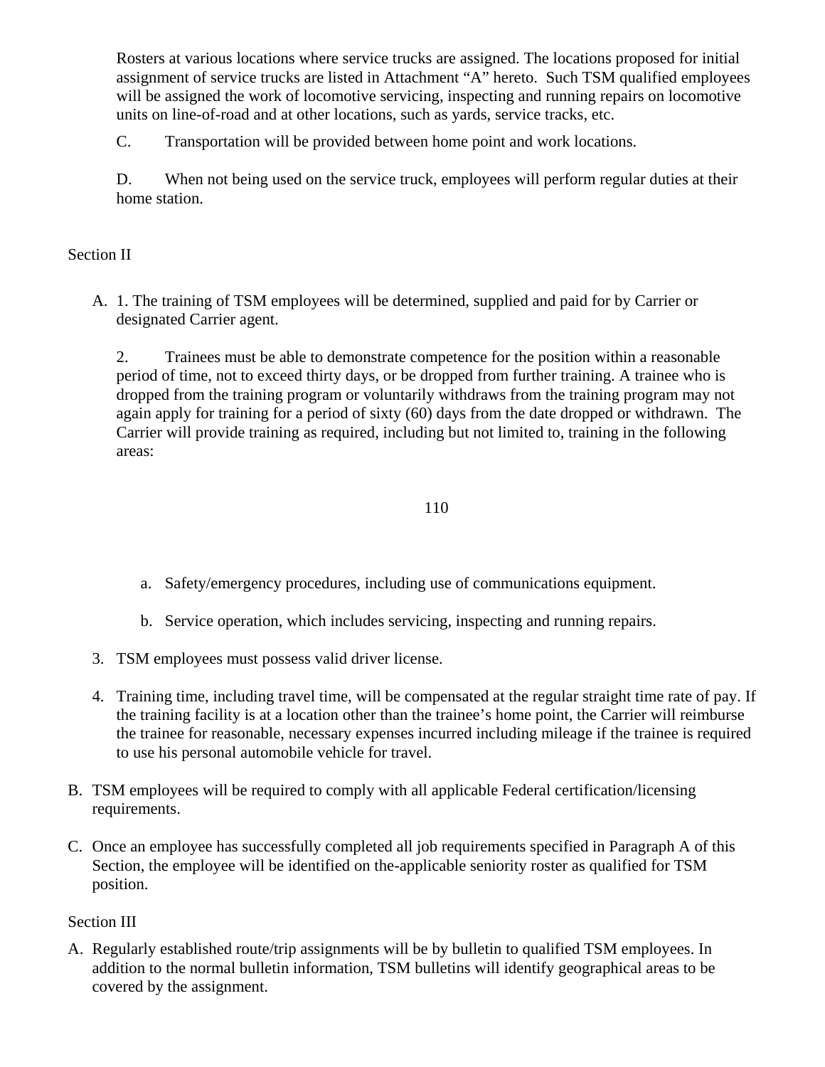Rosters at various locations where service trucks are assigned. The locations proposed for initial assignment of service trucks are listed in Attachment "A" hereto. Such TSM qualified employees will be assigned the work of locomotive servicing, inspecting and running repairs on locomotive units on line-of-road and at other locations, such as yards, service tracks, etc.

C. Transportation will be provided between home point and work locations.

D. When not being used on the service truck, employees will perform regular duties at their home station.

Section II

A. 1. The training of TSM employees will be determined, supplied and paid for by Carrier or designated Carrier agent.

2. Trainees must be able to demonstrate competence for the position within a reasonable period of time, not to exceed thirty days, or be dropped from further training. A trainee who is dropped from the training program or voluntarily withdraws from the training program may not again apply for training for a period of sixty (60) days from the date dropped or withdrawn. The Carrier will provide training as required, including but not limited to, training in the following areas:

a. Safety/emergency procedures, including use of communications equipment.

b. Service operation, which includes servicing, inspecting and running repairs.

3. TSM employees must possess valid driver license.

4. Training time, including travel time, will be compensated at the regular straight time rate of pay. If the training facility is at a location other than the trainee's home point, the Carrier will reimburse the trainee for reasonable, necessary expenses incurred including mileage if the trainee is required to use his personal automobile vehicle for travel.

B. TSM employees will be required to comply with all applicable Federal certification/licensing requirements.

C. Once an employee has successfully completed all job requirements specified in Paragraph A of this Section, the employee will be identified on the-applicable seniority roster as qualified for TSM position.

Section III

A. Regularly established route/trip assignments will be by bulletin to qualified TSM employees. In addition to the normal bulletin information, TSM bulletins will identify geographical areas to be covered by the assignment.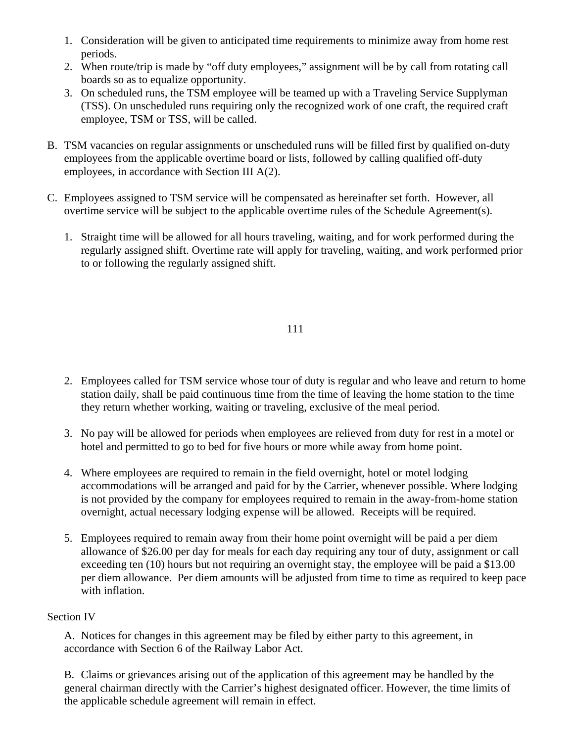1. Consideration will be given to anticipated time requirements to minimize away from home rest periods.
2. When route/trip is made by "off duty employees," assignment will be by call from rotating call boards so as to equalize opportunity.
3. On scheduled runs, the TSM employee will be teamed up with a Traveling Service Supplyman (TSS). On unscheduled runs requiring only the recognized work of one craft, the required craft employee, TSM or TSS, will be called.

B. TSM vacancies on regular assignments or unscheduled runs will be filled first by qualified on-duty employees from the applicable overtime board or lists, followed by calling qualified off-duty employees, in accordance with Section III A(2).

C. Employees assigned to TSM service will be compensated as hereinafter set forth. However, all overtime service will be subject to the applicable overtime rules of the Schedule Agreement(s).

1. Straight time will be allowed for all hours traveling, waiting, and for work performed during the regularly assigned shift. Overtime rate will apply for traveling, waiting, and work performed prior to or following the regularly assigned shift.

2. Employees called for TSM service whose tour of duty is regular and who leave and return to home station daily, shall be paid continuous time from the time of leaving the home station to the time they return whether working, waiting or traveling, exclusive of the meal period.

3. No pay will be allowed for periods when employees are relieved from duty for rest in a motel or hotel and permitted to go to bed for five hours or more while away from home point.

4. Where employees are required to remain in the field overnight, hotel or motel lodging accommodations will be arranged and paid for by the Carrier, whenever possible. Where lodging is not provided by the company for employees required to remain in the away-from-home station overnight, actual necessary lodging expense will be allowed. Receipts will be required.

5. Employees required to remain away from their home point overnight will be paid a per diem allowance of $26.00 per day for meals for each day requiring any tour of duty, assignment or call exceeding ten (10) hours but not requiring an overnight stay, the employee will be paid a $13.00 per diem allowance. Per diem amounts will be adjusted from time to time as required to keep pace with inflation.

Section IV

A. Notices for changes in this agreement may be filed by either party to this agreement, in accordance with Section 6 of the Railway Labor Act.

B. Claims or grievances arising out of the application of this agreement may be handled by the general chairman directly with the Carrier's highest designated officer. However, the time limits of the applicable schedule agreement will remain in effect.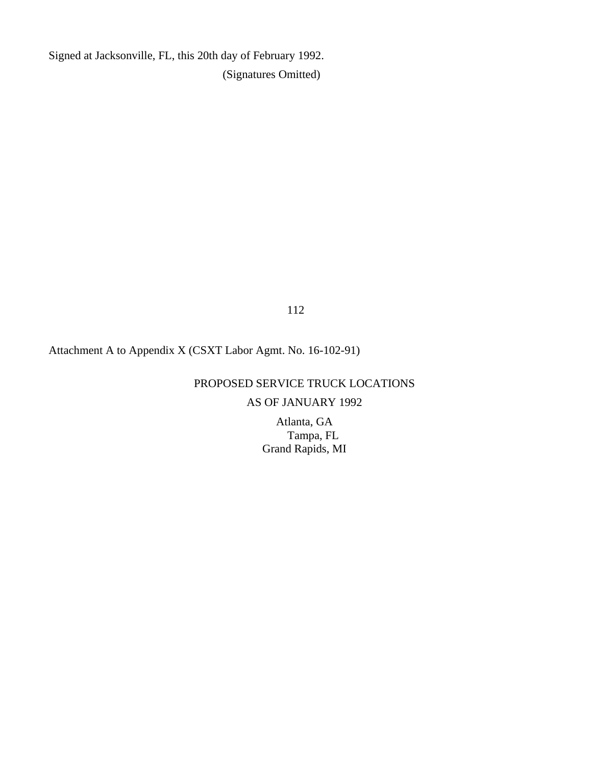Signed at Jacksonville, FL, this 20th day of February 1992.

(Signatures Omitted)

Attachment A to Appendix X (CSXT Labor Agmt. No. 16-102-91)

PROPOSED SERVICE TRUCK LOCATIONS

AS OF JANUARY 1992

Atlanta, GA

Tampa, FL

Grand Rapids, MI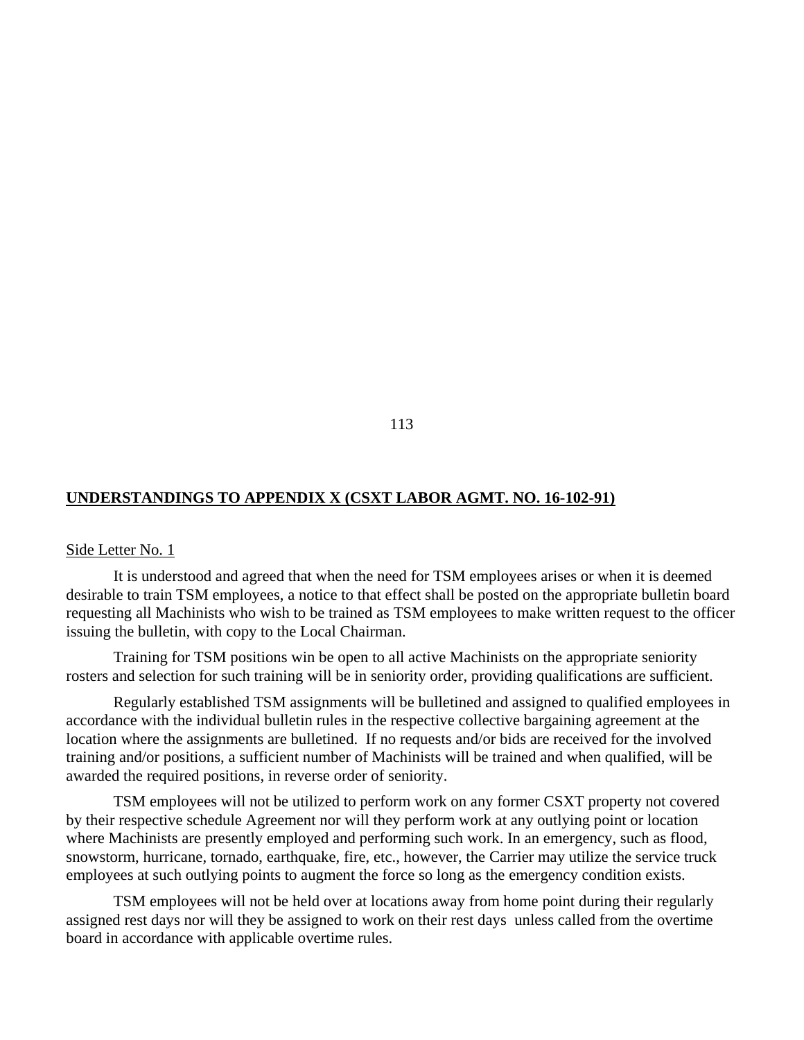**UNDERSTANDINGS TO APPENDIX X (CSXT LABOR AGMT. NO. 16-102-91)**

Side Letter No. 1

It is understood and agreed that when the need for TSM employees arises or when it is deemed desirable to train TSM employees, a notice to that effect shall be posted on the appropriate bulletin board requesting all Machinists who wish to be trained as TSM employees to make written request to the officer issuing the bulletin, with copy to the Local Chairman.

Training for TSM positions win be open to all active Machinists on the appropriate seniority rosters and selection for such training will be in seniority order, providing qualifications are sufficient.

Regularly established TSM assignments will be bulletined and assigned to qualified employees in accordance with the individual bulletin rules in the respective collective bargaining agreement at the location where the assignments are bulletined. If no requests and/or bids are received for the involved training and/or positions, a sufficient number of Machinists will be trained and when qualified, will be awarded the required positions, in reverse order of seniority.

TSM employees will not be utilized to perform work on any former CSXT property not covered by their respective schedule Agreement nor will they perform work at any outlying point or location where Machinists are presently employed and performing such work. In an emergency, such as flood, snowstorm, hurricane, tornado, earthquake, fire, etc., however, the Carrier may utilize the service truck employees at such outlying points to augment the force so long as the emergency condition exists.

TSM employees will not be held over at locations away from home point during their regularly assigned rest days nor will they be assigned to work on their rest days unless called from the overtime board in accordance with applicable overtime rules.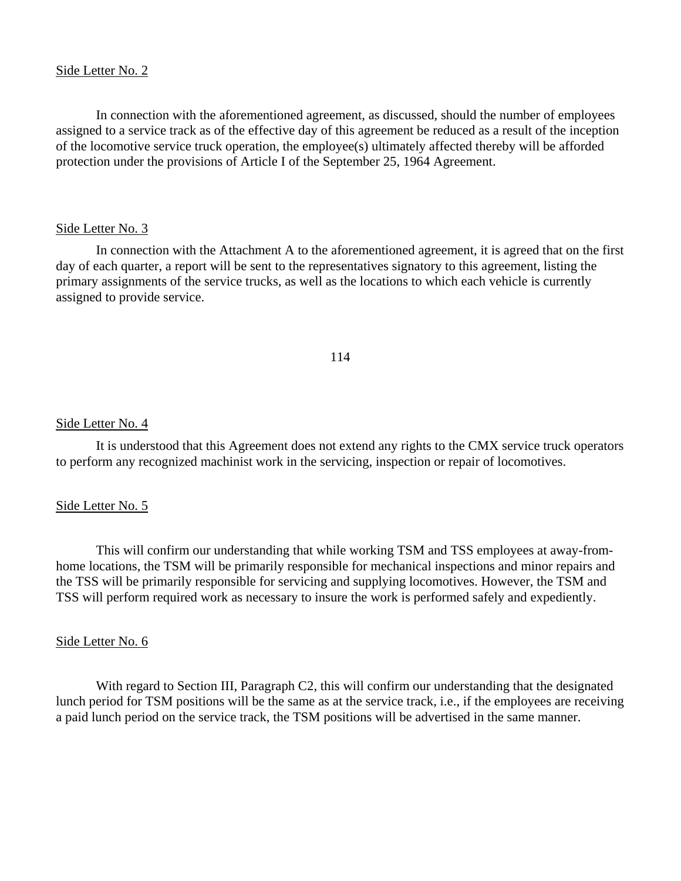Side Letter No. 2

In connection with the aforementioned agreement, as discussed, should the number of employees assigned to a service track as of the effective day of this agreement be reduced as a result of the inception of the locomotive service truck operation, the employee(s) ultimately affected thereby will be afforded protection under the provisions of Article I of the September 25, 1964 Agreement.

Side Letter No. 3

In connection with the Attachment A to the aforementioned agreement, it is agreed that on the first day of each quarter, a report will be sent to the representatives signatory to this agreement, listing the primary assignments of the service trucks, as well as the locations to which each vehicle is currently assigned to provide service.

Side Letter No. 4

It is understood that this Agreement does not extend any rights to the CMX service truck operators to perform any recognized machinist work in the servicing, inspection or repair of locomotives.

Side Letter No. 5

This will confirm our understanding that while working TSM and TSS employees at away-from-home locations, the TSM will be primarily responsible for mechanical inspections and minor repairs and the TSS will be primarily responsible for servicing and supplying locomotives. However, the TSM and TSS will perform required work as necessary to insure the work is performed safely and expediently.

Side Letter No. 6

With regard to Section III, Paragraph C2, this will confirm our understanding that the designated lunch period for TSM positions will be the same as at the service track, i.e., if the employees are receiving a paid lunch period on the service track, the TSM positions will be advertised in the same manner.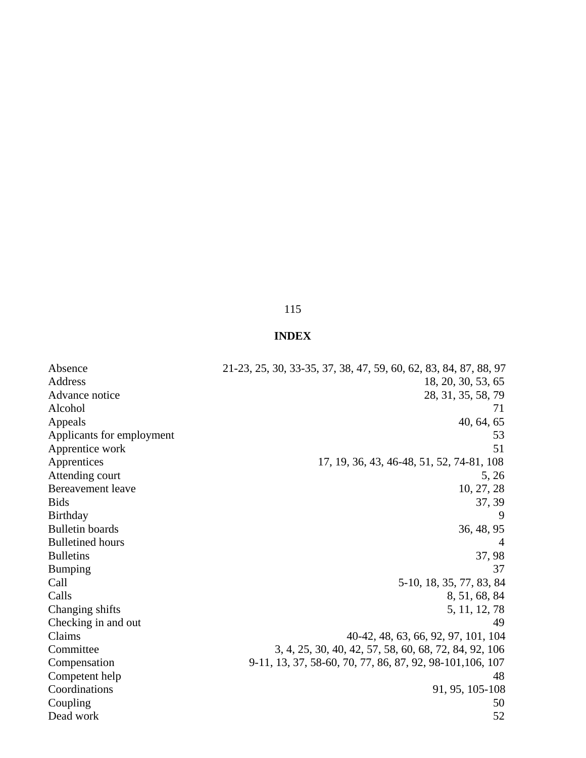## INDEX

| | |
|---|---|
| Absence | 21-23, 25, 30, 33-35, 37, 38, 47, 59, 60, 62, 83, 84, 87, 88, 97 |
| Address | 18, 20, 30, 53, 65 |
| Advance notice | 28, 31, 35, 58, 79 |
| Alcohol | 71 |
| Appeals | 40, 64, 65 |
| Applicants for employment | 53 |
| Apprentice work | 51 |
| Apprentices | 17, 19, 36, 43, 46-48, 51, 52, 74-81, 108 |
| Attending court | 5, 26 |
| Bereavement leave | 10, 27, 28 |
| Bids | 37, 39 |
| Birthday | 9 |
| Bulletin boards | 36, 48, 95 |
| Bulletined hours | 4 |
| Bulletins | 37, 98 |
| Bumping | 37 |
| Call | 5-10, 18, 35, 77, 83, 84 |
| Calls | 8, 51, 68, 84 |
| Changing shifts | 5, 11, 12, 78 |
| Checking in and out | 49 |
| Claims | 40-42, 48, 63, 66, 92, 97, 101, 104 |
| Committee | 3, 4, 25, 30, 40, 42, 57, 58, 60, 68, 72, 84, 92, 106 |
| Compensation | 9-11, 13, 37, 58-60, 70, 77, 86, 87, 92, 98-101,106, 107 |
| Competent help | 48 |
| Coordinations | 91, 95, 105-108 |
| Coupling | 50 |
| Dead work | 52 |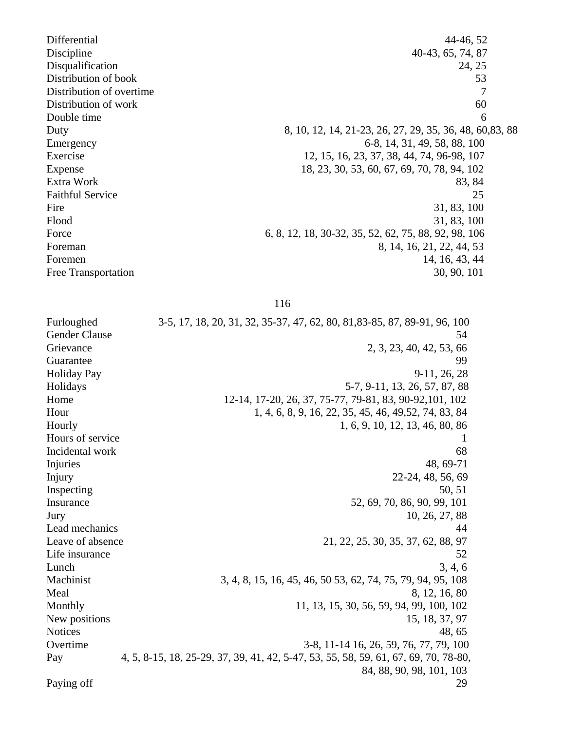| | |
|---|---|
| Differential | 44-46, 52 |
| Discipline | 40-43, 65, 74, 87 |
| Disqualification | 24, 25 |
| Distribution of book | 53 |
| Distribution of overtime | 7 |
| Distribution of work | 60 |
| Double time | 6 |
| Duty | 8, 10, 12, 14, 21-23, 26, 27, 29, 35, 36, 48, 60,83, 88 |
| Emergency | 6-8, 14, 31, 49, 58, 88, 100 |
| Exercise | 12, 15, 16, 23, 37, 38, 44, 74, 96-98, 107 |
| Expense | 18, 23, 30, 53, 60, 67, 69, 70, 78, 94, 102 |
| Extra Work | 83, 84 |
| Faithful Service | 25 |
| Fire | 31, 83, 100 |
| Flood | 31, 83, 100 |
| Force | 6, 8, 12, 18, 30-32, 35, 52, 62, 75, 88, 92, 98, 106 |
| Foreman | 8, 14, 16, 21, 22, 44, 53 |
| Foremen | 14, 16, 43, 44 |
| Free Transportation | 30, 90, 101 |

| | |
|---|---|
| Furloughed | 3-5, 17, 18, 20, 31, 32, 35-37, 47, 62, 80, 81,83-85, 87, 89-91, 96, 100 |
| Gender Clause | 54 |
| Grievance | 2, 3, 23, 40, 42, 53, 66 |
| Guarantee | 99 |
| Holiday Pay | 9-11, 26, 28 |
| Holidays | 5-7, 9-11, 13, 26, 57, 87, 88 |
| Home | 12-14, 17-20, 26, 37, 75-77, 79-81, 83, 90-92,101, 102 |
| Hour | 1, 4, 6, 8, 9, 16, 22, 35, 45, 46, 49,52, 74, 83, 84 |
| Hourly | 1, 6, 9, 10, 12, 13, 46, 80, 86 |
| Hours of service | 1 |
| Incidental work | 68 |
| Injuries | 48, 69-71 |
| Injury | 22-24, 48, 56, 69 |
| Inspecting | 50, 51 |
| Insurance | 52, 69, 70, 86, 90, 99, 101 |
| Jury | 10, 26, 27, 88 |
| Lead mechanics | 44 |
| Leave of absence | 21, 22, 25, 30, 35, 37, 62, 88, 97 |
| Life insurance | 52 |
| Lunch | 3, 4, 6 |
| Machinist | 3, 4, 8, 15, 16, 45, 46, 50 53, 62, 74, 75, 79, 94, 95, 108 |
| Meal | 8, 12, 16, 80 |
| Monthly | 11, 13, 15, 30, 56, 59, 94, 99, 100, 102 |
| New positions | 15, 18, 37, 97 |
| Notices | 48, 65 |
| Overtime | 3-8, 11-14 16, 26, 59, 76, 77, 79, 100 |
| Pay | 4, 5, 8-15, 18, 25-29, 37, 39, 41, 42, 5-47, 53, 55, 58, 59, 61, 67, 69, 70, 78-80, 84, 88, 90, 98, 101, 103 |
| Paying off | 29 |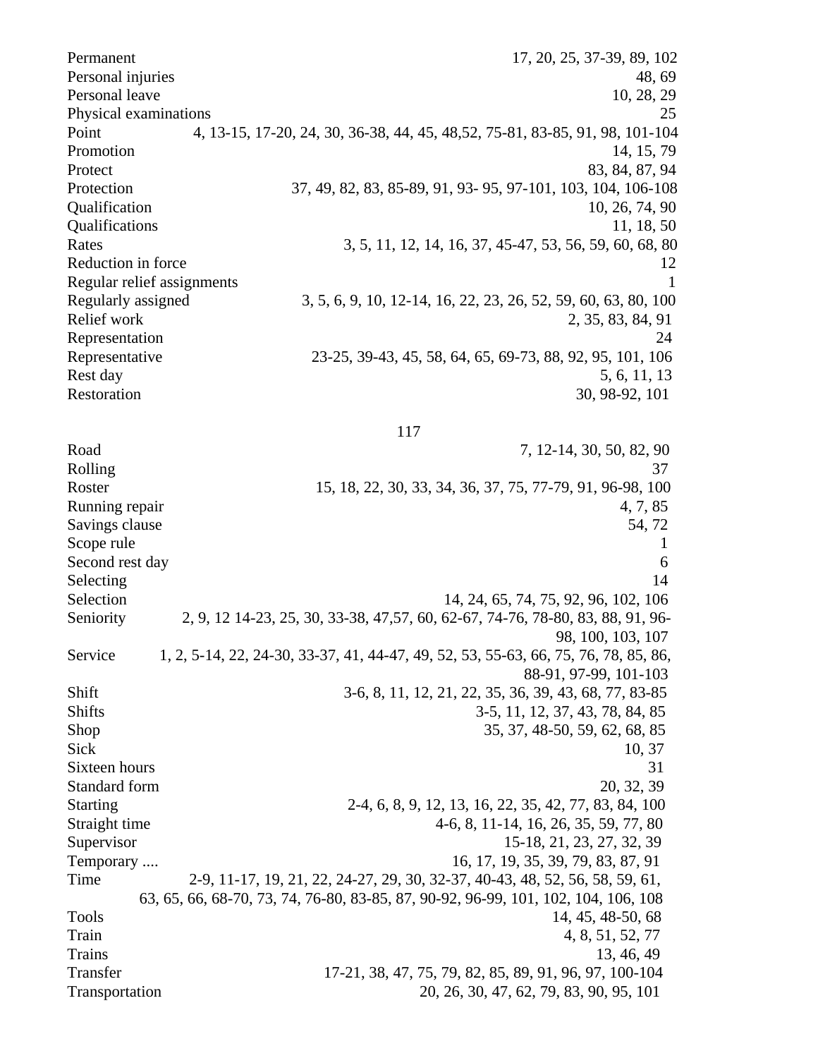| Term | Pages |
|---|---|
| Permanent | 17, 20, 25, 37-39, 89, 102 |
| Personal injuries | 48, 69 |
| Personal leave | 10, 28, 29 |
| Physical examinations | 25 |
| Point | 4, 13-15, 17-20, 24, 30, 36-38, 44, 45, 48,52, 75-81, 83-85, 91, 98, 101-104 |
| Promotion | 14, 15, 79 |
| Protect | 83, 84, 87, 94 |
| Protection | 37, 49, 82, 83, 85-89, 91, 93- 95, 97-101, 103, 104, 106-108 |
| Qualification | 10, 26, 74, 90 |
| Qualifications | 11, 18, 50 |
| Rates | 3, 5, 11, 12, 14, 16, 37, 45-47, 53, 56, 59, 60, 68, 80 |
| Reduction in force | 12 |
| Regular relief assignments | 1 |
| Regularly assigned | 3, 5, 6, 9, 10, 12-14, 16, 22, 23, 26, 52, 59, 60, 63, 80, 100 |
| Relief work | 2, 35, 83, 84, 91 |
| Representation | 24 |
| Representative | 23-25, 39-43, 45, 58, 64, 65, 69-73, 88, 92, 95, 101, 106 |
| Rest day | 5, 6, 11, 13 |
| Restoration | 30, 98-92, 101 |

| Term | Pages |
|---|---|
| Road | 7, 12-14, 30, 50, 82, 90 |
| Rolling | 37 |
| Roster | 15, 18, 22, 30, 33, 34, 36, 37, 75, 77-79, 91, 96-98, 100 |
| Running repair | 4, 7, 85 |
| Savings clause | 54, 72 |
| Scope rule | 1 |
| Second rest day | 6 |
| Selecting | 14 |
| Selection | 14, 24, 65, 74, 75, 92, 96, 102, 106 |
| Seniority | 2, 9, 12 14-23, 25, 30, 33-38, 47,57, 60, 62-67, 74-76, 78-80, 83, 88, 91, 96-98, 100, 103, 107 |
| Service | 1, 2, 5-14, 22, 24-30, 33-37, 41, 44-47, 49, 52, 53, 55-63, 66, 75, 76, 78, 85, 86, 88-91, 97-99, 101-103 |
| Shift | 3-6, 8, 11, 12, 21, 22, 35, 36, 39, 43, 68, 77, 83-85 |
| Shifts | 3-5, 11, 12, 37, 43, 78, 84, 85 |
| Shop | 35, 37, 48-50, 59, 62, 68, 85 |
| Sick | 10, 37 |
| Sixteen hours | 31 |
| Standard form | 20, 32, 39 |
| Starting | 2-4, 6, 8, 9, 12, 13, 16, 22, 35, 42, 77, 83, 84, 100 |
| Straight time | 4-6, 8, 11-14, 16, 26, 35, 59, 77, 80 |
| Supervisor | 15-18, 21, 23, 27, 32, 39 |
| Temporary .... | 16, 17, 19, 35, 39, 79, 83, 87, 91 |
| Time | 2-9, 11-17, 19, 21, 22, 24-27, 29, 30, 32-37, 40-43, 48, 52, 56, 58, 59, 61, 63, 65, 66, 68-70, 73, 74, 76-80, 83-85, 87, 90-92, 96-99, 101, 102, 104, 106, 108 |
| Tools | 14, 45, 48-50, 68 |
| Train | 4, 8, 51, 52, 77 |
| Trains | 13, 46, 49 |
| Transfer | 17-21, 38, 47, 75, 79, 82, 85, 89, 91, 96, 97, 100-104 |
| Transportation | 20, 26, 30, 47, 62, 79, 83, 90, 95, 101 |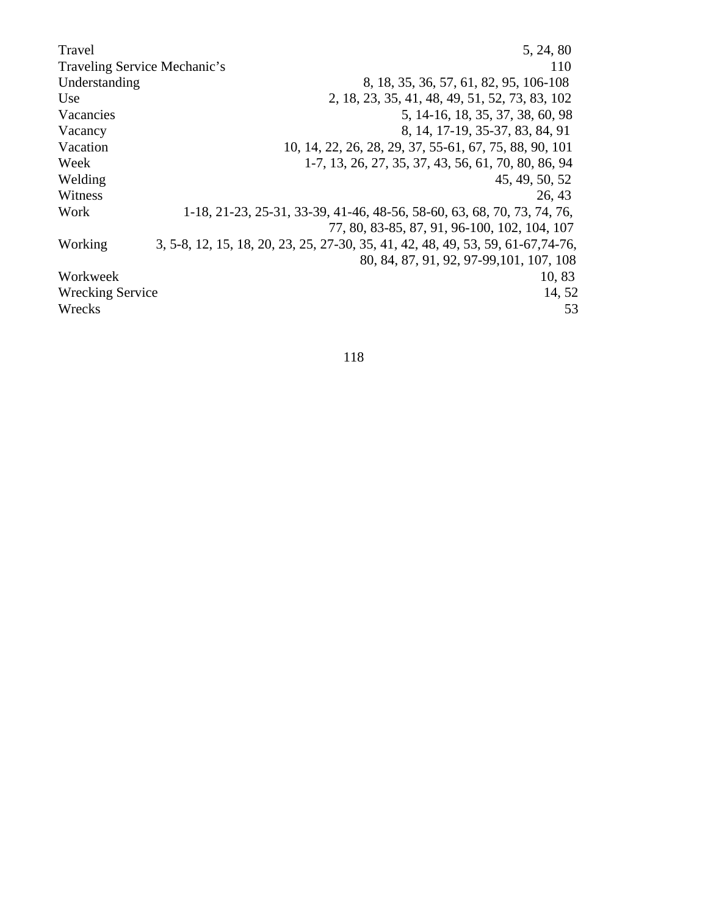Travel 5, 24, 80
Traveling Service Mechanic's 110
Understanding 8, 18, 35, 36, 57, 61, 82, 95, 106-108
Use 2, 18, 23, 35, 41, 48, 49, 51, 52, 73, 83, 102
Vacancies 5, 14-16, 18, 35, 37, 38, 60, 98
Vacancy 8, 14, 17-19, 35-37, 83, 84, 91
Vacation 10, 14, 22, 26, 28, 29, 37, 55-61, 67, 75, 88, 90, 101
Week 1-7, 13, 26, 27, 35, 37, 43, 56, 61, 70, 80, 86, 94
Welding 45, 49, 50, 52
Witness 26, 43
Work 1-18, 21-23, 25-31, 33-39, 41-46, 48-56, 58-60, 63, 68, 70, 73, 74, 76, 77, 80, 83-85, 87, 91, 96-100, 102, 104, 107
Working 3, 5-8, 12, 15, 18, 20, 23, 25, 27-30, 35, 41, 42, 48, 49, 53, 59, 61-67,74-76, 80, 84, 87, 91, 92, 97-99,101, 107, 108
Workweek 10, 83
Wrecking Service 14, 52
Wrecks 53